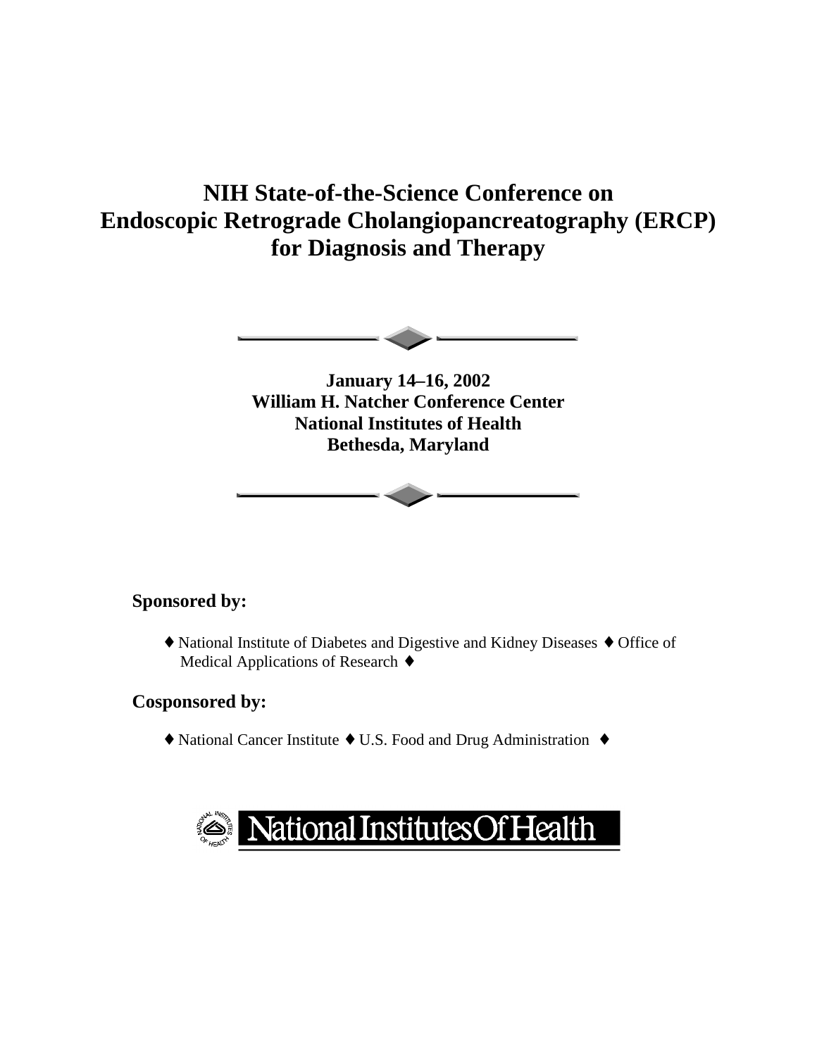# NIH State-of-the-Science Conference on Endoscopic Retrograde Cholangiopancreatography (ERCP) for Diagnosis and Therapy

**January 14–16, 2002**
**William H. Natcher Conference Center**
**National Institutes of Health**
**Bethesda, Maryland**

**Sponsored by:**

♦ National Institute of Diabetes and Digestive and Kidney Diseases ♦ Office of Medical Applications of Research ♦

**Cosponsored by:**

♦ National Cancer Institute ♦ U.S. Food and Drug Administration ♦

National Institutes Of Health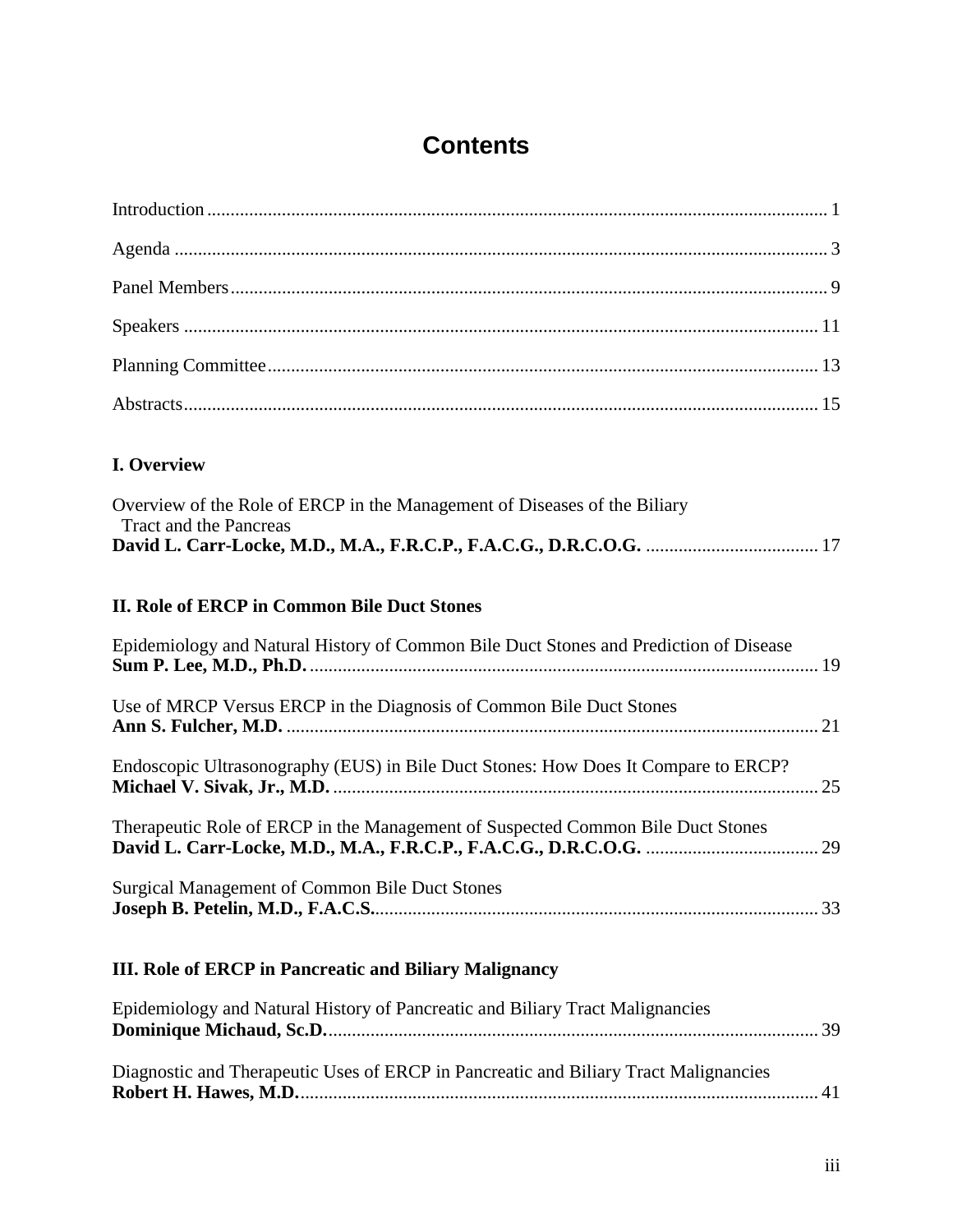# Contents

Introduction .................................................................................................................................. 1

Agenda .......................................................................................................................................... 3

Panel Members ............................................................................................................................. 9

Speakers ...................................................................................................................................... 11

Planning Committee .................................................................................................................... 13

Abstracts ...................................................................................................................................... 15

## I. Overview

Overview of the Role of ERCP in the Management of Diseases of the Biliary Tract and the Pancreas
**David L. Carr-Locke, M.D., M.A., F.R.C.P., F.A.C.G., D.R.C.O.G.** ..................................... 17

## II. Role of ERCP in Common Bile Duct Stones

Epidemiology and Natural History of Common Bile Duct Stones and Prediction of Disease
**Sum P. Lee, M.D., Ph.D.** ............................................................................................................ 19

Use of MRCP Versus ERCP in the Diagnosis of Common Bile Duct Stones
**Ann S. Fulcher, M.D.** ................................................................................................................. 21

Endoscopic Ultrasonography (EUS) in Bile Duct Stones: How Does It Compare to ERCP?
**Michael V. Sivak, Jr., M.D.** ....................................................................................................... 25

Therapeutic Role of ERCP in the Management of Suspected Common Bile Duct Stones
**David L. Carr-Locke, M.D., M.A., F.R.C.P., F.A.C.G., D.R.C.O.G.** ..................................... 29

Surgical Management of Common Bile Duct Stones
**Joseph B. Petelin, M.D., F.A.C.S.** .............................................................................................. 33

## III. Role of ERCP in Pancreatic and Biliary Malignancy

Epidemiology and Natural History of Pancreatic and Biliary Tract Malignancies
**Dominique Michaud, Sc.D.** ......................................................................................................... 39

Diagnostic and Therapeutic Uses of ERCP in Pancreatic and Biliary Tract Malignancies
**Robert H. Hawes, M.D.** ............................................................................................................... 41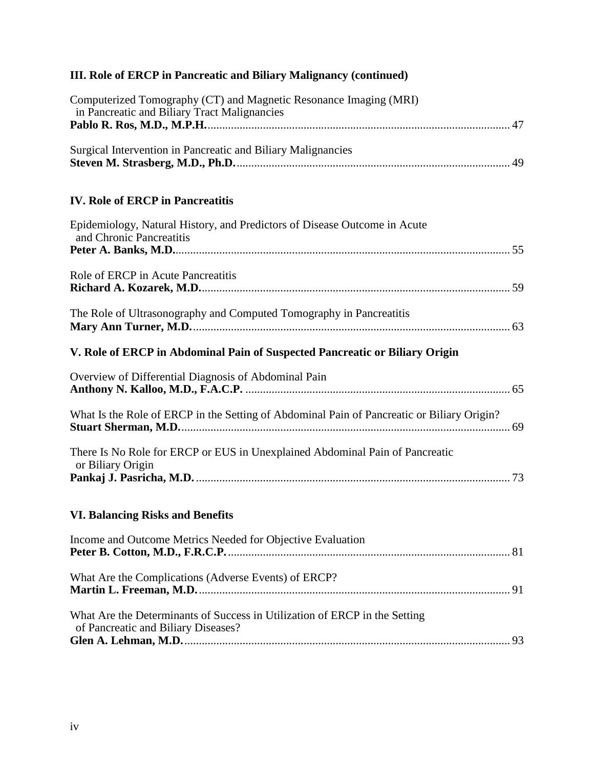## III. Role of ERCP in Pancreatic and Biliary Malignancy (continued)

Computerized Tomography (CT) and Magnetic Resonance Imaging (MRI) in Pancreatic and Biliary Tract Malignancies
**Pablo R. Ros, M.D., M.P.H.** ........................................................ 47

Surgical Intervention in Pancreatic and Biliary Malignancies
**Steven M. Strasberg, M.D., Ph.D.** ........................................................ 49

## IV. Role of ERCP in Pancreatitis

Epidemiology, Natural History, and Predictors of Disease Outcome in Acute and Chronic Pancreatitis
**Peter A. Banks, M.D.** ........................................................ 55

Role of ERCP in Acute Pancreatitis
**Richard A. Kozarek, M.D.** ........................................................ 59

The Role of Ultrasonography and Computed Tomography in Pancreatitis
**Mary Ann Turner, M.D.** ........................................................ 63

## V. Role of ERCP in Abdominal Pain of Suspected Pancreatic or Biliary Origin

Overview of Differential Diagnosis of Abdominal Pain
**Anthony N. Kalloo, M.D., F.A.C.P.** ........................................................ 65

What Is the Role of ERCP in the Setting of Abdominal Pain of Pancreatic or Biliary Origin?
**Stuart Sherman, M.D.** ........................................................ 69

There Is No Role for ERCP or EUS in Unexplained Abdominal Pain of Pancreatic or Biliary Origin
**Pankaj J. Pasricha, M.D.** ........................................................ 73

## VI. Balancing Risks and Benefits

Income and Outcome Metrics Needed for Objective Evaluation
**Peter B. Cotton, M.D., F.R.C.P.** ........................................................ 81

What Are the Complications (Adverse Events) of ERCP?
**Martin L. Freeman, M.D.** ........................................................ 91

What Are the Determinants of Success in Utilization of ERCP in the Setting of Pancreatic and Biliary Diseases?
**Glen A. Lehman, M.D.** ........................................................ 93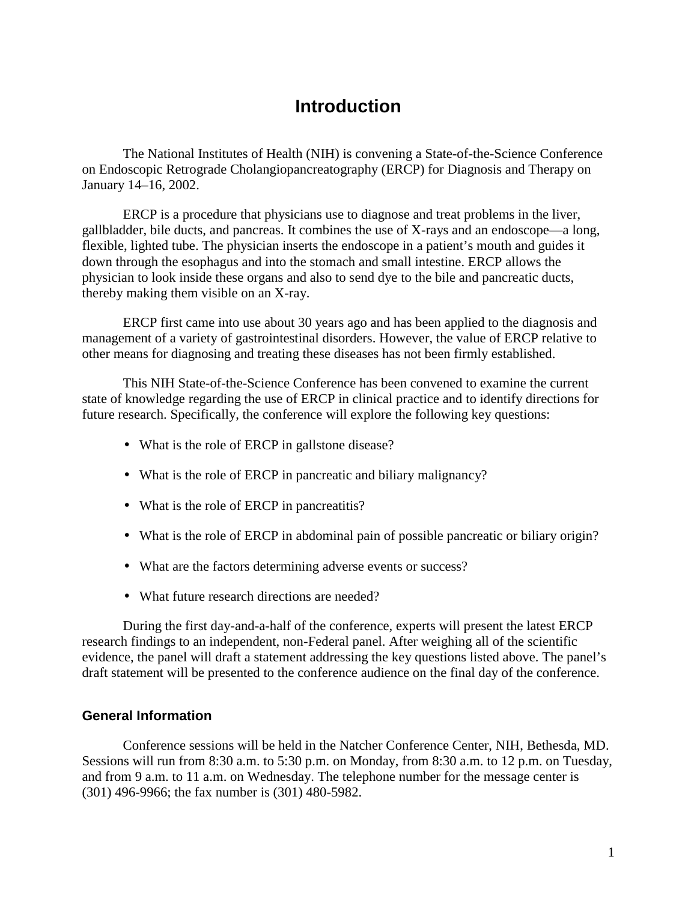# Introduction

The National Institutes of Health (NIH) is convening a State-of-the-Science Conference on Endoscopic Retrograde Cholangiopancreatography (ERCP) for Diagnosis and Therapy on January 14–16, 2002.

ERCP is a procedure that physicians use to diagnose and treat problems in the liver, gallbladder, bile ducts, and pancreas. It combines the use of X-rays and an endoscope—a long, flexible, lighted tube. The physician inserts the endoscope in a patient's mouth and guides it down through the esophagus and into the stomach and small intestine. ERCP allows the physician to look inside these organs and also to send dye to the bile and pancreatic ducts, thereby making them visible on an X-ray.

ERCP first came into use about 30 years ago and has been applied to the diagnosis and management of a variety of gastrointestinal disorders. However, the value of ERCP relative to other means for diagnosing and treating these diseases has not been firmly established.

This NIH State-of-the-Science Conference has been convened to examine the current state of knowledge regarding the use of ERCP in clinical practice and to identify directions for future research. Specifically, the conference will explore the following key questions:

- What is the role of ERCP in gallstone disease?
- What is the role of ERCP in pancreatic and biliary malignancy?
- What is the role of ERCP in pancreatitis?
- What is the role of ERCP in abdominal pain of possible pancreatic or biliary origin?
- What are the factors determining adverse events or success?
- What future research directions are needed?

During the first day-and-a-half of the conference, experts will present the latest ERCP research findings to an independent, non-Federal panel. After weighing all of the scientific evidence, the panel will draft a statement addressing the key questions listed above. The panel's draft statement will be presented to the conference audience on the final day of the conference.

### General Information

Conference sessions will be held in the Natcher Conference Center, NIH, Bethesda, MD. Sessions will run from 8:30 a.m. to 5:30 p.m. on Monday, from 8:30 a.m. to 12 p.m. on Tuesday, and from 9 a.m. to 11 a.m. on Wednesday. The telephone number for the message center is (301) 496-9966; the fax number is (301) 480-5982.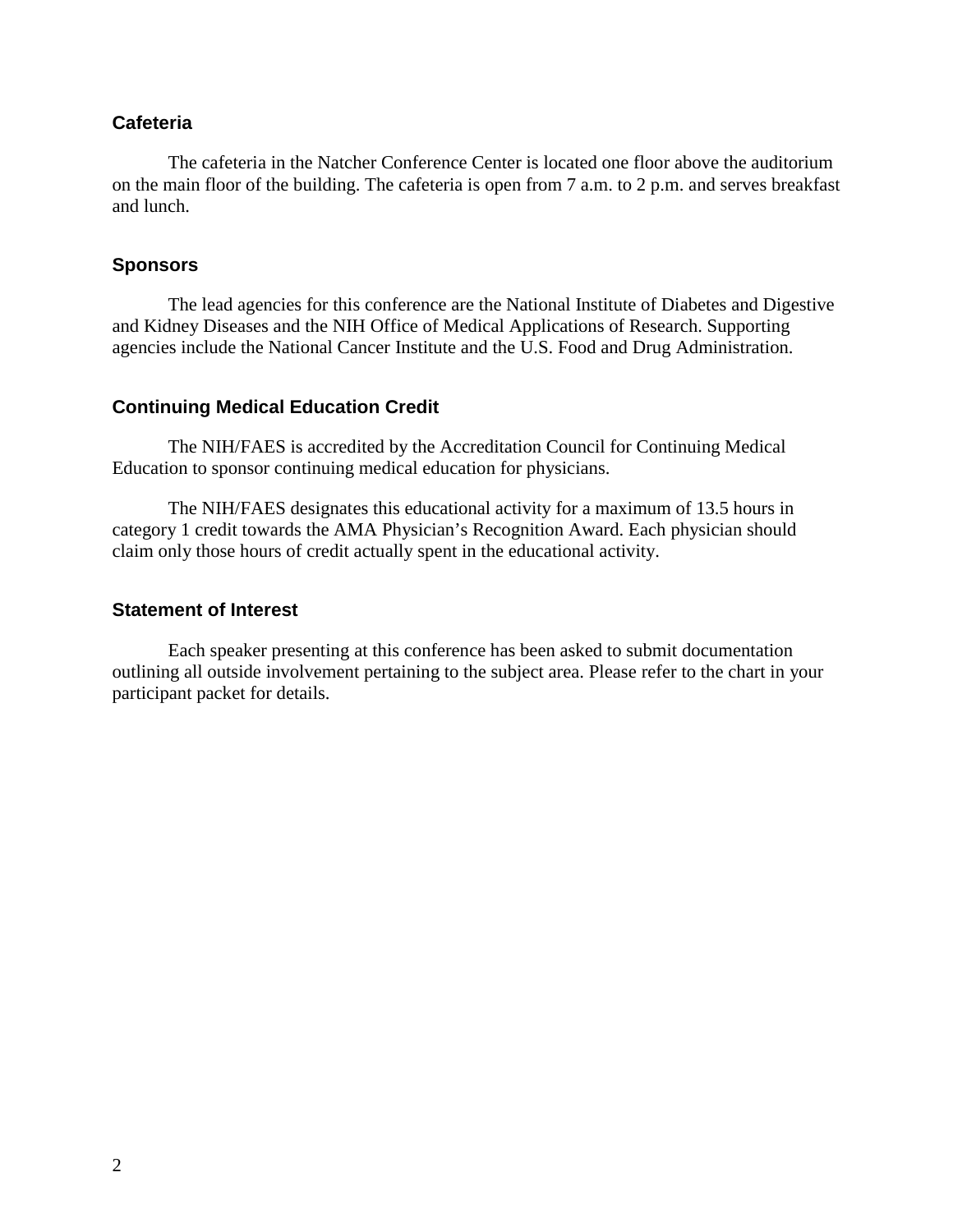### Cafeteria

The cafeteria in the Natcher Conference Center is located one floor above the auditorium on the main floor of the building. The cafeteria is open from 7 a.m. to 2 p.m. and serves breakfast and lunch.

### Sponsors

The lead agencies for this conference are the National Institute of Diabetes and Digestive and Kidney Diseases and the NIH Office of Medical Applications of Research. Supporting agencies include the National Cancer Institute and the U.S. Food and Drug Administration.

### Continuing Medical Education Credit

The NIH/FAES is accredited by the Accreditation Council for Continuing Medical Education to sponsor continuing medical education for physicians.

The NIH/FAES designates this educational activity for a maximum of 13.5 hours in category 1 credit towards the AMA Physician's Recognition Award. Each physician should claim only those hours of credit actually spent in the educational activity.

### Statement of Interest

Each speaker presenting at this conference has been asked to submit documentation outlining all outside involvement pertaining to the subject area. Please refer to the chart in your participant packet for details.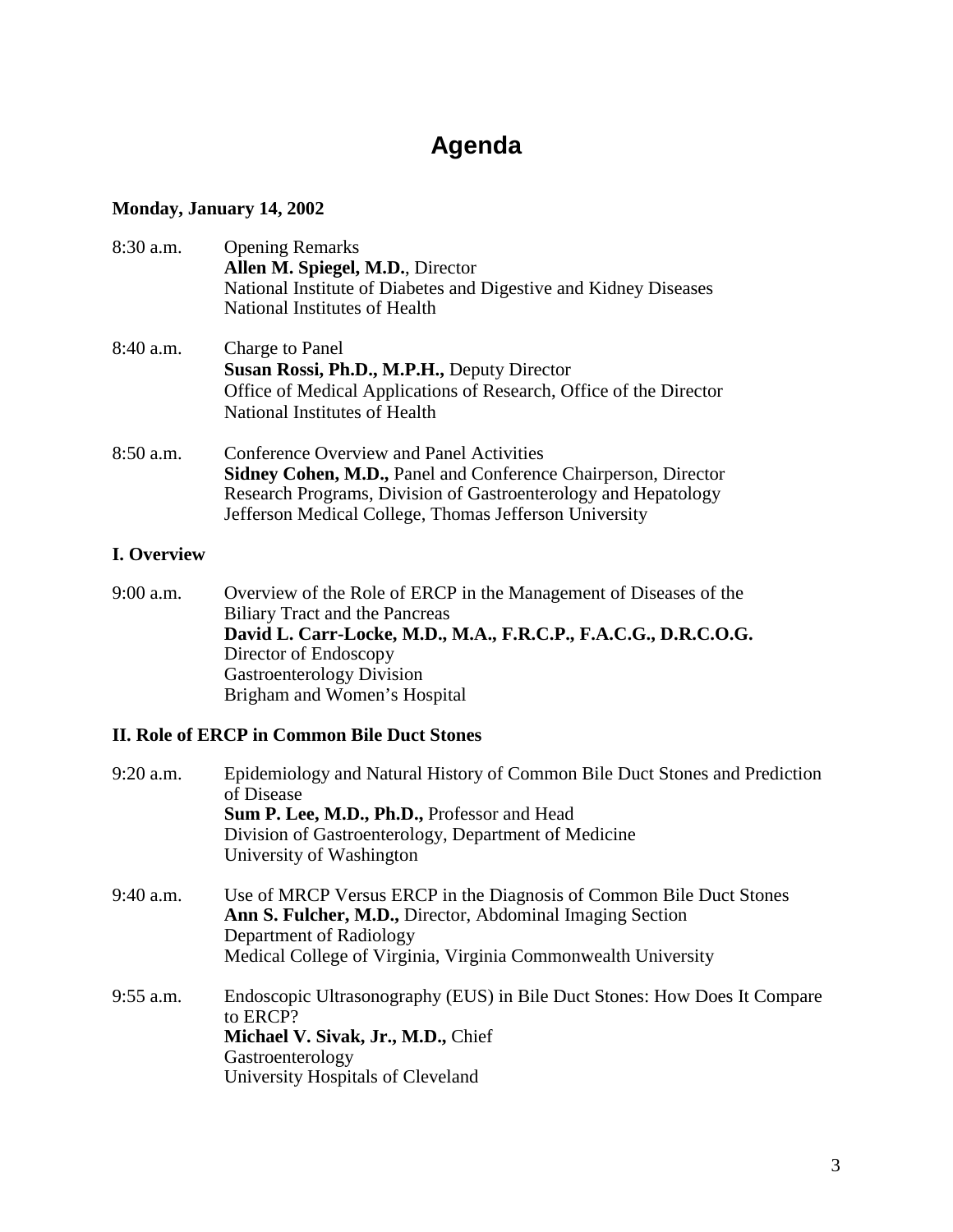# Agenda

**Monday, January 14, 2002**

8:30 a.m. Opening Remarks
**Allen M. Spiegel, M.D.**, Director
National Institute of Diabetes and Digestive and Kidney Diseases
National Institutes of Health

8:40 a.m. Charge to Panel
**Susan Rossi, Ph.D., M.P.H.,** Deputy Director
Office of Medical Applications of Research, Office of the Director
National Institutes of Health

8:50 a.m. Conference Overview and Panel Activities
**Sidney Cohen, M.D.,** Panel and Conference Chairperson, Director
Research Programs, Division of Gastroenterology and Hepatology
Jefferson Medical College, Thomas Jefferson University

**I. Overview**

9:00 a.m. Overview of the Role of ERCP in the Management of Diseases of the Biliary Tract and the Pancreas
**David L. Carr-Locke, M.D., M.A., F.R.C.P., F.A.C.G., D.R.C.O.G.**
Director of Endoscopy
Gastroenterology Division
Brigham and Women's Hospital

**II. Role of ERCP in Common Bile Duct Stones**

9:20 a.m. Epidemiology and Natural History of Common Bile Duct Stones and Prediction of Disease
**Sum P. Lee, M.D., Ph.D.,** Professor and Head
Division of Gastroenterology, Department of Medicine
University of Washington

9:40 a.m. Use of MRCP Versus ERCP in the Diagnosis of Common Bile Duct Stones
**Ann S. Fulcher, M.D.,** Director, Abdominal Imaging Section
Department of Radiology
Medical College of Virginia, Virginia Commonwealth University

9:55 a.m. Endoscopic Ultrasonography (EUS) in Bile Duct Stones: How Does It Compare to ERCP?
**Michael V. Sivak, Jr., M.D.,** Chief
Gastroenterology
University Hospitals of Cleveland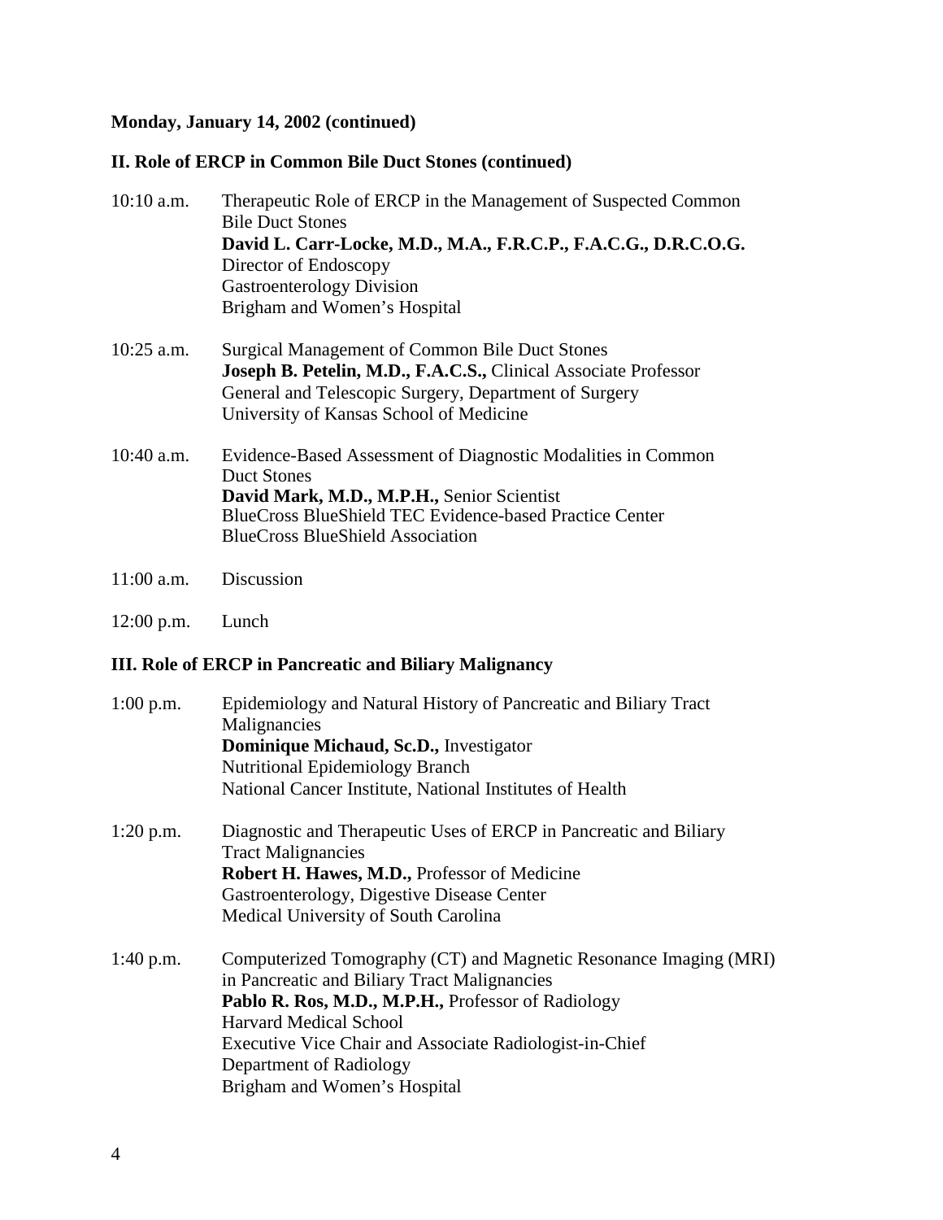**Monday, January 14, 2002 (continued)**

**II. Role of ERCP in Common Bile Duct Stones (continued)**

10:10 a.m. Therapeutic Role of ERCP in the Management of Suspected Common Bile Duct Stones
**David L. Carr-Locke, M.D., M.A., F.R.C.P., F.A.C.G., D.R.C.O.G.**
Director of Endoscopy
Gastroenterology Division
Brigham and Women's Hospital

10:25 a.m. Surgical Management of Common Bile Duct Stones
**Joseph B. Petelin, M.D., F.A.C.S.,** Clinical Associate Professor
General and Telescopic Surgery, Department of Surgery
University of Kansas School of Medicine

10:40 a.m. Evidence-Based Assessment of Diagnostic Modalities in Common Duct Stones
**David Mark, M.D., M.P.H.,** Senior Scientist
BlueCross BlueShield TEC Evidence-based Practice Center
BlueCross BlueShield Association

11:00 a.m. Discussion

12:00 p.m. Lunch

**III. Role of ERCP in Pancreatic and Biliary Malignancy**

1:00 p.m. Epidemiology and Natural History of Pancreatic and Biliary Tract Malignancies
**Dominique Michaud, Sc.D.,** Investigator
Nutritional Epidemiology Branch
National Cancer Institute, National Institutes of Health

1:20 p.m. Diagnostic and Therapeutic Uses of ERCP in Pancreatic and Biliary Tract Malignancies
**Robert H. Hawes, M.D.,** Professor of Medicine
Gastroenterology, Digestive Disease Center
Medical University of South Carolina

1:40 p.m. Computerized Tomography (CT) and Magnetic Resonance Imaging (MRI) in Pancreatic and Biliary Tract Malignancies
**Pablo R. Ros, M.D., M.P.H.,** Professor of Radiology
Harvard Medical School
Executive Vice Chair and Associate Radiologist-in-Chief
Department of Radiology
Brigham and Women's Hospital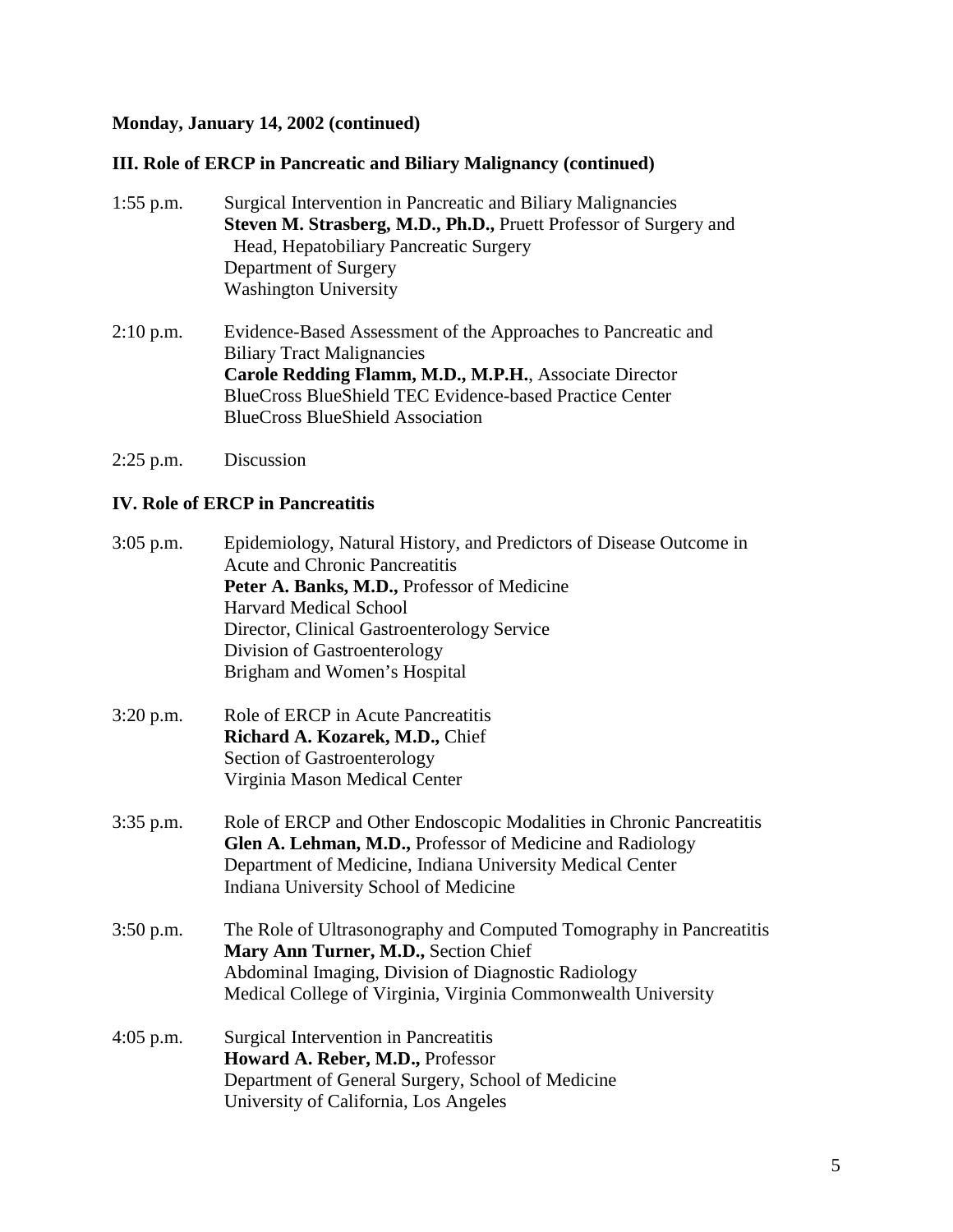**Monday, January 14, 2002 (continued)**

**III. Role of ERCP in Pancreatic and Biliary Malignancy (continued)**

1:55 p.m. Surgical Intervention in Pancreatic and Biliary Malignancies
**Steven M. Strasberg, M.D., Ph.D.,** Pruett Professor of Surgery and Head, Hepatobiliary Pancreatic Surgery
Department of Surgery
Washington University

2:10 p.m. Evidence-Based Assessment of the Approaches to Pancreatic and Biliary Tract Malignancies
**Carole Redding Flamm, M.D., M.P.H.**, Associate Director
BlueCross BlueShield TEC Evidence-based Practice Center
BlueCross BlueShield Association

2:25 p.m. Discussion

**IV. Role of ERCP in Pancreatitis**

3:05 p.m. Epidemiology, Natural History, and Predictors of Disease Outcome in Acute and Chronic Pancreatitis
**Peter A. Banks, M.D.,** Professor of Medicine
Harvard Medical School
Director, Clinical Gastroenterology Service
Division of Gastroenterology
Brigham and Women's Hospital

3:20 p.m. Role of ERCP in Acute Pancreatitis
**Richard A. Kozarek, M.D.,** Chief
Section of Gastroenterology
Virginia Mason Medical Center

3:35 p.m. Role of ERCP and Other Endoscopic Modalities in Chronic Pancreatitis
**Glen A. Lehman, M.D.,** Professor of Medicine and Radiology
Department of Medicine, Indiana University Medical Center
Indiana University School of Medicine

3:50 p.m. The Role of Ultrasonography and Computed Tomography in Pancreatitis
**Mary Ann Turner, M.D.,** Section Chief
Abdominal Imaging, Division of Diagnostic Radiology
Medical College of Virginia, Virginia Commonwealth University

4:05 p.m. Surgical Intervention in Pancreatitis
**Howard A. Reber, M.D.,** Professor
Department of General Surgery, School of Medicine
University of California, Los Angeles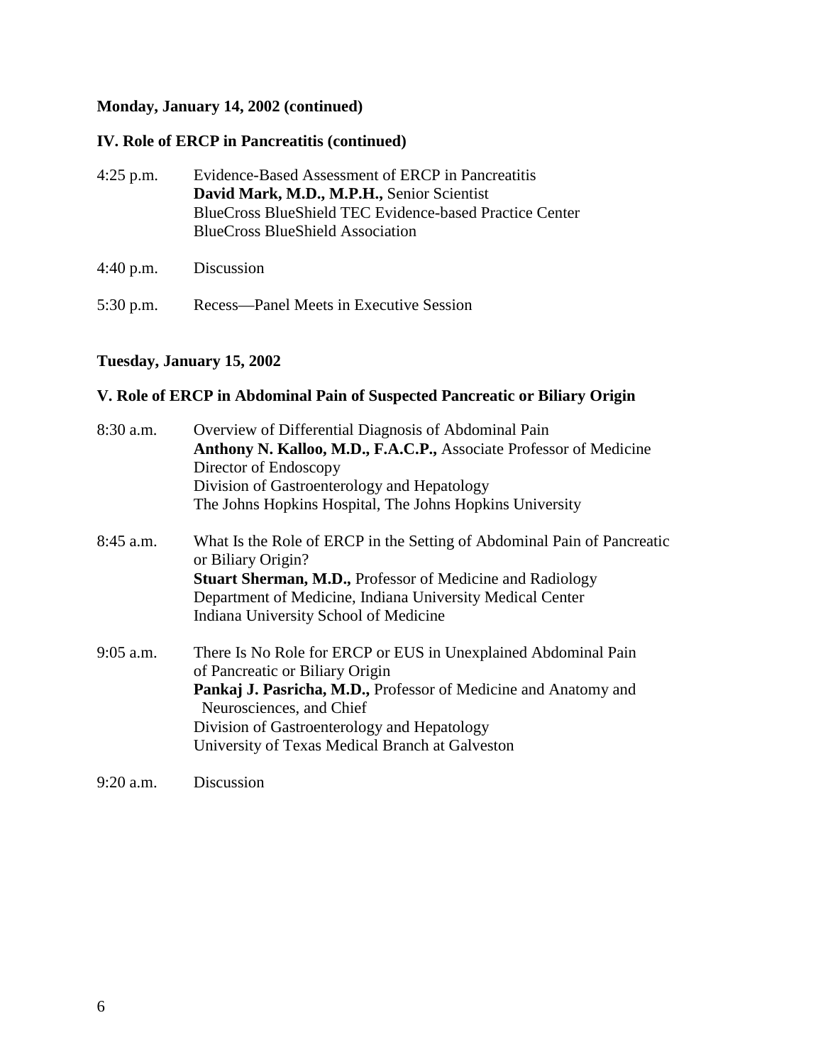**Monday, January 14, 2002 (continued)**

**IV. Role of ERCP in Pancreatitis (continued)**

4:25 p.m. Evidence-Based Assessment of ERCP in Pancreatitis
**David Mark, M.D., M.P.H.,** Senior Scientist
BlueCross BlueShield TEC Evidence-based Practice Center
BlueCross BlueShield Association

4:40 p.m. Discussion

5:30 p.m. Recess—Panel Meets in Executive Session

**Tuesday, January 15, 2002**

**V. Role of ERCP in Abdominal Pain of Suspected Pancreatic or Biliary Origin**

8:30 a.m. Overview of Differential Diagnosis of Abdominal Pain
**Anthony N. Kalloo, M.D., F.A.C.P.,** Associate Professor of Medicine
Director of Endoscopy
Division of Gastroenterology and Hepatology
The Johns Hopkins Hospital, The Johns Hopkins University

8:45 a.m. What Is the Role of ERCP in the Setting of Abdominal Pain of Pancreatic or Biliary Origin?
**Stuart Sherman, M.D.,** Professor of Medicine and Radiology
Department of Medicine, Indiana University Medical Center
Indiana University School of Medicine

9:05 a.m. There Is No Role for ERCP or EUS in Unexplained Abdominal Pain of Pancreatic or Biliary Origin
**Pankaj J. Pasricha, M.D.,** Professor of Medicine and Anatomy and Neurosciences, and Chief
Division of Gastroenterology and Hepatology
University of Texas Medical Branch at Galveston

9:20 a.m. Discussion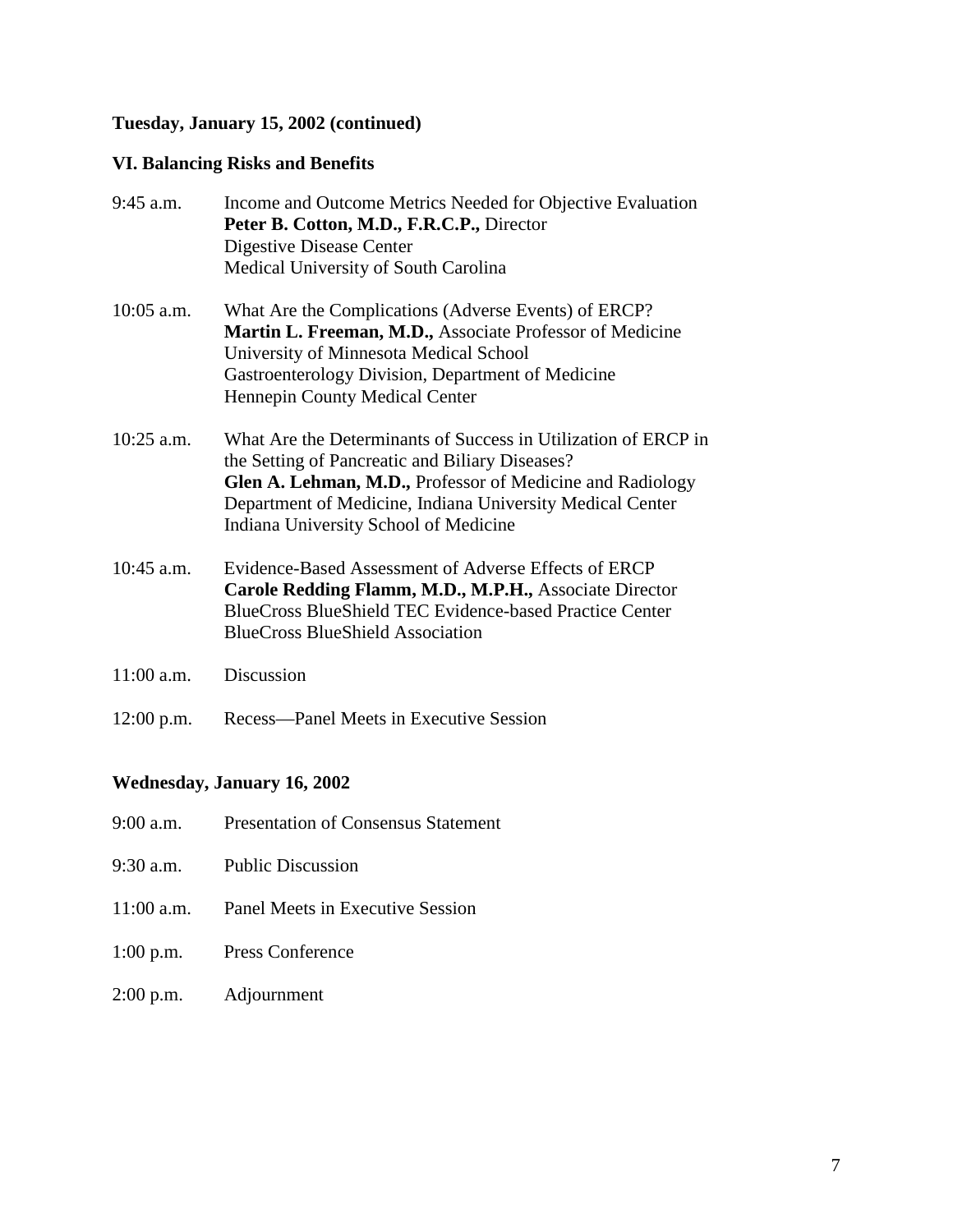**Tuesday, January 15, 2002 (continued)**

**VI. Balancing Risks and Benefits**

9:45 a.m. Income and Outcome Metrics Needed for Objective Evaluation
**Peter B. Cotton, M.D., F.R.C.P.,** Director
Digestive Disease Center
Medical University of South Carolina

10:05 a.m. What Are the Complications (Adverse Events) of ERCP?
**Martin L. Freeman, M.D.,** Associate Professor of Medicine
University of Minnesota Medical School
Gastroenterology Division, Department of Medicine
Hennepin County Medical Center

10:25 a.m. What Are the Determinants of Success in Utilization of ERCP in the Setting of Pancreatic and Biliary Diseases?
**Glen A. Lehman, M.D.,** Professor of Medicine and Radiology
Department of Medicine, Indiana University Medical Center
Indiana University School of Medicine

10:45 a.m. Evidence-Based Assessment of Adverse Effects of ERCP
**Carole Redding Flamm, M.D., M.P.H.,** Associate Director
BlueCross BlueShield TEC Evidence-based Practice Center
BlueCross BlueShield Association

11:00 a.m. Discussion

12:00 p.m. Recess—Panel Meets in Executive Session

**Wednesday, January 16, 2002**

9:00 a.m. Presentation of Consensus Statement

9:30 a.m. Public Discussion

11:00 a.m. Panel Meets in Executive Session

1:00 p.m. Press Conference

2:00 p.m. Adjournment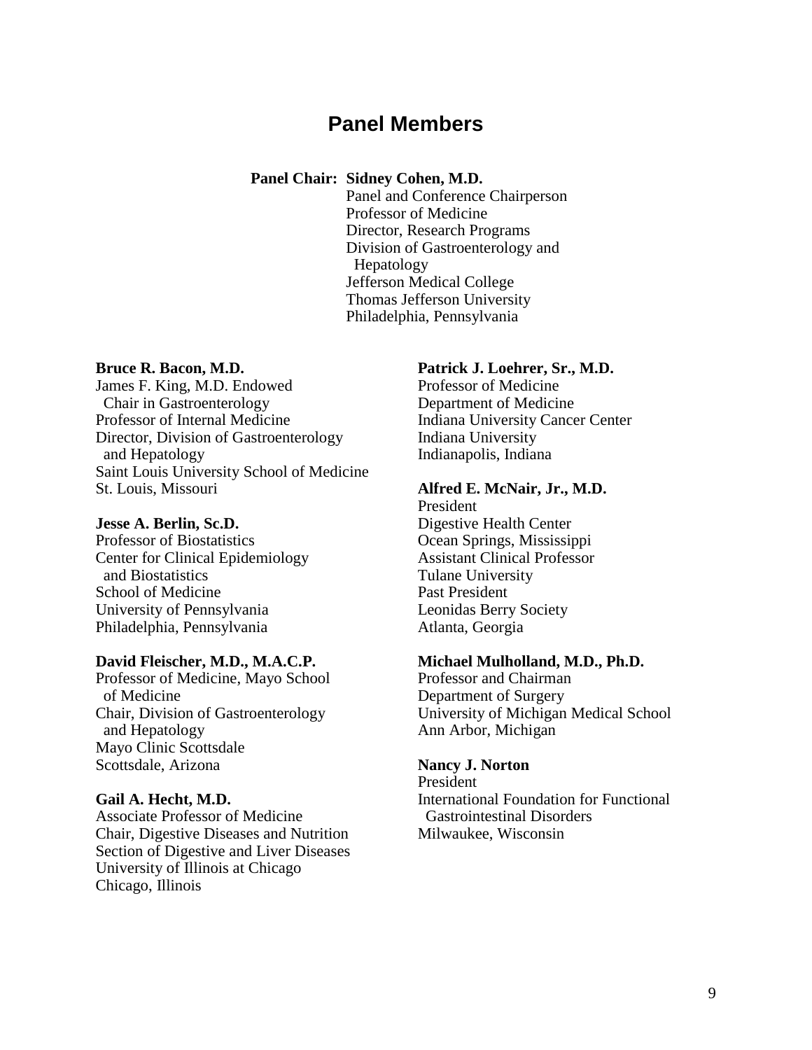## Panel Members

**Panel Chair: Sidney Cohen, M.D.**
Panel and Conference Chairperson
Professor of Medicine
Director, Research Programs
Division of Gastroenterology and Hepatology
Jefferson Medical College
Thomas Jefferson University
Philadelphia, Pennsylvania

**Bruce R. Bacon, M.D.**
James F. King, M.D. Endowed Chair in Gastroenterology
Professor of Internal Medicine
Director, Division of Gastroenterology and Hepatology
Saint Louis University School of Medicine
St. Louis, Missouri

**Jesse A. Berlin, Sc.D.**
Professor of Biostatistics
Center for Clinical Epidemiology and Biostatistics
School of Medicine
University of Pennsylvania
Philadelphia, Pennsylvania

**David Fleischer, M.D., M.A.C.P.**
Professor of Medicine, Mayo School of Medicine
Chair, Division of Gastroenterology and Hepatology
Mayo Clinic Scottsdale
Scottsdale, Arizona

**Gail A. Hecht, M.D.**
Associate Professor of Medicine
Chair, Digestive Diseases and Nutrition
Section of Digestive and Liver Diseases
University of Illinois at Chicago
Chicago, Illinois

**Patrick J. Loehrer, Sr., M.D.**
Professor of Medicine
Department of Medicine
Indiana University Cancer Center
Indiana University
Indianapolis, Indiana

**Alfred E. McNair, Jr., M.D.**
President
Digestive Health Center
Ocean Springs, Mississippi
Assistant Clinical Professor
Tulane University
Past President
Leonidas Berry Society
Atlanta, Georgia

**Michael Mulholland, M.D., Ph.D.**
Professor and Chairman
Department of Surgery
University of Michigan Medical School
Ann Arbor, Michigan

**Nancy J. Norton**
President
International Foundation for Functional Gastrointestinal Disorders
Milwaukee, Wisconsin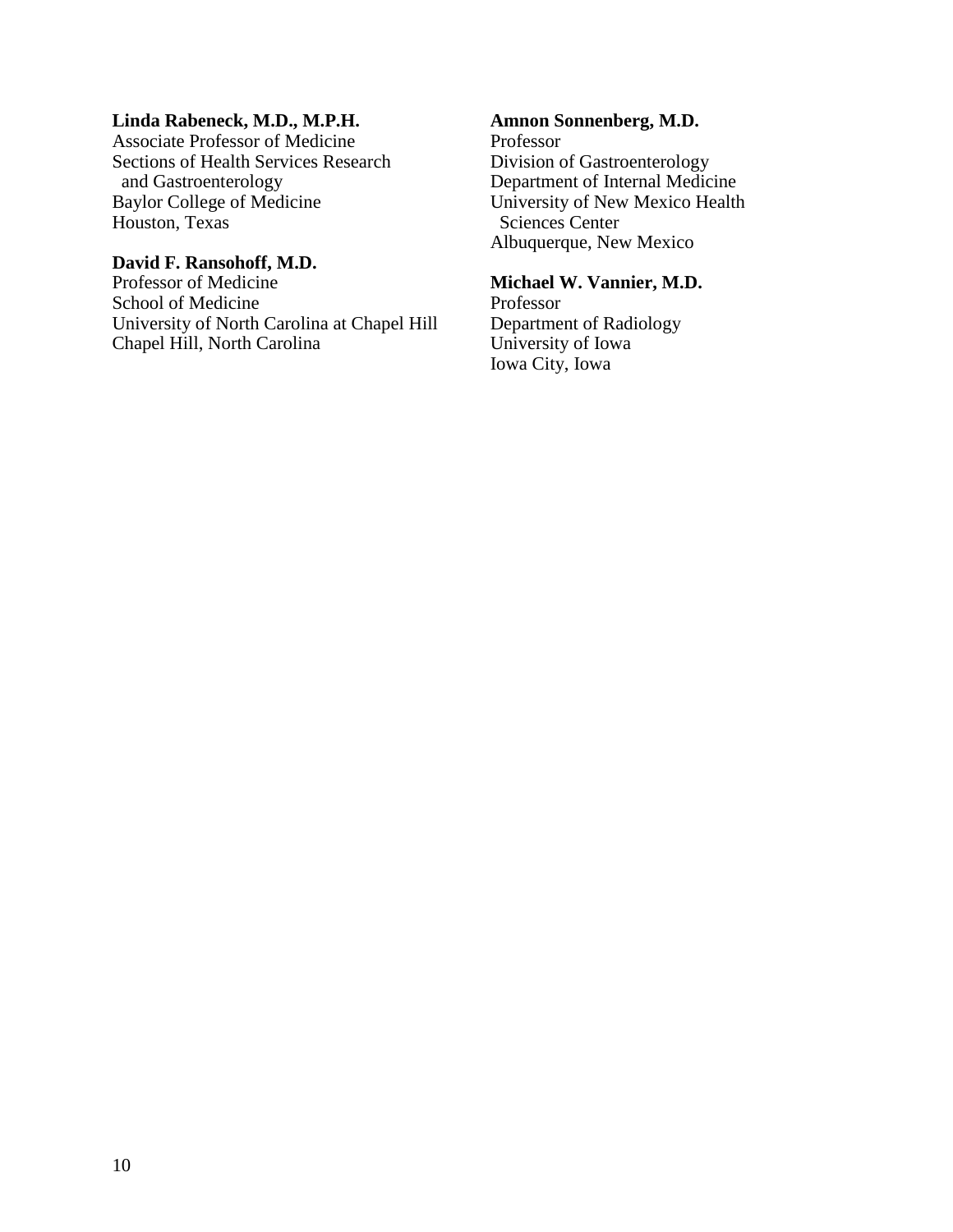**Linda Rabeneck, M.D., M.P.H.**
Associate Professor of Medicine
Sections of Health Services Research and Gastroenterology
Baylor College of Medicine
Houston, Texas

**David F. Ransohoff, M.D.**
Professor of Medicine
School of Medicine
University of North Carolina at Chapel Hill
Chapel Hill, North Carolina

**Amnon Sonnenberg, M.D.**
Professor
Division of Gastroenterology
Department of Internal Medicine
University of New Mexico Health Sciences Center
Albuquerque, New Mexico

**Michael W. Vannier, M.D.**
Professor
Department of Radiology
University of Iowa
Iowa City, Iowa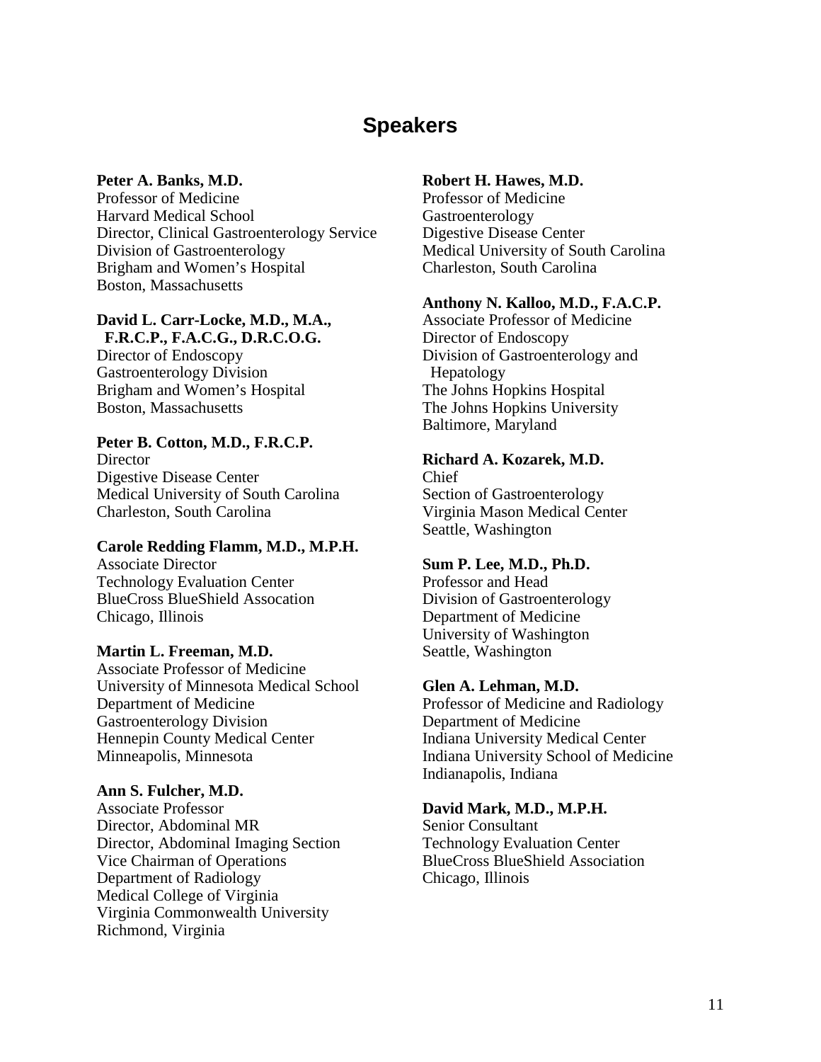## Speakers

**Peter A. Banks, M.D.**
Professor of Medicine
Harvard Medical School
Director, Clinical Gastroenterology Service
Division of Gastroenterology
Brigham and Women's Hospital
Boston, Massachusetts

**David L. Carr-Locke, M.D., M.A., F.R.C.P., F.A.C.G., D.R.C.O.G.**
Director of Endoscopy
Gastroenterology Division
Brigham and Women's Hospital
Boston, Massachusetts

**Peter B. Cotton, M.D., F.R.C.P.**
Director
Digestive Disease Center
Medical University of South Carolina
Charleston, South Carolina

**Carole Redding Flamm, M.D., M.P.H.**
Associate Director
Technology Evaluation Center
BlueCross BlueShield Assocation
Chicago, Illinois

**Martin L. Freeman, M.D.**
Associate Professor of Medicine
University of Minnesota Medical School
Department of Medicine
Gastroenterology Division
Hennepin County Medical Center
Minneapolis, Minnesota

**Ann S. Fulcher, M.D.**
Associate Professor
Director, Abdominal MR
Director, Abdominal Imaging Section
Vice Chairman of Operations
Department of Radiology
Medical College of Virginia
Virginia Commonwealth University
Richmond, Virginia

**Robert H. Hawes, M.D.**
Professor of Medicine
Gastroenterology
Digestive Disease Center
Medical University of South Carolina
Charleston, South Carolina

**Anthony N. Kalloo, M.D., F.A.C.P.**
Associate Professor of Medicine
Director of Endoscopy
Division of Gastroenterology and Hepatology
The Johns Hopkins Hospital
The Johns Hopkins University
Baltimore, Maryland

**Richard A. Kozarek, M.D.**
Chief
Section of Gastroenterology
Virginia Mason Medical Center
Seattle, Washington

**Sum P. Lee, M.D., Ph.D.**
Professor and Head
Division of Gastroenterology
Department of Medicine
University of Washington
Seattle, Washington

**Glen A. Lehman, M.D.**
Professor of Medicine and Radiology
Department of Medicine
Indiana University Medical Center
Indiana University School of Medicine
Indianapolis, Indiana

**David Mark, M.D., M.P.H.**
Senior Consultant
Technology Evaluation Center
BlueCross BlueShield Association
Chicago, Illinois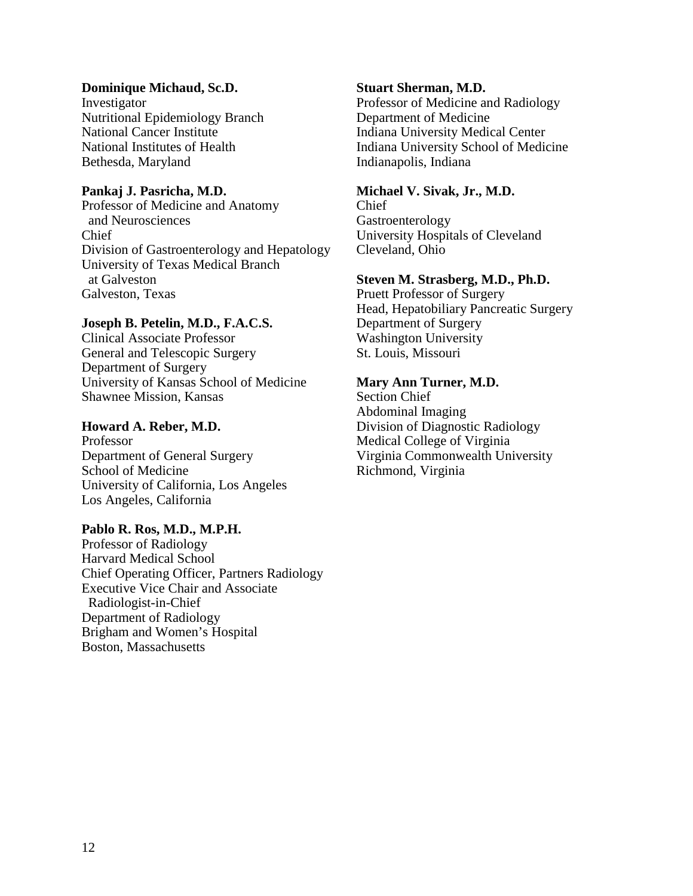**Dominique Michaud, Sc.D.**
Investigator
Nutritional Epidemiology Branch
National Cancer Institute
National Institutes of Health
Bethesda, Maryland

**Pankaj J. Pasricha, M.D.**
Professor of Medicine and Anatomy
and Neurosciences
Chief
Division of Gastroenterology and Hepatology
University of Texas Medical Branch
at Galveston
Galveston, Texas

**Joseph B. Petelin, M.D., F.A.C.S.**
Clinical Associate Professor
General and Telescopic Surgery
Department of Surgery
University of Kansas School of Medicine
Shawnee Mission, Kansas

**Howard A. Reber, M.D.**
Professor
Department of General Surgery
School of Medicine
University of California, Los Angeles
Los Angeles, California

**Pablo R. Ros, M.D., M.P.H.**
Professor of Radiology
Harvard Medical School
Chief Operating Officer, Partners Radiology
Executive Vice Chair and Associate
Radiologist-in-Chief
Department of Radiology
Brigham and Women's Hospital
Boston, Massachusetts

**Stuart Sherman, M.D.**
Professor of Medicine and Radiology
Department of Medicine
Indiana University Medical Center
Indiana University School of Medicine
Indianapolis, Indiana

**Michael V. Sivak, Jr., M.D.**
Chief
Gastroenterology
University Hospitals of Cleveland
Cleveland, Ohio

**Steven M. Strasberg, M.D., Ph.D.**
Pruett Professor of Surgery
Head, Hepatobiliary Pancreatic Surgery
Department of Surgery
Washington University
St. Louis, Missouri

**Mary Ann Turner, M.D.**
Section Chief
Abdominal Imaging
Division of Diagnostic Radiology
Medical College of Virginia
Virginia Commonwealth University
Richmond, Virginia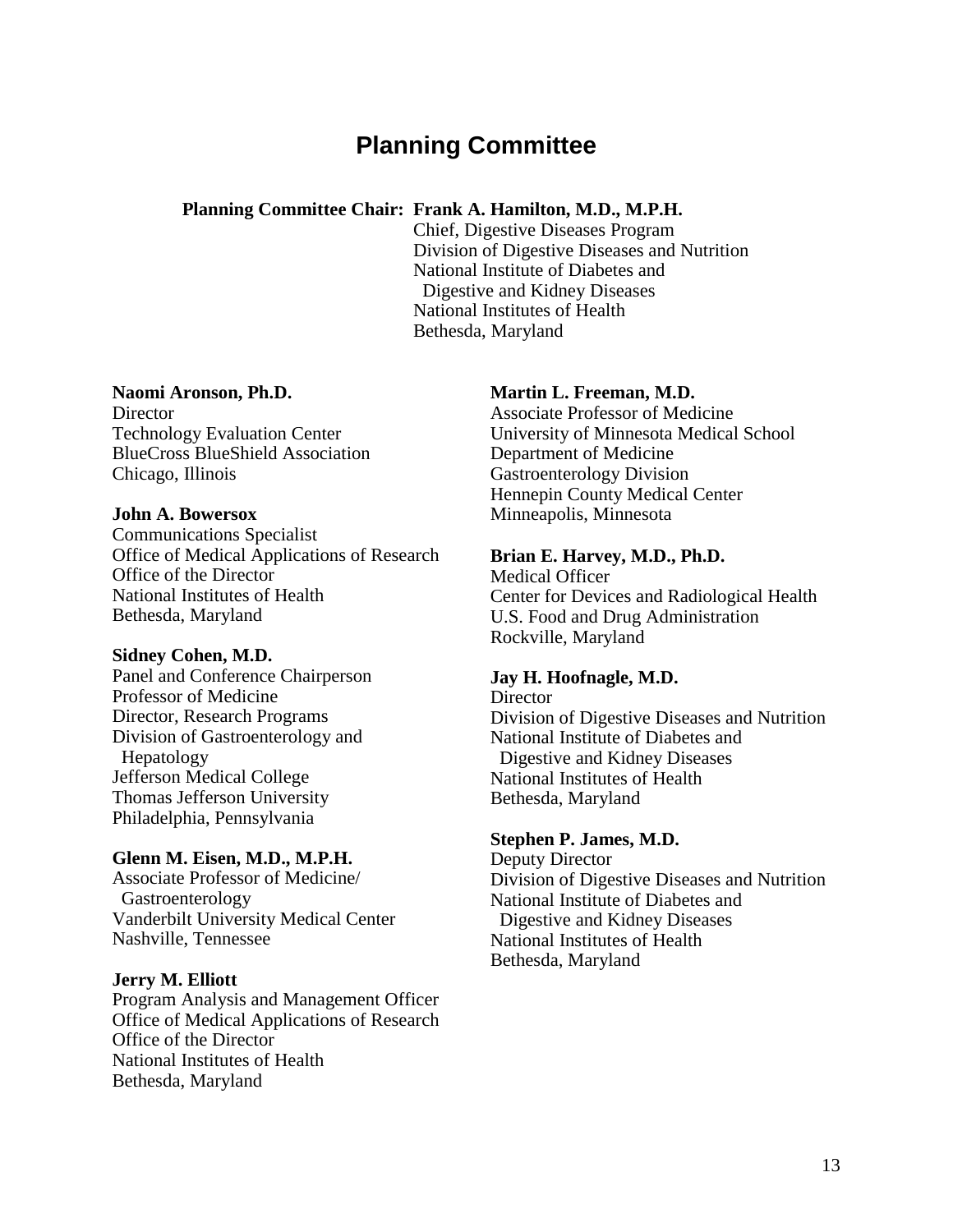# Planning Committee

**Planning Committee Chair: Frank A. Hamilton, M.D., M.P.H.**
Chief, Digestive Diseases Program
Division of Digestive Diseases and Nutrition
National Institute of Diabetes and Digestive and Kidney Diseases
National Institutes of Health
Bethesda, Maryland

**Naomi Aronson, Ph.D.**
Director
Technology Evaluation Center
BlueCross BlueShield Association
Chicago, Illinois

**John A. Bowersox**
Communications Specialist
Office of Medical Applications of Research
Office of the Director
National Institutes of Health
Bethesda, Maryland

**Sidney Cohen, M.D.**
Panel and Conference Chairperson
Professor of Medicine
Director, Research Programs
Division of Gastroenterology and Hepatology
Jefferson Medical College
Thomas Jefferson University
Philadelphia, Pennsylvania

**Glenn M. Eisen, M.D., M.P.H.**
Associate Professor of Medicine/Gastroenterology
Vanderbilt University Medical Center
Nashville, Tennessee

**Jerry M. Elliott**
Program Analysis and Management Officer
Office of Medical Applications of Research
Office of the Director
National Institutes of Health
Bethesda, Maryland

**Martin L. Freeman, M.D.**
Associate Professor of Medicine
University of Minnesota Medical School
Department of Medicine
Gastroenterology Division
Hennepin County Medical Center
Minneapolis, Minnesota

**Brian E. Harvey, M.D., Ph.D.**
Medical Officer
Center for Devices and Radiological Health
U.S. Food and Drug Administration
Rockville, Maryland

**Jay H. Hoofnagle, M.D.**
Director
Division of Digestive Diseases and Nutrition
National Institute of Diabetes and Digestive and Kidney Diseases
National Institutes of Health
Bethesda, Maryland

**Stephen P. James, M.D.**
Deputy Director
Division of Digestive Diseases and Nutrition
National Institute of Diabetes and Digestive and Kidney Diseases
National Institutes of Health
Bethesda, Maryland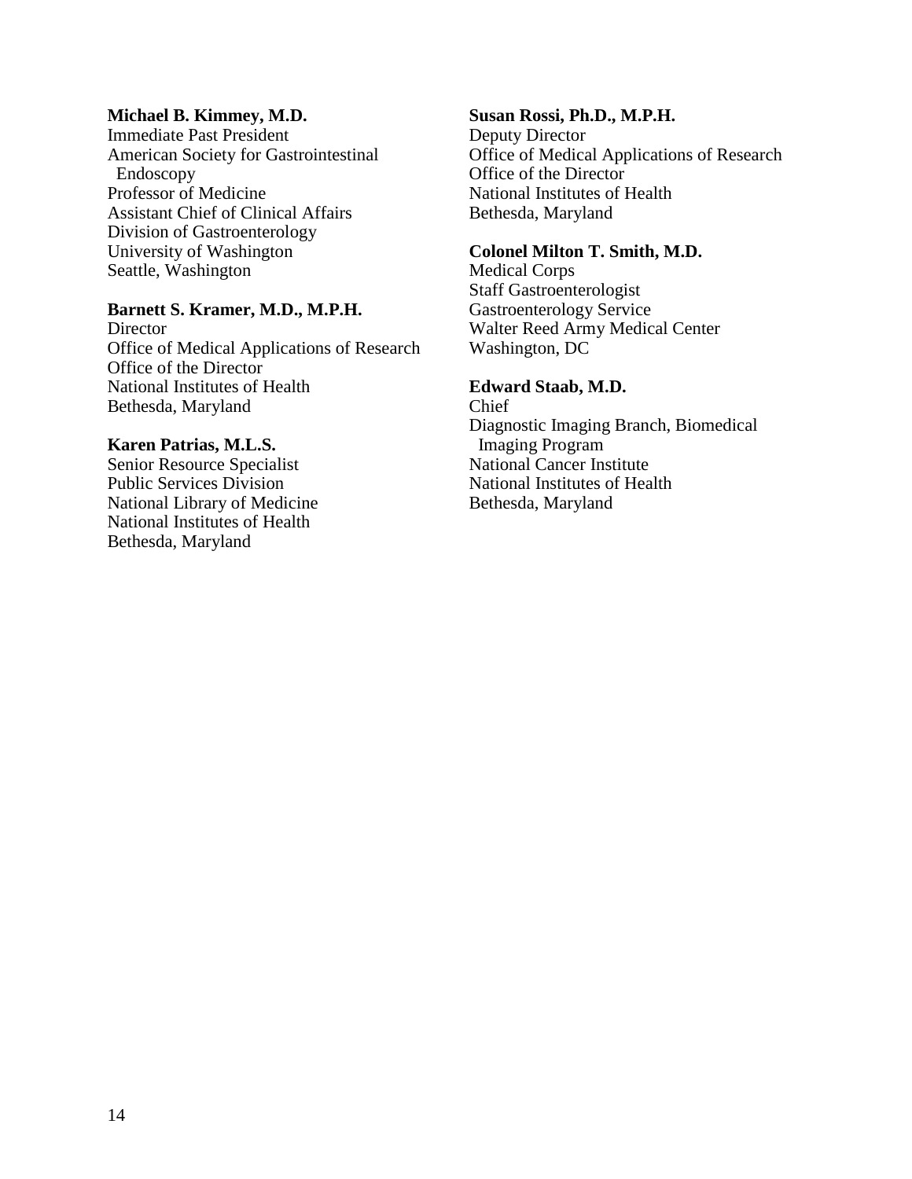**Michael B. Kimmey, M.D.**
Immediate Past President
American Society for Gastrointestinal Endoscopy
Professor of Medicine
Assistant Chief of Clinical Affairs
Division of Gastroenterology
University of Washington
Seattle, Washington

**Barnett S. Kramer, M.D., M.P.H.**
Director
Office of Medical Applications of Research
Office of the Director
National Institutes of Health
Bethesda, Maryland

**Karen Patrias, M.L.S.**
Senior Resource Specialist
Public Services Division
National Library of Medicine
National Institutes of Health
Bethesda, Maryland

**Susan Rossi, Ph.D., M.P.H.**
Deputy Director
Office of Medical Applications of Research
Office of the Director
National Institutes of Health
Bethesda, Maryland

**Colonel Milton T. Smith, M.D.**
Medical Corps
Staff Gastroenterologist
Gastroenterology Service
Walter Reed Army Medical Center
Washington, DC

**Edward Staab, M.D.**
Chief
Diagnostic Imaging Branch, Biomedical Imaging Program
National Cancer Institute
National Institutes of Health
Bethesda, Maryland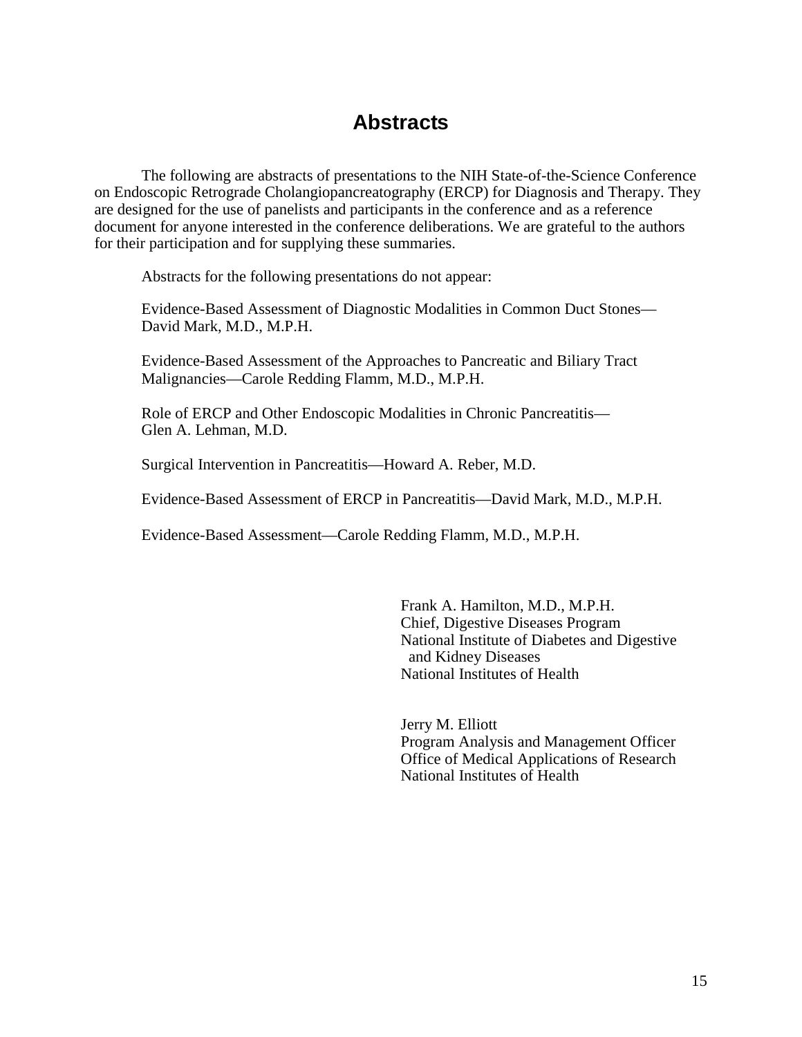# Abstracts

The following are abstracts of presentations to the NIH State-of-the-Science Conference on Endoscopic Retrograde Cholangiopancreatography (ERCP) for Diagnosis and Therapy. They are designed for the use of panelists and participants in the conference and as a reference document for anyone interested in the conference deliberations. We are grateful to the authors for their participation and for supplying these summaries.

Abstracts for the following presentations do not appear:

Evidence-Based Assessment of Diagnostic Modalities in Common Duct Stones—David Mark, M.D., M.P.H.

Evidence-Based Assessment of the Approaches to Pancreatic and Biliary Tract Malignancies—Carole Redding Flamm, M.D., M.P.H.

Role of ERCP and Other Endoscopic Modalities in Chronic Pancreatitis—Glen A. Lehman, M.D.

Surgical Intervention in Pancreatitis—Howard A. Reber, M.D.

Evidence-Based Assessment of ERCP in Pancreatitis—David Mark, M.D., M.P.H.

Evidence-Based Assessment—Carole Redding Flamm, M.D., M.P.H.

Frank A. Hamilton, M.D., M.P.H.
Chief, Digestive Diseases Program
National Institute of Diabetes and Digestive and Kidney Diseases
National Institutes of Health

Jerry M. Elliott
Program Analysis and Management Officer
Office of Medical Applications of Research
National Institutes of Health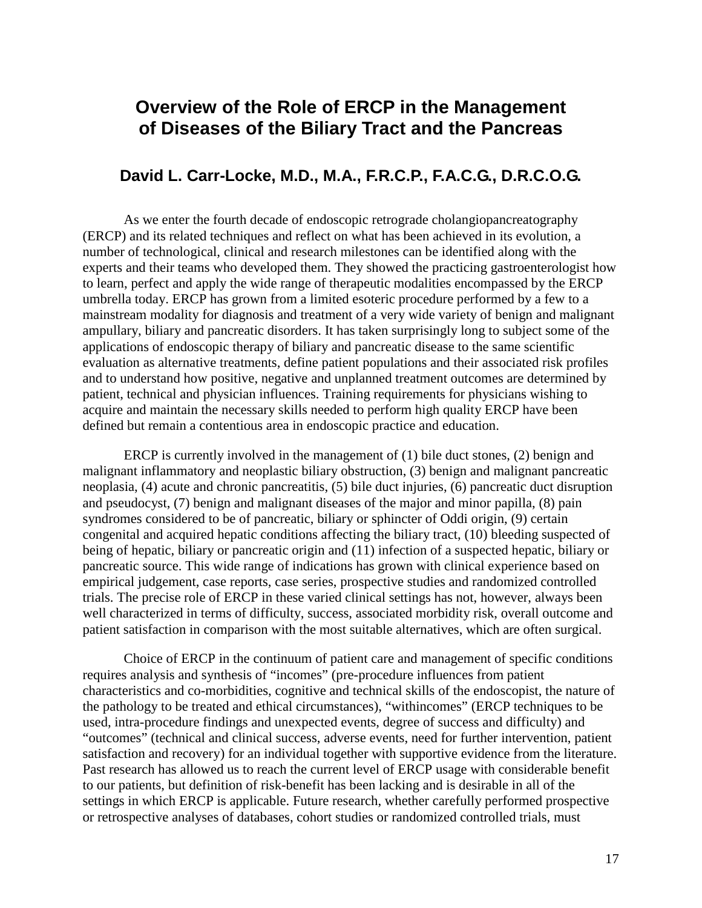# Overview of the Role of ERCP in the Management of Diseases of the Biliary Tract and the Pancreas

## David L. Carr-Locke, M.D., M.A., F.R.C.P., F.A.C.G., D.R.C.O.G.

As we enter the fourth decade of endoscopic retrograde cholangiopancreatography (ERCP) and its related techniques and reflect on what has been achieved in its evolution, a number of technological, clinical and research milestones can be identified along with the experts and their teams who developed them. They showed the practicing gastroenterologist how to learn, perfect and apply the wide range of therapeutic modalities encompassed by the ERCP umbrella today. ERCP has grown from a limited esoteric procedure performed by a few to a mainstream modality for diagnosis and treatment of a very wide variety of benign and malignant ampullary, biliary and pancreatic disorders. It has taken surprisingly long to subject some of the applications of endoscopic therapy of biliary and pancreatic disease to the same scientific evaluation as alternative treatments, define patient populations and their associated risk profiles and to understand how positive, negative and unplanned treatment outcomes are determined by patient, technical and physician influences. Training requirements for physicians wishing to acquire and maintain the necessary skills needed to perform high quality ERCP have been defined but remain a contentious area in endoscopic practice and education.

ERCP is currently involved in the management of (1) bile duct stones, (2) benign and malignant inflammatory and neoplastic biliary obstruction, (3) benign and malignant pancreatic neoplasia, (4) acute and chronic pancreatitis, (5) bile duct injuries, (6) pancreatic duct disruption and pseudocyst, (7) benign and malignant diseases of the major and minor papilla, (8) pain syndromes considered to be of pancreatic, biliary or sphincter of Oddi origin, (9) certain congenital and acquired hepatic conditions affecting the biliary tract, (10) bleeding suspected of being of hepatic, biliary or pancreatic origin and (11) infection of a suspected hepatic, biliary or pancreatic source. This wide range of indications has grown with clinical experience based on empirical judgement, case reports, case series, prospective studies and randomized controlled trials. The precise role of ERCP in these varied clinical settings has not, however, always been well characterized in terms of difficulty, success, associated morbidity risk, overall outcome and patient satisfaction in comparison with the most suitable alternatives, which are often surgical.

Choice of ERCP in the continuum of patient care and management of specific conditions requires analysis and synthesis of "incomes" (pre-procedure influences from patient characteristics and co-morbidities, cognitive and technical skills of the endoscopist, the nature of the pathology to be treated and ethical circumstances), "withincomes" (ERCP techniques to be used, intra-procedure findings and unexpected events, degree of success and difficulty) and "outcomes" (technical and clinical success, adverse events, need for further intervention, patient satisfaction and recovery) for an individual together with supportive evidence from the literature. Past research has allowed us to reach the current level of ERCP usage with considerable benefit to our patients, but definition of risk-benefit has been lacking and is desirable in all of the settings in which ERCP is applicable. Future research, whether carefully performed prospective or retrospective analyses of databases, cohort studies or randomized controlled trials, must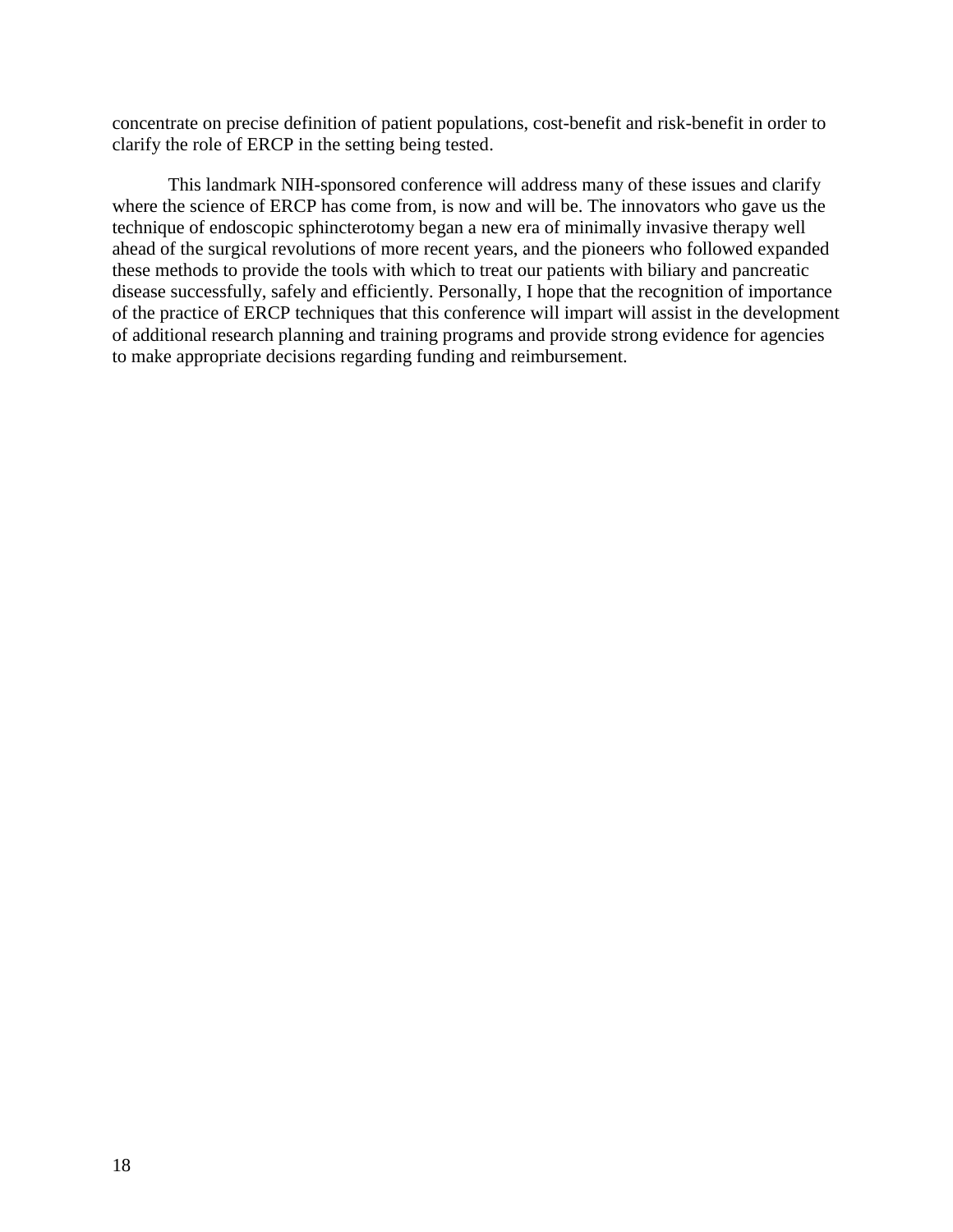concentrate on precise definition of patient populations, cost-benefit and risk-benefit in order to clarify the role of ERCP in the setting being tested.

This landmark NIH-sponsored conference will address many of these issues and clarify where the science of ERCP has come from, is now and will be. The innovators who gave us the technique of endoscopic sphincterotomy began a new era of minimally invasive therapy well ahead of the surgical revolutions of more recent years, and the pioneers who followed expanded these methods to provide the tools with which to treat our patients with biliary and pancreatic disease successfully, safely and efficiently. Personally, I hope that the recognition of importance of the practice of ERCP techniques that this conference will impart will assist in the development of additional research planning and training programs and provide strong evidence for agencies to make appropriate decisions regarding funding and reimbursement.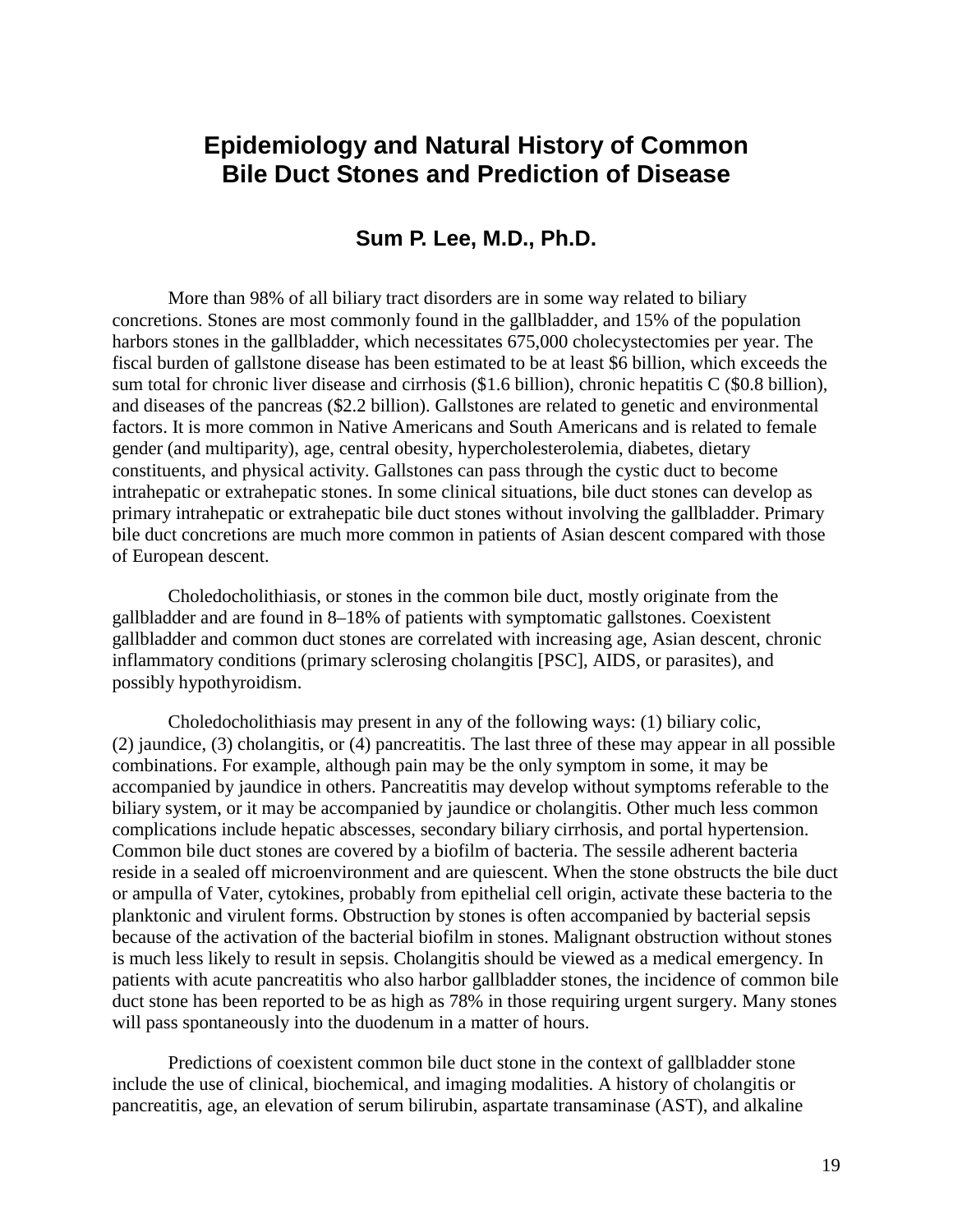# Epidemiology and Natural History of Common Bile Duct Stones and Prediction of Disease

## Sum P. Lee, M.D., Ph.D.

More than 98% of all biliary tract disorders are in some way related to biliary concretions. Stones are most commonly found in the gallbladder, and 15% of the population harbors stones in the gallbladder, which necessitates 675,000 cholecystectomies per year. The fiscal burden of gallstone disease has been estimated to be at least $6 billion, which exceeds the sum total for chronic liver disease and cirrhosis ($1.6 billion), chronic hepatitis C ($0.8 billion), and diseases of the pancreas ($2.2 billion). Gallstones are related to genetic and environmental factors. It is more common in Native Americans and South Americans and is related to female gender (and multiparity), age, central obesity, hypercholesterolemia, diabetes, dietary constituents, and physical activity. Gallstones can pass through the cystic duct to become intrahepatic or extrahepatic stones. In some clinical situations, bile duct stones can develop as primary intrahepatic or extrahepatic bile duct stones without involving the gallbladder. Primary bile duct concretions are much more common in patients of Asian descent compared with those of European descent.

Choledocholithiasis, or stones in the common bile duct, mostly originate from the gallbladder and are found in 8–18% of patients with symptomatic gallstones. Coexistent gallbladder and common duct stones are correlated with increasing age, Asian descent, chronic inflammatory conditions (primary sclerosing cholangitis [PSC], AIDS, or parasites), and possibly hypothyroidism.

Choledocholithiasis may present in any of the following ways: (1) biliary colic, (2) jaundice, (3) cholangitis, or (4) pancreatitis. The last three of these may appear in all possible combinations. For example, although pain may be the only symptom in some, it may be accompanied by jaundice in others. Pancreatitis may develop without symptoms referable to the biliary system, or it may be accompanied by jaundice or cholangitis. Other much less common complications include hepatic abscesses, secondary biliary cirrhosis, and portal hypertension. Common bile duct stones are covered by a biofilm of bacteria. The sessile adherent bacteria reside in a sealed off microenvironment and are quiescent. When the stone obstructs the bile duct or ampulla of Vater, cytokines, probably from epithelial cell origin, activate these bacteria to the planktonic and virulent forms. Obstruction by stones is often accompanied by bacterial sepsis because of the activation of the bacterial biofilm in stones. Malignant obstruction without stones is much less likely to result in sepsis. Cholangitis should be viewed as a medical emergency. In patients with acute pancreatitis who also harbor gallbladder stones, the incidence of common bile duct stone has been reported to be as high as 78% in those requiring urgent surgery. Many stones will pass spontaneously into the duodenum in a matter of hours.

Predictions of coexistent common bile duct stone in the context of gallbladder stone include the use of clinical, biochemical, and imaging modalities. A history of cholangitis or pancreatitis, age, an elevation of serum bilirubin, aspartate transaminase (AST), and alkaline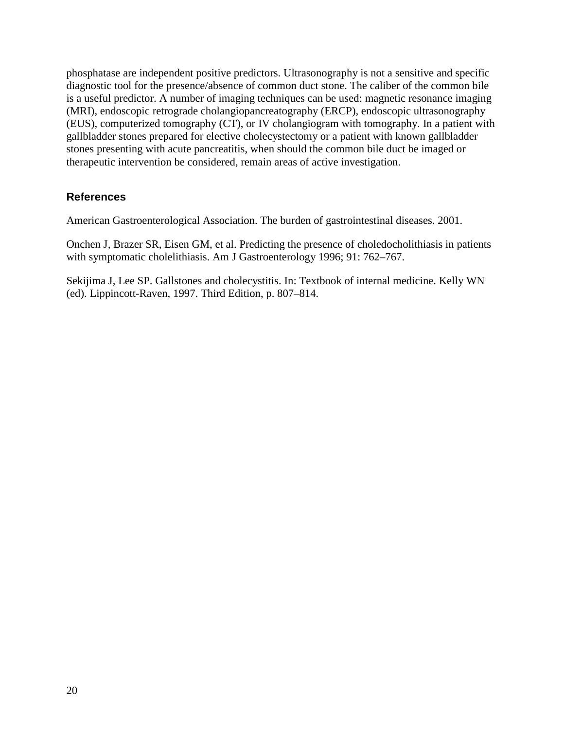phosphatase are independent positive predictors. Ultrasonography is not a sensitive and specific diagnostic tool for the presence/absence of common duct stone. The caliber of the common bile is a useful predictor. A number of imaging techniques can be used: magnetic resonance imaging (MRI), endoscopic retrograde cholangiopancreatography (ERCP), endoscopic ultrasonography (EUS), computerized tomography (CT), or IV cholangiogram with tomography. In a patient with gallbladder stones prepared for elective cholecystectomy or a patient with known gallbladder stones presenting with acute pancreatitis, when should the common bile duct be imaged or therapeutic intervention be considered, remain areas of active investigation.

### References

American Gastroenterological Association. The burden of gastrointestinal diseases. 2001.

Onchen J, Brazer SR, Eisen GM, et al. Predicting the presence of choledocholithiasis in patients with symptomatic cholelithiasis. Am J Gastroenterology 1996; 91: 762–767.

Sekijima J, Lee SP. Gallstones and cholecystitis. In: Textbook of internal medicine. Kelly WN (ed). Lippincott-Raven, 1997. Third Edition, p. 807–814.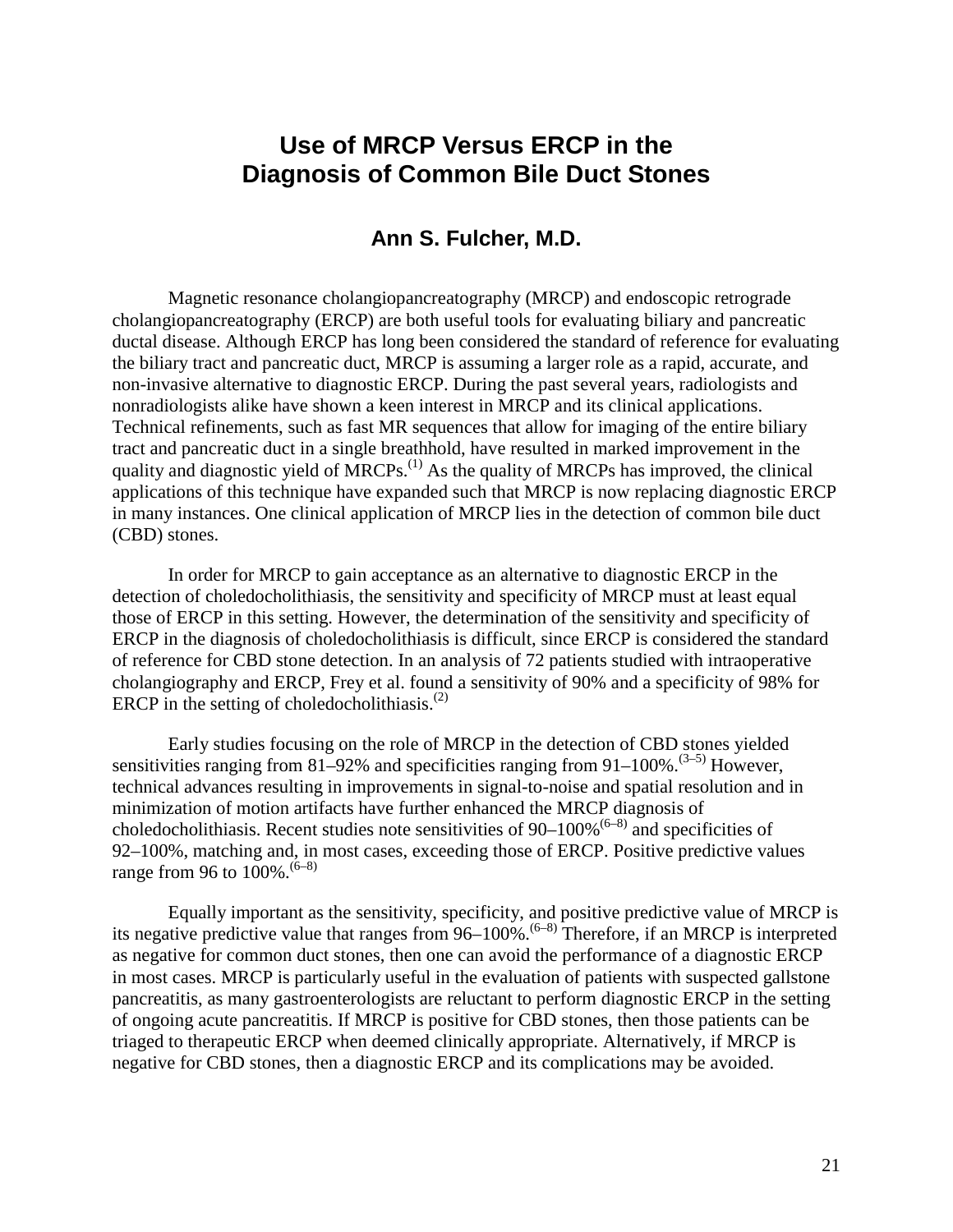# Use of MRCP Versus ERCP in the Diagnosis of Common Bile Duct Stones

## Ann S. Fulcher, M.D.

Magnetic resonance cholangiopancreatography (MRCP) and endoscopic retrograde cholangiopancreatography (ERCP) are both useful tools for evaluating biliary and pancreatic ductal disease. Although ERCP has long been considered the standard of reference for evaluating the biliary tract and pancreatic duct, MRCP is assuming a larger role as a rapid, accurate, and non-invasive alternative to diagnostic ERCP. During the past several years, radiologists and nonradiologists alike have shown a keen interest in MRCP and its clinical applications. Technical refinements, such as fast MR sequences that allow for imaging of the entire biliary tract and pancreatic duct in a single breathhold, have resulted in marked improvement in the quality and diagnostic yield of MRCPs.[1] As the quality of MRCPs has improved, the clinical applications of this technique have expanded such that MRCP is now replacing diagnostic ERCP in many instances. One clinical application of MRCP lies in the detection of common bile duct (CBD) stones.

In order for MRCP to gain acceptance as an alternative to diagnostic ERCP in the detection of choledocholithiasis, the sensitivity and specificity of MRCP must at least equal those of ERCP in this setting. However, the determination of the sensitivity and specificity of ERCP in the diagnosis of choledocholithiasis is difficult, since ERCP is considered the standard of reference for CBD stone detection. In an analysis of 72 patients studied with intraoperative cholangiography and ERCP, Frey et al. found a sensitivity of 90% and a specificity of 98% for ERCP in the setting of choledocholithiasis.[2]

Early studies focusing on the role of MRCP in the detection of CBD stones yielded sensitivities ranging from 81–92% and specificities ranging from 91–100%.[3–5] However, technical advances resulting in improvements in signal-to-noise and spatial resolution and in minimization of motion artifacts have further enhanced the MRCP diagnosis of choledocholithiasis. Recent studies note sensitivities of 90–100%[6–8] and specificities of 92–100%, matching and, in most cases, exceeding those of ERCP. Positive predictive values range from 96 to 100%.[6–8]

Equally important as the sensitivity, specificity, and positive predictive value of MRCP is its negative predictive value that ranges from 96–100%.[6–8] Therefore, if an MRCP is interpreted as negative for common duct stones, then one can avoid the performance of a diagnostic ERCP in most cases. MRCP is particularly useful in the evaluation of patients with suspected gallstone pancreatitis, as many gastroenterologists are reluctant to perform diagnostic ERCP in the setting of ongoing acute pancreatitis. If MRCP is positive for CBD stones, then those patients can be triaged to therapeutic ERCP when deemed clinically appropriate. Alternatively, if MRCP is negative for CBD stones, then a diagnostic ERCP and its complications may be avoided.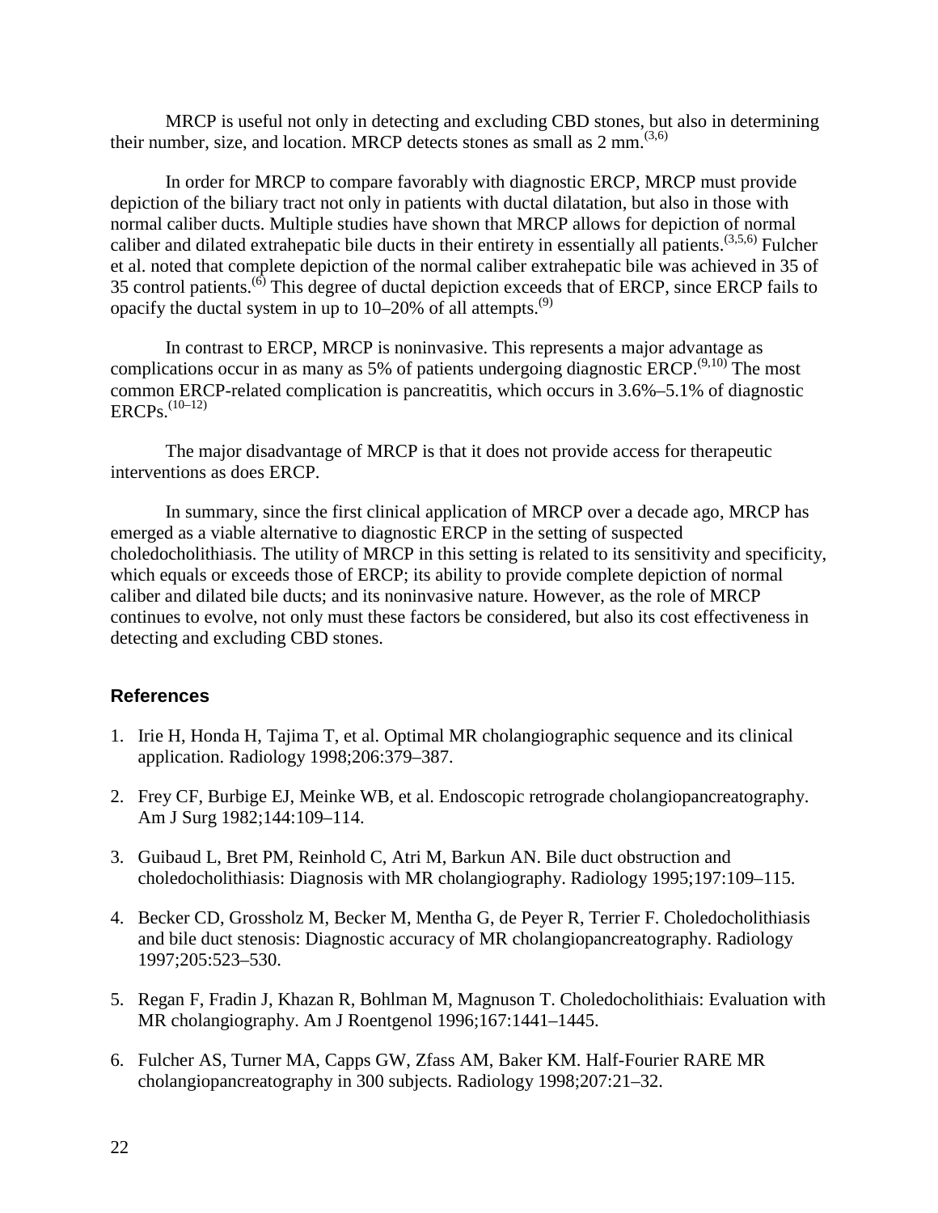MRCP is useful not only in detecting and excluding CBD stones, but also in determining their number, size, and location. MRCP detects stones as small as 2 mm.[3,6]

In order for MRCP to compare favorably with diagnostic ERCP, MRCP must provide depiction of the biliary tract not only in patients with ductal dilatation, but also in those with normal caliber ducts. Multiple studies have shown that MRCP allows for depiction of normal caliber and dilated extrahepatic bile ducts in their entirety in essentially all patients.[3,5,6] Fulcher et al. noted that complete depiction of the normal caliber extrahepatic bile was achieved in 35 of 35 control patients.[6] This degree of ductal depiction exceeds that of ERCP, since ERCP fails to opacify the ductal system in up to 10–20% of all attempts.[9]

In contrast to ERCP, MRCP is noninvasive. This represents a major advantage as complications occur in as many as 5% of patients undergoing diagnostic ERCP.[9,10] The most common ERCP-related complication is pancreatitis, which occurs in 3.6%–5.1% of diagnostic ERCPs.[10–12]

The major disadvantage of MRCP is that it does not provide access for therapeutic interventions as does ERCP.

In summary, since the first clinical application of MRCP over a decade ago, MRCP has emerged as a viable alternative to diagnostic ERCP in the setting of suspected choledocholithiasis. The utility of MRCP in this setting is related to its sensitivity and specificity, which equals or exceeds those of ERCP; its ability to provide complete depiction of normal caliber and dilated bile ducts; and its noninvasive nature. However, as the role of MRCP continues to evolve, not only must these factors be considered, but also its cost effectiveness in detecting and excluding CBD stones.

## References

1. Irie H, Honda H, Tajima T, et al. Optimal MR cholangiographic sequence and its clinical application. Radiology 1998;206:379–387.

2. Frey CF, Burbige EJ, Meinke WB, et al. Endoscopic retrograde cholangiopancreatography. Am J Surg 1982;144:109–114.

3. Guibaud L, Bret PM, Reinhold C, Atri M, Barkun AN. Bile duct obstruction and choledocholithiasis: Diagnosis with MR cholangiography. Radiology 1995;197:109–115.

4. Becker CD, Grossholz M, Becker M, Mentha G, de Peyer R, Terrier F. Choledocholithiasis and bile duct stenosis: Diagnostic accuracy of MR cholangiopancreatography. Radiology 1997;205:523–530.

5. Regan F, Fradin J, Khazan R, Bohlman M, Magnuson T. Choledocholithiais: Evaluation with MR cholangiography. Am J Roentgenol 1996;167:1441–1445.

6. Fulcher AS, Turner MA, Capps GW, Zfass AM, Baker KM. Half-Fourier RARE MR cholangiopancreatography in 300 subjects. Radiology 1998;207:21–32.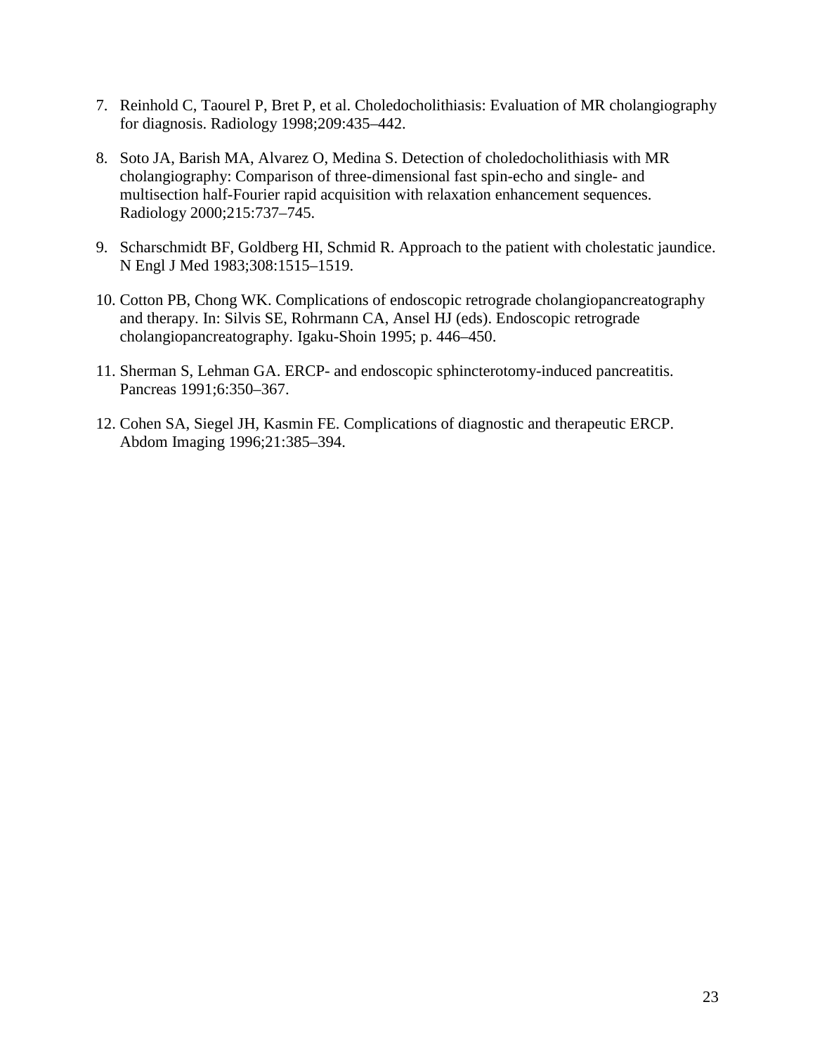7. Reinhold C, Taourel P, Bret P, et al. Choledocholithiasis: Evaluation of MR cholangiography for diagnosis. Radiology 1998;209:435–442.

8. Soto JA, Barish MA, Alvarez O, Medina S. Detection of choledocholithiasis with MR cholangiography: Comparison of three-dimensional fast spin-echo and single- and multisection half-Fourier rapid acquisition with relaxation enhancement sequences. Radiology 2000;215:737–745.

9. Scharschmidt BF, Goldberg HI, Schmid R. Approach to the patient with cholestatic jaundice. N Engl J Med 1983;308:1515–1519.

10. Cotton PB, Chong WK. Complications of endoscopic retrograde cholangiopancreatography and therapy. In: Silvis SE, Rohrmann CA, Ansel HJ (eds). Endoscopic retrograde cholangiopancreatography. Igaku-Shoin 1995; p. 446–450.

11. Sherman S, Lehman GA. ERCP- and endoscopic sphincterotomy-induced pancreatitis. Pancreas 1991;6:350–367.

12. Cohen SA, Siegel JH, Kasmin FE. Complications of diagnostic and therapeutic ERCP. Abdom Imaging 1996;21:385–394.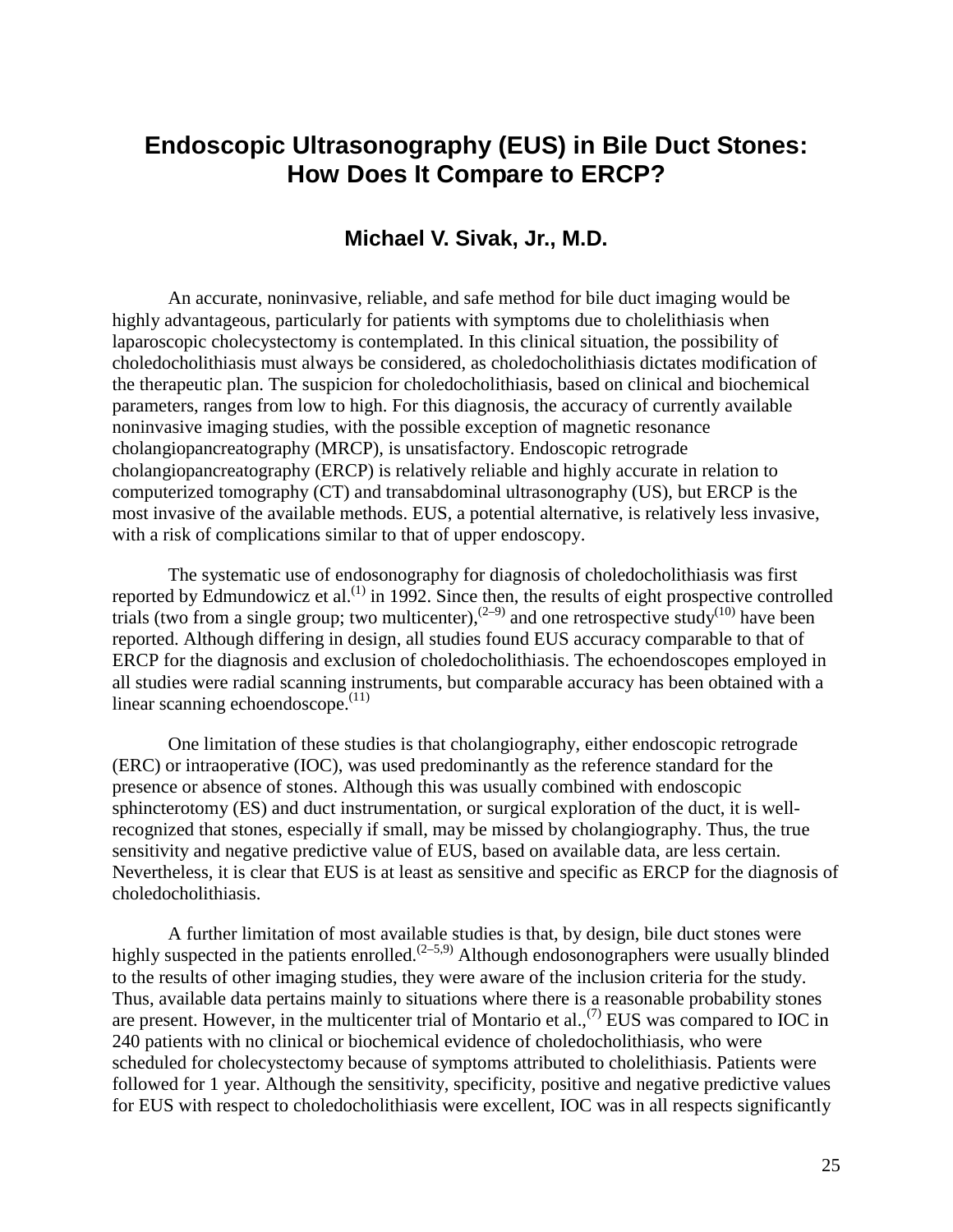# Endoscopic Ultrasonography (EUS) in Bile Duct Stones: How Does It Compare to ERCP?

### Michael V. Sivak, Jr., M.D.

An accurate, noninvasive, reliable, and safe method for bile duct imaging would be highly advantageous, particularly for patients with symptoms due to cholelithiasis when laparoscopic cholecystectomy is contemplated. In this clinical situation, the possibility of choledocholithiasis must always be considered, as choledocholithiasis dictates modification of the therapeutic plan. The suspicion for choledocholithiasis, based on clinical and biochemical parameters, ranges from low to high. For this diagnosis, the accuracy of currently available noninvasive imaging studies, with the possible exception of magnetic resonance cholangiopancreatography (MRCP), is unsatisfactory. Endoscopic retrograde cholangiopancreatography (ERCP) is relatively reliable and highly accurate in relation to computerized tomography (CT) and transabdominal ultrasonography (US), but ERCP is the most invasive of the available methods. EUS, a potential alternative, is relatively less invasive, with a risk of complications similar to that of upper endoscopy.

The systematic use of endosonography for diagnosis of choledocholithiasis was first reported by Edmundowicz et al.[1] in 1992. Since then, the results of eight prospective controlled trials (two from a single group; two multicenter),[2–9] and one retrospective study[10] have been reported. Although differing in design, all studies found EUS accuracy comparable to that of ERCP for the diagnosis and exclusion of choledocholithiasis. The echoendoscopes employed in all studies were radial scanning instruments, but comparable accuracy has been obtained with a linear scanning echoendoscope.[11]

One limitation of these studies is that cholangiography, either endoscopic retrograde (ERC) or intraoperative (IOC), was used predominantly as the reference standard for the presence or absence of stones. Although this was usually combined with endoscopic sphincterotomy (ES) and duct instrumentation, or surgical exploration of the duct, it is well-recognized that stones, especially if small, may be missed by cholangiography. Thus, the true sensitivity and negative predictive value of EUS, based on available data, are less certain. Nevertheless, it is clear that EUS is at least as sensitive and specific as ERCP for the diagnosis of choledocholithiasis.

A further limitation of most available studies is that, by design, bile duct stones were highly suspected in the patients enrolled.[2–5,9] Although endosonographers were usually blinded to the results of other imaging studies, they were aware of the inclusion criteria for the study. Thus, available data pertains mainly to situations where there is a reasonable probability stones are present. However, in the multicenter trial of Montario et al.,[7] EUS was compared to IOC in 240 patients with no clinical or biochemical evidence of choledocholithiasis, who were scheduled for cholecystectomy because of symptoms attributed to cholelithiasis. Patients were followed for 1 year. Although the sensitivity, specificity, positive and negative predictive values for EUS with respect to choledocholithiasis were excellent, IOC was in all respects significantly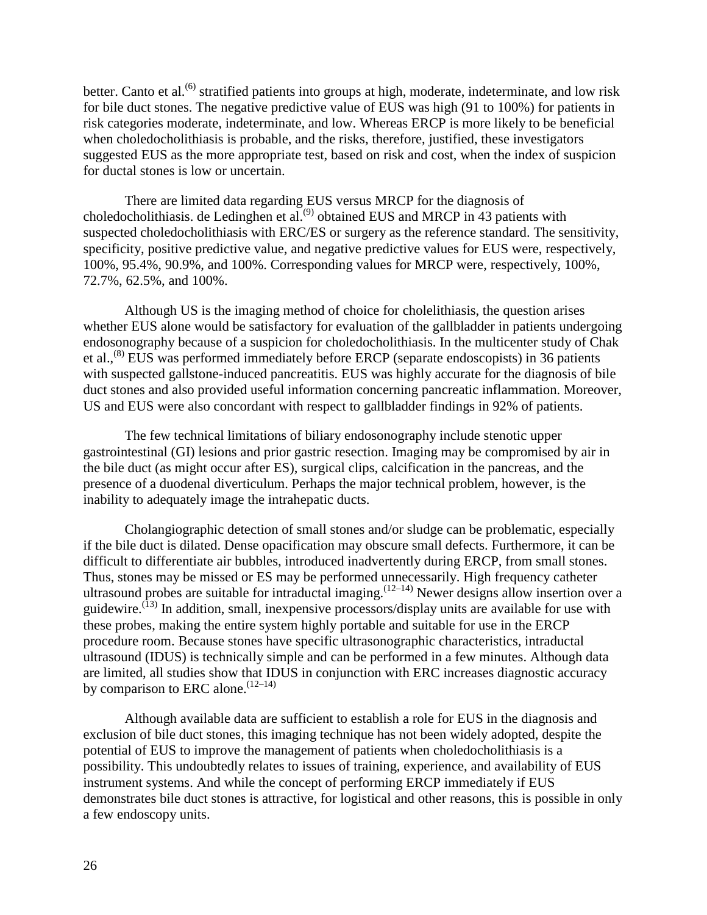better. Canto et al.[6] stratified patients into groups at high, moderate, indeterminate, and low risk for bile duct stones. The negative predictive value of EUS was high (91 to 100%) for patients in risk categories moderate, indeterminate, and low. Whereas ERCP is more likely to be beneficial when choledocholithiasis is probable, and the risks, therefore, justified, these investigators suggested EUS as the more appropriate test, based on risk and cost, when the index of suspicion for ductal stones is low or uncertain.

There are limited data regarding EUS versus MRCP for the diagnosis of choledocholithiasis. de Ledinghen et al.[9] obtained EUS and MRCP in 43 patients with suspected choledocholithiasis with ERC/ES or surgery as the reference standard. The sensitivity, specificity, positive predictive value, and negative predictive values for EUS were, respectively, 100%, 95.4%, 90.9%, and 100%. Corresponding values for MRCP were, respectively, 100%, 72.7%, 62.5%, and 100%.

Although US is the imaging method of choice for cholelithiasis, the question arises whether EUS alone would be satisfactory for evaluation of the gallbladder in patients undergoing endosonography because of a suspicion for choledocholithiasis. In the multicenter study of Chak et al.,[8] EUS was performed immediately before ERCP (separate endoscopists) in 36 patients with suspected gallstone-induced pancreatitis. EUS was highly accurate for the diagnosis of bile duct stones and also provided useful information concerning pancreatic inflammation. Moreover, US and EUS were also concordant with respect to gallbladder findings in 92% of patients.

The few technical limitations of biliary endosonography include stenotic upper gastrointestinal (GI) lesions and prior gastric resection. Imaging may be compromised by air in the bile duct (as might occur after ES), surgical clips, calcification in the pancreas, and the presence of a duodenal diverticulum. Perhaps the major technical problem, however, is the inability to adequately image the intrahepatic ducts.

Cholangiographic detection of small stones and/or sludge can be problematic, especially if the bile duct is dilated. Dense opacification may obscure small defects. Furthermore, it can be difficult to differentiate air bubbles, introduced inadvertently during ERCP, from small stones. Thus, stones may be missed or ES may be performed unnecessarily. High frequency catheter ultrasound probes are suitable for intraductal imaging.[12–14] Newer designs allow insertion over a guidewire.[13] In addition, small, inexpensive processors/display units are available for use with these probes, making the entire system highly portable and suitable for use in the ERCP procedure room. Because stones have specific ultrasonographic characteristics, intraductal ultrasound (IDUS) is technically simple and can be performed in a few minutes. Although data are limited, all studies show that IDUS in conjunction with ERC increases diagnostic accuracy by comparison to ERC alone.[12–14]

Although available data are sufficient to establish a role for EUS in the diagnosis and exclusion of bile duct stones, this imaging technique has not been widely adopted, despite the potential of EUS to improve the management of patients when choledocholithiasis is a possibility. This undoubtedly relates to issues of training, experience, and availability of EUS instrument systems. And while the concept of performing ERCP immediately if EUS demonstrates bile duct stones is attractive, for logistical and other reasons, this is possible in only a few endoscopy units.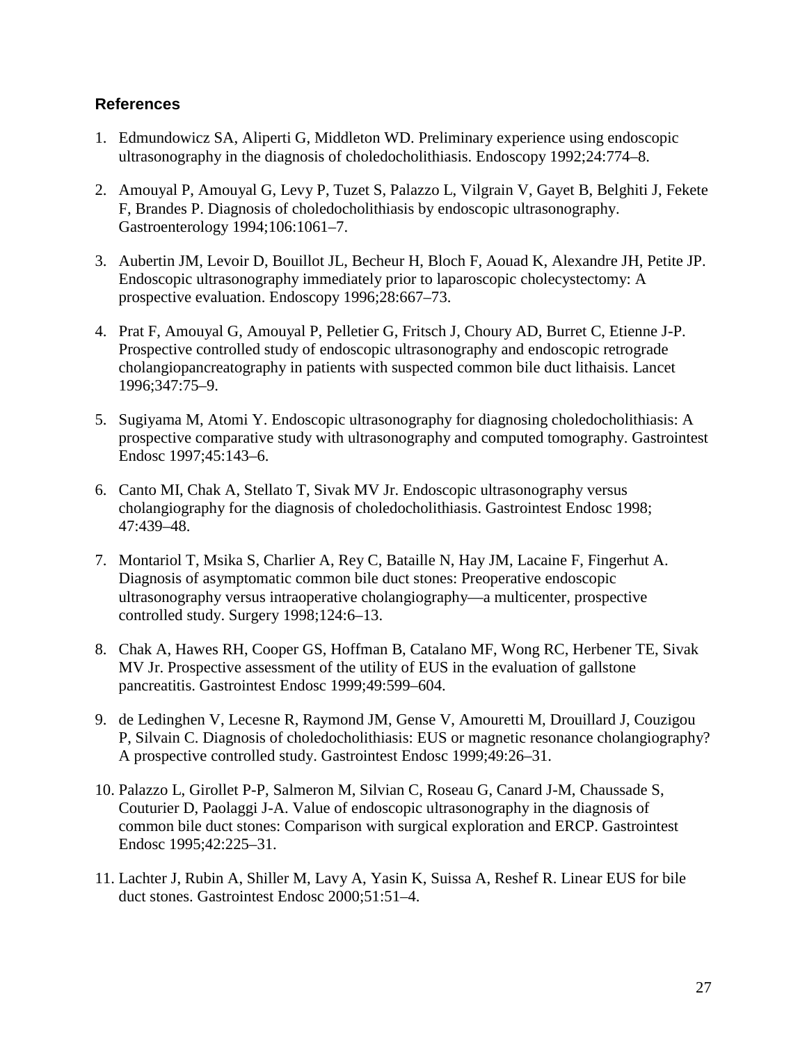### References

1. Edmundowicz SA, Aliperti G, Middleton WD. Preliminary experience using endoscopic ultrasonography in the diagnosis of choledocholithiasis. Endoscopy 1992;24:774–8.

2. Amouyal P, Amouyal G, Levy P, Tuzet S, Palazzo L, Vilgrain V, Gayet B, Belghiti J, Fekete F, Brandes P. Diagnosis of choledocholithiasis by endoscopic ultrasonography. Gastroenterology 1994;106:1061–7.

3. Aubertin JM, Levoir D, Bouillot JL, Becheur H, Bloch F, Aouad K, Alexandre JH, Petite JP. Endoscopic ultrasonography immediately prior to laparoscopic cholecystectomy: A prospective evaluation. Endoscopy 1996;28:667–73.

4. Prat F, Amouyal G, Amouyal P, Pelletier G, Fritsch J, Choury AD, Burret C, Etienne J-P. Prospective controlled study of endoscopic ultrasonography and endoscopic retrograde cholangiopancreatography in patients with suspected common bile duct lithaisis. Lancet 1996;347:75–9.

5. Sugiyama M, Atomi Y. Endoscopic ultrasonography for diagnosing choledocholithiasis: A prospective comparative study with ultrasonography and computed tomography. Gastrointest Endosc 1997;45:143–6.

6. Canto MI, Chak A, Stellato T, Sivak MV Jr. Endoscopic ultrasonography versus cholangiography for the diagnosis of choledocholithiasis. Gastrointest Endosc 1998; 47:439–48.

7. Montariol T, Msika S, Charlier A, Rey C, Bataille N, Hay JM, Lacaine F, Fingerhut A. Diagnosis of asymptomatic common bile duct stones: Preoperative endoscopic ultrasonography versus intraoperative cholangiography—a multicenter, prospective controlled study. Surgery 1998;124:6–13.

8. Chak A, Hawes RH, Cooper GS, Hoffman B, Catalano MF, Wong RC, Herbener TE, Sivak MV Jr. Prospective assessment of the utility of EUS in the evaluation of gallstone pancreatitis. Gastrointest Endosc 1999;49:599–604.

9. de Ledinghen V, Lecesne R, Raymond JM, Gense V, Amouretti M, Drouillard J, Couzigou P, Silvain C. Diagnosis of choledocholithiasis: EUS or magnetic resonance cholangiography? A prospective controlled study. Gastrointest Endosc 1999;49:26–31.

10. Palazzo L, Girollet P-P, Salmeron M, Silvian C, Roseau G, Canard J-M, Chaussade S, Couturier D, Paolaggi J-A. Value of endoscopic ultrasonography in the diagnosis of common bile duct stones: Comparison with surgical exploration and ERCP. Gastrointest Endosc 1995;42:225–31.

11. Lachter J, Rubin A, Shiller M, Lavy A, Yasin K, Suissa A, Reshef R. Linear EUS for bile duct stones. Gastrointest Endosc 2000;51:51–4.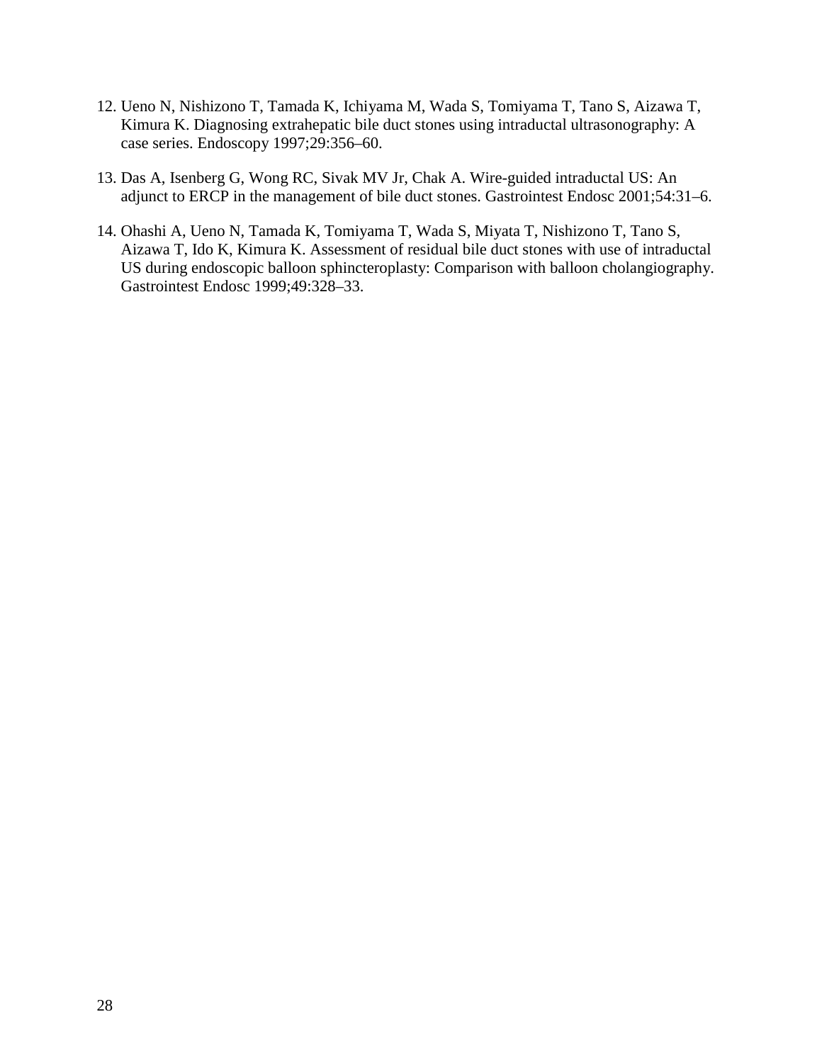12. Ueno N, Nishizono T, Tamada K, Ichiyama M, Wada S, Tomiyama T, Tano S, Aizawa T, Kimura K. Diagnosing extrahepatic bile duct stones using intraductal ultrasonography: A case series. Endoscopy 1997;29:356–60.

13. Das A, Isenberg G, Wong RC, Sivak MV Jr, Chak A. Wire-guided intraductal US: An adjunct to ERCP in the management of bile duct stones. Gastrointest Endosc 2001;54:31–6.

14. Ohashi A, Ueno N, Tamada K, Tomiyama T, Wada S, Miyata T, Nishizono T, Tano S, Aizawa T, Ido K, Kimura K. Assessment of residual bile duct stones with use of intraductal US during endoscopic balloon sphincteroplasty: Comparison with balloon cholangiography. Gastrointest Endosc 1999;49:328–33.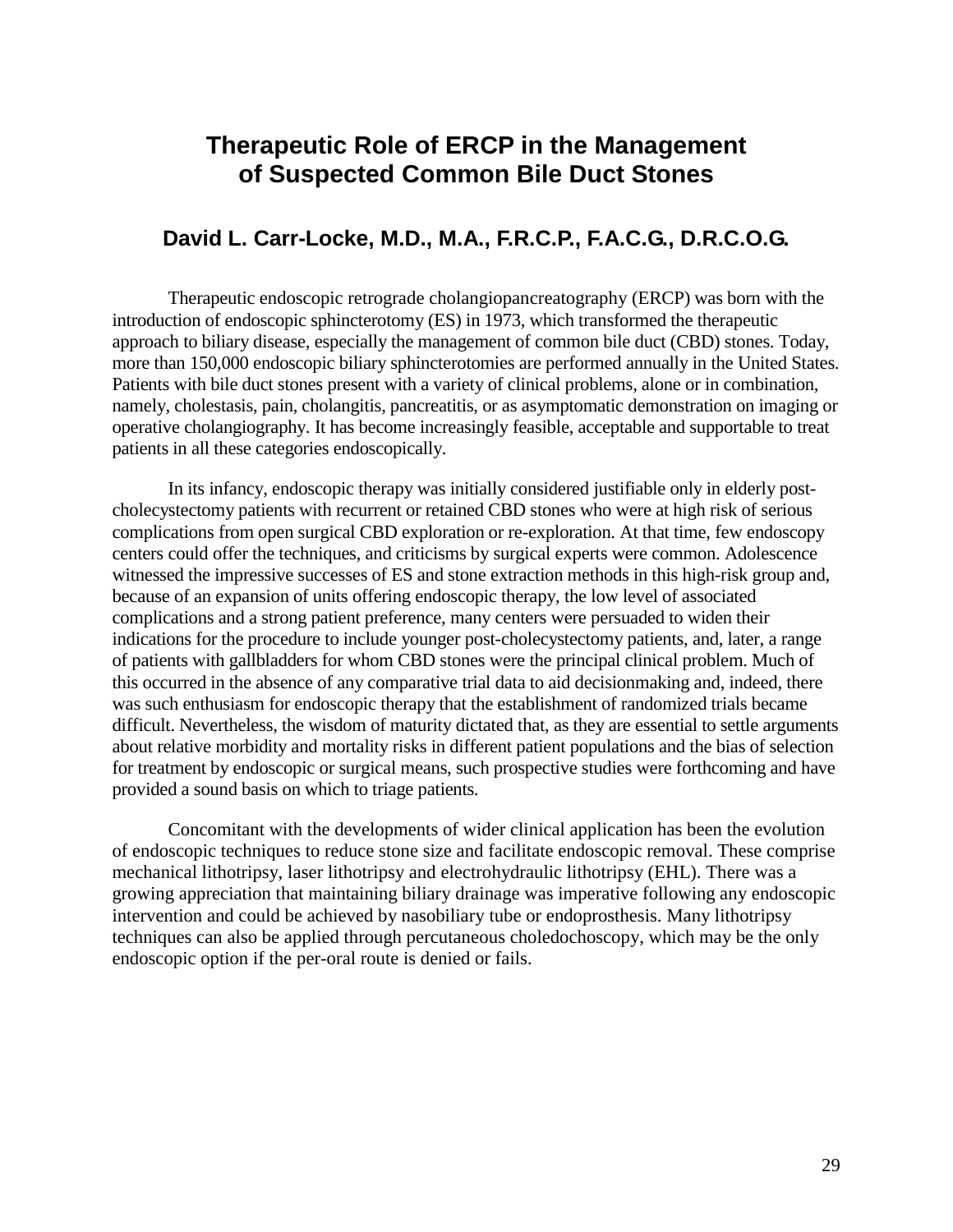# Therapeutic Role of ERCP in the Management of Suspected Common Bile Duct Stones

## David L. Carr-Locke, M.D., M.A., F.R.C.P., F.A.C.G., D.R.C.O.G.

Therapeutic endoscopic retrograde cholangiopancreatography (ERCP) was born with the introduction of endoscopic sphincterotomy (ES) in 1973, which transformed the therapeutic approach to biliary disease, especially the management of common bile duct (CBD) stones. Today, more than 150,000 endoscopic biliary sphincterotomies are performed annually in the United States. Patients with bile duct stones present with a variety of clinical problems, alone or in combination, namely, cholestasis, pain, cholangitis, pancreatitis, or as asymptomatic demonstration on imaging or operative cholangiography. It has become increasingly feasible, acceptable and supportable to treat patients in all these categories endoscopically.

In its infancy, endoscopic therapy was initially considered justifiable only in elderly post-cholecystectomy patients with recurrent or retained CBD stones who were at high risk of serious complications from open surgical CBD exploration or re-exploration. At that time, few endoscopy centers could offer the techniques, and criticisms by surgical experts were common. Adolescence witnessed the impressive successes of ES and stone extraction methods in this high-risk group and, because of an expansion of units offering endoscopic therapy, the low level of associated complications and a strong patient preference, many centers were persuaded to widen their indications for the procedure to include younger post-cholecystectomy patients, and, later, a range of patients with gallbladders for whom CBD stones were the principal clinical problem. Much of this occurred in the absence of any comparative trial data to aid decisionmaking and, indeed, there was such enthusiasm for endoscopic therapy that the establishment of randomized trials became difficult. Nevertheless, the wisdom of maturity dictated that, as they are essential to settle arguments about relative morbidity and mortality risks in different patient populations and the bias of selection for treatment by endoscopic or surgical means, such prospective studies were forthcoming and have provided a sound basis on which to triage patients.

Concomitant with the developments of wider clinical application has been the evolution of endoscopic techniques to reduce stone size and facilitate endoscopic removal. These comprise mechanical lithotripsy, laser lithotripsy and electrohydraulic lithotripsy (EHL). There was a growing appreciation that maintaining biliary drainage was imperative following any endoscopic intervention and could be achieved by nasobiliary tube or endoprosthesis. Many lithotripsy techniques can also be applied through percutaneous choledochoscopy, which may be the only endoscopic option if the per-oral route is denied or fails.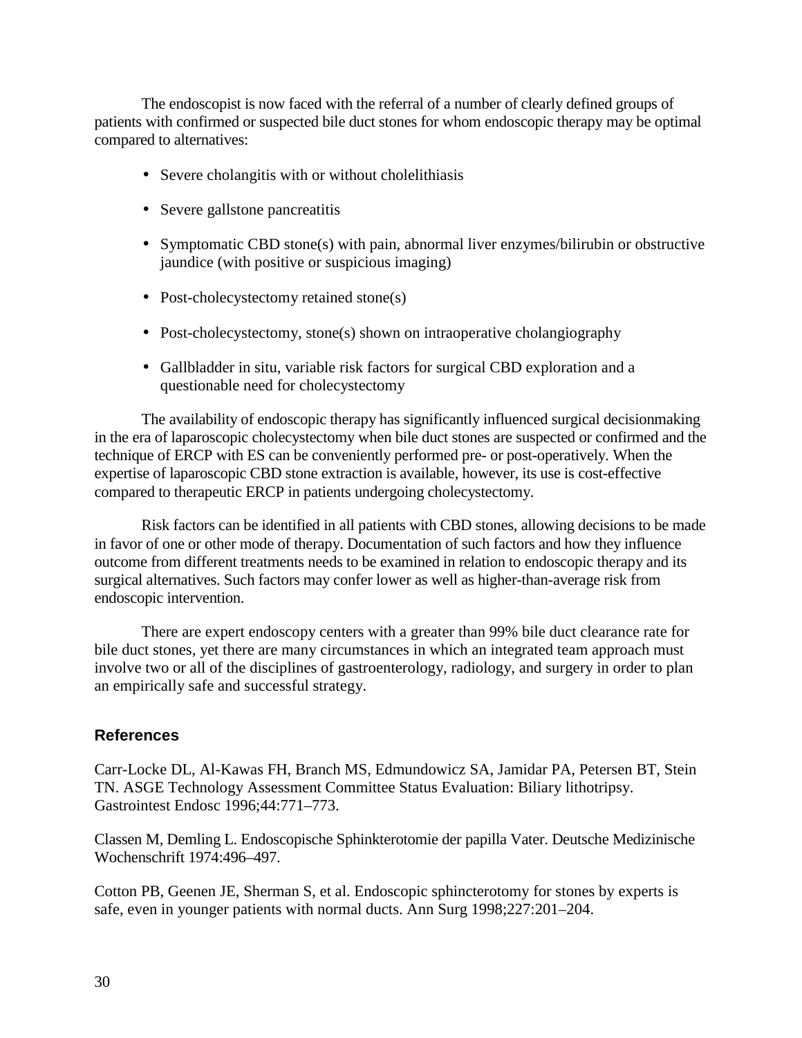The endoscopist is now faced with the referral of a number of clearly defined groups of patients with confirmed or suspected bile duct stones for whom endoscopic therapy may be optimal compared to alternatives:

- Severe cholangitis with or without cholelithiasis
- Severe gallstone pancreatitis
- Symptomatic CBD stone(s) with pain, abnormal liver enzymes/bilirubin or obstructive jaundice (with positive or suspicious imaging)
- Post-cholecystectomy retained stone(s)
- Post-cholecystectomy, stone(s) shown on intraoperative cholangiography
- Gallbladder in situ, variable risk factors for surgical CBD exploration and a questionable need for cholecystectomy

The availability of endoscopic therapy has significantly influenced surgical decisionmaking in the era of laparoscopic cholecystectomy when bile duct stones are suspected or confirmed and the technique of ERCP with ES can be conveniently performed pre- or post-operatively. When the expertise of laparoscopic CBD stone extraction is available, however, its use is cost-effective compared to therapeutic ERCP in patients undergoing cholecystectomy.

Risk factors can be identified in all patients with CBD stones, allowing decisions to be made in favor of one or other mode of therapy. Documentation of such factors and how they influence outcome from different treatments needs to be examined in relation to endoscopic therapy and its surgical alternatives. Such factors may confer lower as well as higher-than-average risk from endoscopic intervention.

There are expert endoscopy centers with a greater than 99% bile duct clearance rate for bile duct stones, yet there are many circumstances in which an integrated team approach must involve two or all of the disciplines of gastroenterology, radiology, and surgery in order to plan an empirically safe and successful strategy.

## References

Carr-Locke DL, Al-Kawas FH, Branch MS, Edmundowicz SA, Jamidar PA, Petersen BT, Stein TN. ASGE Technology Assessment Committee Status Evaluation: Biliary lithotripsy. Gastrointest Endosc 1996;44:771–773.

Classen M, Demling L. Endoscopische Sphinkterotomie der papilla Vater. Deutsche Medizinische Wochenschrift 1974:496–497.

Cotton PB, Geenen JE, Sherman S, et al. Endoscopic sphincterotomy for stones by experts is safe, even in younger patients with normal ducts. Ann Surg 1998;227:201–204.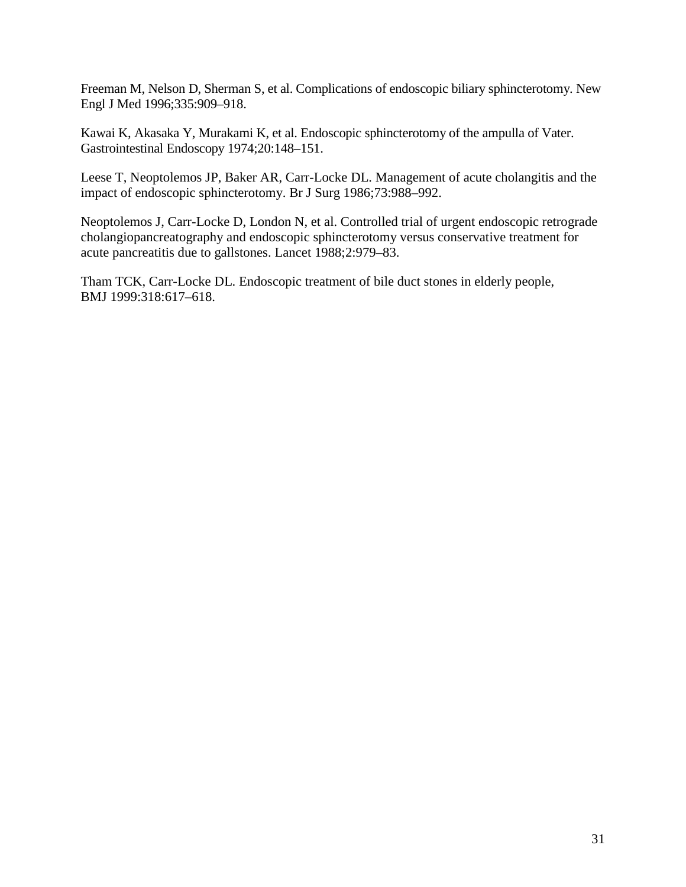Freeman M, Nelson D, Sherman S, et al. Complications of endoscopic biliary sphincterotomy. New Engl J Med 1996;335:909–918.

Kawai K, Akasaka Y, Murakami K, et al. Endoscopic sphincterotomy of the ampulla of Vater. Gastrointestinal Endoscopy 1974;20:148–151.

Leese T, Neoptolemos JP, Baker AR, Carr-Locke DL. Management of acute cholangitis and the impact of endoscopic sphincterotomy. Br J Surg 1986;73:988–992.

Neoptolemos J, Carr-Locke D, London N, et al. Controlled trial of urgent endoscopic retrograde cholangiopancreatography and endoscopic sphincterotomy versus conservative treatment for acute pancreatitis due to gallstones. Lancet 1988;2:979–83.

Tham TCK, Carr-Locke DL. Endoscopic treatment of bile duct stones in elderly people, BMJ 1999:318:617–618.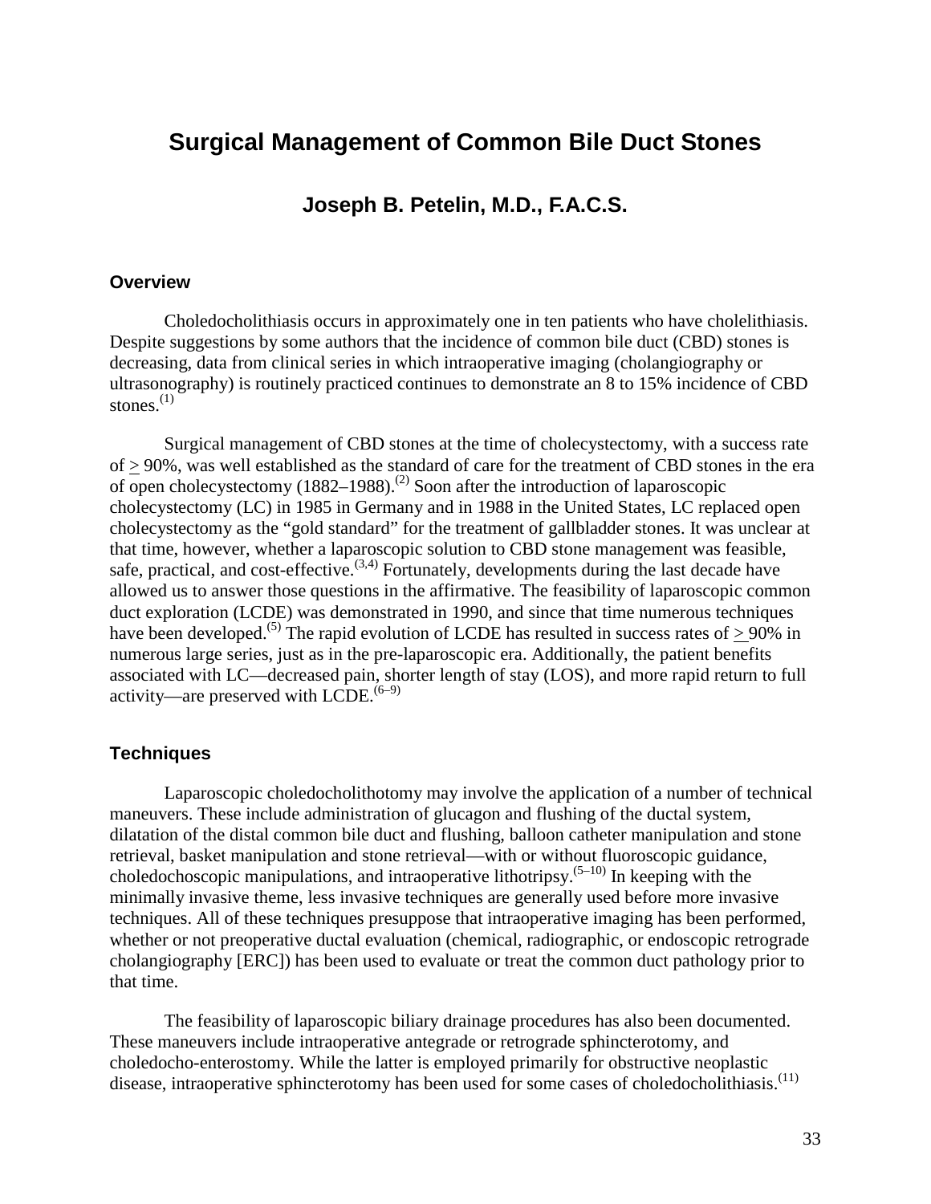# Surgical Management of Common Bile Duct Stones

### Joseph B. Petelin, M.D., F.A.C.S.

## Overview

Choledocholithiasis occurs in approximately one in ten patients who have cholelithiasis. Despite suggestions by some authors that the incidence of common bile duct (CBD) stones is decreasing, data from clinical series in which intraoperative imaging (cholangiography or ultrasonography) is routinely practiced continues to demonstrate an 8 to 15% incidence of CBD stones.[1]

Surgical management of CBD stones at the time of cholecystectomy, with a success rate of ≥ 90%, was well established as the standard of care for the treatment of CBD stones in the era of open cholecystectomy (1882–1988).[2] Soon after the introduction of laparoscopic cholecystectomy (LC) in 1985 in Germany and in 1988 in the United States, LC replaced open cholecystectomy as the "gold standard" for the treatment of gallbladder stones. It was unclear at that time, however, whether a laparoscopic solution to CBD stone management was feasible, safe, practical, and cost-effective.[3,4] Fortunately, developments during the last decade have allowed us to answer those questions in the affirmative. The feasibility of laparoscopic common duct exploration (LCDE) was demonstrated in 1990, and since that time numerous techniques have been developed.[5] The rapid evolution of LCDE has resulted in success rates of ≥ 90% in numerous large series, just as in the pre-laparoscopic era. Additionally, the patient benefits associated with LC—decreased pain, shorter length of stay (LOS), and more rapid return to full activity—are preserved with LCDE.[6–9]

## Techniques

Laparoscopic choledocholithotomy may involve the application of a number of technical maneuvers. These include administration of glucagon and flushing of the ductal system, dilatation of the distal common bile duct and flushing, balloon catheter manipulation and stone retrieval, basket manipulation and stone retrieval—with or without fluoroscopic guidance, choledochoscopic manipulations, and intraoperative lithotripsy.[5–10] In keeping with the minimally invasive theme, less invasive techniques are generally used before more invasive techniques. All of these techniques presuppose that intraoperative imaging has been performed, whether or not preoperative ductal evaluation (chemical, radiographic, or endoscopic retrograde cholangiography [ERC]) has been used to evaluate or treat the common duct pathology prior to that time.

The feasibility of laparoscopic biliary drainage procedures has also been documented. These maneuvers include intraoperative antegrade or retrograde sphincterotomy, and choledocho-enterostomy. While the latter is employed primarily for obstructive neoplastic disease, intraoperative sphincterotomy has been used for some cases of choledocholithiasis.[11]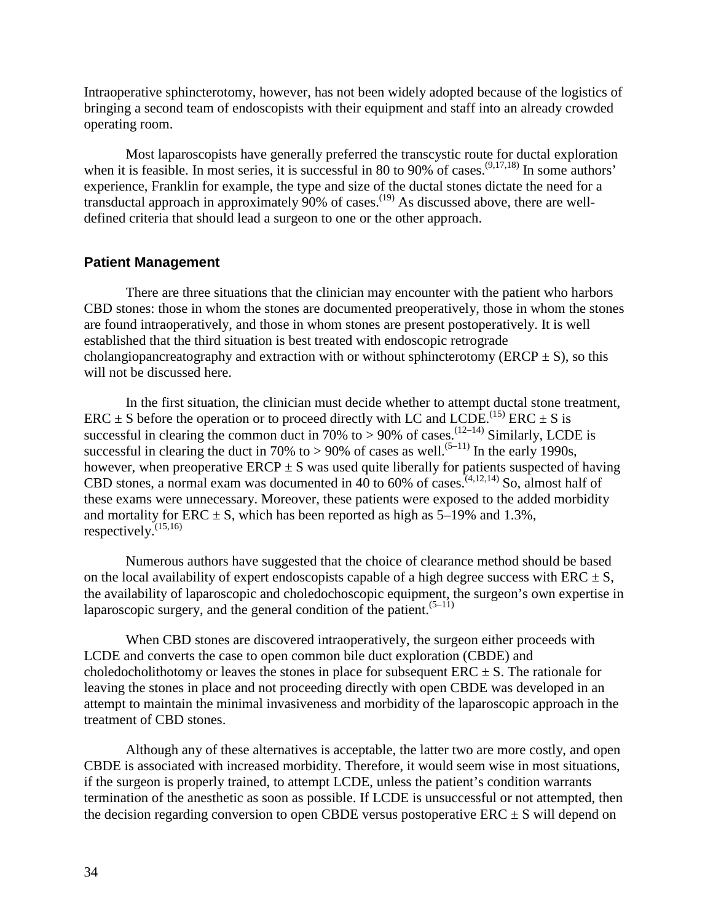Intraoperative sphincterotomy, however, has not been widely adopted because of the logistics of bringing a second team of endoscopists with their equipment and staff into an already crowded operating room.

Most laparoscopists have generally preferred the transcystic route for ductal exploration when it is feasible. In most series, it is successful in 80 to 90% of cases.[9,17,18] In some authors' experience, Franklin for example, the type and size of the ductal stones dictate the need for a transductal approach in approximately 90% of cases.[19] As discussed above, there are well-defined criteria that should lead a surgeon to one or the other approach.

### Patient Management

There are three situations that the clinician may encounter with the patient who harbors CBD stones: those in whom the stones are documented preoperatively, those in whom the stones are found intraoperatively, and those in whom stones are present postoperatively. It is well established that the third situation is best treated with endoscopic retrograde cholangiopancreatography and extraction with or without sphincterotomy (ERCP ± S), so this will not be discussed here.

In the first situation, the clinician must decide whether to attempt ductal stone treatment, ERC ± S before the operation or to proceed directly with LC and LCDE.[15] ERC ± S is successful in clearing the common duct in 70% to > 90% of cases.[12–14] Similarly, LCDE is successful in clearing the duct in 70% to > 90% of cases as well.[5–11] In the early 1990s, however, when preoperative ERCP ± S was used quite liberally for patients suspected of having CBD stones, a normal exam was documented in 40 to 60% of cases.[4,12,14] So, almost half of these exams were unnecessary. Moreover, these patients were exposed to the added morbidity and mortality for ERC ± S, which has been reported as high as 5–19% and 1.3%, respectively.[15,16]

Numerous authors have suggested that the choice of clearance method should be based on the local availability of expert endoscopists capable of a high degree success with ERC ± S, the availability of laparoscopic and choledochoscopic equipment, the surgeon's own expertise in laparoscopic surgery, and the general condition of the patient.[5–11]

When CBD stones are discovered intraoperatively, the surgeon either proceeds with LCDE and converts the case to open common bile duct exploration (CBDE) and choledocholithotomy or leaves the stones in place for subsequent ERC ± S. The rationale for leaving the stones in place and not proceeding directly with open CBDE was developed in an attempt to maintain the minimal invasiveness and morbidity of the laparoscopic approach in the treatment of CBD stones.

Although any of these alternatives is acceptable, the latter two are more costly, and open CBDE is associated with increased morbidity. Therefore, it would seem wise in most situations, if the surgeon is properly trained, to attempt LCDE, unless the patient's condition warrants termination of the anesthetic as soon as possible. If LCDE is unsuccessful or not attempted, then the decision regarding conversion to open CBDE versus postoperative ERC ± S will depend on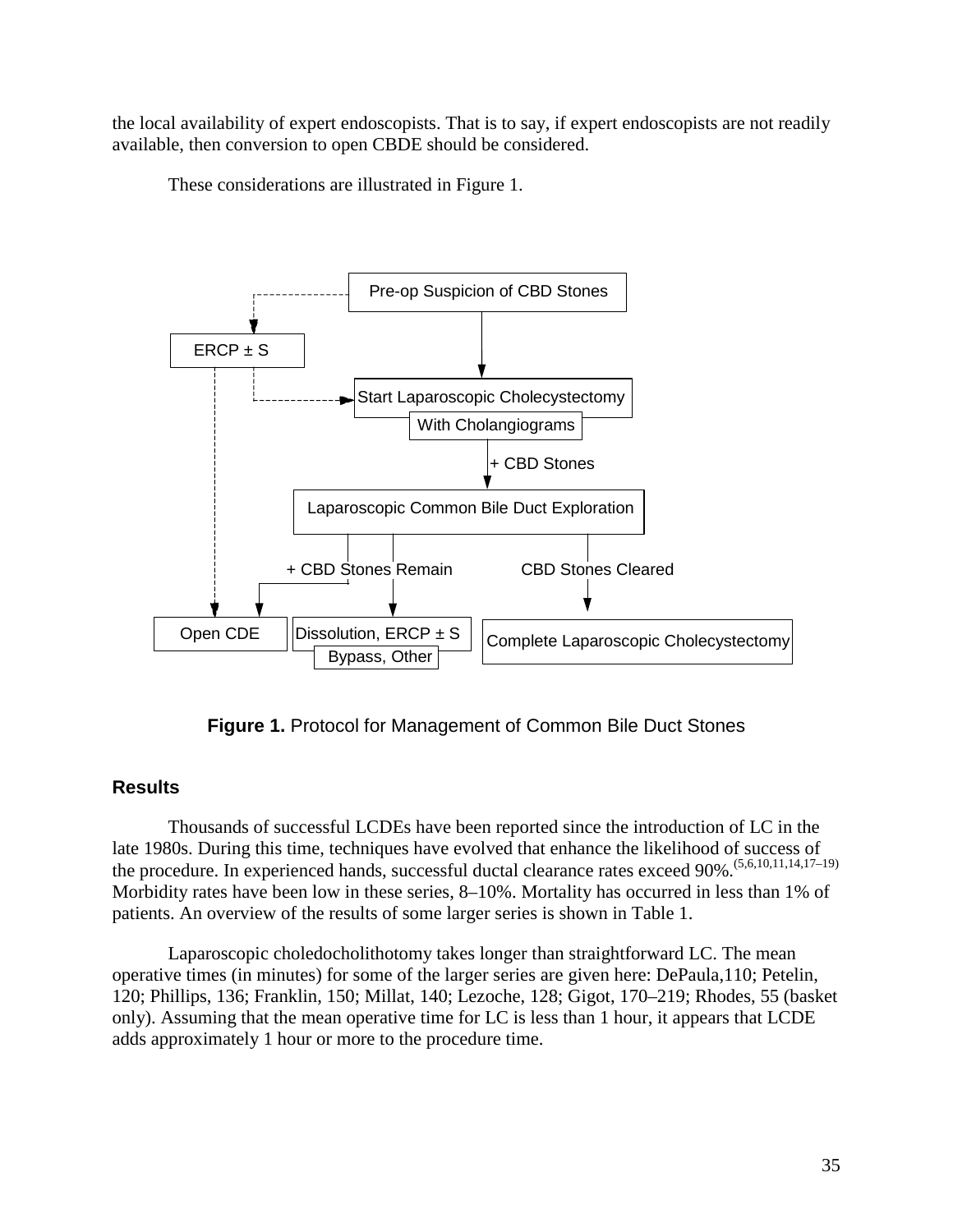the local availability of expert endoscopists. That is to say, if expert endoscopists are not readily available, then conversion to open CBDE should be considered.

These considerations are illustrated in Figure 1.

**Figure 1.** Protocol for Management of Common Bile Duct Stones

## Results

Thousands of successful LCDEs have been reported since the introduction of LC in the late 1980s. During this time, techniques have evolved that enhance the likelihood of success of the procedure. In experienced hands, successful ductal clearance rates exceed 90%.[5,6,10,11,14,17–19] Morbidity rates have been low in these series, 8–10%. Mortality has occurred in less than 1% of patients. An overview of the results of some larger series is shown in Table 1.

Laparoscopic choledocholithotomy takes longer than straightforward LC. The mean operative times (in minutes) for some of the larger series are given here: DePaula,110; Petelin, 120; Phillips, 136; Franklin, 150; Millat, 140; Lezoche, 128; Gigot, 170–219; Rhodes, 55 (basket only). Assuming that the mean operative time for LC is less than 1 hour, it appears that LCDE adds approximately 1 hour or more to the procedure time.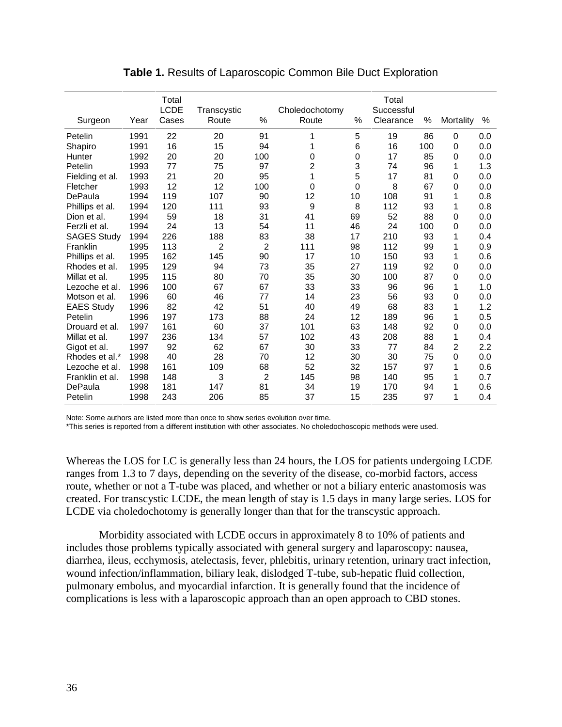**Table 1.** Results of Laparoscopic Common Bile Duct Exploration

| Surgeon | Year | Total LCDE Cases | Transcystic Route | % | Choledochotomy Route | % | Total Successful Clearance | % | Mortality | % |
|---|---|---|---|---|---|---|---|---|---|---|
| Petelin | 1991 | 22 | 20 | 91 | 1 | 5 | 19 | 86 | 0 | 0.0 |
| Shapiro | 1991 | 16 | 15 | 94 | 1 | 6 | 16 | 100 | 0 | 0.0 |
| Hunter | 1992 | 20 | 20 | 100 | 0 | 0 | 17 | 85 | 0 | 0.0 |
| Petelin | 1993 | 77 | 75 | 97 | 2 | 3 | 74 | 96 | 1 | 1.3 |
| Fielding et al. | 1993 | 21 | 20 | 95 | 1 | 5 | 17 | 81 | 0 | 0.0 |
| Fletcher | 1993 | 12 | 12 | 100 | 0 | 0 | 8 | 67 | 0 | 0.0 |
| DePaula | 1994 | 119 | 107 | 90 | 12 | 10 | 108 | 91 | 1 | 0.8 |
| Phillips et al. | 1994 | 120 | 111 | 93 | 9 | 8 | 112 | 93 | 1 | 0.8 |
| Dion et al. | 1994 | 59 | 18 | 31 | 41 | 69 | 52 | 88 | 0 | 0.0 |
| Ferzli et al. | 1994 | 24 | 13 | 54 | 11 | 46 | 24 | 100 | 0 | 0.0 |
| SAGES Study | 1994 | 226 | 188 | 83 | 38 | 17 | 210 | 93 | 1 | 0.4 |
| Franklin | 1995 | 113 | 2 | 2 | 111 | 98 | 112 | 99 | 1 | 0.9 |
| Phillips et al. | 1995 | 162 | 145 | 90 | 17 | 10 | 150 | 93 | 1 | 0.6 |
| Rhodes et al. | 1995 | 129 | 94 | 73 | 35 | 27 | 119 | 92 | 0 | 0.0 |
| Millat et al. | 1995 | 115 | 80 | 70 | 35 | 30 | 100 | 87 | 0 | 0.0 |
| Lezoche et al. | 1996 | 100 | 67 | 67 | 33 | 33 | 96 | 96 | 1 | 1.0 |
| Motson et al. | 1996 | 60 | 46 | 77 | 14 | 23 | 56 | 93 | 0 | 0.0 |
| EAES Study | 1996 | 82 | 42 | 51 | 40 | 49 | 68 | 83 | 1 | 1.2 |
| Petelin | 1996 | 197 | 173 | 88 | 24 | 12 | 189 | 96 | 1 | 0.5 |
| Drouard et al. | 1997 | 161 | 60 | 37 | 101 | 63 | 148 | 92 | 0 | 0.0 |
| Millat et al. | 1997 | 236 | 134 | 57 | 102 | 43 | 208 | 88 | 1 | 0.4 |
| Gigot et al. | 1997 | 92 | 62 | 67 | 30 | 33 | 77 | 84 | 2 | 2.2 |
| Rhodes et al.* | 1998 | 40 | 28 | 70 | 12 | 30 | 30 | 75 | 0 | 0.0 |
| Lezoche et al. | 1998 | 161 | 109 | 68 | 52 | 32 | 157 | 97 | 1 | 0.6 |
| Franklin et al. | 1998 | 148 | 3 | 2 | 145 | 98 | 140 | 95 | 1 | 0.7 |
| DePaula | 1998 | 181 | 147 | 81 | 34 | 19 | 170 | 94 | 1 | 0.6 |
| Petelin | 1998 | 243 | 206 | 85 | 37 | 15 | 235 | 97 | 1 | 0.4 |

Note: Some authors are listed more than once to show series evolution over time.
*This series is reported from a different institution with other associates. No choledochoscopic methods were used.

Whereas the LOS for LC is generally less than 24 hours, the LOS for patients undergoing LCDE ranges from 1.3 to 7 days, depending on the severity of the disease, co-morbid factors, access route, whether or not a T-tube was placed, and whether or not a biliary enteric anastomosis was created. For transcystic LCDE, the mean length of stay is 1.5 days in many large series. LOS for LCDE via choledochotomy is generally longer than that for the transcystic approach.

Morbidity associated with LCDE occurs in approximately 8 to 10% of patients and includes those problems typically associated with general surgery and laparoscopy: nausea, diarrhea, ileus, ecchymosis, atelectasis, fever, phlebitis, urinary retention, urinary tract infection, wound infection/inflammation, biliary leak, dislodged T-tube, sub-hepatic fluid collection, pulmonary embolus, and myocardial infarction. It is generally found that the incidence of complications is less with a laparoscopic approach than an open approach to CBD stones.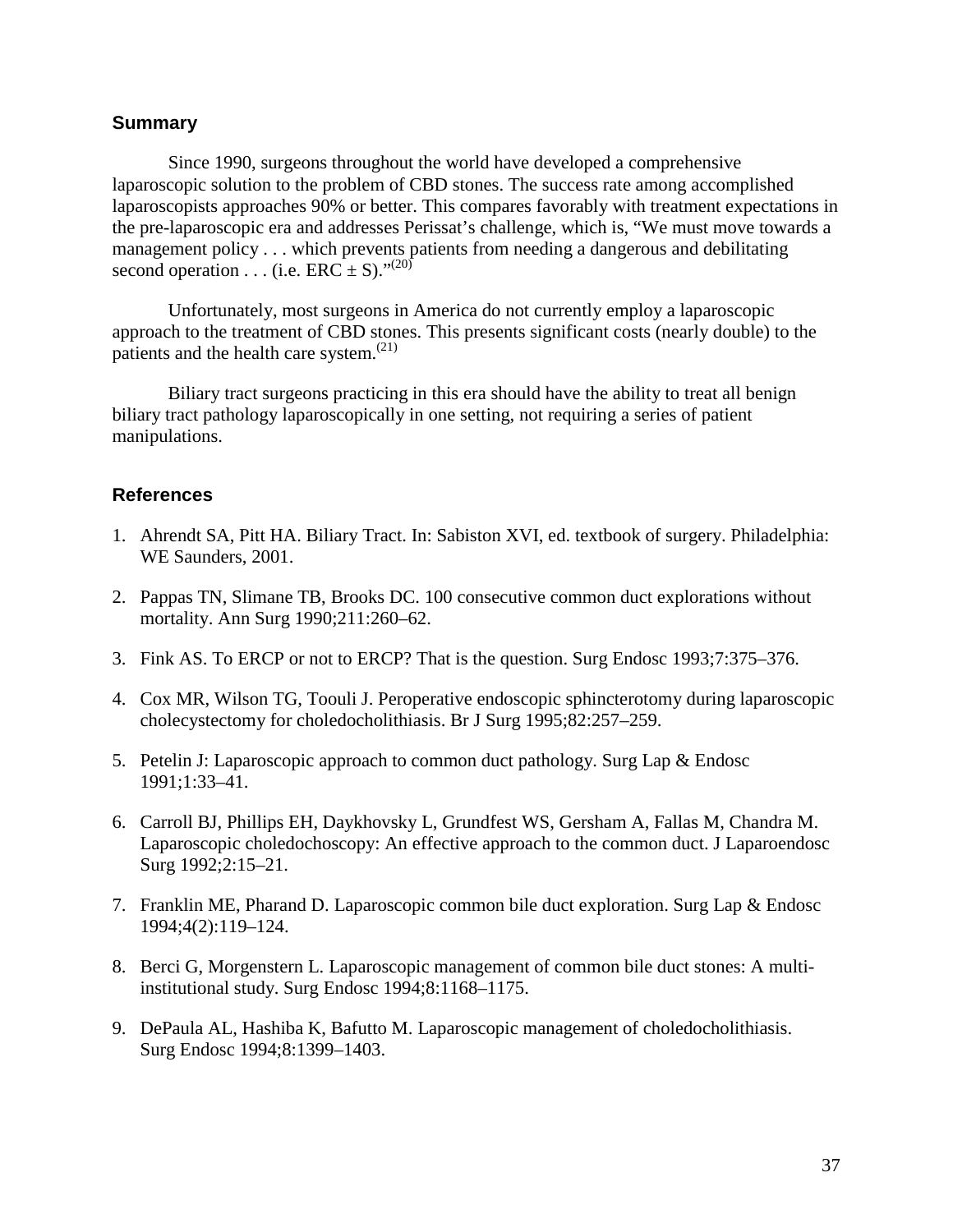## Summary

Since 1990, surgeons throughout the world have developed a comprehensive laparoscopic solution to the problem of CBD stones. The success rate among accomplished laparoscopists approaches 90% or better. This compares favorably with treatment expectations in the pre-laparoscopic era and addresses Perissat's challenge, which is, "We must move towards a management policy . . . which prevents patients from needing a dangerous and debilitating second operation . . . (i.e. ERC $\pm$ S)."[20]

Unfortunately, most surgeons in America do not currently employ a laparoscopic approach to the treatment of CBD stones. This presents significant costs (nearly double) to the patients and the health care system.[21]

Biliary tract surgeons practicing in this era should have the ability to treat all benign biliary tract pathology laparoscopically in one setting, not requiring a series of patient manipulations.

## References

1. Ahrendt SA, Pitt HA. Biliary Tract. In: Sabiston XVI, ed. textbook of surgery. Philadelphia: WE Saunders, 2001.
2. Pappas TN, Slimane TB, Brooks DC. 100 consecutive common duct explorations without mortality. Ann Surg 1990;211:260–62.
3. Fink AS. To ERCP or not to ERCP? That is the question. Surg Endosc 1993;7:375–376.
4. Cox MR, Wilson TG, Toouli J. Peroperative endoscopic sphincterotomy during laparoscopic cholecystectomy for choledocholithiasis. Br J Surg 1995;82:257–259.
5. Petelin J: Laparoscopic approach to common duct pathology. Surg Lap & Endosc 1991;1:33–41.
6. Carroll BJ, Phillips EH, Daykhovsky L, Grundfest WS, Gersham A, Fallas M, Chandra M. Laparoscopic choledochoscopy: An effective approach to the common duct. J Laparoendosc Surg 1992;2:15–21.
7. Franklin ME, Pharand D. Laparoscopic common bile duct exploration. Surg Lap & Endosc 1994;4(2):119–124.
8. Berci G, Morgenstern L. Laparoscopic management of common bile duct stones: A multi-institutional study. Surg Endosc 1994;8:1168–1175.
9. DePaula AL, Hashiba K, Bafutto M. Laparoscopic management of choledocholithiasis. Surg Endosc 1994;8:1399–1403.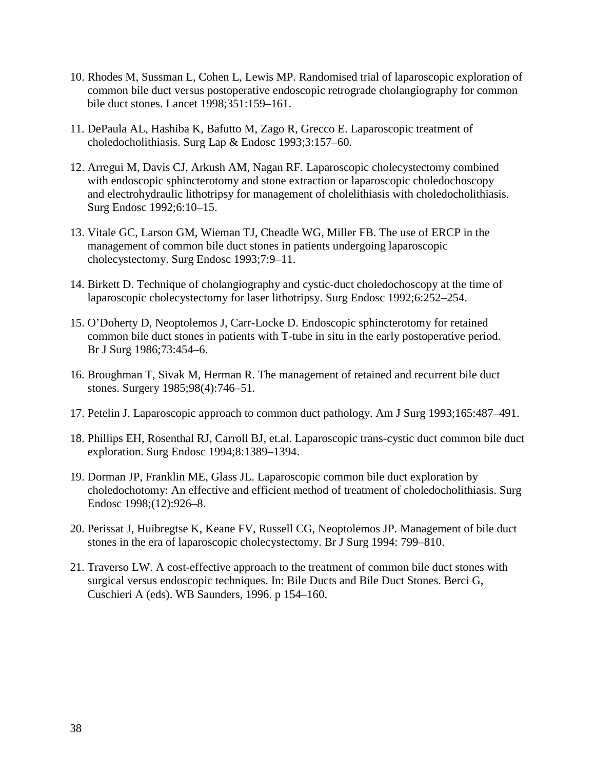10. Rhodes M, Sussman L, Cohen L, Lewis MP. Randomised trial of laparoscopic exploration of common bile duct versus postoperative endoscopic retrograde cholangiography for common bile duct stones. Lancet 1998;351:159–161.

11. DePaula AL, Hashiba K, Bafutto M, Zago R, Grecco E. Laparoscopic treatment of choledocholithiasis. Surg Lap & Endosc 1993;3:157–60.

12. Arregui M, Davis CJ, Arkush AM, Nagan RF. Laparoscopic cholecystectomy combined with endoscopic sphincterotomy and stone extraction or laparoscopic choledochoscopy and electrohydraulic lithotripsy for management of cholelithiasis with choledocholithiasis. Surg Endosc 1992;6:10–15.

13. Vitale GC, Larson GM, Wieman TJ, Cheadle WG, Miller FB. The use of ERCP in the management of common bile duct stones in patients undergoing laparoscopic cholecystectomy. Surg Endosc 1993;7:9–11.

14. Birkett D. Technique of cholangiography and cystic-duct choledochoscopy at the time of laparoscopic cholecystectomy for laser lithotripsy. Surg Endosc 1992;6:252–254.

15. O'Doherty D, Neoptolemos J, Carr-Locke D. Endoscopic sphincterotomy for retained common bile duct stones in patients with T-tube in situ in the early postoperative period. Br J Surg 1986;73:454–6.

16. Broughman T, Sivak M, Herman R. The management of retained and recurrent bile duct stones. Surgery 1985;98(4):746–51.

17. Petelin J. Laparoscopic approach to common duct pathology. Am J Surg 1993;165:487–491.

18. Phillips EH, Rosenthal RJ, Carroll BJ, et.al. Laparoscopic trans-cystic duct common bile duct exploration. Surg Endosc 1994;8:1389–1394.

19. Dorman JP, Franklin ME, Glass JL. Laparoscopic common bile duct exploration by choledochotomy: An effective and efficient method of treatment of choledocholithiasis. Surg Endosc 1998;(12):926–8.

20. Perissat J, Huibregtse K, Keane FV, Russell CG, Neoptolemos JP. Management of bile duct stones in the era of laparoscopic cholecystectomy. Br J Surg 1994: 799–810.

21. Traverso LW. A cost-effective approach to the treatment of common bile duct stones with surgical versus endoscopic techniques. In: Bile Ducts and Bile Duct Stones. Berci G, Cuschieri A (eds). WB Saunders, 1996. p 154–160.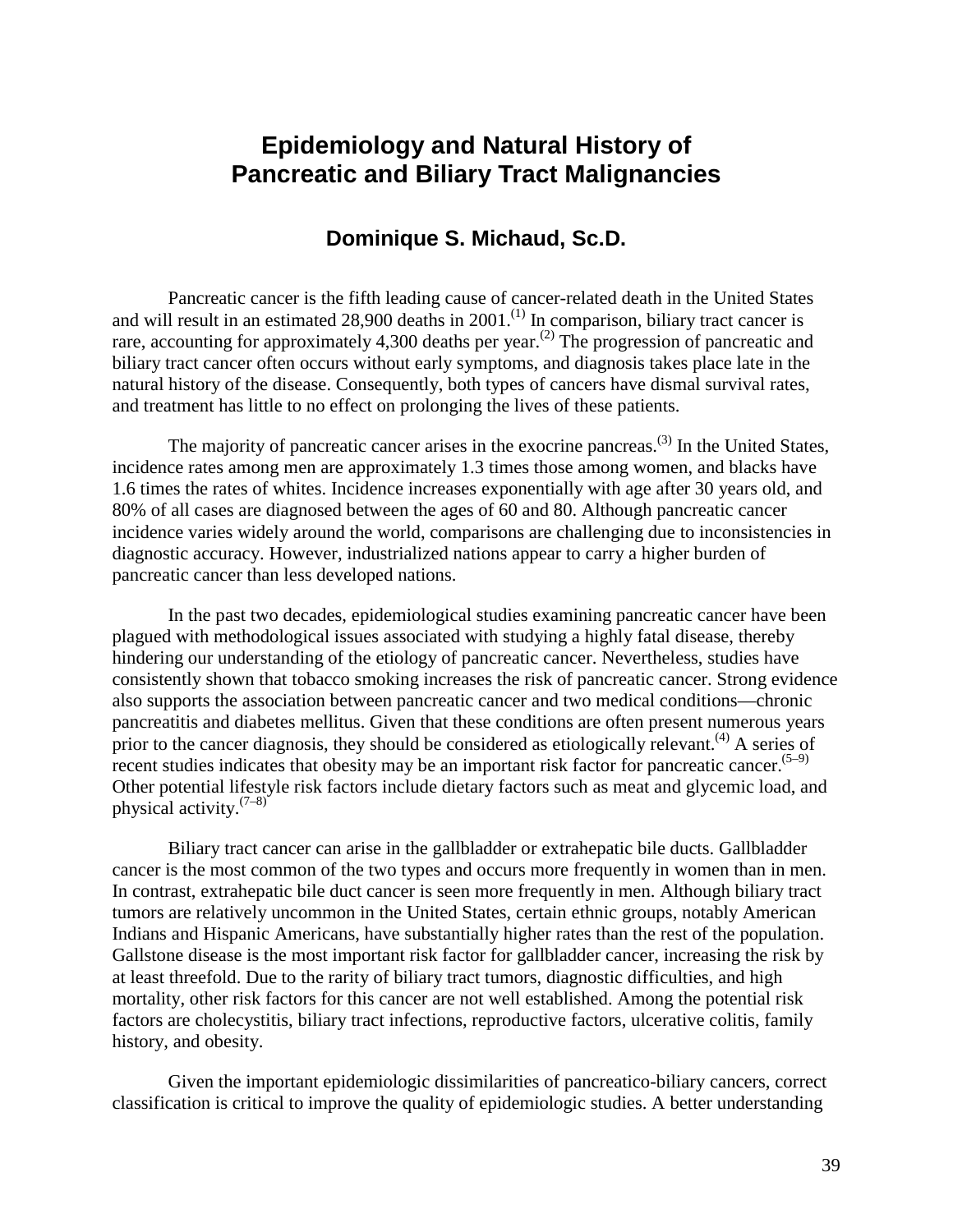# Epidemiology and Natural History of Pancreatic and Biliary Tract Malignancies

## Dominique S. Michaud, Sc.D.

Pancreatic cancer is the fifth leading cause of cancer-related death in the United States and will result in an estimated 28,900 deaths in 2001.[1] In comparison, biliary tract cancer is rare, accounting for approximately 4,300 deaths per year.[2] The progression of pancreatic and biliary tract cancer often occurs without early symptoms, and diagnosis takes place late in the natural history of the disease. Consequently, both types of cancers have dismal survival rates, and treatment has little to no effect on prolonging the lives of these patients.

The majority of pancreatic cancer arises in the exocrine pancreas.[3] In the United States, incidence rates among men are approximately 1.3 times those among women, and blacks have 1.6 times the rates of whites. Incidence increases exponentially with age after 30 years old, and 80% of all cases are diagnosed between the ages of 60 and 80. Although pancreatic cancer incidence varies widely around the world, comparisons are challenging due to inconsistencies in diagnostic accuracy. However, industrialized nations appear to carry a higher burden of pancreatic cancer than less developed nations.

In the past two decades, epidemiological studies examining pancreatic cancer have been plagued with methodological issues associated with studying a highly fatal disease, thereby hindering our understanding of the etiology of pancreatic cancer. Nevertheless, studies have consistently shown that tobacco smoking increases the risk of pancreatic cancer. Strong evidence also supports the association between pancreatic cancer and two medical conditions—chronic pancreatitis and diabetes mellitus. Given that these conditions are often present numerous years prior to the cancer diagnosis, they should be considered as etiologically relevant.[4] A series of recent studies indicates that obesity may be an important risk factor for pancreatic cancer.[5–9] Other potential lifestyle risk factors include dietary factors such as meat and glycemic load, and physical activity.[7–8]

Biliary tract cancer can arise in the gallbladder or extrahepatic bile ducts. Gallbladder cancer is the most common of the two types and occurs more frequently in women than in men. In contrast, extrahepatic bile duct cancer is seen more frequently in men. Although biliary tract tumors are relatively uncommon in the United States, certain ethnic groups, notably American Indians and Hispanic Americans, have substantially higher rates than the rest of the population. Gallstone disease is the most important risk factor for gallbladder cancer, increasing the risk by at least threefold. Due to the rarity of biliary tract tumors, diagnostic difficulties, and high mortality, other risk factors for this cancer are not well established. Among the potential risk factors are cholecystitis, biliary tract infections, reproductive factors, ulcerative colitis, family history, and obesity.

Given the important epidemiologic dissimilarities of pancreatico-biliary cancers, correct classification is critical to improve the quality of epidemiologic studies. A better understanding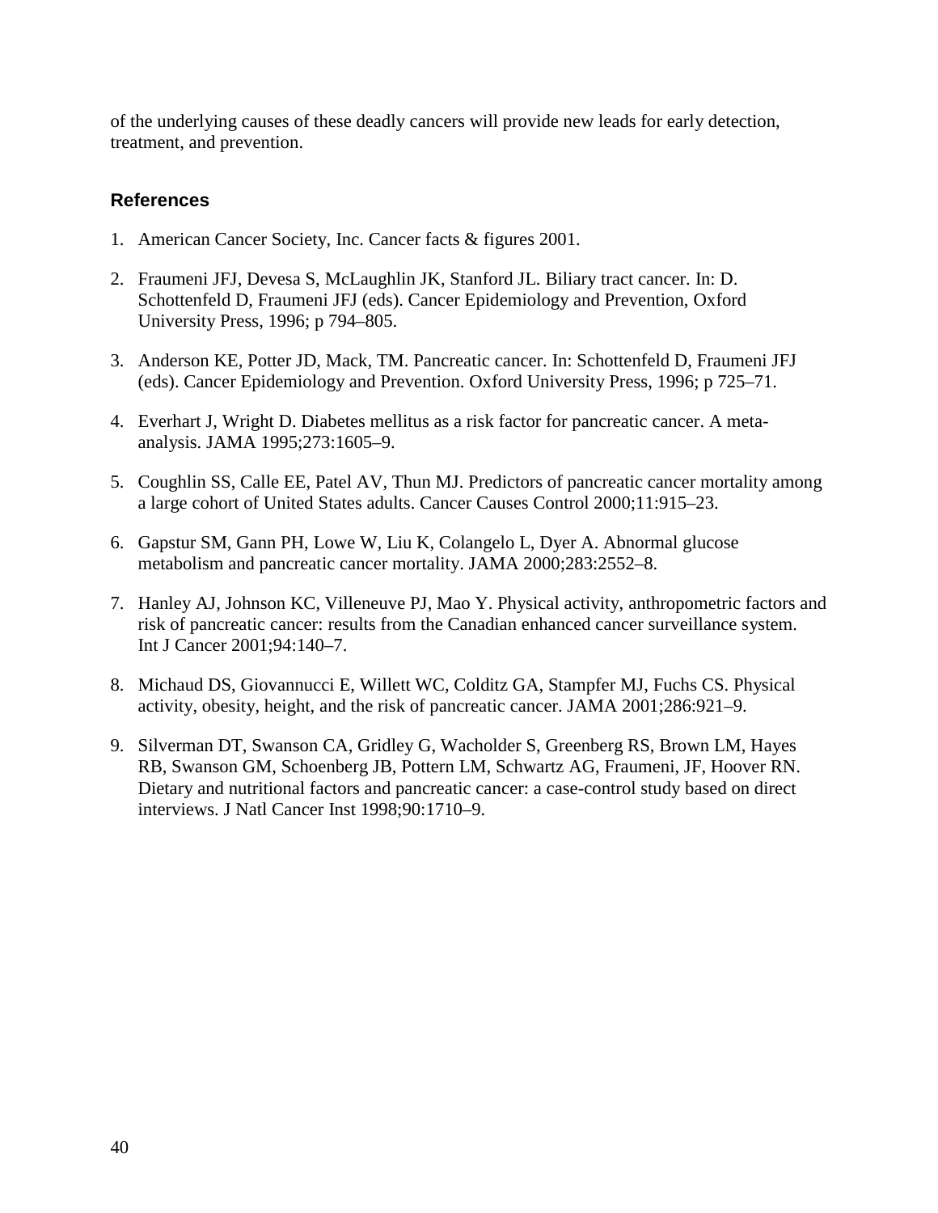of the underlying causes of these deadly cancers will provide new leads for early detection, treatment, and prevention.

### References

1. American Cancer Society, Inc. Cancer facts & figures 2001.

2. Fraumeni JFJ, Devesa S, McLaughlin JK, Stanford JL. Biliary tract cancer. In: D. Schottenfeld D, Fraumeni JFJ (eds). Cancer Epidemiology and Prevention, Oxford University Press, 1996; p 794–805.

3. Anderson KE, Potter JD, Mack, TM. Pancreatic cancer. In: Schottenfeld D, Fraumeni JFJ (eds). Cancer Epidemiology and Prevention. Oxford University Press, 1996; p 725–71.

4. Everhart J, Wright D. Diabetes mellitus as a risk factor for pancreatic cancer. A meta-analysis. JAMA 1995;273:1605–9.

5. Coughlin SS, Calle EE, Patel AV, Thun MJ. Predictors of pancreatic cancer mortality among a large cohort of United States adults. Cancer Causes Control 2000;11:915–23.

6. Gapstur SM, Gann PH, Lowe W, Liu K, Colangelo L, Dyer A. Abnormal glucose metabolism and pancreatic cancer mortality. JAMA 2000;283:2552–8.

7. Hanley AJ, Johnson KC, Villeneuve PJ, Mao Y. Physical activity, anthropometric factors and risk of pancreatic cancer: results from the Canadian enhanced cancer surveillance system. Int J Cancer 2001;94:140–7.

8. Michaud DS, Giovannucci E, Willett WC, Colditz GA, Stampfer MJ, Fuchs CS. Physical activity, obesity, height, and the risk of pancreatic cancer. JAMA 2001;286:921–9.

9. Silverman DT, Swanson CA, Gridley G, Wacholder S, Greenberg RS, Brown LM, Hayes RB, Swanson GM, Schoenberg JB, Pottern LM, Schwartz AG, Fraumeni, JF, Hoover RN. Dietary and nutritional factors and pancreatic cancer: a case-control study based on direct interviews. J Natl Cancer Inst 1998;90:1710–9.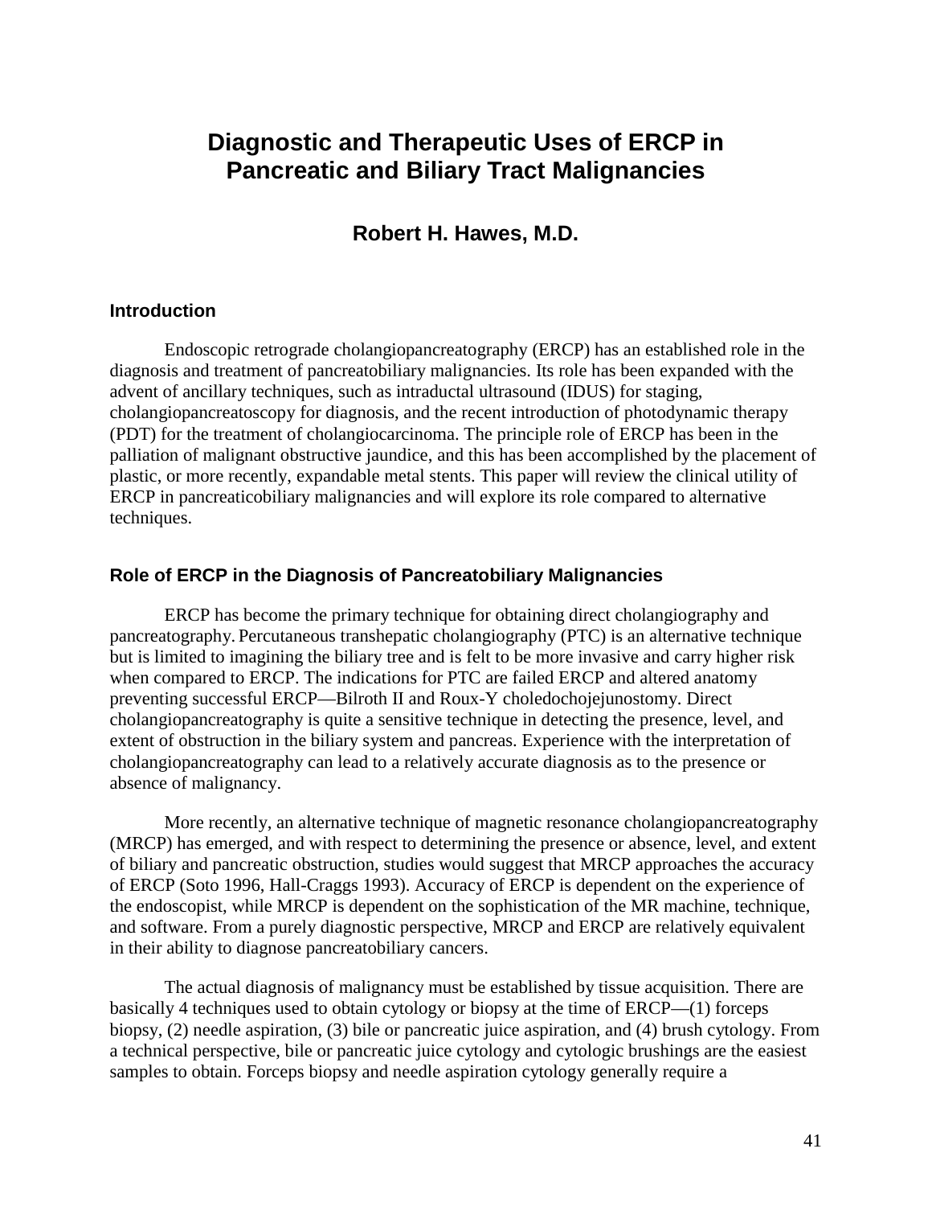# Diagnostic and Therapeutic Uses of ERCP in Pancreatic and Biliary Tract Malignancies

**Robert H. Hawes, M.D.**

## Introduction

Endoscopic retrograde cholangiopancreatography (ERCP) has an established role in the diagnosis and treatment of pancreatobiliary malignancies. Its role has been expanded with the advent of ancillary techniques, such as intraductal ultrasound (IDUS) for staging, cholangiopancreatoscopy for diagnosis, and the recent introduction of photodynamic therapy (PDT) for the treatment of cholangiocarcinoma. The principle role of ERCP has been in the palliation of malignant obstructive jaundice, and this has been accomplished by the placement of plastic, or more recently, expandable metal stents. This paper will review the clinical utility of ERCP in pancreaticobiliary malignancies and will explore its role compared to alternative techniques.

## Role of ERCP in the Diagnosis of Pancreatobiliary Malignancies

ERCP has become the primary technique for obtaining direct cholangiography and pancreatography. Percutaneous transhepatic cholangiography (PTC) is an alternative technique but is limited to imagining the biliary tree and is felt to be more invasive and carry higher risk when compared to ERCP. The indications for PTC are failed ERCP and altered anatomy preventing successful ERCP—Bilroth II and Roux-Y choledochojejunostomy. Direct cholangiopancreatography is quite a sensitive technique in detecting the presence, level, and extent of obstruction in the biliary system and pancreas. Experience with the interpretation of cholangiopancreatography can lead to a relatively accurate diagnosis as to the presence or absence of malignancy.

More recently, an alternative technique of magnetic resonance cholangiopancreatography (MRCP) has emerged, and with respect to determining the presence or absence, level, and extent of biliary and pancreatic obstruction, studies would suggest that MRCP approaches the accuracy of ERCP (Soto 1996, Hall-Craggs 1993). Accuracy of ERCP is dependent on the experience of the endoscopist, while MRCP is dependent on the sophistication of the MR machine, technique, and software. From a purely diagnostic perspective, MRCP and ERCP are relatively equivalent in their ability to diagnose pancreatobiliary cancers.

The actual diagnosis of malignancy must be established by tissue acquisition. There are basically 4 techniques used to obtain cytology or biopsy at the time of ERCP—(1) forceps biopsy, (2) needle aspiration, (3) bile or pancreatic juice aspiration, and (4) brush cytology. From a technical perspective, bile or pancreatic juice cytology and cytologic brushings are the easiest samples to obtain. Forceps biopsy and needle aspiration cytology generally require a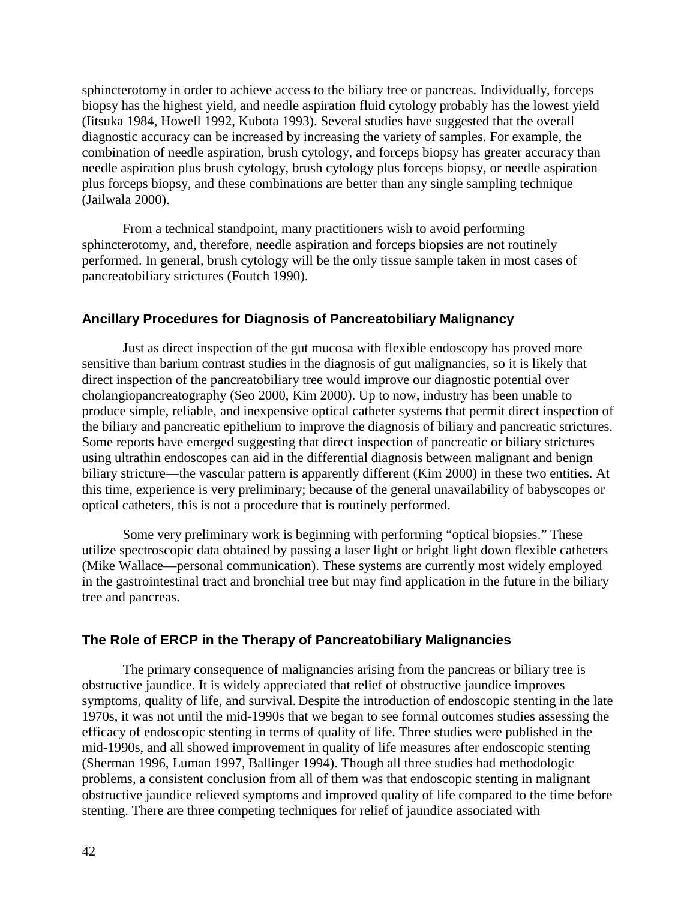sphincterotomy in order to achieve access to the biliary tree or pancreas. Individually, forceps biopsy has the highest yield, and needle aspiration fluid cytology probably has the lowest yield (Iitsuka 1984, Howell 1992, Kubota 1993). Several studies have suggested that the overall diagnostic accuracy can be increased by increasing the variety of samples. For example, the combination of needle aspiration, brush cytology, and forceps biopsy has greater accuracy than needle aspiration plus brush cytology, brush cytology plus forceps biopsy, or needle aspiration plus forceps biopsy, and these combinations are better than any single sampling technique (Jailwala 2000).

From a technical standpoint, many practitioners wish to avoid performing sphincterotomy, and, therefore, needle aspiration and forceps biopsies are not routinely performed. In general, brush cytology will be the only tissue sample taken in most cases of pancreatobiliary strictures (Foutch 1990).

### Ancillary Procedures for Diagnosis of Pancreatobiliary Malignancy

Just as direct inspection of the gut mucosa with flexible endoscopy has proved more sensitive than barium contrast studies in the diagnosis of gut malignancies, so it is likely that direct inspection of the pancreatobiliary tree would improve our diagnostic potential over cholangiopancreatography (Seo 2000, Kim 2000). Up to now, industry has been unable to produce simple, reliable, and inexpensive optical catheter systems that permit direct inspection of the biliary and pancreatic epithelium to improve the diagnosis of biliary and pancreatic strictures. Some reports have emerged suggesting that direct inspection of pancreatic or biliary strictures using ultrathin endoscopes can aid in the differential diagnosis between malignant and benign biliary stricture—the vascular pattern is apparently different (Kim 2000) in these two entities. At this time, experience is very preliminary; because of the general unavailability of babyscopes or optical catheters, this is not a procedure that is routinely performed.

Some very preliminary work is beginning with performing "optical biopsies." These utilize spectroscopic data obtained by passing a laser light or bright light down flexible catheters (Mike Wallace—personal communication). These systems are currently most widely employed in the gastrointestinal tract and bronchial tree but may find application in the future in the biliary tree and pancreas.

### The Role of ERCP in the Therapy of Pancreatobiliary Malignancies

The primary consequence of malignancies arising from the pancreas or biliary tree is obstructive jaundice. It is widely appreciated that relief of obstructive jaundice improves symptoms, quality of life, and survival. Despite the introduction of endoscopic stenting in the late 1970s, it was not until the mid-1990s that we began to see formal outcomes studies assessing the efficacy of endoscopic stenting in terms of quality of life. Three studies were published in the mid-1990s, and all showed improvement in quality of life measures after endoscopic stenting (Sherman 1996, Luman 1997, Ballinger 1994). Though all three studies had methodologic problems, a consistent conclusion from all of them was that endoscopic stenting in malignant obstructive jaundice relieved symptoms and improved quality of life compared to the time before stenting. There are three competing techniques for relief of jaundice associated with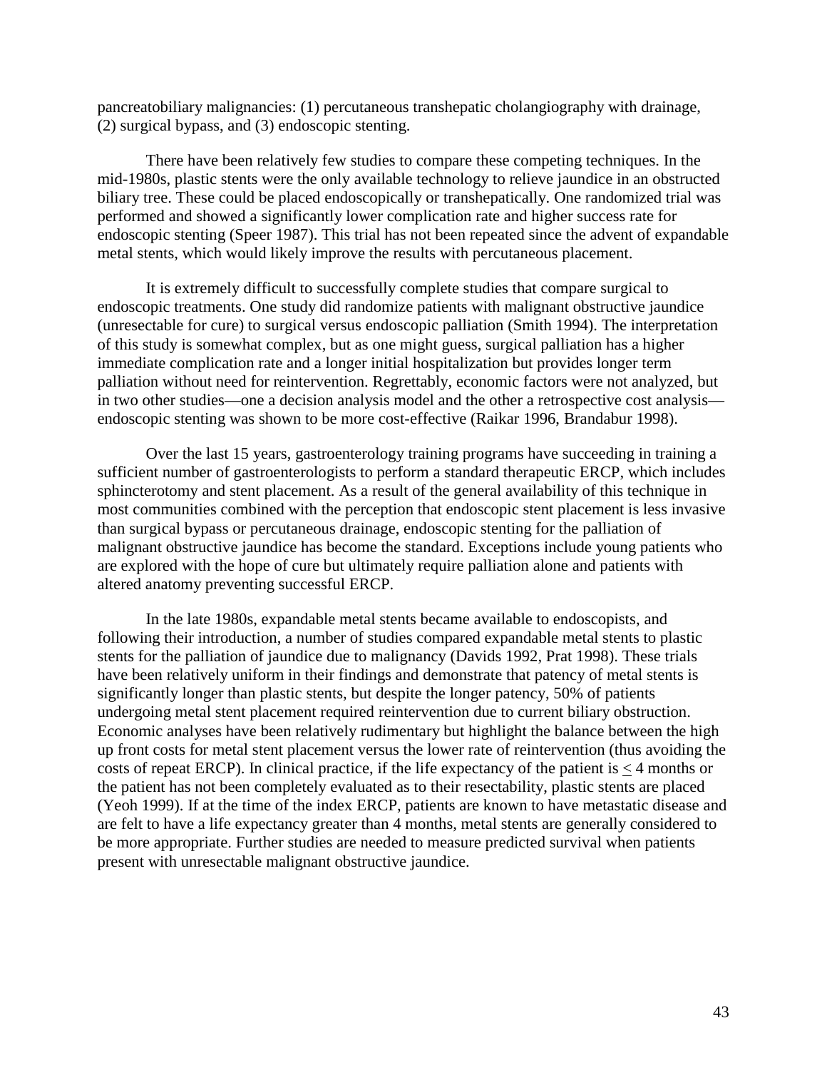pancreatobiliary malignancies: (1) percutaneous transhepatic cholangiography with drainage, (2) surgical bypass, and (3) endoscopic stenting.

There have been relatively few studies to compare these competing techniques. In the mid-1980s, plastic stents were the only available technology to relieve jaundice in an obstructed biliary tree. These could be placed endoscopically or transhepatically. One randomized trial was performed and showed a significantly lower complication rate and higher success rate for endoscopic stenting (Speer 1987). This trial has not been repeated since the advent of expandable metal stents, which would likely improve the results with percutaneous placement.

It is extremely difficult to successfully complete studies that compare surgical to endoscopic treatments. One study did randomize patients with malignant obstructive jaundice (unresectable for cure) to surgical versus endoscopic palliation (Smith 1994). The interpretation of this study is somewhat complex, but as one might guess, surgical palliation has a higher immediate complication rate and a longer initial hospitalization but provides longer term palliation without need for reintervention. Regrettably, economic factors were not analyzed, but in two other studies—one a decision analysis model and the other a retrospective cost analysis—endoscopic stenting was shown to be more cost-effective (Raikar 1996, Brandabur 1998).

Over the last 15 years, gastroenterology training programs have succeeding in training a sufficient number of gastroenterologists to perform a standard therapeutic ERCP, which includes sphincterotomy and stent placement. As a result of the general availability of this technique in most communities combined with the perception that endoscopic stent placement is less invasive than surgical bypass or percutaneous drainage, endoscopic stenting for the palliation of malignant obstructive jaundice has become the standard. Exceptions include young patients who are explored with the hope of cure but ultimately require palliation alone and patients with altered anatomy preventing successful ERCP.

In the late 1980s, expandable metal stents became available to endoscopists, and following their introduction, a number of studies compared expandable metal stents to plastic stents for the palliation of jaundice due to malignancy (Davids 1992, Prat 1998). These trials have been relatively uniform in their findings and demonstrate that patency of metal stents is significantly longer than plastic stents, but despite the longer patency, 50% of patients undergoing metal stent placement required reintervention due to current biliary obstruction. Economic analyses have been relatively rudimentary but highlight the balance between the high up front costs for metal stent placement versus the lower rate of reintervention (thus avoiding the costs of repeat ERCP). In clinical practice, if the life expectancy of the patient is $\leq$ 4 months or the patient has not been completely evaluated as to their resectability, plastic stents are placed (Yeoh 1999). If at the time of the index ERCP, patients are known to have metastatic disease and are felt to have a life expectancy greater than 4 months, metal stents are generally considered to be more appropriate. Further studies are needed to measure predicted survival when patients present with unresectable malignant obstructive jaundice.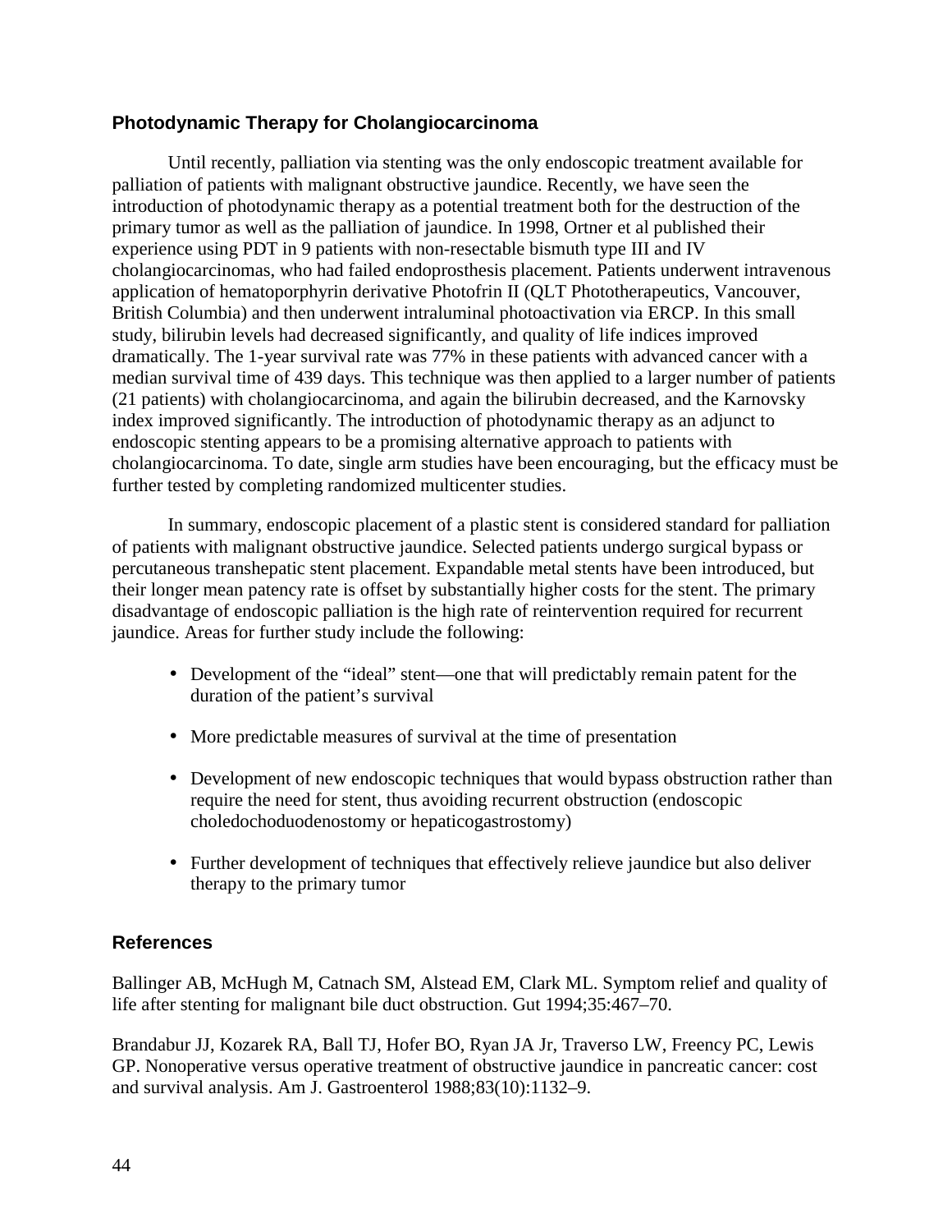### Photodynamic Therapy for Cholangiocarcinoma

Until recently, palliation via stenting was the only endoscopic treatment available for palliation of patients with malignant obstructive jaundice. Recently, we have seen the introduction of photodynamic therapy as a potential treatment both for the destruction of the primary tumor as well as the palliation of jaundice. In 1998, Ortner et al published their experience using PDT in 9 patients with non-resectable bismuth type III and IV cholangiocarcinomas, who had failed endoprosthesis placement. Patients underwent intravenous application of hematoporphyrin derivative Photofrin II (QLT Phototherapeutics, Vancouver, British Columbia) and then underwent intraluminal photoactivation via ERCP. In this small study, bilirubin levels had decreased significantly, and quality of life indices improved dramatically. The 1-year survival rate was 77% in these patients with advanced cancer with a median survival time of 439 days. This technique was then applied to a larger number of patients (21 patients) with cholangiocarcinoma, and again the bilirubin decreased, and the Karnovsky index improved significantly. The introduction of photodynamic therapy as an adjunct to endoscopic stenting appears to be a promising alternative approach to patients with cholangiocarcinoma. To date, single arm studies have been encouraging, but the efficacy must be further tested by completing randomized multicenter studies.

In summary, endoscopic placement of a plastic stent is considered standard for palliation of patients with malignant obstructive jaundice. Selected patients undergo surgical bypass or percutaneous transhepatic stent placement. Expandable metal stents have been introduced, but their longer mean patency rate is offset by substantially higher costs for the stent. The primary disadvantage of endoscopic palliation is the high rate of reintervention required for recurrent jaundice. Areas for further study include the following:

- Development of the "ideal" stent—one that will predictably remain patent for the duration of the patient's survival
- More predictable measures of survival at the time of presentation
- Development of new endoscopic techniques that would bypass obstruction rather than require the need for stent, thus avoiding recurrent obstruction (endoscopic choledochoduodenostomy or hepaticogastrostomy)
- Further development of techniques that effectively relieve jaundice but also deliver therapy to the primary tumor

### References

Ballinger AB, McHugh M, Catnach SM, Alstead EM, Clark ML. Symptom relief and quality of life after stenting for malignant bile duct obstruction. Gut 1994;35:467–70.

Brandabur JJ, Kozarek RA, Ball TJ, Hofer BO, Ryan JA Jr, Traverso LW, Freency PC, Lewis GP. Nonoperative versus operative treatment of obstructive jaundice in pancreatic cancer: cost and survival analysis. Am J. Gastroenterol 1988;83(10):1132–9.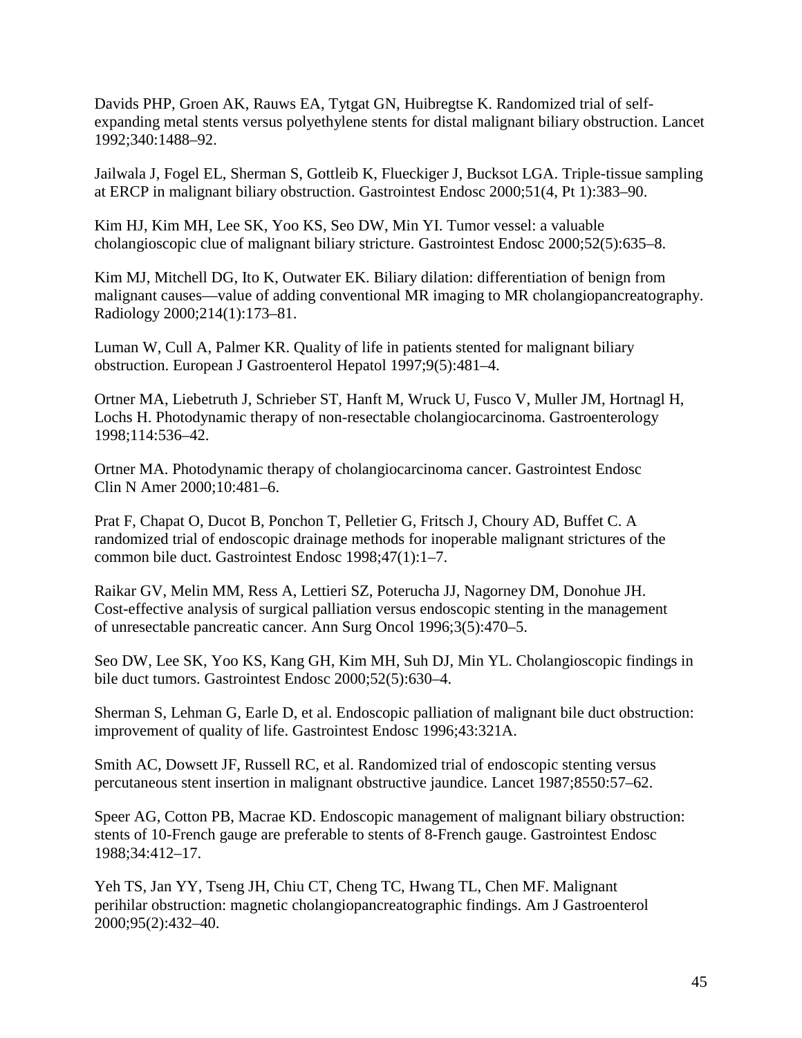Davids PHP, Groen AK, Rauws EA, Tytgat GN, Huibregtse K. Randomized trial of self-expanding metal stents versus polyethylene stents for distal malignant biliary obstruction. Lancet 1992;340:1488–92.

Jailwala J, Fogel EL, Sherman S, Gottleib K, Flueckiger J, Bucksot LGA. Triple-tissue sampling at ERCP in malignant biliary obstruction. Gastrointest Endosc 2000;51(4, Pt 1):383–90.

Kim HJ, Kim MH, Lee SK, Yoo KS, Seo DW, Min YI. Tumor vessel: a valuable cholangioscopic clue of malignant biliary stricture. Gastrointest Endosc 2000;52(5):635–8.

Kim MJ, Mitchell DG, Ito K, Outwater EK. Biliary dilation: differentiation of benign from malignant causes—value of adding conventional MR imaging to MR cholangiopancreatography. Radiology 2000;214(1):173–81.

Luman W, Cull A, Palmer KR. Quality of life in patients stented for malignant biliary obstruction. European J Gastroenterol Hepatol 1997;9(5):481–4.

Ortner MA, Liebetruth J, Schrieber ST, Hanft M, Wruck U, Fusco V, Muller JM, Hortnagl H, Lochs H. Photodynamic therapy of non-resectable cholangiocarcinoma. Gastroenterology 1998;114:536–42.

Ortner MA. Photodynamic therapy of cholangiocarcinoma cancer. Gastrointest Endosc Clin N Amer 2000;10:481–6.

Prat F, Chapat O, Ducot B, Ponchon T, Pelletier G, Fritsch J, Choury AD, Buffet C. A randomized trial of endoscopic drainage methods for inoperable malignant strictures of the common bile duct. Gastrointest Endosc 1998;47(1):1–7.

Raikar GV, Melin MM, Ress A, Lettieri SZ, Poterucha JJ, Nagorney DM, Donohue JH. Cost-effective analysis of surgical palliation versus endoscopic stenting in the management of unresectable pancreatic cancer. Ann Surg Oncol 1996;3(5):470–5.

Seo DW, Lee SK, Yoo KS, Kang GH, Kim MH, Suh DJ, Min YL. Cholangioscopic findings in bile duct tumors. Gastrointest Endosc 2000;52(5):630–4.

Sherman S, Lehman G, Earle D, et al. Endoscopic palliation of malignant bile duct obstruction: improvement of quality of life. Gastrointest Endosc 1996;43:321A.

Smith AC, Dowsett JF, Russell RC, et al. Randomized trial of endoscopic stenting versus percutaneous stent insertion in malignant obstructive jaundice. Lancet 1987;8550:57–62.

Speer AG, Cotton PB, Macrae KD. Endoscopic management of malignant biliary obstruction: stents of 10-French gauge are preferable to stents of 8-French gauge. Gastrointest Endosc 1988;34:412–17.

Yeh TS, Jan YY, Tseng JH, Chiu CT, Cheng TC, Hwang TL, Chen MF. Malignant perihilar obstruction: magnetic cholangiopancreatographic findings. Am J Gastroenterol 2000;95(2):432–40.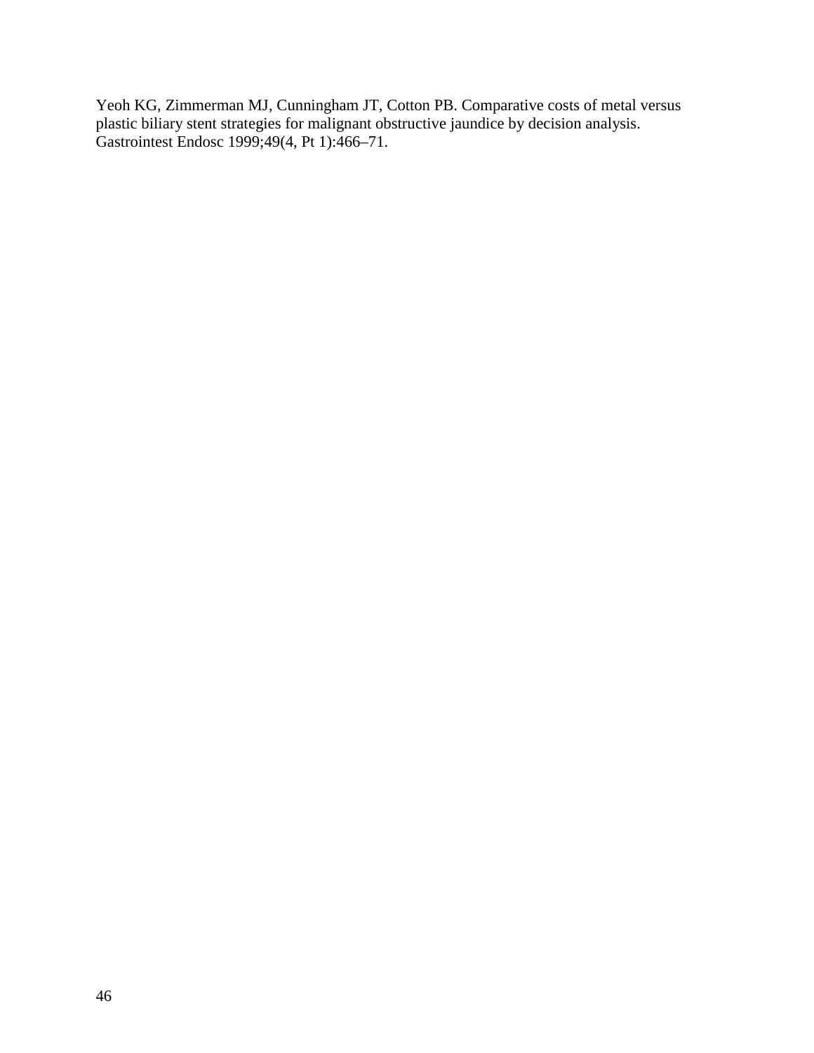Yeoh KG, Zimmerman MJ, Cunningham JT, Cotton PB. Comparative costs of metal versus plastic biliary stent strategies for malignant obstructive jaundice by decision analysis. Gastrointest Endosc 1999;49(4, Pt 1):466–71.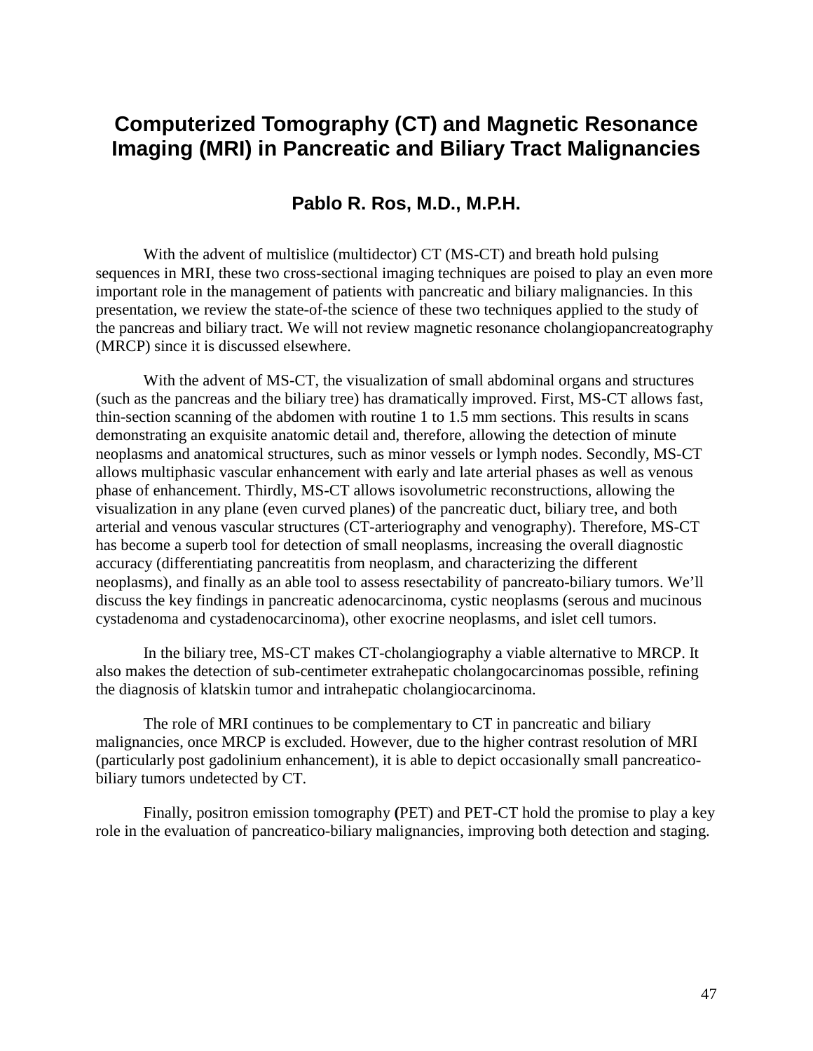# Computerized Tomography (CT) and Magnetic Resonance Imaging (MRI) in Pancreatic and Biliary Tract Malignancies

### Pablo R. Ros, M.D., M.P.H.

With the advent of multislice (multidector) CT (MS-CT) and breath hold pulsing sequences in MRI, these two cross-sectional imaging techniques are poised to play an even more important role in the management of patients with pancreatic and biliary malignancies. In this presentation, we review the state-of-the science of these two techniques applied to the study of the pancreas and biliary tract. We will not review magnetic resonance cholangiopancreatography (MRCP) since it is discussed elsewhere.

With the advent of MS-CT, the visualization of small abdominal organs and structures (such as the pancreas and the biliary tree) has dramatically improved. First, MS-CT allows fast, thin-section scanning of the abdomen with routine 1 to 1.5 mm sections. This results in scans demonstrating an exquisite anatomic detail and, therefore, allowing the detection of minute neoplasms and anatomical structures, such as minor vessels or lymph nodes. Secondly, MS-CT allows multiphasic vascular enhancement with early and late arterial phases as well as venous phase of enhancement. Thirdly, MS-CT allows isovolumetric reconstructions, allowing the visualization in any plane (even curved planes) of the pancreatic duct, biliary tree, and both arterial and venous vascular structures (CT-arteriography and venography). Therefore, MS-CT has become a superb tool for detection of small neoplasms, increasing the overall diagnostic accuracy (differentiating pancreatitis from neoplasm, and characterizing the different neoplasms), and finally as an able tool to assess resectability of pancreato-biliary tumors. We'll discuss the key findings in pancreatic adenocarcinoma, cystic neoplasms (serous and mucinous cystadenoma and cystadenocarcinoma), other exocrine neoplasms, and islet cell tumors.

In the biliary tree, MS-CT makes CT-cholangiography a viable alternative to MRCP. It also makes the detection of sub-centimeter extrahepatic cholangocarcinomas possible, refining the diagnosis of klatskin tumor and intrahepatic cholangiocarcinoma.

The role of MRI continues to be complementary to CT in pancreatic and biliary malignancies, once MRCP is excluded. However, due to the higher contrast resolution of MRI (particularly post gadolinium enhancement), it is able to depict occasionally small pancreatico-biliary tumors undetected by CT.

Finally, positron emission tomography **(**PET) and PET-CT hold the promise to play a key role in the evaluation of pancreatico-biliary malignancies, improving both detection and staging.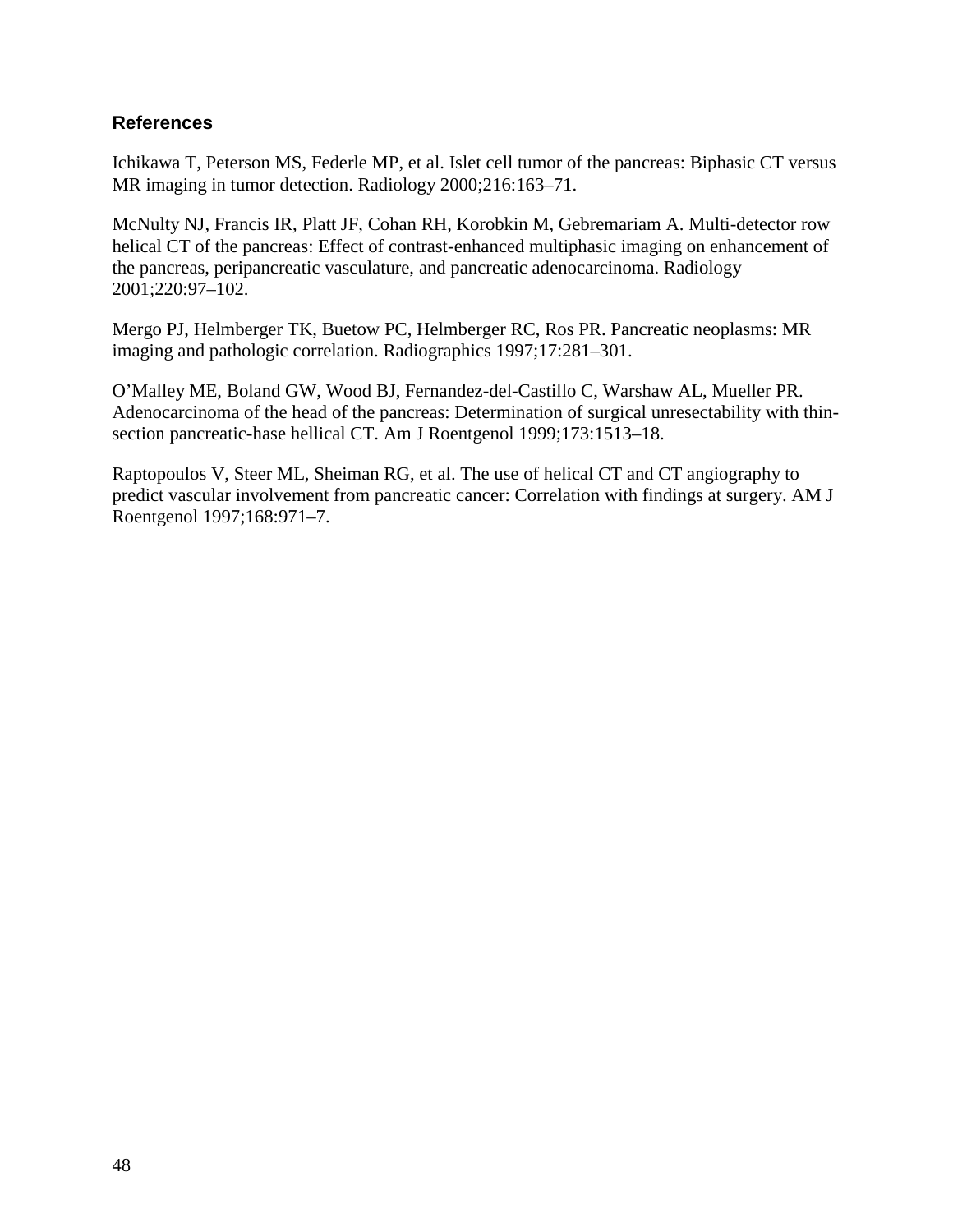## References

Ichikawa T, Peterson MS, Federle MP, et al. Islet cell tumor of the pancreas: Biphasic CT versus MR imaging in tumor detection. Radiology 2000;216:163–71.

McNulty NJ, Francis IR, Platt JF, Cohan RH, Korobkin M, Gebremariam A. Multi-detector row helical CT of the pancreas: Effect of contrast-enhanced multiphasic imaging on enhancement of the pancreas, peripancreatic vasculature, and pancreatic adenocarcinoma. Radiology 2001;220:97–102.

Mergo PJ, Helmberger TK, Buetow PC, Helmberger RC, Ros PR. Pancreatic neoplasms: MR imaging and pathologic correlation. Radiographics 1997;17:281–301.

O'Malley ME, Boland GW, Wood BJ, Fernandez-del-Castillo C, Warshaw AL, Mueller PR. Adenocarcinoma of the head of the pancreas: Determination of surgical unresectability with thin-section pancreatic-hase hellical CT. Am J Roentgenol 1999;173:1513–18.

Raptopoulos V, Steer ML, Sheiman RG, et al. The use of helical CT and CT angiography to predict vascular involvement from pancreatic cancer: Correlation with findings at surgery. AM J Roentgenol 1997;168:971–7.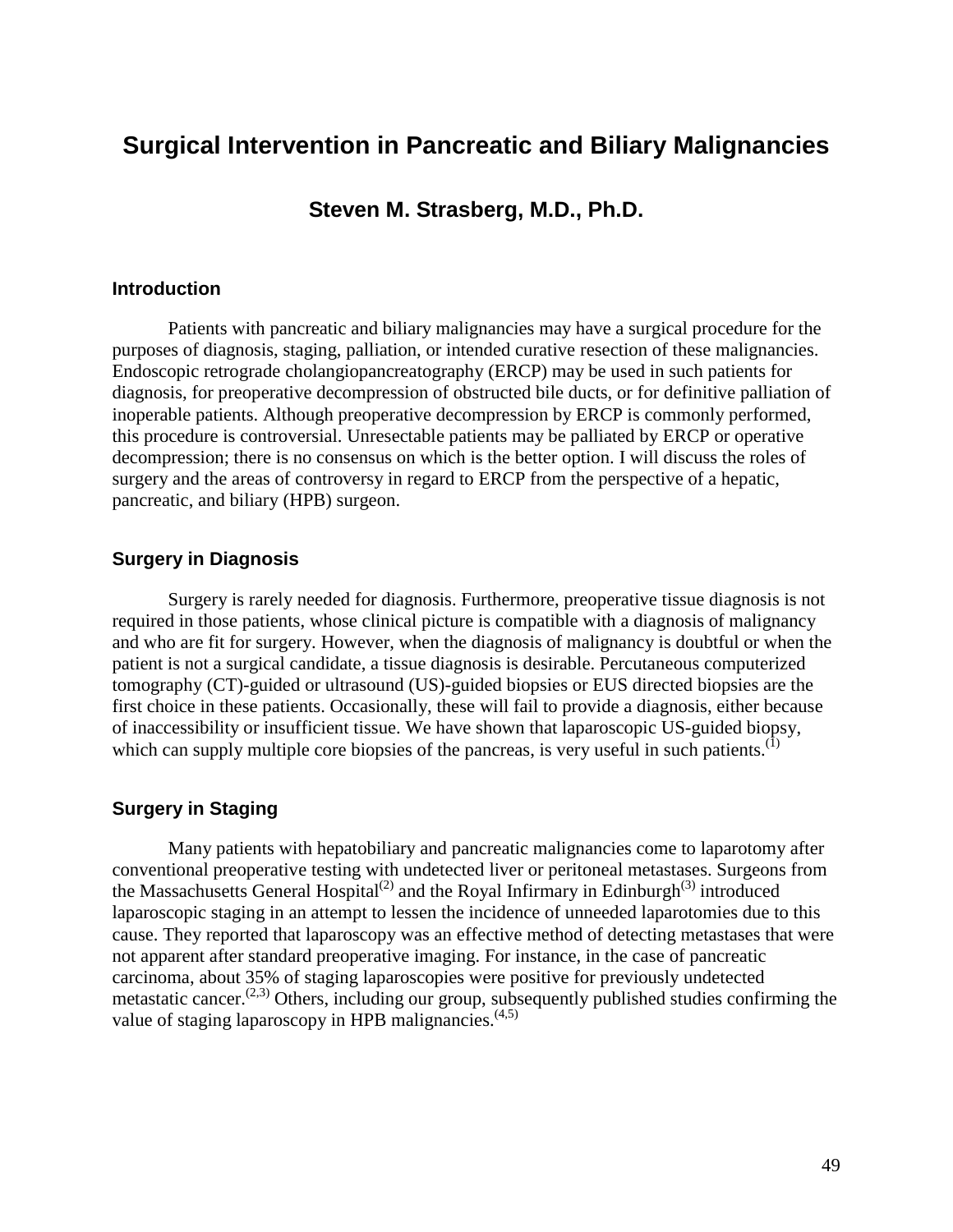# Surgical Intervention in Pancreatic and Biliary Malignancies

## Steven M. Strasberg, M.D., Ph.D.

### Introduction

Patients with pancreatic and biliary malignancies may have a surgical procedure for the purposes of diagnosis, staging, palliation, or intended curative resection of these malignancies. Endoscopic retrograde cholangiopancreatography (ERCP) may be used in such patients for diagnosis, for preoperative decompression of obstructed bile ducts, or for definitive palliation of inoperable patients. Although preoperative decompression by ERCP is commonly performed, this procedure is controversial. Unresectable patients may be palliated by ERCP or operative decompression; there is no consensus on which is the better option. I will discuss the roles of surgery and the areas of controversy in regard to ERCP from the perspective of a hepatic, pancreatic, and biliary (HPB) surgeon.

### Surgery in Diagnosis

Surgery is rarely needed for diagnosis. Furthermore, preoperative tissue diagnosis is not required in those patients, whose clinical picture is compatible with a diagnosis of malignancy and who are fit for surgery. However, when the diagnosis of malignancy is doubtful or when the patient is not a surgical candidate, a tissue diagnosis is desirable. Percutaneous computerized tomography (CT)-guided or ultrasound (US)-guided biopsies or EUS directed biopsies are the first choice in these patients. Occasionally, these will fail to provide a diagnosis, either because of inaccessibility or insufficient tissue. We have shown that laparoscopic US-guided biopsy, which can supply multiple core biopsies of the pancreas, is very useful in such patients.(1)

### Surgery in Staging

Many patients with hepatobiliary and pancreatic malignancies come to laparotomy after conventional preoperative testing with undetected liver or peritoneal metastases. Surgeons from the Massachusetts General Hospital(2) and the Royal Infirmary in Edinburgh(3) introduced laparoscopic staging in an attempt to lessen the incidence of unneeded laparotomies due to this cause. They reported that laparoscopy was an effective method of detecting metastases that were not apparent after standard preoperative imaging. For instance, in the case of pancreatic carcinoma, about 35% of staging laparoscopies were positive for previously undetected metastatic cancer.(2,3) Others, including our group, subsequently published studies confirming the value of staging laparoscopy in HPB malignancies.(4,5)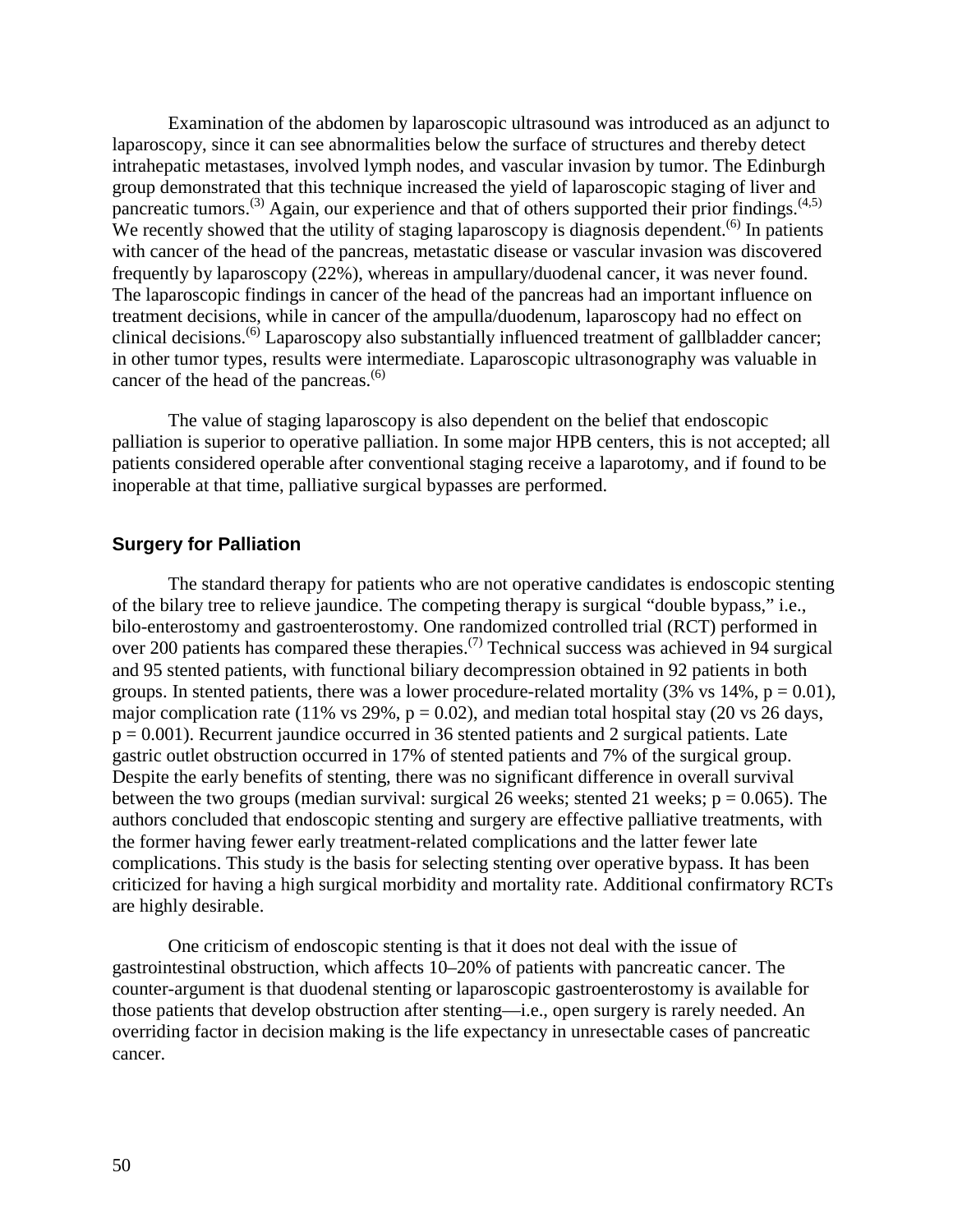Examination of the abdomen by laparoscopic ultrasound was introduced as an adjunct to laparoscopy, since it can see abnormalities below the surface of structures and thereby detect intrahepatic metastases, involved lymph nodes, and vascular invasion by tumor. The Edinburgh group demonstrated that this technique increased the yield of laparoscopic staging of liver and pancreatic tumors.[3] Again, our experience and that of others supported their prior findings.[4,5] We recently showed that the utility of staging laparoscopy is diagnosis dependent.[6] In patients with cancer of the head of the pancreas, metastatic disease or vascular invasion was discovered frequently by laparoscopy (22%), whereas in ampullary/duodenal cancer, it was never found. The laparoscopic findings in cancer of the head of the pancreas had an important influence on treatment decisions, while in cancer of the ampulla/duodenum, laparoscopy had no effect on clinical decisions.[6] Laparoscopy also substantially influenced treatment of gallbladder cancer; in other tumor types, results were intermediate. Laparoscopic ultrasonography was valuable in cancer of the head of the pancreas.[6]

The value of staging laparoscopy is also dependent on the belief that endoscopic palliation is superior to operative palliation. In some major HPB centers, this is not accepted; all patients considered operable after conventional staging receive a laparotomy, and if found to be inoperable at that time, palliative surgical bypasses are performed.

### Surgery for Palliation

The standard therapy for patients who are not operative candidates is endoscopic stenting of the bilary tree to relieve jaundice. The competing therapy is surgical "double bypass," i.e., bilo-enterostomy and gastroenterostomy. One randomized controlled trial (RCT) performed in over 200 patients has compared these therapies.[7] Technical success was achieved in 94 surgical and 95 stented patients, with functional biliary decompression obtained in 92 patients in both groups. In stented patients, there was a lower procedure-related mortality (3% vs 14%, $p = 0.01$), major complication rate (11% vs 29%, $p = 0.02$), and median total hospital stay (20 vs 26 days, $p = 0.001$). Recurrent jaundice occurred in 36 stented patients and 2 surgical patients. Late gastric outlet obstruction occurred in 17% of stented patients and 7% of the surgical group. Despite the early benefits of stenting, there was no significant difference in overall survival between the two groups (median survival: surgical 26 weeks; stented 21 weeks; $p = 0.065$). The authors concluded that endoscopic stenting and surgery are effective palliative treatments, with the former having fewer early treatment-related complications and the latter fewer late complications. This study is the basis for selecting stenting over operative bypass. It has been criticized for having a high surgical morbidity and mortality rate. Additional confirmatory RCTs are highly desirable.

One criticism of endoscopic stenting is that it does not deal with the issue of gastrointestinal obstruction, which affects 10–20% of patients with pancreatic cancer. The counter-argument is that duodenal stenting or laparoscopic gastroenterostomy is available for those patients that develop obstruction after stenting—i.e., open surgery is rarely needed. An overriding factor in decision making is the life expectancy in unresectable cases of pancreatic cancer.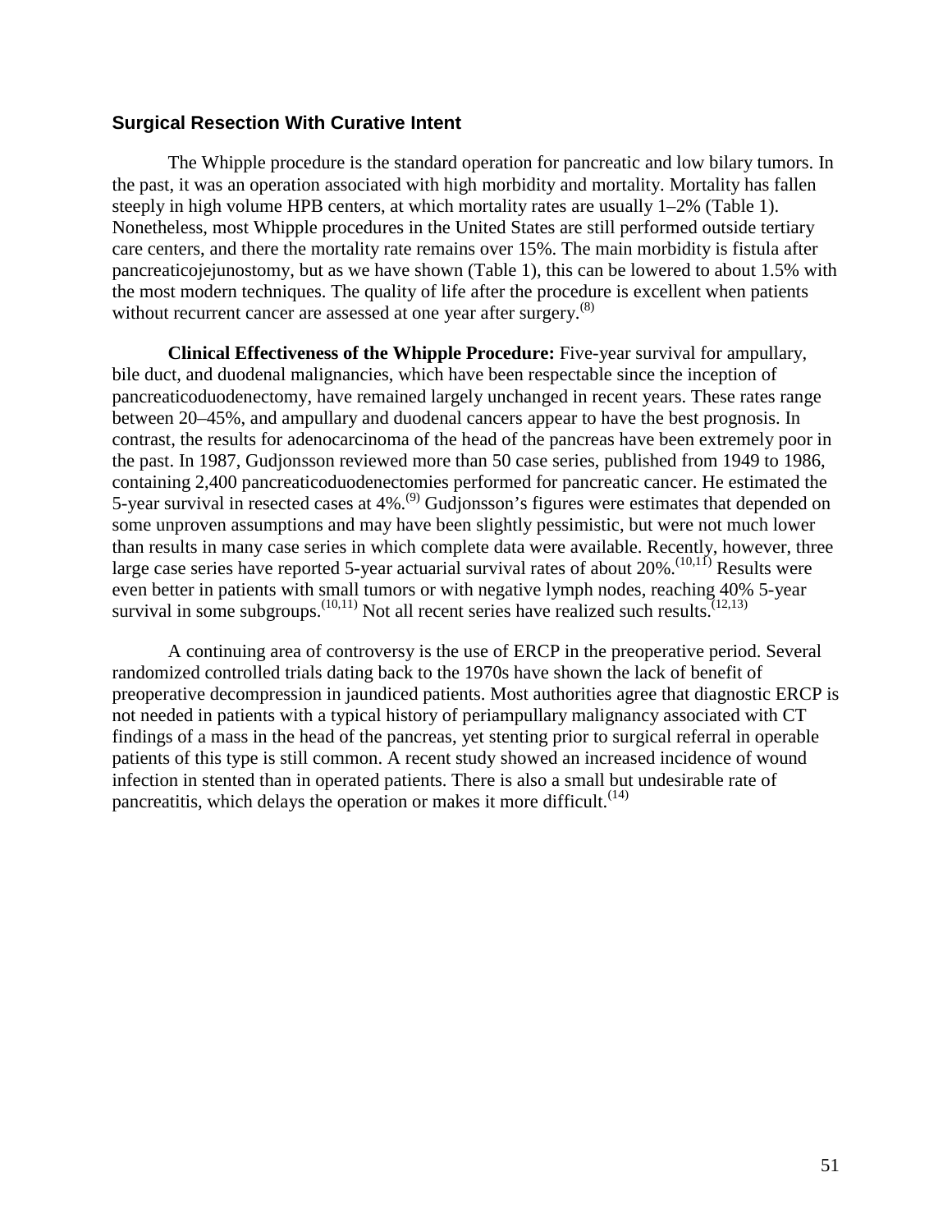### Surgical Resection With Curative Intent

The Whipple procedure is the standard operation for pancreatic and low bilary tumors. In the past, it was an operation associated with high morbidity and mortality. Mortality has fallen steeply in high volume HPB centers, at which mortality rates are usually 1–2% (Table 1). Nonetheless, most Whipple procedures in the United States are still performed outside tertiary care centers, and there the mortality rate remains over 15%. The main morbidity is fistula after pancreaticojejunostomy, but as we have shown (Table 1), this can be lowered to about 1.5% with the most modern techniques. The quality of life after the procedure is excellent when patients without recurrent cancer are assessed at one year after surgery.[8]

**Clinical Effectiveness of the Whipple Procedure:** Five-year survival for ampullary, bile duct, and duodenal malignancies, which have been respectable since the inception of pancreaticoduodenectomy, have remained largely unchanged in recent years. These rates range between 20–45%, and ampullary and duodenal cancers appear to have the best prognosis. In contrast, the results for adenocarcinoma of the head of the pancreas have been extremely poor in the past. In 1987, Gudjonsson reviewed more than 50 case series, published from 1949 to 1986, containing 2,400 pancreaticoduodenectomies performed for pancreatic cancer. He estimated the 5-year survival in resected cases at 4%.[9] Gudjonsson's figures were estimates that depended on some unproven assumptions and may have been slightly pessimistic, but were not much lower than results in many case series in which complete data were available. Recently, however, three large case series have reported 5-year actuarial survival rates of about 20%.[10,11] Results were even better in patients with small tumors or with negative lymph nodes, reaching 40% 5-year survival in some subgroups.[10,11] Not all recent series have realized such results.[12,13]

A continuing area of controversy is the use of ERCP in the preoperative period. Several randomized controlled trials dating back to the 1970s have shown the lack of benefit of preoperative decompression in jaundiced patients. Most authorities agree that diagnostic ERCP is not needed in patients with a typical history of periampullary malignancy associated with CT findings of a mass in the head of the pancreas, yet stenting prior to surgical referral in operable patients of this type is still common. A recent study showed an increased incidence of wound infection in stented than in operated patients. There is also a small but undesirable rate of pancreatitis, which delays the operation or makes it more difficult.[14]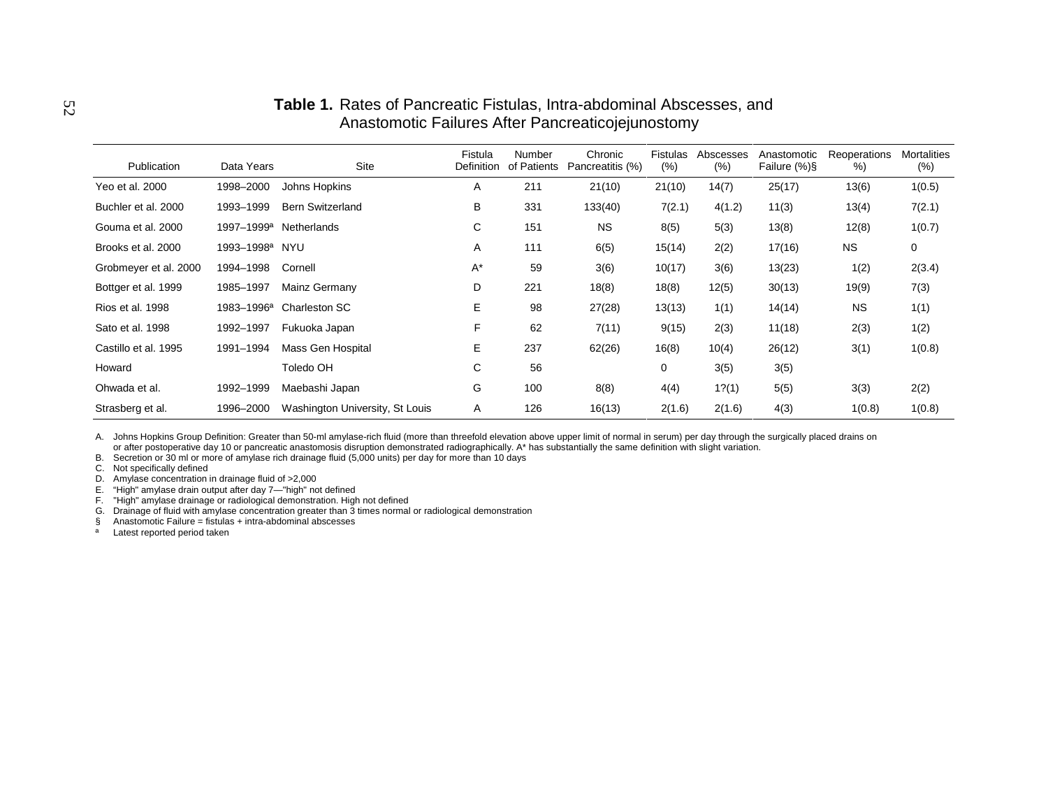**Table 1.** Rates of Pancreatic Fistulas, Intra-abdominal Abscesses, and Anastomotic Failures After Pancreaticojejunostomy

| Publication | Data Years | Site | Fistula Definition | Number of Patients | Chronic Pancreatitis (%) | Fistulas (%) | Abscesses (%) | Anastomotic Failure (%)§ | Reoperations %) | Mortalities (%) |
|---|---|---|---|---|---|---|---|---|---|---|
| Yeo et al. 2000 | 1998–2000 | Johns Hopkins | A | 211 | 21(10) | 21(10) | 14(7) | 25(17) | 13(6) | 1(0.5) |
| Buchler et al. 2000 | 1993–1999 | Bern Switzerland | B | 331 | 133(40) | 7(2.1) | 4(1.2) | 11(3) | 13(4) | 7(2.1) |
| Gouma et al. 2000 | 1997–1999[a] | Netherlands | C | 151 | NS | 8(5) | 5(3) | 13(8) | 12(8) | 1(0.7) |
| Brooks et al. 2000 | 1993–1998[a] | NYU | A | 111 | 6(5) | 15(14) | 2(2) | 17(16) | NS | 0 |
| Grobmeyer et al. 2000 | 1994–1998 | Cornell | A* | 59 | 3(6) | 10(17) | 3(6) | 13(23) | 1(2) | 2(3.4) |
| Bottger et al. 1999 | 1985–1997 | Mainz Germany | D | 221 | 18(8) | 18(8) | 12(5) | 30(13) | 19(9) | 7(3) |
| Rios et al. 1998 | 1983–1996[a] | Charleston SC | E | 98 | 27(28) | 13(13) | 1(1) | 14(14) | NS | 1(1) |
| Sato et al. 1998 | 1992–1997 | Fukuoka Japan | F | 62 | 7(11) | 9(15) | 2(3) | 11(18) | 2(3) | 1(2) |
| Castillo et al. 1995 | 1991–1994 | Mass Gen Hospital | E | 237 | 62(26) | 16(8) | 10(4) | 26(12) | 3(1) | 1(0.8) |
| Howard | | Toledo OH | C | 56 | | 0 | 3(5) | 3(5) | | |
| Ohwada et al. | 1992–1999 | Maebashi Japan | G | 100 | 8(8) | 4(4) | 1?(1) | 5(5) | 3(3) | 2(2) |
| Strasberg et al. | 1996–2000 | Washington University, St Louis | A | 126 | 16(13) | 2(1.6) | 2(1.6) | 4(3) | 1(0.8) | 1(0.8) |

A. Johns Hopkins Group Definition: Greater than 50-ml amylase-rich fluid (more than threefold elevation above upper limit of normal in serum) per day through the surgically placed drains on or after postoperative day 10 or pancreatic anastomosis disruption demonstrated radiographically. A* has substantially the same definition with slight variation.
B. Secretion or 30 ml or more of amylase rich drainage fluid (5,000 units) per day for more than 10 days
C. Not specifically defined
D. Amylase concentration in drainage fluid of >2,000
E. "High" amylase drain output after day 7—"high" not defined
F. "High" amylase drainage or radiological demonstration. High not defined
G. Drainage of fluid with amylase concentration greater than 3 times normal or radiological demonstration
§ Anastomotic Failure = fistulas + intra-abdominal abscesses
[a] Latest reported period taken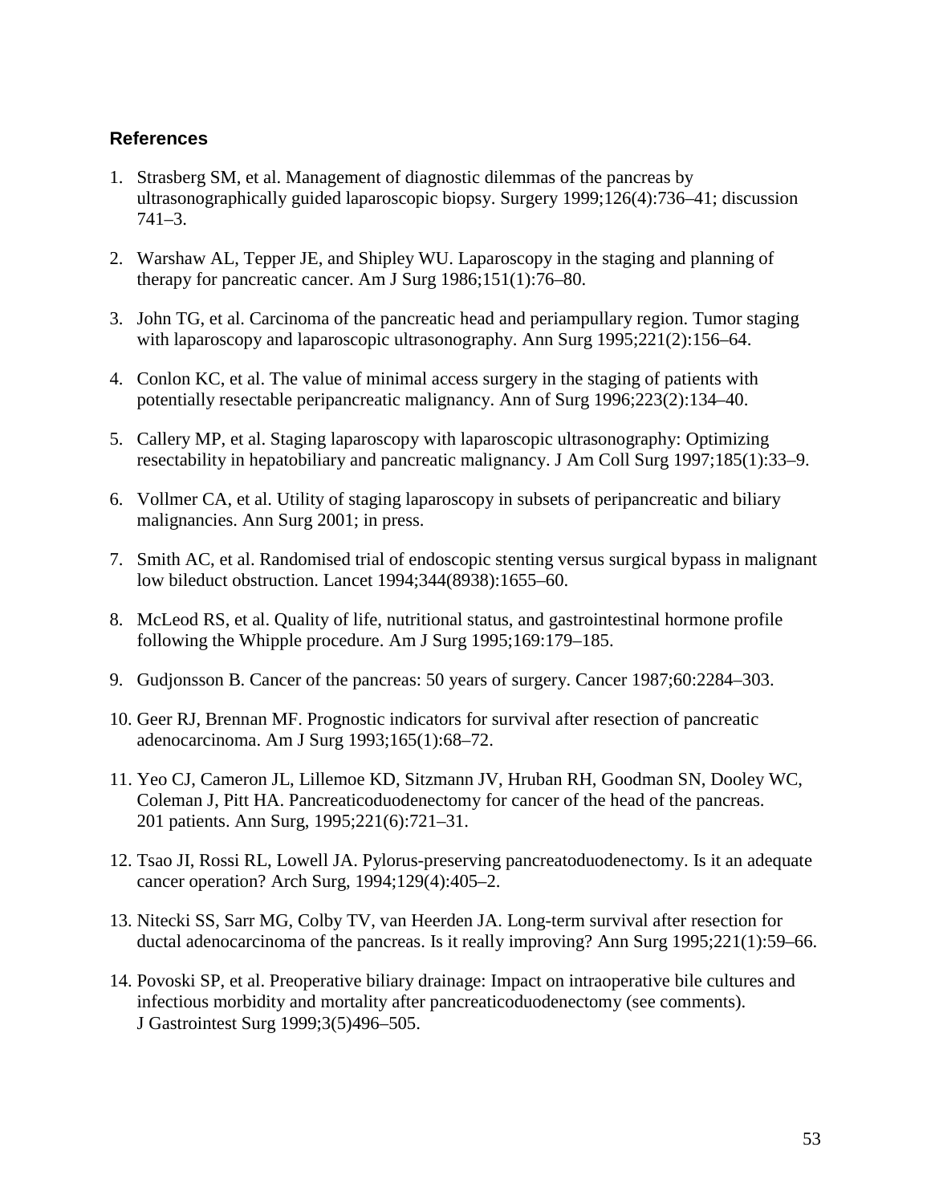## References

1. Strasberg SM, et al. Management of diagnostic dilemmas of the pancreas by ultrasonographically guided laparoscopic biopsy. Surgery 1999;126(4):736–41; discussion 741–3.

2. Warshaw AL, Tepper JE, and Shipley WU. Laparoscopy in the staging and planning of therapy for pancreatic cancer. Am J Surg 1986;151(1):76–80.

3. John TG, et al. Carcinoma of the pancreatic head and periampullary region. Tumor staging with laparoscopy and laparoscopic ultrasonography. Ann Surg 1995;221(2):156–64.

4. Conlon KC, et al. The value of minimal access surgery in the staging of patients with potentially resectable peripancreatic malignancy. Ann of Surg 1996;223(2):134–40.

5. Callery MP, et al. Staging laparoscopy with laparoscopic ultrasonography: Optimizing resectability in hepatobiliary and pancreatic malignancy. J Am Coll Surg 1997;185(1):33–9.

6. Vollmer CA, et al. Utility of staging laparoscopy in subsets of peripancreatic and biliary malignancies. Ann Surg 2001; in press.

7. Smith AC, et al. Randomised trial of endoscopic stenting versus surgical bypass in malignant low bileduct obstruction. Lancet 1994;344(8938):1655–60.

8. McLeod RS, et al. Quality of life, nutritional status, and gastrointestinal hormone profile following the Whipple procedure. Am J Surg 1995;169:179–185.

9. Gudjonsson B. Cancer of the pancreas: 50 years of surgery. Cancer 1987;60:2284–303.

10. Geer RJ, Brennan MF. Prognostic indicators for survival after resection of pancreatic adenocarcinoma. Am J Surg 1993;165(1):68–72.

11. Yeo CJ, Cameron JL, Lillemoe KD, Sitzmann JV, Hruban RH, Goodman SN, Dooley WC, Coleman J, Pitt HA. Pancreaticoduodenectomy for cancer of the head of the pancreas. 201 patients. Ann Surg, 1995;221(6):721–31.

12. Tsao JI, Rossi RL, Lowell JA. Pylorus-preserving pancreatoduodenectomy. Is it an adequate cancer operation? Arch Surg, 1994;129(4):405–2.

13. Nitecki SS, Sarr MG, Colby TV, van Heerden JA. Long-term survival after resection for ductal adenocarcinoma of the pancreas. Is it really improving? Ann Surg 1995;221(1):59–66.

14. Povoski SP, et al. Preoperative biliary drainage: Impact on intraoperative bile cultures and infectious morbidity and mortality after pancreaticoduodenectomy (see comments). J Gastrointest Surg 1999;3(5)496–505.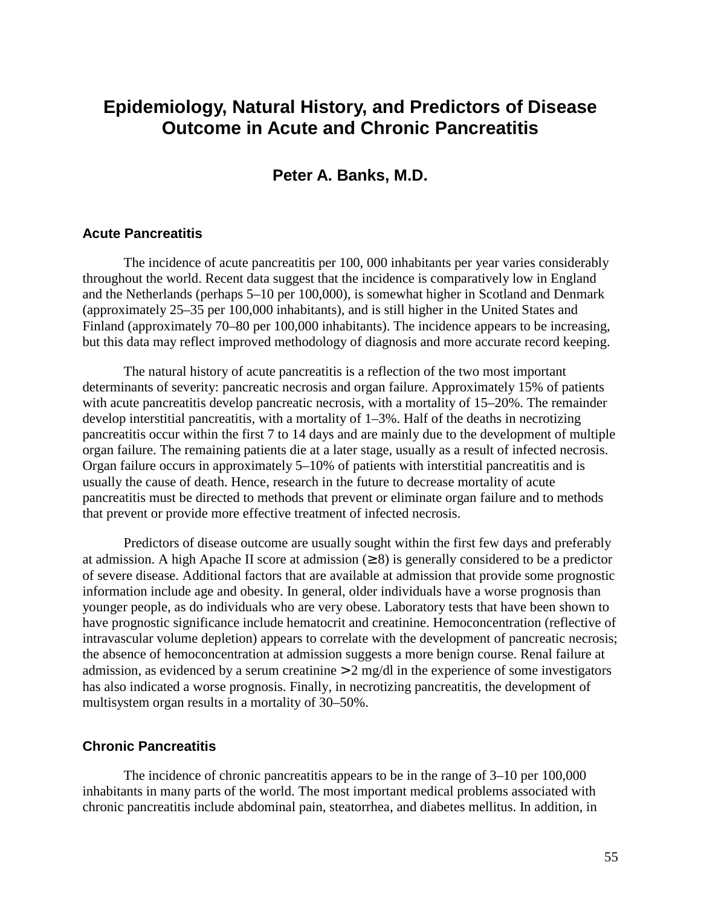# Epidemiology, Natural History, and Predictors of Disease Outcome in Acute and Chronic Pancreatitis

**Peter A. Banks, M.D.**

## Acute Pancreatitis

The incidence of acute pancreatitis per 100, 000 inhabitants per year varies considerably throughout the world. Recent data suggest that the incidence is comparatively low in England and the Netherlands (perhaps 5–10 per 100,000), is somewhat higher in Scotland and Denmark (approximately 25–35 per 100,000 inhabitants), and is still higher in the United States and Finland (approximately 70–80 per 100,000 inhabitants). The incidence appears to be increasing, but this data may reflect improved methodology of diagnosis and more accurate record keeping.

The natural history of acute pancreatitis is a reflection of the two most important determinants of severity: pancreatic necrosis and organ failure. Approximately 15% of patients with acute pancreatitis develop pancreatic necrosis, with a mortality of 15–20%. The remainder develop interstitial pancreatitis, with a mortality of 1–3%. Half of the deaths in necrotizing pancreatitis occur within the first 7 to 14 days and are mainly due to the development of multiple organ failure. The remaining patients die at a later stage, usually as a result of infected necrosis. Organ failure occurs in approximately 5–10% of patients with interstitial pancreatitis and is usually the cause of death. Hence, research in the future to decrease mortality of acute pancreatitis must be directed to methods that prevent or eliminate organ failure and to methods that prevent or provide more effective treatment of infected necrosis.

Predictors of disease outcome are usually sought within the first few days and preferably at admission. A high Apache II score at admission ($\geq 8$) is generally considered to be a predictor of severe disease. Additional factors that are available at admission that provide some prognostic information include age and obesity. In general, older individuals have a worse prognosis than younger people, as do individuals who are very obese. Laboratory tests that have been shown to have prognostic significance include hematocrit and creatinine. Hemoconcentration (reflective of intravascular volume depletion) appears to correlate with the development of pancreatic necrosis; the absence of hemoconcentration at admission suggests a more benign course. Renal failure at admission, as evidenced by a serum creatinine $> 2$ mg/dl in the experience of some investigators has also indicated a worse prognosis. Finally, in necrotizing pancreatitis, the development of multisystem organ results in a mortality of 30–50%.

## Chronic Pancreatitis

The incidence of chronic pancreatitis appears to be in the range of 3–10 per 100,000 inhabitants in many parts of the world. The most important medical problems associated with chronic pancreatitis include abdominal pain, steatorrhea, and diabetes mellitus. In addition, in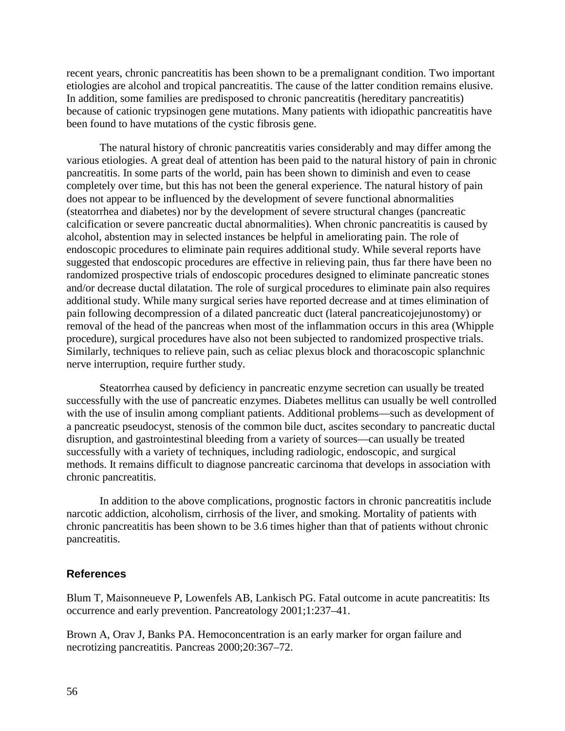recent years, chronic pancreatitis has been shown to be a premalignant condition. Two important etiologies are alcohol and tropical pancreatitis. The cause of the latter condition remains elusive. In addition, some families are predisposed to chronic pancreatitis (hereditary pancreatitis) because of cationic trypsinogen gene mutations. Many patients with idiopathic pancreatitis have been found to have mutations of the cystic fibrosis gene.

The natural history of chronic pancreatitis varies considerably and may differ among the various etiologies. A great deal of attention has been paid to the natural history of pain in chronic pancreatitis. In some parts of the world, pain has been shown to diminish and even to cease completely over time, but this has not been the general experience. The natural history of pain does not appear to be influenced by the development of severe functional abnormalities (steatorrhea and diabetes) nor by the development of severe structural changes (pancreatic calcification or severe pancreatic ductal abnormalities). When chronic pancreatitis is caused by alcohol, abstention may in selected instances be helpful in ameliorating pain. The role of endoscopic procedures to eliminate pain requires additional study. While several reports have suggested that endoscopic procedures are effective in relieving pain, thus far there have been no randomized prospective trials of endoscopic procedures designed to eliminate pancreatic stones and/or decrease ductal dilatation. The role of surgical procedures to eliminate pain also requires additional study. While many surgical series have reported decrease and at times elimination of pain following decompression of a dilated pancreatic duct (lateral pancreaticojejunostomy) or removal of the head of the pancreas when most of the inflammation occurs in this area (Whipple procedure), surgical procedures have also not been subjected to randomized prospective trials. Similarly, techniques to relieve pain, such as celiac plexus block and thoracoscopic splanchnic nerve interruption, require further study.

Steatorrhea caused by deficiency in pancreatic enzyme secretion can usually be treated successfully with the use of pancreatic enzymes. Diabetes mellitus can usually be well controlled with the use of insulin among compliant patients. Additional problems—such as development of a pancreatic pseudocyst, stenosis of the common bile duct, ascites secondary to pancreatic ductal disruption, and gastrointestinal bleeding from a variety of sources—can usually be treated successfully with a variety of techniques, including radiologic, endoscopic, and surgical methods. It remains difficult to diagnose pancreatic carcinoma that develops in association with chronic pancreatitis.

In addition to the above complications, prognostic factors in chronic pancreatitis include narcotic addiction, alcoholism, cirrhosis of the liver, and smoking. Mortality of patients with chronic pancreatitis has been shown to be 3.6 times higher than that of patients without chronic pancreatitis.

## References

Blum T, Maisonneueve P, Lowenfels AB, Lankisch PG. Fatal outcome in acute pancreatitis: Its occurrence and early prevention. Pancreatology 2001;1:237–41.

Brown A, Orav J, Banks PA. Hemoconcentration is an early marker for organ failure and necrotizing pancreatitis. Pancreas 2000;20:367–72.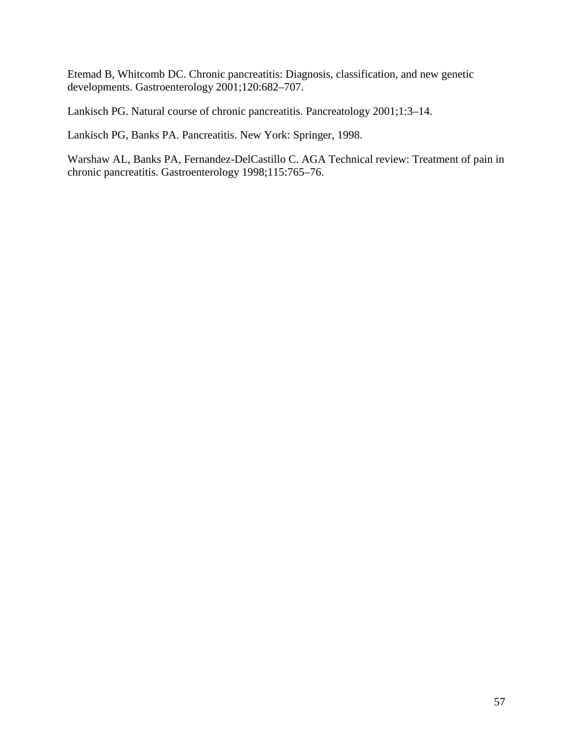Etemad B, Whitcomb DC. Chronic pancreatitis: Diagnosis, classification, and new genetic developments. Gastroenterology 2001;120:682–707.

Lankisch PG. Natural course of chronic pancreatitis. Pancreatology 2001;1:3–14.

Lankisch PG, Banks PA. Pancreatitis. New York: Springer, 1998.

Warshaw AL, Banks PA, Fernandez-DelCastillo C. AGA Technical review: Treatment of pain in chronic pancreatitis. Gastroenterology 1998;115:765–76.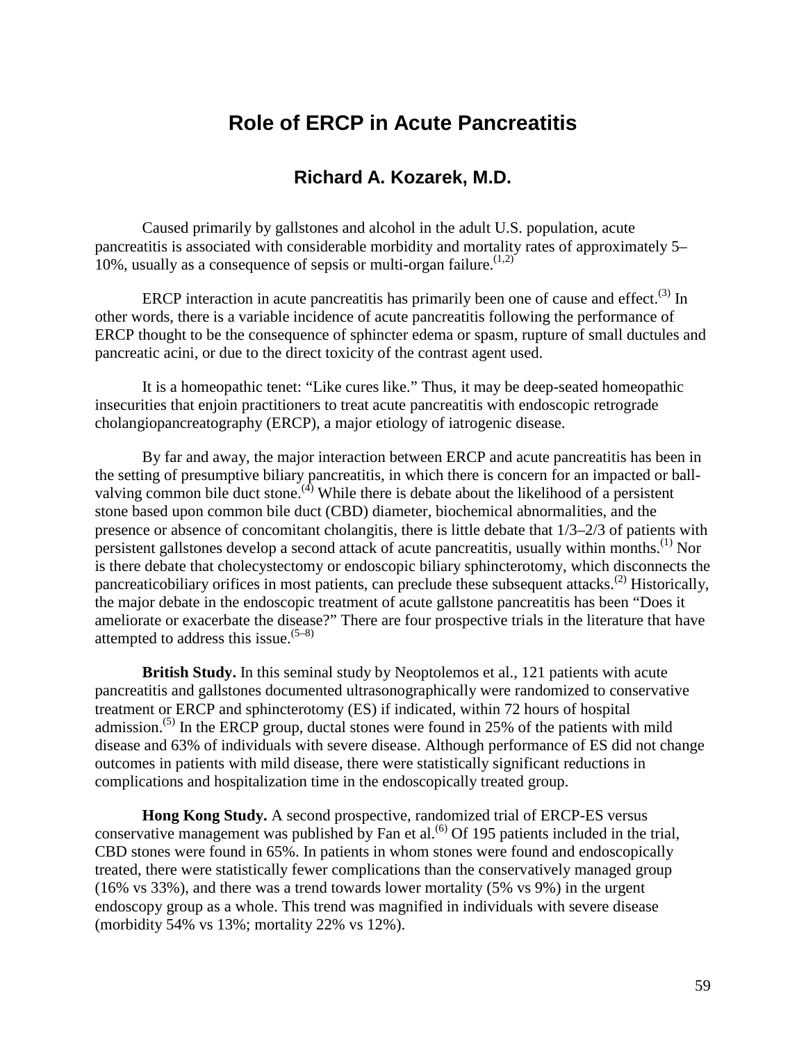# Role of ERCP in Acute Pancreatitis

## Richard A. Kozarek, M.D.

Caused primarily by gallstones and alcohol in the adult U.S. population, acute pancreatitis is associated with considerable morbidity and mortality rates of approximately 5–10%, usually as a consequence of sepsis or multi-organ failure.[1,2]

ERCP interaction in acute pancreatitis has primarily been one of cause and effect.[3] In other words, there is a variable incidence of acute pancreatitis following the performance of ERCP thought to be the consequence of sphincter edema or spasm, rupture of small ductules and pancreatic acini, or due to the direct toxicity of the contrast agent used.

It is a homeopathic tenet: "Like cures like." Thus, it may be deep-seated homeopathic insecurities that enjoin practitioners to treat acute pancreatitis with endoscopic retrograde cholangiopancreatography (ERCP), a major etiology of iatrogenic disease.

By far and away, the major interaction between ERCP and acute pancreatitis has been in the setting of presumptive biliary pancreatitis, in which there is concern for an impacted or ball-valving common bile duct stone.[4] While there is debate about the likelihood of a persistent stone based upon common bile duct (CBD) diameter, biochemical abnormalities, and the presence or absence of concomitant cholangitis, there is little debate that 1/3–2/3 of patients with persistent gallstones develop a second attack of acute pancreatitis, usually within months.[1] Nor is there debate that cholecystectomy or endoscopic biliary sphincterotomy, which disconnects the pancreaticobiliary orifices in most patients, can preclude these subsequent attacks.[2] Historically, the major debate in the endoscopic treatment of acute gallstone pancreatitis has been "Does it ameliorate or exacerbate the disease?" There are four prospective trials in the literature that have attempted to address this issue.[5–8]

**British Study.** In this seminal study by Neoptolemos et al., 121 patients with acute pancreatitis and gallstones documented ultrasonographically were randomized to conservative treatment or ERCP and sphincterotomy (ES) if indicated, within 72 hours of hospital admission.[5] In the ERCP group, ductal stones were found in 25% of the patients with mild disease and 63% of individuals with severe disease. Although performance of ES did not change outcomes in patients with mild disease, there were statistically significant reductions in complications and hospitalization time in the endoscopically treated group.

**Hong Kong Study.** A second prospective, randomized trial of ERCP-ES versus conservative management was published by Fan et al.[6] Of 195 patients included in the trial, CBD stones were found in 65%. In patients in whom stones were found and endoscopically treated, there were statistically fewer complications than the conservatively managed group (16% vs 33%), and there was a trend towards lower mortality (5% vs 9%) in the urgent endoscopy group as a whole. This trend was magnified in individuals with severe disease (morbidity 54% vs 13%; mortality 22% vs 12%).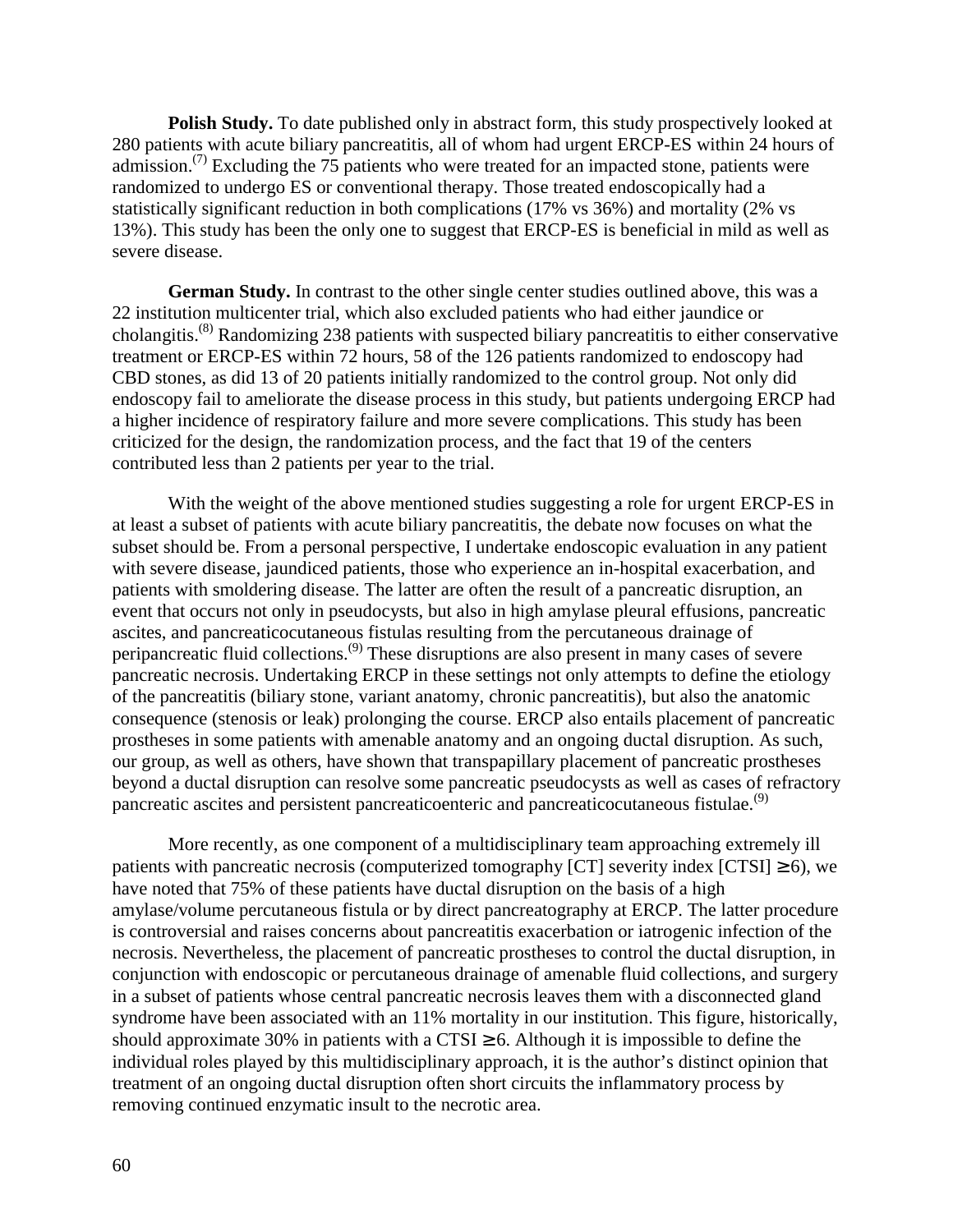**Polish Study.** To date published only in abstract form, this study prospectively looked at 280 patients with acute biliary pancreatitis, all of whom had urgent ERCP-ES within 24 hours of admission.[7] Excluding the 75 patients who were treated for an impacted stone, patients were randomized to undergo ES or conventional therapy. Those treated endoscopically had a statistically significant reduction in both complications (17% vs 36%) and mortality (2% vs 13%). This study has been the only one to suggest that ERCP-ES is beneficial in mild as well as severe disease.

**German Study.** In contrast to the other single center studies outlined above, this was a 22 institution multicenter trial, which also excluded patients who had either jaundice or cholangitis.[8] Randomizing 238 patients with suspected biliary pancreatitis to either conservative treatment or ERCP-ES within 72 hours, 58 of the 126 patients randomized to endoscopy had CBD stones, as did 13 of 20 patients initially randomized to the control group. Not only did endoscopy fail to ameliorate the disease process in this study, but patients undergoing ERCP had a higher incidence of respiratory failure and more severe complications. This study has been criticized for the design, the randomization process, and the fact that 19 of the centers contributed less than 2 patients per year to the trial.

With the weight of the above mentioned studies suggesting a role for urgent ERCP-ES in at least a subset of patients with acute biliary pancreatitis, the debate now focuses on what the subset should be. From a personal perspective, I undertake endoscopic evaluation in any patient with severe disease, jaundiced patients, those who experience an in-hospital exacerbation, and patients with smoldering disease. The latter are often the result of a pancreatic disruption, an event that occurs not only in pseudocysts, but also in high amylase pleural effusions, pancreatic ascites, and pancreaticocutaneous fistulas resulting from the percutaneous drainage of peripancreatic fluid collections.[9] These disruptions are also present in many cases of severe pancreatic necrosis. Undertaking ERCP in these settings not only attempts to define the etiology of the pancreatitis (biliary stone, variant anatomy, chronic pancreatitis), but also the anatomic consequence (stenosis or leak) prolonging the course. ERCP also entails placement of pancreatic prostheses in some patients with amenable anatomy and an ongoing ductal disruption. As such, our group, as well as others, have shown that transpapillary placement of pancreatic prostheses beyond a ductal disruption can resolve some pancreatic pseudocysts as well as cases of refractory pancreatic ascites and persistent pancreaticoenteric and pancreaticocutaneous fistulae.[9]

More recently, as one component of a multidisciplinary team approaching extremely ill patients with pancreatic necrosis (computerized tomography [CT] severity index [CTSI] ≥ 6), we have noted that 75% of these patients have ductal disruption on the basis of a high amylase/volume percutaneous fistula or by direct pancreatography at ERCP. The latter procedure is controversial and raises concerns about pancreatitis exacerbation or iatrogenic infection of the necrosis. Nevertheless, the placement of pancreatic prostheses to control the ductal disruption, in conjunction with endoscopic or percutaneous drainage of amenable fluid collections, and surgery in a subset of patients whose central pancreatic necrosis leaves them with a disconnected gland syndrome have been associated with an 11% mortality in our institution. This figure, historically, should approximate 30% in patients with a CTSI ≥ 6. Although it is impossible to define the individual roles played by this multidisciplinary approach, it is the author's distinct opinion that treatment of an ongoing ductal disruption often short circuits the inflammatory process by removing continued enzymatic insult to the necrotic area.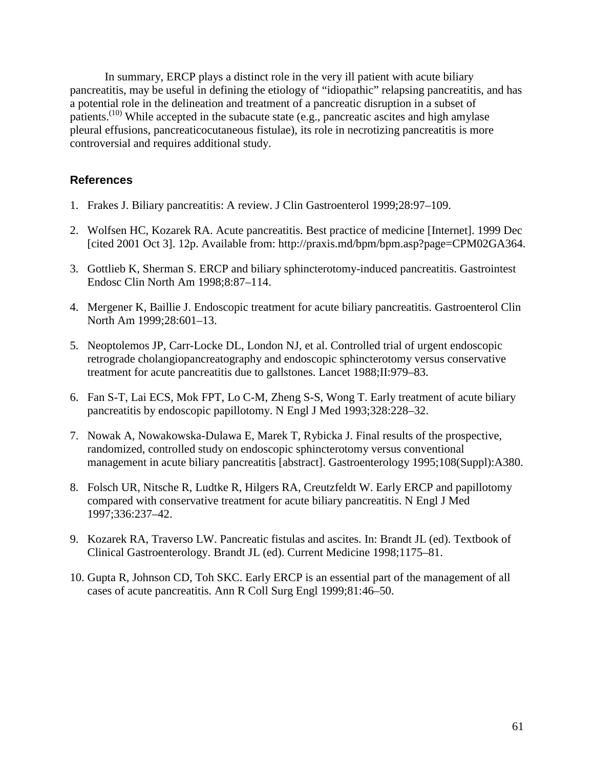In summary, ERCP plays a distinct role in the very ill patient with acute biliary pancreatitis, may be useful in defining the etiology of "idiopathic" relapsing pancreatitis, and has a potential role in the delineation and treatment of a pancreatic disruption in a subset of patients.[10] While accepted in the subacute state (e.g., pancreatic ascites and high amylase pleural effusions, pancreaticocutaneous fistulae), its role in necrotizing pancreatitis is more controversial and requires additional study.

## References

1. Frakes J. Biliary pancreatitis: A review. J Clin Gastroenterol 1999;28:97–109.

2. Wolfsen HC, Kozarek RA. Acute pancreatitis. Best practice of medicine [Internet]. 1999 Dec [cited 2001 Oct 3]. 12p. Available from: http://praxis.md/bpm/bpm.asp?page=CPM02GA364.

3. Gottlieb K, Sherman S. ERCP and biliary sphincterotomy-induced pancreatitis. Gastrointest Endosc Clin North Am 1998;8:87–114.

4. Mergener K, Baillie J. Endoscopic treatment for acute biliary pancreatitis. Gastroenterol Clin North Am 1999;28:601–13.

5. Neoptolemos JP, Carr-Locke DL, London NJ, et al. Controlled trial of urgent endoscopic retrograde cholangiopancreatography and endoscopic sphincterotomy versus conservative treatment for acute pancreatitis due to gallstones. Lancet 1988;II:979–83.

6. Fan S-T, Lai ECS, Mok FPT, Lo C-M, Zheng S-S, Wong T. Early treatment of acute biliary pancreatitis by endoscopic papillotomy. N Engl J Med 1993;328:228–32.

7. Nowak A, Nowakowska-Dulawa E, Marek T, Rybicka J. Final results of the prospective, randomized, controlled study on endoscopic sphincterotomy versus conventional management in acute biliary pancreatitis [abstract]. Gastroenterology 1995;108(Suppl):A380.

8. Folsch UR, Nitsche R, Ludtke R, Hilgers RA, Creutzfeldt W. Early ERCP and papillotomy compared with conservative treatment for acute biliary pancreatitis. N Engl J Med 1997;336:237–42.

9. Kozarek RA, Traverso LW. Pancreatic fistulas and ascites. In: Brandt JL (ed). Textbook of Clinical Gastroenterology. Brandt JL (ed). Current Medicine 1998;1175–81.

10. Gupta R, Johnson CD, Toh SKC. Early ERCP is an essential part of the management of all cases of acute pancreatitis. Ann R Coll Surg Engl 1999;81:46–50.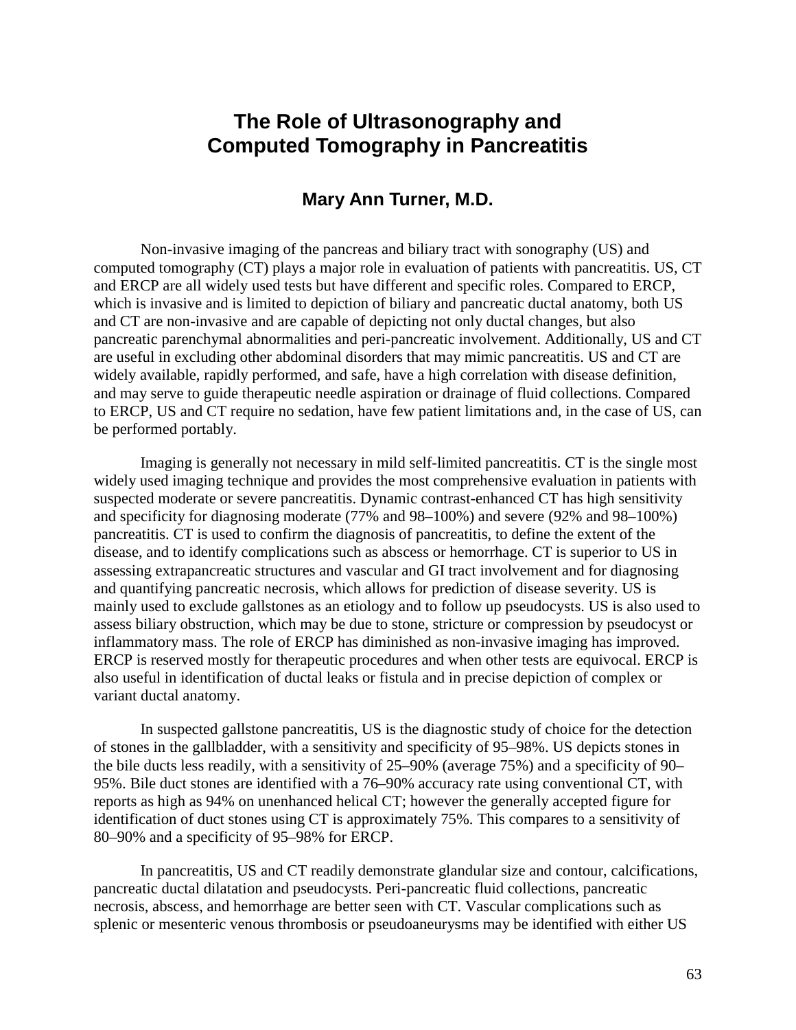# The Role of Ultrasonography and Computed Tomography in Pancreatitis

## Mary Ann Turner, M.D.

Non-invasive imaging of the pancreas and biliary tract with sonography (US) and computed tomography (CT) plays a major role in evaluation of patients with pancreatitis. US, CT and ERCP are all widely used tests but have different and specific roles. Compared to ERCP, which is invasive and is limited to depiction of biliary and pancreatic ductal anatomy, both US and CT are non-invasive and are capable of depicting not only ductal changes, but also pancreatic parenchymal abnormalities and peri-pancreatic involvement. Additionally, US and CT are useful in excluding other abdominal disorders that may mimic pancreatitis. US and CT are widely available, rapidly performed, and safe, have a high correlation with disease definition, and may serve to guide therapeutic needle aspiration or drainage of fluid collections. Compared to ERCP, US and CT require no sedation, have few patient limitations and, in the case of US, can be performed portably.

Imaging is generally not necessary in mild self-limited pancreatitis. CT is the single most widely used imaging technique and provides the most comprehensive evaluation in patients with suspected moderate or severe pancreatitis. Dynamic contrast-enhanced CT has high sensitivity and specificity for diagnosing moderate (77% and 98–100%) and severe (92% and 98–100%) pancreatitis. CT is used to confirm the diagnosis of pancreatitis, to define the extent of the disease, and to identify complications such as abscess or hemorrhage. CT is superior to US in assessing extrapancreatic structures and vascular and GI tract involvement and for diagnosing and quantifying pancreatic necrosis, which allows for prediction of disease severity. US is mainly used to exclude gallstones as an etiology and to follow up pseudocysts. US is also used to assess biliary obstruction, which may be due to stone, stricture or compression by pseudocyst or inflammatory mass. The role of ERCP has diminished as non-invasive imaging has improved. ERCP is reserved mostly for therapeutic procedures and when other tests are equivocal. ERCP is also useful in identification of ductal leaks or fistula and in precise depiction of complex or variant ductal anatomy.

In suspected gallstone pancreatitis, US is the diagnostic study of choice for the detection of stones in the gallbladder, with a sensitivity and specificity of 95–98%. US depicts stones in the bile ducts less readily, with a sensitivity of 25–90% (average 75%) and a specificity of 90–95%. Bile duct stones are identified with a 76–90% accuracy rate using conventional CT, with reports as high as 94% on unenhanced helical CT; however the generally accepted figure for identification of duct stones using CT is approximately 75%. This compares to a sensitivity of 80–90% and a specificity of 95–98% for ERCP.

In pancreatitis, US and CT readily demonstrate glandular size and contour, calcifications, pancreatic ductal dilatation and pseudocysts. Peri-pancreatic fluid collections, pancreatic necrosis, abscess, and hemorrhage are better seen with CT. Vascular complications such as splenic or mesenteric venous thrombosis or pseudoaneurysms may be identified with either US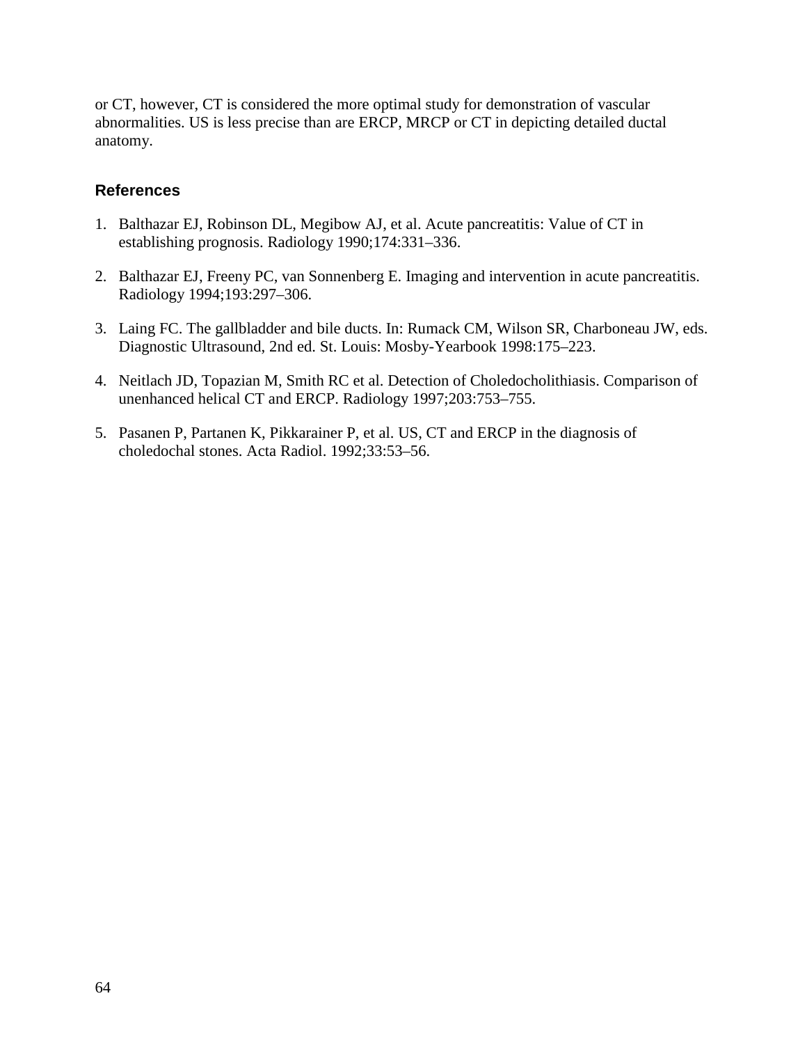or CT, however, CT is considered the more optimal study for demonstration of vascular abnormalities. US is less precise than are ERCP, MRCP or CT in depicting detailed ductal anatomy.

### References

1. Balthazar EJ, Robinson DL, Megibow AJ, et al. Acute pancreatitis: Value of CT in establishing prognosis. Radiology 1990;174:331–336.

2. Balthazar EJ, Freeny PC, van Sonnenberg E. Imaging and intervention in acute pancreatitis. Radiology 1994;193:297–306.

3. Laing FC. The gallbladder and bile ducts. In: Rumack CM, Wilson SR, Charboneau JW, eds. Diagnostic Ultrasound, 2nd ed. St. Louis: Mosby-Yearbook 1998:175–223.

4. Neitlach JD, Topazian M, Smith RC et al. Detection of Choledocholithiasis. Comparison of unenhanced helical CT and ERCP. Radiology 1997;203:753–755.

5. Pasanen P, Partanen K, Pikkarainer P, et al. US, CT and ERCP in the diagnosis of choledochal stones. Acta Radiol. 1992;33:53–56.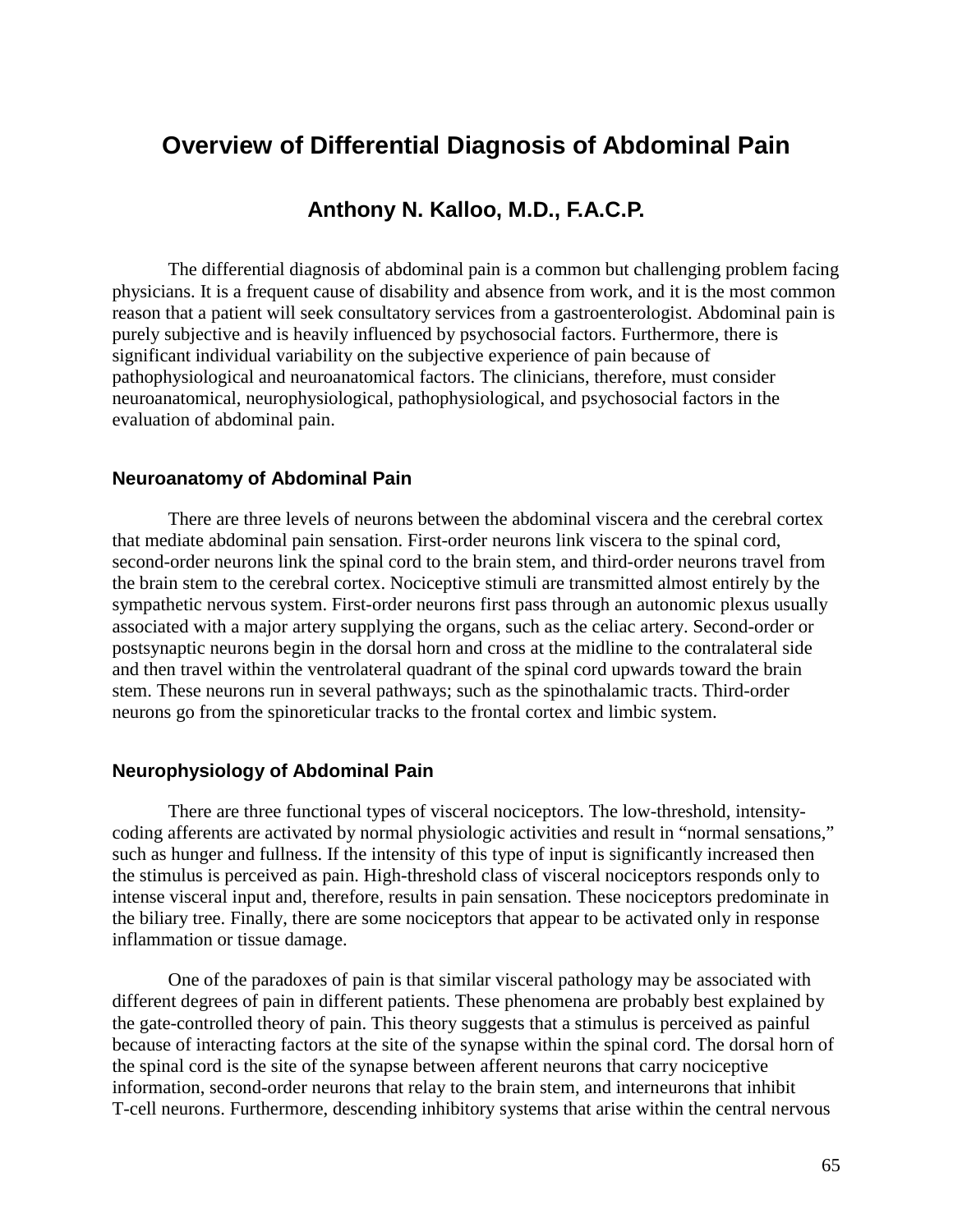# Overview of Differential Diagnosis of Abdominal Pain

## Anthony N. Kalloo, M.D., F.A.C.P.

The differential diagnosis of abdominal pain is a common but challenging problem facing physicians. It is a frequent cause of disability and absence from work, and it is the most common reason that a patient will seek consultatory services from a gastroenterologist. Abdominal pain is purely subjective and is heavily influenced by psychosocial factors. Furthermore, there is significant individual variability on the subjective experience of pain because of pathophysiological and neuroanatomical factors. The clinicians, therefore, must consider neuroanatomical, neurophysiological, pathophysiological, and psychosocial factors in the evaluation of abdominal pain.

### Neuroanatomy of Abdominal Pain

There are three levels of neurons between the abdominal viscera and the cerebral cortex that mediate abdominal pain sensation. First-order neurons link viscera to the spinal cord, second-order neurons link the spinal cord to the brain stem, and third-order neurons travel from the brain stem to the cerebral cortex. Nociceptive stimuli are transmitted almost entirely by the sympathetic nervous system. First-order neurons first pass through an autonomic plexus usually associated with a major artery supplying the organs, such as the celiac artery. Second-order or postsynaptic neurons begin in the dorsal horn and cross at the midline to the contralateral side and then travel within the ventrolateral quadrant of the spinal cord upwards toward the brain stem. These neurons run in several pathways; such as the spinothalamic tracts. Third-order neurons go from the spinoreticular tracks to the frontal cortex and limbic system.

### Neurophysiology of Abdominal Pain

There are three functional types of visceral nociceptors. The low-threshold, intensity-coding afferents are activated by normal physiologic activities and result in “normal sensations,” such as hunger and fullness. If the intensity of this type of input is significantly increased then the stimulus is perceived as pain. High-threshold class of visceral nociceptors responds only to intense visceral input and, therefore, results in pain sensation. These nociceptors predominate in the biliary tree. Finally, there are some nociceptors that appear to be activated only in response inflammation or tissue damage.

One of the paradoxes of pain is that similar visceral pathology may be associated with different degrees of pain in different patients. These phenomena are probably best explained by the gate-controlled theory of pain. This theory suggests that a stimulus is perceived as painful because of interacting factors at the site of the synapse within the spinal cord. The dorsal horn of the spinal cord is the site of the synapse between afferent neurons that carry nociceptive information, second-order neurons that relay to the brain stem, and interneurons that inhibit T-cell neurons. Furthermore, descending inhibitory systems that arise within the central nervous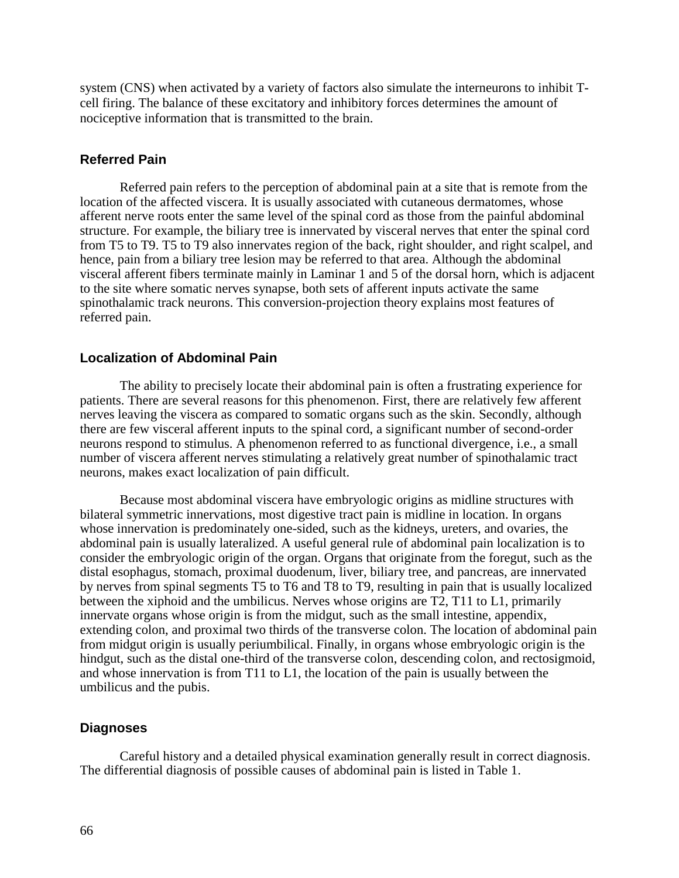system (CNS) when activated by a variety of factors also simulate the interneurons to inhibit T-cell firing. The balance of these excitatory and inhibitory forces determines the amount of nociceptive information that is transmitted to the brain.

### Referred Pain

Referred pain refers to the perception of abdominal pain at a site that is remote from the location of the affected viscera. It is usually associated with cutaneous dermatomes, whose afferent nerve roots enter the same level of the spinal cord as those from the painful abdominal structure. For example, the biliary tree is innervated by visceral nerves that enter the spinal cord from T5 to T9. T5 to T9 also innervates region of the back, right shoulder, and right scalpel, and hence, pain from a biliary tree lesion may be referred to that area. Although the abdominal visceral afferent fibers terminate mainly in Laminar 1 and 5 of the dorsal horn, which is adjacent to the site where somatic nerves synapse, both sets of afferent inputs activate the same spinothalamic track neurons. This conversion-projection theory explains most features of referred pain.

### Localization of Abdominal Pain

The ability to precisely locate their abdominal pain is often a frustrating experience for patients. There are several reasons for this phenomenon. First, there are relatively few afferent nerves leaving the viscera as compared to somatic organs such as the skin. Secondly, although there are few visceral afferent inputs to the spinal cord, a significant number of second-order neurons respond to stimulus. A phenomenon referred to as functional divergence, i.e., a small number of viscera afferent nerves stimulating a relatively great number of spinothalamic tract neurons, makes exact localization of pain difficult.

Because most abdominal viscera have embryologic origins as midline structures with bilateral symmetric innervations, most digestive tract pain is midline in location. In organs whose innervation is predominately one-sided, such as the kidneys, ureters, and ovaries, the abdominal pain is usually lateralized. A useful general rule of abdominal pain localization is to consider the embryologic origin of the organ. Organs that originate from the foregut, such as the distal esophagus, stomach, proximal duodenum, liver, biliary tree, and pancreas, are innervated by nerves from spinal segments T5 to T6 and T8 to T9, resulting in pain that is usually localized between the xiphoid and the umbilicus. Nerves whose origins are T2, T11 to L1, primarily innervate organs whose origin is from the midgut, such as the small intestine, appendix, extending colon, and proximal two thirds of the transverse colon. The location of abdominal pain from midgut origin is usually periumbilical. Finally, in organs whose embryologic origin is the hindgut, such as the distal one-third of the transverse colon, descending colon, and rectosigmoid, and whose innervation is from T11 to L1, the location of the pain is usually between the umbilicus and the pubis.

### Diagnoses

Careful history and a detailed physical examination generally result in correct diagnosis. The differential diagnosis of possible causes of abdominal pain is listed in Table 1.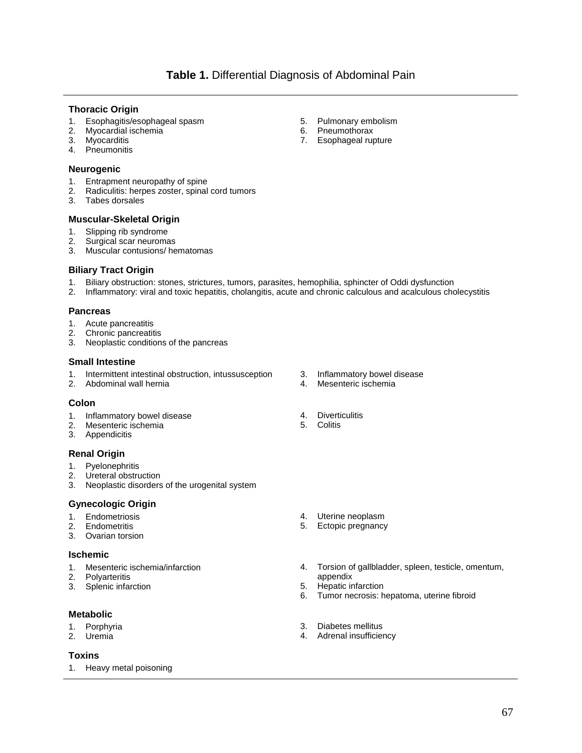**Table 1.** Differential Diagnosis of Abdominal Pain

### Thoracic Origin

1. Esophagitis/esophageal spasm
2. Myocardial ischemia
3. Myocarditis
4. Pneumonitis
5. Pulmonary embolism
6. Pneumothorax
7. Esophageal rupture

### Neurogenic

1. Entrapment neuropathy of spine
2. Radiculitis: herpes zoster, spinal cord tumors
3. Tabes dorsales

### Muscular-Skeletal Origin

1. Slipping rib syndrome
2. Surgical scar neuromas
3. Muscular contusions/ hematomas

### Biliary Tract Origin

1. Biliary obstruction: stones, strictures, tumors, parasites, hemophilia, sphincter of Oddi dysfunction
2. Inflammatory: viral and toxic hepatitis, cholangitis, acute and chronic calculous and acalculous cholecystitis

### Pancreas

1. Acute pancreatitis
2. Chronic pancreatitis
3. Neoplastic conditions of the pancreas

### Small Intestine

1. Intermittent intestinal obstruction, intussusception
2. Abdominal wall hernia
3. Inflammatory bowel disease
4. Mesenteric ischemia

### Colon

1. Inflammatory bowel disease
2. Mesenteric ischemia
3. Appendicitis
4. Diverticulitis
5. Colitis

### Renal Origin

1. Pyelonephritis
2. Ureteral obstruction
3. Neoplastic disorders of the urogenital system

### Gynecologic Origin

1. Endometriosis
2. Endometritis
3. Ovarian torsion
4. Uterine neoplasm
5. Ectopic pregnancy

### Ischemic

1. Mesenteric ischemia/infarction
2. Polyarteritis
3. Splenic infarction
4. Torsion of gallbladder, spleen, testicle, omentum, appendix
5. Hepatic infarction
6. Tumor necrosis: hepatoma, uterine fibroid

### Metabolic

1. Porphyria
2. Uremia
3. Diabetes mellitus
4. Adrenal insufficiency

### Toxins

1. Heavy metal poisoning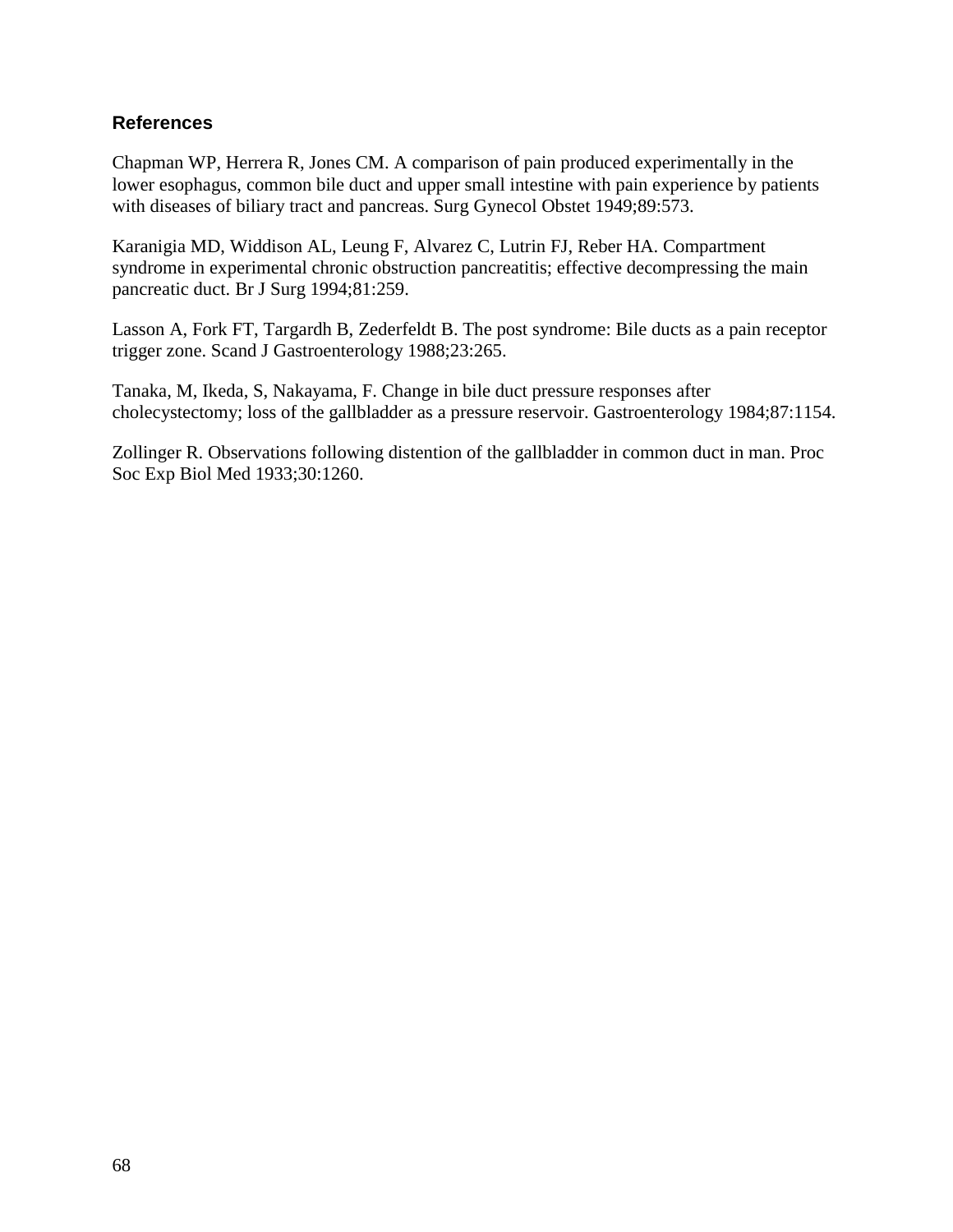## References

Chapman WP, Herrera R, Jones CM. A comparison of pain produced experimentally in the lower esophagus, common bile duct and upper small intestine with pain experience by patients with diseases of biliary tract and pancreas. Surg Gynecol Obstet 1949;89:573.

Karanigia MD, Widdison AL, Leung F, Alvarez C, Lutrin FJ, Reber HA. Compartment syndrome in experimental chronic obstruction pancreatitis; effective decompressing the main pancreatic duct. Br J Surg 1994;81:259.

Lasson A, Fork FT, Targardh B, Zederfeldt B. The post syndrome: Bile ducts as a pain receptor trigger zone. Scand J Gastroenterology 1988;23:265.

Tanaka, M, Ikeda, S, Nakayama, F. Change in bile duct pressure responses after cholecystectomy; loss of the gallbladder as a pressure reservoir. Gastroenterology 1984;87:1154.

Zollinger R. Observations following distention of the gallbladder in common duct in man. Proc Soc Exp Biol Med 1933;30:1260.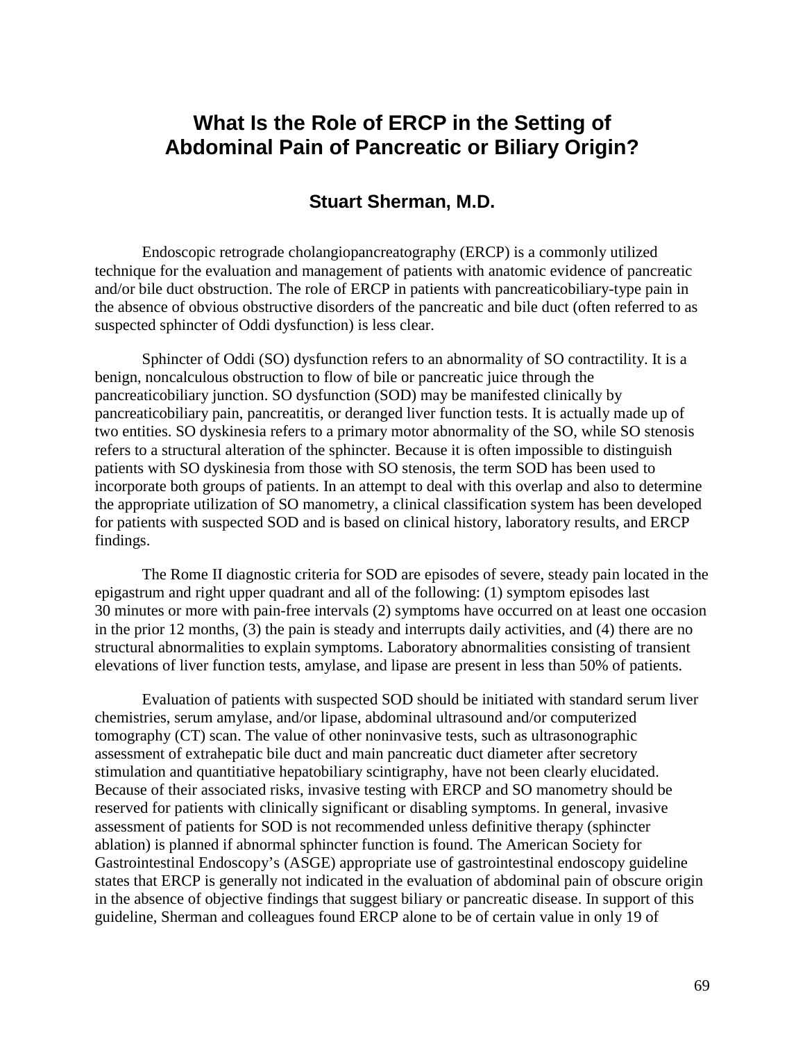# What Is the Role of ERCP in the Setting of Abdominal Pain of Pancreatic or Biliary Origin?

### Stuart Sherman, M.D.

Endoscopic retrograde cholangiopancreatography (ERCP) is a commonly utilized technique for the evaluation and management of patients with anatomic evidence of pancreatic and/or bile duct obstruction. The role of ERCP in patients with pancreaticobiliary-type pain in the absence of obvious obstructive disorders of the pancreatic and bile duct (often referred to as suspected sphincter of Oddi dysfunction) is less clear.

Sphincter of Oddi (SO) dysfunction refers to an abnormality of SO contractility. It is a benign, noncalculous obstruction to flow of bile or pancreatic juice through the pancreaticobiliary junction. SO dysfunction (SOD) may be manifested clinically by pancreaticobiliary pain, pancreatitis, or deranged liver function tests. It is actually made up of two entities. SO dyskinesia refers to a primary motor abnormality of the SO, while SO stenosis refers to a structural alteration of the sphincter. Because it is often impossible to distinguish patients with SO dyskinesia from those with SO stenosis, the term SOD has been used to incorporate both groups of patients. In an attempt to deal with this overlap and also to determine the appropriate utilization of SO manometry, a clinical classification system has been developed for patients with suspected SOD and is based on clinical history, laboratory results, and ERCP findings.

The Rome II diagnostic criteria for SOD are episodes of severe, steady pain located in the epigastrum and right upper quadrant and all of the following: (1) symptom episodes last 30 minutes or more with pain-free intervals (2) symptoms have occurred on at least one occasion in the prior 12 months, (3) the pain is steady and interrupts daily activities, and (4) there are no structural abnormalities to explain symptoms. Laboratory abnormalities consisting of transient elevations of liver function tests, amylase, and lipase are present in less than 50% of patients.

Evaluation of patients with suspected SOD should be initiated with standard serum liver chemistries, serum amylase, and/or lipase, abdominal ultrasound and/or computerized tomography (CT) scan. The value of other noninvasive tests, such as ultrasonographic assessment of extrahepatic bile duct and main pancreatic duct diameter after secretory stimulation and quantitiative hepatobiliary scintigraphy, have not been clearly elucidated. Because of their associated risks, invasive testing with ERCP and SO manometry should be reserved for patients with clinically significant or disabling symptoms. In general, invasive assessment of patients for SOD is not recommended unless definitive therapy (sphincter ablation) is planned if abnormal sphincter function is found. The American Society for Gastrointestinal Endoscopy's (ASGE) appropriate use of gastrointestinal endoscopy guideline states that ERCP is generally not indicated in the evaluation of abdominal pain of obscure origin in the absence of objective findings that suggest biliary or pancreatic disease. In support of this guideline, Sherman and colleagues found ERCP alone to be of certain value in only 19 of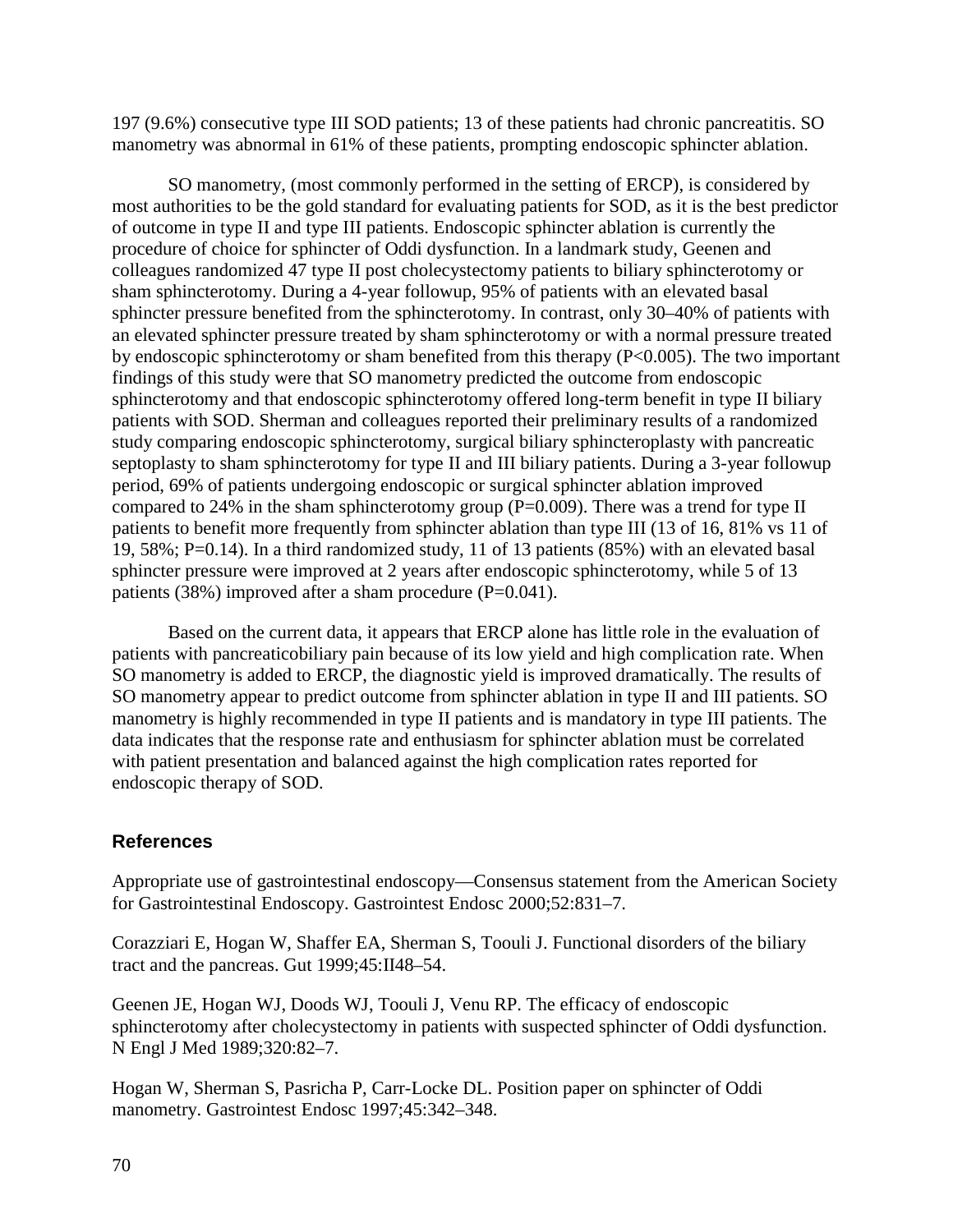197 (9.6%) consecutive type III SOD patients; 13 of these patients had chronic pancreatitis. SO manometry was abnormal in 61% of these patients, prompting endoscopic sphincter ablation.

SO manometry, (most commonly performed in the setting of ERCP), is considered by most authorities to be the gold standard for evaluating patients for SOD, as it is the best predictor of outcome in type II and type III patients. Endoscopic sphincter ablation is currently the procedure of choice for sphincter of Oddi dysfunction. In a landmark study, Geenen and colleagues randomized 47 type II post cholecystectomy patients to biliary sphincterotomy or sham sphincterotomy. During a 4-year followup, 95% of patients with an elevated basal sphincter pressure benefited from the sphincterotomy. In contrast, only 30–40% of patients with an elevated sphincter pressure treated by sham sphincterotomy or with a normal pressure treated by endoscopic sphincterotomy or sham benefited from this therapy ($P<0.005$). The two important findings of this study were that SO manometry predicted the outcome from endoscopic sphincterotomy and that endoscopic sphincterotomy offered long-term benefit in type II biliary patients with SOD. Sherman and colleagues reported their preliminary results of a randomized study comparing endoscopic sphincterotomy, surgical biliary sphincteroplasty with pancreatic septoplasty to sham sphincterotomy for type II and III biliary patients. During a 3-year followup period, 69% of patients undergoing endoscopic or surgical sphincter ablation improved compared to 24% in the sham sphincterotomy group ($P=0.009$). There was a trend for type II patients to benefit more frequently from sphincter ablation than type III (13 of 16, 81% vs 11 of 19, 58%; $P=0.14$). In a third randomized study, 11 of 13 patients (85%) with an elevated basal sphincter pressure were improved at 2 years after endoscopic sphincterotomy, while 5 of 13 patients (38%) improved after a sham procedure ($P=0.041$).

Based on the current data, it appears that ERCP alone has little role in the evaluation of patients with pancreaticobiliary pain because of its low yield and high complication rate. When SO manometry is added to ERCP, the diagnostic yield is improved dramatically. The results of SO manometry appear to predict outcome from sphincter ablation in type II and III patients. SO manometry is highly recommended in type II patients and is mandatory in type III patients. The data indicates that the response rate and enthusiasm for sphincter ablation must be correlated with patient presentation and balanced against the high complication rates reported for endoscopic therapy of SOD.

## References

Appropriate use of gastrointestinal endoscopy—Consensus statement from the American Society for Gastrointestinal Endoscopy. Gastrointest Endosc 2000;52:831–7.

Corazziari E, Hogan W, Shaffer EA, Sherman S, Toouli J. Functional disorders of the biliary tract and the pancreas. Gut 1999;45:II48–54.

Geenen JE, Hogan WJ, Doods WJ, Toouli J, Venu RP. The efficacy of endoscopic sphincterotomy after cholecystectomy in patients with suspected sphincter of Oddi dysfunction. N Engl J Med 1989;320:82–7.

Hogan W, Sherman S, Pasricha P, Carr-Locke DL. Position paper on sphincter of Oddi manometry. Gastrointest Endosc 1997;45:342–348.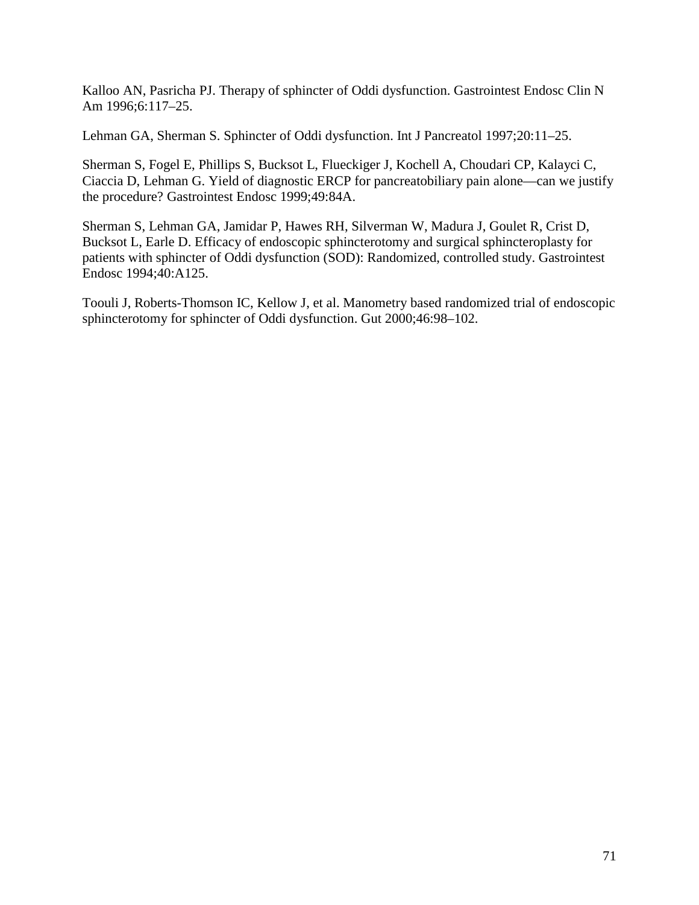Kalloo AN, Pasricha PJ. Therapy of sphincter of Oddi dysfunction. Gastrointest Endosc Clin N Am 1996;6:117–25.

Lehman GA, Sherman S. Sphincter of Oddi dysfunction. Int J Pancreatol 1997;20:11–25.

Sherman S, Fogel E, Phillips S, Bucksot L, Flueckiger J, Kochell A, Choudari CP, Kalayci C, Ciaccia D, Lehman G. Yield of diagnostic ERCP for pancreatobiliary pain alone—can we justify the procedure? Gastrointest Endosc 1999;49:84A.

Sherman S, Lehman GA, Jamidar P, Hawes RH, Silverman W, Madura J, Goulet R, Crist D, Bucksot L, Earle D. Efficacy of endoscopic sphincterotomy and surgical sphincteroplasty for patients with sphincter of Oddi dysfunction (SOD): Randomized, controlled study. Gastrointest Endosc 1994;40:A125.

Toouli J, Roberts-Thomson IC, Kellow J, et al. Manometry based randomized trial of endoscopic sphincterotomy for sphincter of Oddi dysfunction. Gut 2000;46:98–102.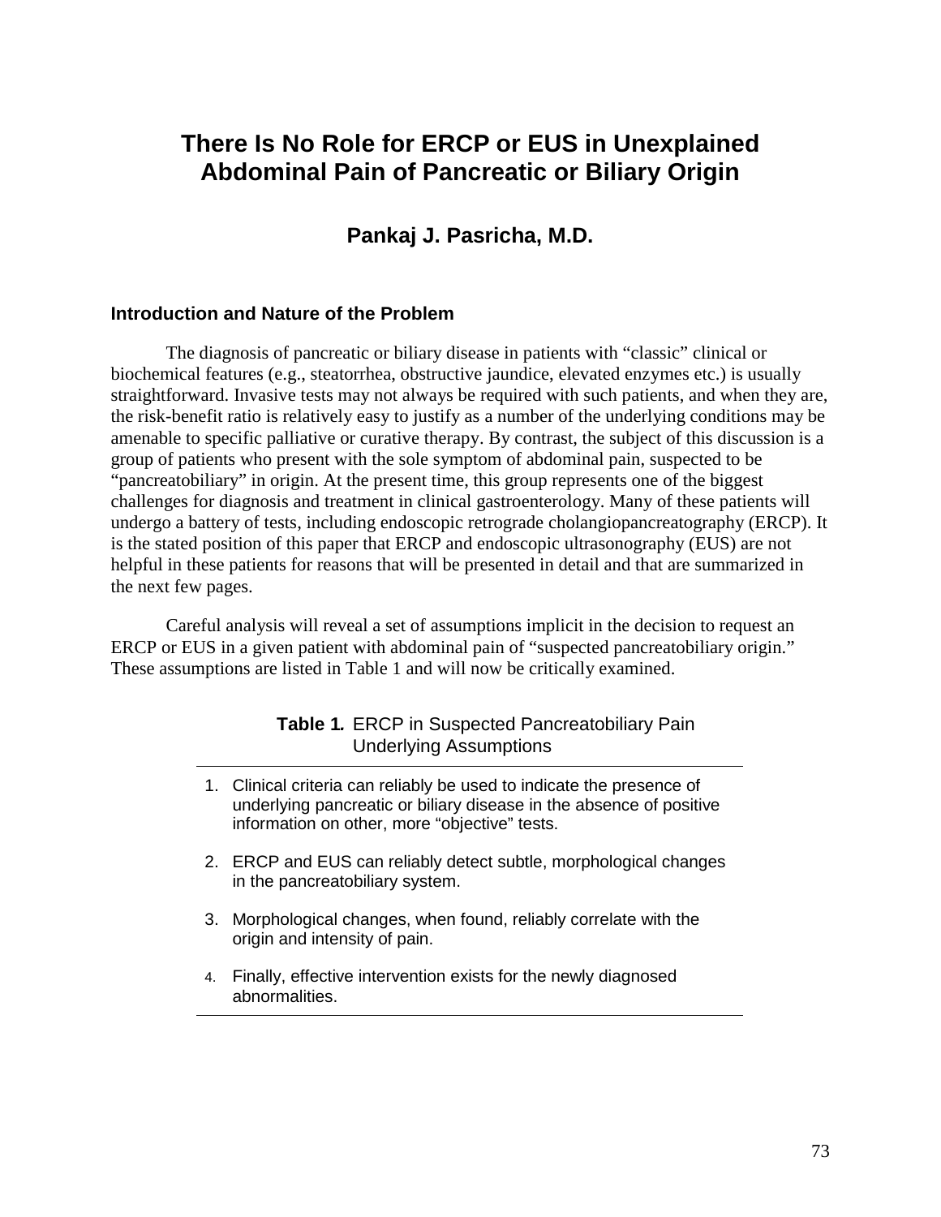# There Is No Role for ERCP or EUS in Unexplained Abdominal Pain of Pancreatic or Biliary Origin

## Pankaj J. Pasricha, M.D.

### Introduction and Nature of the Problem

The diagnosis of pancreatic or biliary disease in patients with "classic" clinical or biochemical features (e.g., steatorrhea, obstructive jaundice, elevated enzymes etc.) is usually straightforward. Invasive tests may not always be required with such patients, and when they are, the risk-benefit ratio is relatively easy to justify as a number of the underlying conditions may be amenable to specific palliative or curative therapy. By contrast, the subject of this discussion is a group of patients who present with the sole symptom of abdominal pain, suspected to be "pancreatobiliary" in origin. At the present time, this group represents one of the biggest challenges for diagnosis and treatment in clinical gastroenterology. Many of these patients will undergo a battery of tests, including endoscopic retrograde cholangiopancreatography (ERCP). It is the stated position of this paper that ERCP and endoscopic ultrasonography (EUS) are not helpful in these patients for reasons that will be presented in detail and that are summarized in the next few pages.

Careful analysis will reveal a set of assumptions implicit in the decision to request an ERCP or EUS in a given patient with abdominal pain of "suspected pancreatobiliary origin." These assumptions are listed in Table 1 and will now be critically examined.

**Table 1.** ERCP in Suspected Pancreatobiliary Pain Underlying Assumptions

1. Clinical criteria can reliably be used to indicate the presence of underlying pancreatic or biliary disease in the absence of positive information on other, more "objective" tests.
2. ERCP and EUS can reliably detect subtle, morphological changes in the pancreatobiliary system.
3. Morphological changes, when found, reliably correlate with the origin and intensity of pain.
4. Finally, effective intervention exists for the newly diagnosed abnormalities.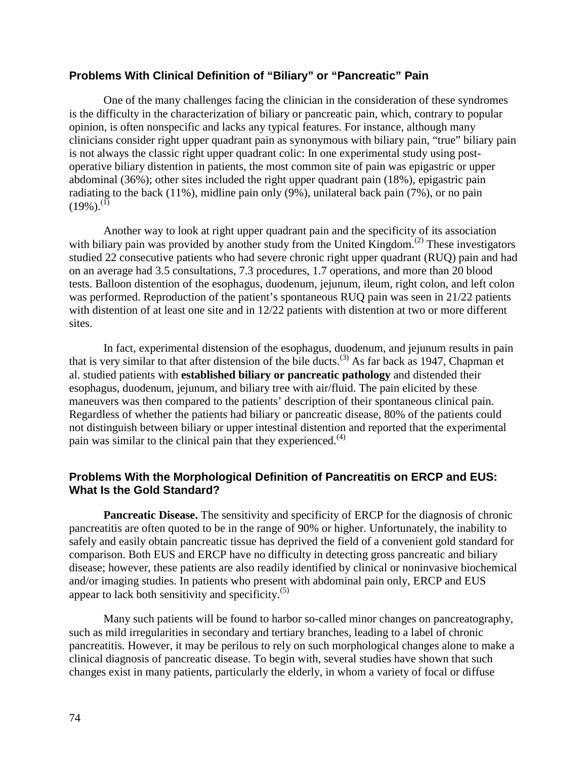## Problems With Clinical Definition of "Biliary" or "Pancreatic" Pain

One of the many challenges facing the clinician in the consideration of these syndromes is the difficulty in the characterization of biliary or pancreatic pain, which, contrary to popular opinion, is often nonspecific and lacks any typical features. For instance, although many clinicians consider right upper quadrant pain as synonymous with biliary pain, "true" biliary pain is not always the classic right upper quadrant colic: In one experimental study using post-operative biliary distention in patients, the most common site of pain was epigastric or upper abdominal (36%); other sites included the right upper quadrant pain (18%), epigastric pain radiating to the back (11%), midline pain only (9%), unilateral back pain (7%), or no pain (19%).[1]

Another way to look at right upper quadrant pain and the specificity of its association with biliary pain was provided by another study from the United Kingdom.[2] These investigators studied 22 consecutive patients who had severe chronic right upper quadrant (RUQ) pain and had on an average had 3.5 consultations, 7.3 procedures, 1.7 operations, and more than 20 blood tests. Balloon distention of the esophagus, duodenum, jejunum, ileum, right colon, and left colon was performed. Reproduction of the patient's spontaneous RUQ pain was seen in 21/22 patients with distention of at least one site and in 12/22 patients with distention at two or more different sites.

In fact, experimental distension of the esophagus, duodenum, and jejunum results in pain that is very similar to that after distension of the bile ducts.[3] As far back as 1947, Chapman et al. studied patients with **established biliary or pancreatic pathology** and distended their esophagus, duodenum, jejunum, and biliary tree with air/fluid. The pain elicited by these maneuvers was then compared to the patients' description of their spontaneous clinical pain. Regardless of whether the patients had biliary or pancreatic disease, 80% of the patients could not distinguish between biliary or upper intestinal distention and reported that the experimental pain was similar to the clinical pain that they experienced.[4]

## Problems With the Morphological Definition of Pancreatitis on ERCP and EUS: What Is the Gold Standard?

**Pancreatic Disease.** The sensitivity and specificity of ERCP for the diagnosis of chronic pancreatitis are often quoted to be in the range of 90% or higher. Unfortunately, the inability to safely and easily obtain pancreatic tissue has deprived the field of a convenient gold standard for comparison. Both EUS and ERCP have no difficulty in detecting gross pancreatic and biliary disease; however, these patients are also readily identified by clinical or noninvasive biochemical and/or imaging studies. In patients who present with abdominal pain only, ERCP and EUS appear to lack both sensitivity and specificity.[5]

Many such patients will be found to harbor so-called minor changes on pancreatography, such as mild irregularities in secondary and tertiary branches, leading to a label of chronic pancreatitis. However, it may be perilous to rely on such morphological changes alone to make a clinical diagnosis of pancreatic disease. To begin with, several studies have shown that such changes exist in many patients, particularly the elderly, in whom a variety of focal or diffuse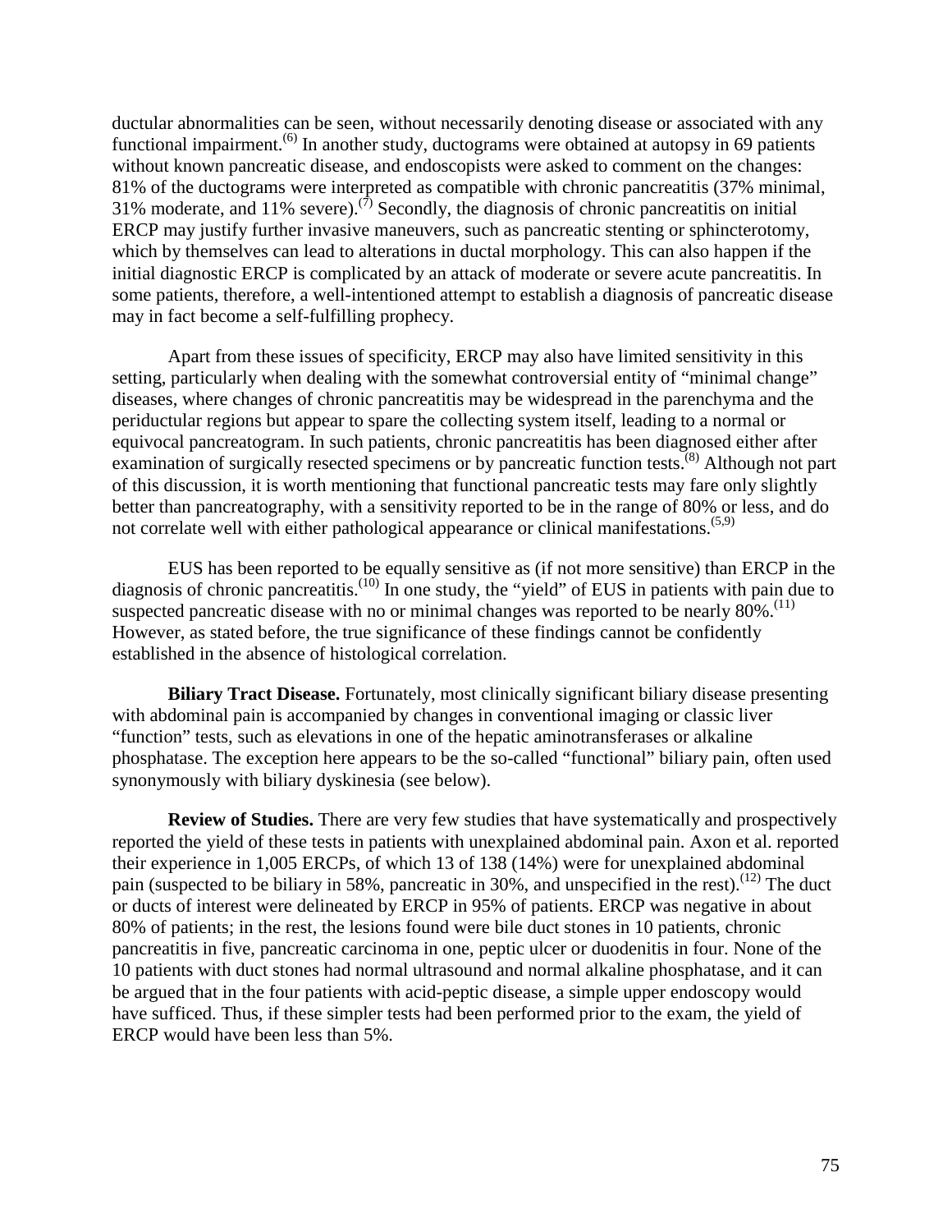ductular abnormalities can be seen, without necessarily denoting disease or associated with any functional impairment.[6] In another study, ductograms were obtained at autopsy in 69 patients without known pancreatic disease, and endoscopists were asked to comment on the changes: 81% of the ductograms were interpreted as compatible with chronic pancreatitis (37% minimal, 31% moderate, and 11% severe).[7] Secondly, the diagnosis of chronic pancreatitis on initial ERCP may justify further invasive maneuvers, such as pancreatic stenting or sphincterotomy, which by themselves can lead to alterations in ductal morphology. This can also happen if the initial diagnostic ERCP is complicated by an attack of moderate or severe acute pancreatitis. In some patients, therefore, a well-intentioned attempt to establish a diagnosis of pancreatic disease may in fact become a self-fulfilling prophecy.

Apart from these issues of specificity, ERCP may also have limited sensitivity in this setting, particularly when dealing with the somewhat controversial entity of "minimal change" diseases, where changes of chronic pancreatitis may be widespread in the parenchyma and the periductular regions but appear to spare the collecting system itself, leading to a normal or equivocal pancreatogram. In such patients, chronic pancreatitis has been diagnosed either after examination of surgically resected specimens or by pancreatic function tests.[8] Although not part of this discussion, it is worth mentioning that functional pancreatic tests may fare only slightly better than pancreatography, with a sensitivity reported to be in the range of 80% or less, and do not correlate well with either pathological appearance or clinical manifestations.[5,9]

EUS has been reported to be equally sensitive as (if not more sensitive) than ERCP in the diagnosis of chronic pancreatitis.[10] In one study, the "yield" of EUS in patients with pain due to suspected pancreatic disease with no or minimal changes was reported to be nearly 80%.[11] However, as stated before, the true significance of these findings cannot be confidently established in the absence of histological correlation.

**Biliary Tract Disease.** Fortunately, most clinically significant biliary disease presenting with abdominal pain is accompanied by changes in conventional imaging or classic liver "function" tests, such as elevations in one of the hepatic aminotransferases or alkaline phosphatase. The exception here appears to be the so-called "functional" biliary pain, often used synonymously with biliary dyskinesia (see below).

**Review of Studies.** There are very few studies that have systematically and prospectively reported the yield of these tests in patients with unexplained abdominal pain. Axon et al. reported their experience in 1,005 ERCPs, of which 13 of 138 (14%) were for unexplained abdominal pain (suspected to be biliary in 58%, pancreatic in 30%, and unspecified in the rest).[12] The duct or ducts of interest were delineated by ERCP in 95% of patients. ERCP was negative in about 80% of patients; in the rest, the lesions found were bile duct stones in 10 patients, chronic pancreatitis in five, pancreatic carcinoma in one, peptic ulcer or duodenitis in four. None of the 10 patients with duct stones had normal ultrasound and normal alkaline phosphatase, and it can be argued that in the four patients with acid-peptic disease, a simple upper endoscopy would have sufficed. Thus, if these simpler tests had been performed prior to the exam, the yield of ERCP would have been less than 5%.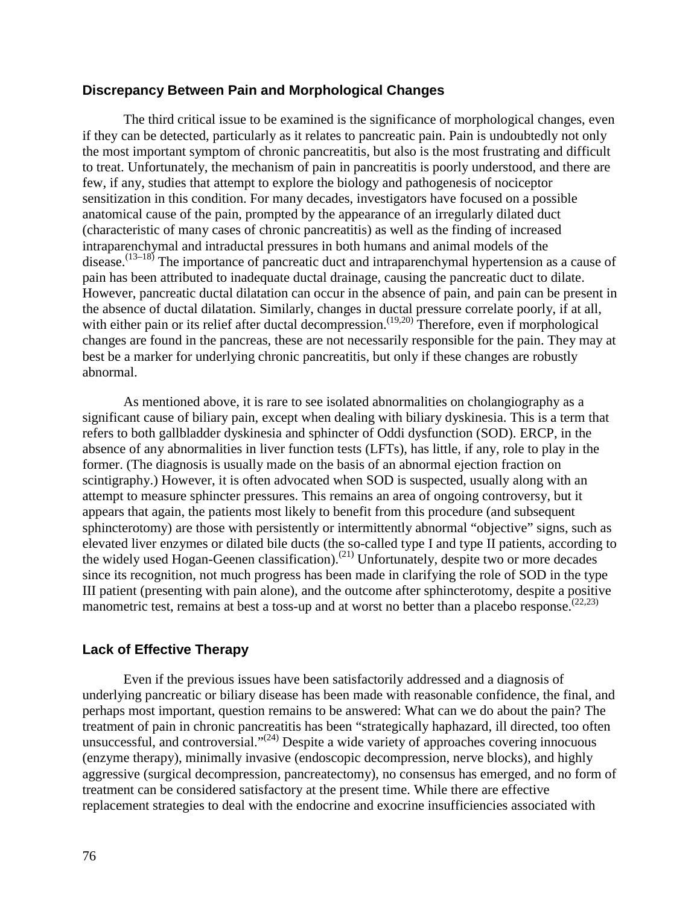### Discrepancy Between Pain and Morphological Changes

The third critical issue to be examined is the significance of morphological changes, even if they can be detected, particularly as it relates to pancreatic pain. Pain is undoubtedly not only the most important symptom of chronic pancreatitis, but also is the most frustrating and difficult to treat. Unfortunately, the mechanism of pain in pancreatitis is poorly understood, and there are few, if any, studies that attempt to explore the biology and pathogenesis of nociceptor sensitization in this condition. For many decades, investigators have focused on a possible anatomical cause of the pain, prompted by the appearance of an irregularly dilated duct (characteristic of many cases of chronic pancreatitis) as well as the finding of increased intraparenchymal and intraductal pressures in both humans and animal models of the disease.[(13–18)] The importance of pancreatic duct and intraparenchymal hypertension as a cause of pain has been attributed to inadequate ductal drainage, causing the pancreatic duct to dilate. However, pancreatic ductal dilatation can occur in the absence of pain, and pain can be present in the absence of ductal dilatation. Similarly, changes in ductal pressure correlate poorly, if at all, with either pain or its relief after ductal decompression.[(19,20)] Therefore, even if morphological changes are found in the pancreas, these are not necessarily responsible for the pain. They may at best be a marker for underlying chronic pancreatitis, but only if these changes are robustly abnormal.

As mentioned above, it is rare to see isolated abnormalities on cholangiography as a significant cause of biliary pain, except when dealing with biliary dyskinesia. This is a term that refers to both gallbladder dyskinesia and sphincter of Oddi dysfunction (SOD). ERCP, in the absence of any abnormalities in liver function tests (LFTs), has little, if any, role to play in the former. (The diagnosis is usually made on the basis of an abnormal ejection fraction on scintigraphy.) However, it is often advocated when SOD is suspected, usually along with an attempt to measure sphincter pressures. This remains an area of ongoing controversy, but it appears that again, the patients most likely to benefit from this procedure (and subsequent sphincterotomy) are those with persistently or intermittently abnormal "objective" signs, such as elevated liver enzymes or dilated bile ducts (the so-called type I and type II patients, according to the widely used Hogan-Geenen classification).[(21)] Unfortunately, despite two or more decades since its recognition, not much progress has been made in clarifying the role of SOD in the type III patient (presenting with pain alone), and the outcome after sphincterotomy, despite a positive manometric test, remains at best a toss-up and at worst no better than a placebo response.[(22,23)]

### Lack of Effective Therapy

Even if the previous issues have been satisfactorily addressed and a diagnosis of underlying pancreatic or biliary disease has been made with reasonable confidence, the final, and perhaps most important, question remains to be answered: What can we do about the pain? The treatment of pain in chronic pancreatitis has been "strategically haphazard, ill directed, too often unsuccessful, and controversial."[(24)] Despite a wide variety of approaches covering innocuous (enzyme therapy), minimally invasive (endoscopic decompression, nerve blocks), and highly aggressive (surgical decompression, pancreatectomy), no consensus has emerged, and no form of treatment can be considered satisfactory at the present time. While there are effective replacement strategies to deal with the endocrine and exocrine insufficiencies associated with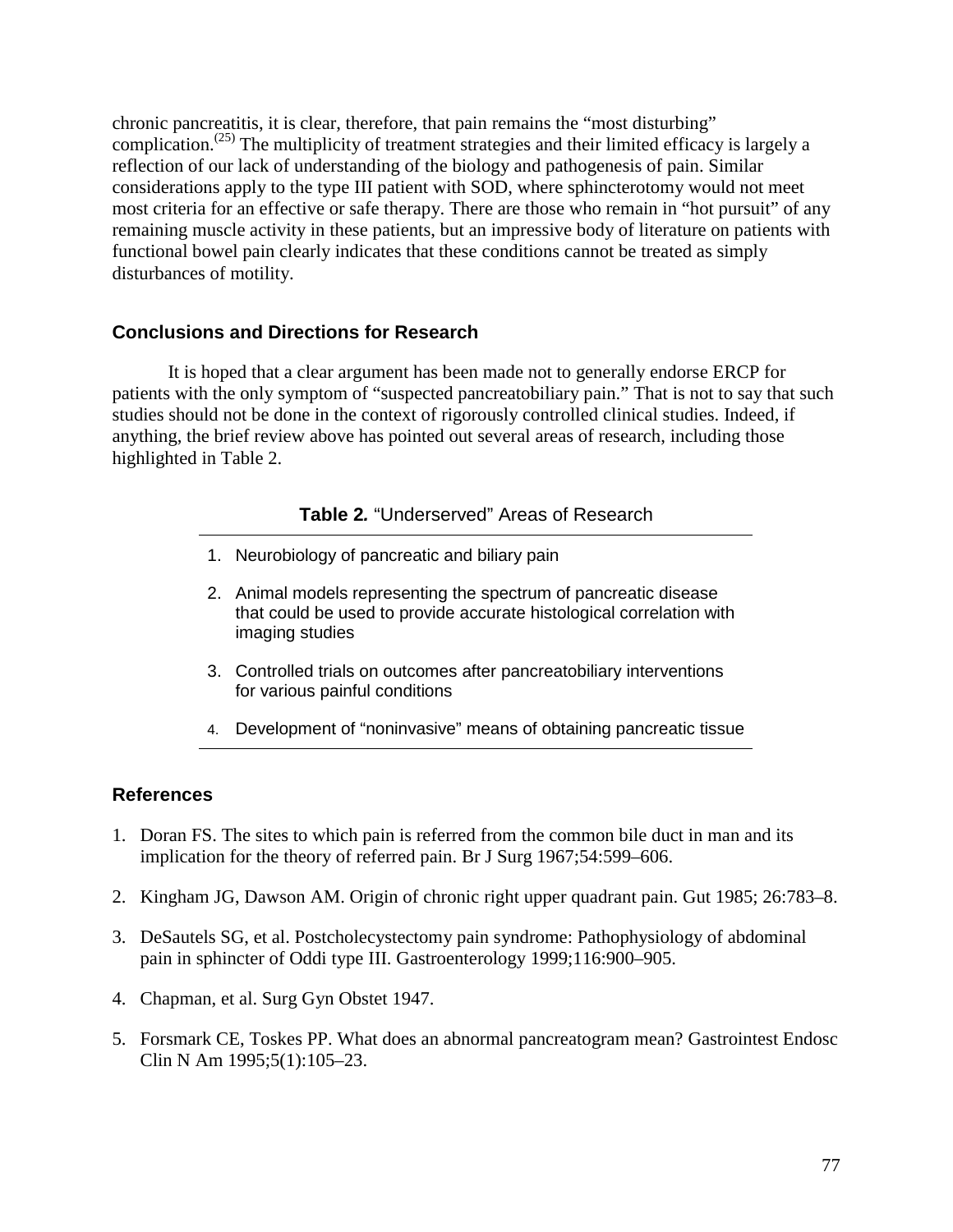chronic pancreatitis, it is clear, therefore, that pain remains the "most disturbing" complication.[25] The multiplicity of treatment strategies and their limited efficacy is largely a reflection of our lack of understanding of the biology and pathogenesis of pain. Similar considerations apply to the type III patient with SOD, where sphincterotomy would not meet most criteria for an effective or safe therapy. There are those who remain in "hot pursuit" of any remaining muscle activity in these patients, but an impressive body of literature on patients with functional bowel pain clearly indicates that these conditions cannot be treated as simply disturbances of motility.

## Conclusions and Directions for Research

It is hoped that a clear argument has been made not to generally endorse ERCP for patients with the only symptom of "suspected pancreatobiliary pain." That is not to say that such studies should not be done in the context of rigorously controlled clinical studies. Indeed, if anything, the brief review above has pointed out several areas of research, including those highlighted in Table 2.

**Table 2.** "Underserved" Areas of Research

1. Neurobiology of pancreatic and biliary pain
2. Animal models representing the spectrum of pancreatic disease that could be used to provide accurate histological correlation with imaging studies
3. Controlled trials on outcomes after pancreatobiliary interventions for various painful conditions
4. Development of "noninvasive" means of obtaining pancreatic tissue

## References

1. Doran FS. The sites to which pain is referred from the common bile duct in man and its implication for the theory of referred pain. Br J Surg 1967;54:599–606.
2. Kingham JG, Dawson AM. Origin of chronic right upper quadrant pain. Gut 1985; 26:783–8.
3. DeSautels SG, et al. Postcholecystectomy pain syndrome: Pathophysiology of abdominal pain in sphincter of Oddi type III. Gastroenterology 1999;116:900–905.
4. Chapman, et al. Surg Gyn Obstet 1947.
5. Forsmark CE, Toskes PP. What does an abnormal pancreatogram mean? Gastrointest Endosc Clin N Am 1995;5(1):105–23.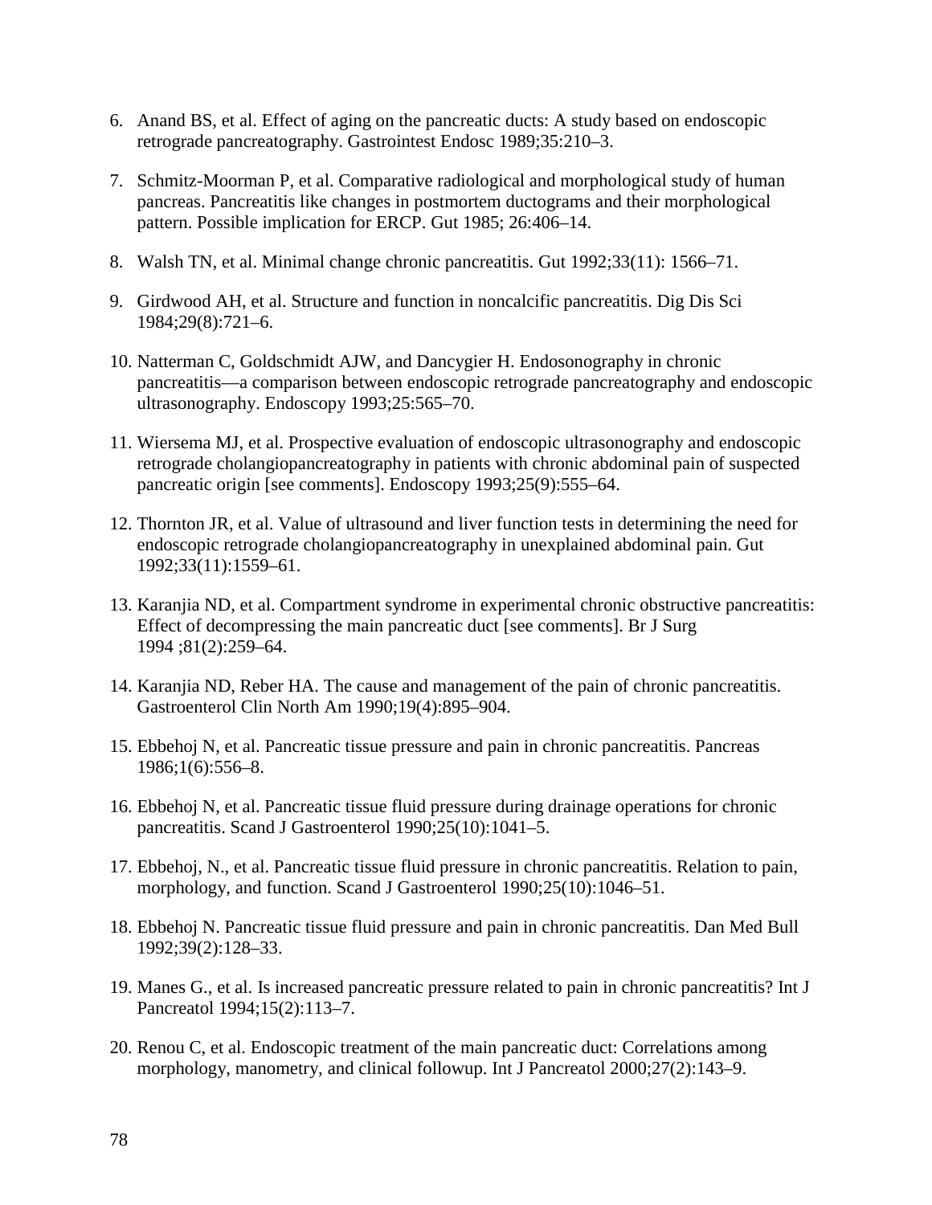6. Anand BS, et al. Effect of aging on the pancreatic ducts: A study based on endoscopic retrograde pancreatography. Gastrointest Endosc 1989;35:210–3.

7. Schmitz-Moorman P, et al. Comparative radiological and morphological study of human pancreas. Pancreatitis like changes in postmortem ductograms and their morphological pattern. Possible implication for ERCP. Gut 1985; 26:406–14.

8. Walsh TN, et al. Minimal change chronic pancreatitis. Gut 1992;33(11): 1566–71.

9. Girdwood AH, et al. Structure and function in noncalcific pancreatitis. Dig Dis Sci 1984;29(8):721–6.

10. Natterman C, Goldschmidt AJW, and Dancygier H. Endosonography in chronic pancreatitis—a comparison between endoscopic retrograde pancreatography and endoscopic ultrasonography. Endoscopy 1993;25:565–70.

11. Wiersema MJ, et al. Prospective evaluation of endoscopic ultrasonography and endoscopic retrograde cholangiopancreatography in patients with chronic abdominal pain of suspected pancreatic origin [see comments]. Endoscopy 1993;25(9):555–64.

12. Thornton JR, et al. Value of ultrasound and liver function tests in determining the need for endoscopic retrograde cholangiopancreatography in unexplained abdominal pain. Gut 1992;33(11):1559–61.

13. Karanjia ND, et al. Compartment syndrome in experimental chronic obstructive pancreatitis: Effect of decompressing the main pancreatic duct [see comments]. Br J Surg 1994 ;81(2):259–64.

14. Karanjia ND, Reber HA. The cause and management of the pain of chronic pancreatitis. Gastroenterol Clin North Am 1990;19(4):895–904.

15. Ebbehoj N, et al. Pancreatic tissue pressure and pain in chronic pancreatitis. Pancreas 1986;1(6):556–8.

16. Ebbehoj N, et al. Pancreatic tissue fluid pressure during drainage operations for chronic pancreatitis. Scand J Gastroenterol 1990;25(10):1041–5.

17. Ebbehoj, N., et al. Pancreatic tissue fluid pressure in chronic pancreatitis. Relation to pain, morphology, and function. Scand J Gastroenterol 1990;25(10):1046–51.

18. Ebbehoj N. Pancreatic tissue fluid pressure and pain in chronic pancreatitis. Dan Med Bull 1992;39(2):128–33.

19. Manes G., et al. Is increased pancreatic pressure related to pain in chronic pancreatitis? Int J Pancreatol 1994;15(2):113–7.

20. Renou C, et al. Endoscopic treatment of the main pancreatic duct: Correlations among morphology, manometry, and clinical followup. Int J Pancreatol 2000;27(2):143–9.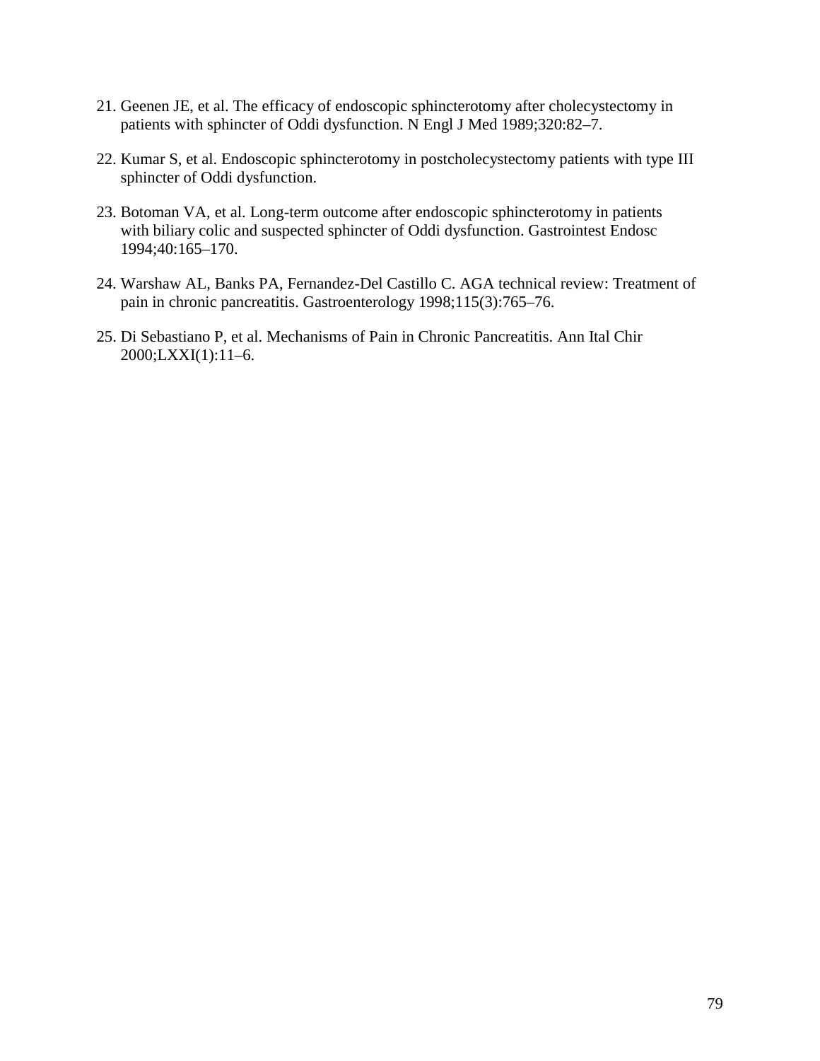21. Geenen JE, et al. The efficacy of endoscopic sphincterotomy after cholecystectomy in patients with sphincter of Oddi dysfunction. N Engl J Med 1989;320:82–7.

22. Kumar S, et al. Endoscopic sphincterotomy in postcholecystectomy patients with type III sphincter of Oddi dysfunction.

23. Botoman VA, et al. Long-term outcome after endoscopic sphincterotomy in patients with biliary colic and suspected sphincter of Oddi dysfunction. Gastrointest Endosc 1994;40:165–170.

24. Warshaw AL, Banks PA, Fernandez-Del Castillo C. AGA technical review: Treatment of pain in chronic pancreatitis. Gastroenterology 1998;115(3):765–76.

25. Di Sebastiano P, et al. Mechanisms of Pain in Chronic Pancreatitis. Ann Ital Chir 2000;LXXI(1):11–6.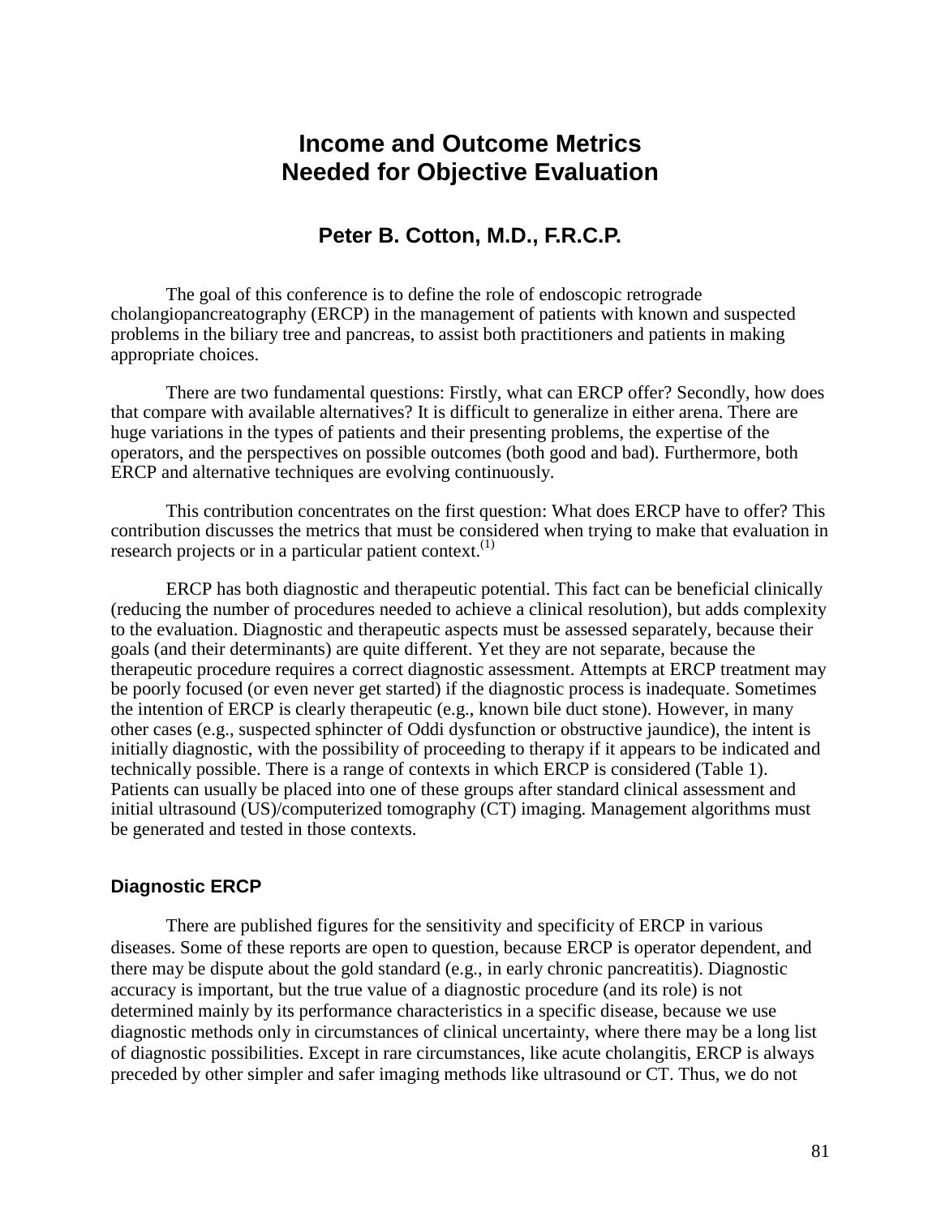# Income and Outcome Metrics Needed for Objective Evaluation

## Peter B. Cotton, M.D., F.R.C.P.

The goal of this conference is to define the role of endoscopic retrograde cholangiopancreatography (ERCP) in the management of patients with known and suspected problems in the biliary tree and pancreas, to assist both practitioners and patients in making appropriate choices.

There are two fundamental questions: Firstly, what can ERCP offer? Secondly, how does that compare with available alternatives? It is difficult to generalize in either arena. There are huge variations in the types of patients and their presenting problems, the expertise of the operators, and the perspectives on possible outcomes (both good and bad). Furthermore, both ERCP and alternative techniques are evolving continuously.

This contribution concentrates on the first question: What does ERCP have to offer? This contribution discusses the metrics that must be considered when trying to make that evaluation in research projects or in a particular patient context.[1]

ERCP has both diagnostic and therapeutic potential. This fact can be beneficial clinically (reducing the number of procedures needed to achieve a clinical resolution), but adds complexity to the evaluation. Diagnostic and therapeutic aspects must be assessed separately, because their goals (and their determinants) are quite different. Yet they are not separate, because the therapeutic procedure requires a correct diagnostic assessment. Attempts at ERCP treatment may be poorly focused (or even never get started) if the diagnostic process is inadequate. Sometimes the intention of ERCP is clearly therapeutic (e.g., known bile duct stone). However, in many other cases (e.g., suspected sphincter of Oddi dysfunction or obstructive jaundice), the intent is initially diagnostic, with the possibility of proceeding to therapy if it appears to be indicated and technically possible. There is a range of contexts in which ERCP is considered (Table 1). Patients can usually be placed into one of these groups after standard clinical assessment and initial ultrasound (US)/computerized tomography (CT) imaging. Management algorithms must be generated and tested in those contexts.

### Diagnostic ERCP

There are published figures for the sensitivity and specificity of ERCP in various diseases. Some of these reports are open to question, because ERCP is operator dependent, and there may be dispute about the gold standard (e.g., in early chronic pancreatitis). Diagnostic accuracy is important, but the true value of a diagnostic procedure (and its role) is not determined mainly by its performance characteristics in a specific disease, because we use diagnostic methods only in circumstances of clinical uncertainty, where there may be a long list of diagnostic possibilities. Except in rare circumstances, like acute cholangitis, ERCP is always preceded by other simpler and safer imaging methods like ultrasound or CT. Thus, we do not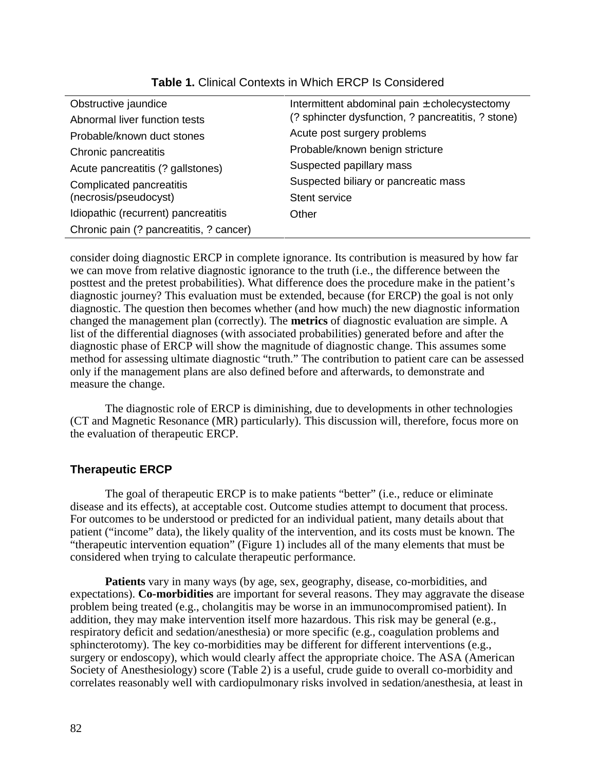**Table 1.** Clinical Contexts in Which ERCP Is Considered

| | |
|---|---|
| Obstructive jaundice | Intermittent abdominal pain ± cholecystectomy (? sphincter dysfunction, ? pancreatitis, ? stone) |
| Abnormal liver function tests | Acute post surgery problems |
| Probable/known duct stones | Probable/known benign stricture |
| Chronic pancreatitis | Suspected papillary mass |
| Acute pancreatitis (? gallstones) | Suspected biliary or pancreatic mass |
| Complicated pancreatitis (necrosis/pseudocyst) | Stent service |
| Idiopathic (recurrent) pancreatitis | Other |
| Chronic pain (? pancreatitis, ? cancer) | |

consider doing diagnostic ERCP in complete ignorance. Its contribution is measured by how far we can move from relative diagnostic ignorance to the truth (i.e., the difference between the posttest and the pretest probabilities). What difference does the procedure make in the patient's diagnostic journey? This evaluation must be extended, because (for ERCP) the goal is not only diagnostic. The question then becomes whether (and how much) the new diagnostic information changed the management plan (correctly). The **metrics** of diagnostic evaluation are simple. A list of the differential diagnoses (with associated probabilities) generated before and after the diagnostic phase of ERCP will show the magnitude of diagnostic change. This assumes some method for assessing ultimate diagnostic "truth." The contribution to patient care can be assessed only if the management plans are also defined before and afterwards, to demonstrate and measure the change.

The diagnostic role of ERCP is diminishing, due to developments in other technologies (CT and Magnetic Resonance (MR) particularly). This discussion will, therefore, focus more on the evaluation of therapeutic ERCP.

### Therapeutic ERCP

The goal of therapeutic ERCP is to make patients "better" (i.e., reduce or eliminate disease and its effects), at acceptable cost. Outcome studies attempt to document that process. For outcomes to be understood or predicted for an individual patient, many details about that patient ("income" data), the likely quality of the intervention, and its costs must be known. The "therapeutic intervention equation" (Figure 1) includes all of the many elements that must be considered when trying to calculate therapeutic performance.

**Patients** vary in many ways (by age, sex, geography, disease, co-morbidities, and expectations). **Co-morbidities** are important for several reasons. They may aggravate the disease problem being treated (e.g., cholangitis may be worse in an immunocompromised patient). In addition, they may make intervention itself more hazardous. This risk may be general (e.g., respiratory deficit and sedation/anesthesia) or more specific (e.g., coagulation problems and sphincterotomy). The key co-morbidities may be different for different interventions (e.g., surgery or endoscopy), which would clearly affect the appropriate choice. The ASA (American Society of Anesthesiology) score (Table 2) is a useful, crude guide to overall co-morbidity and correlates reasonably well with cardiopulmonary risks involved in sedation/anesthesia, at least in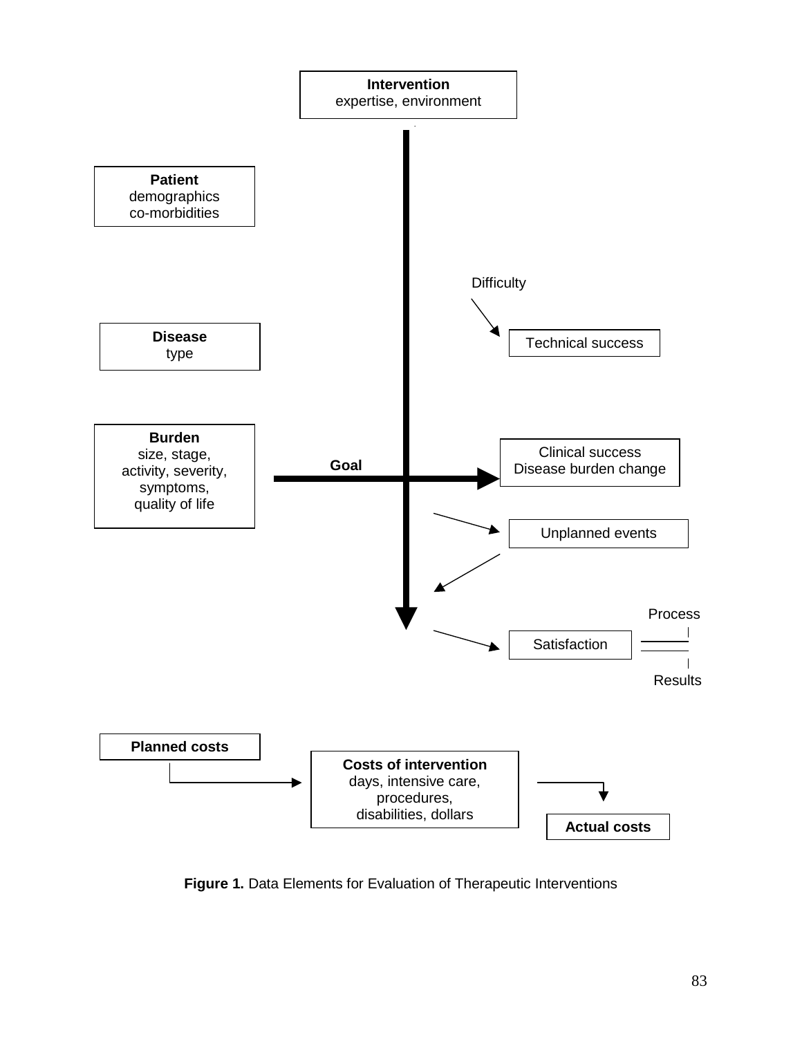**Intervention**
expertise, environment

**Patient**
demographics
co-morbidities

**Disease**
type

**Burden**
size, stage,
activity, severity,
symptoms,
quality of life

Difficulty

Technical success

**Goal**

Clinical success
Disease burden change

Unplanned events

Satisfaction

Process

Results

**Planned costs**

**Costs of intervention**
days, intensive care,
procedures,
disabilities, dollars

**Actual costs**

**Figure 1.** Data Elements for Evaluation of Therapeutic Interventions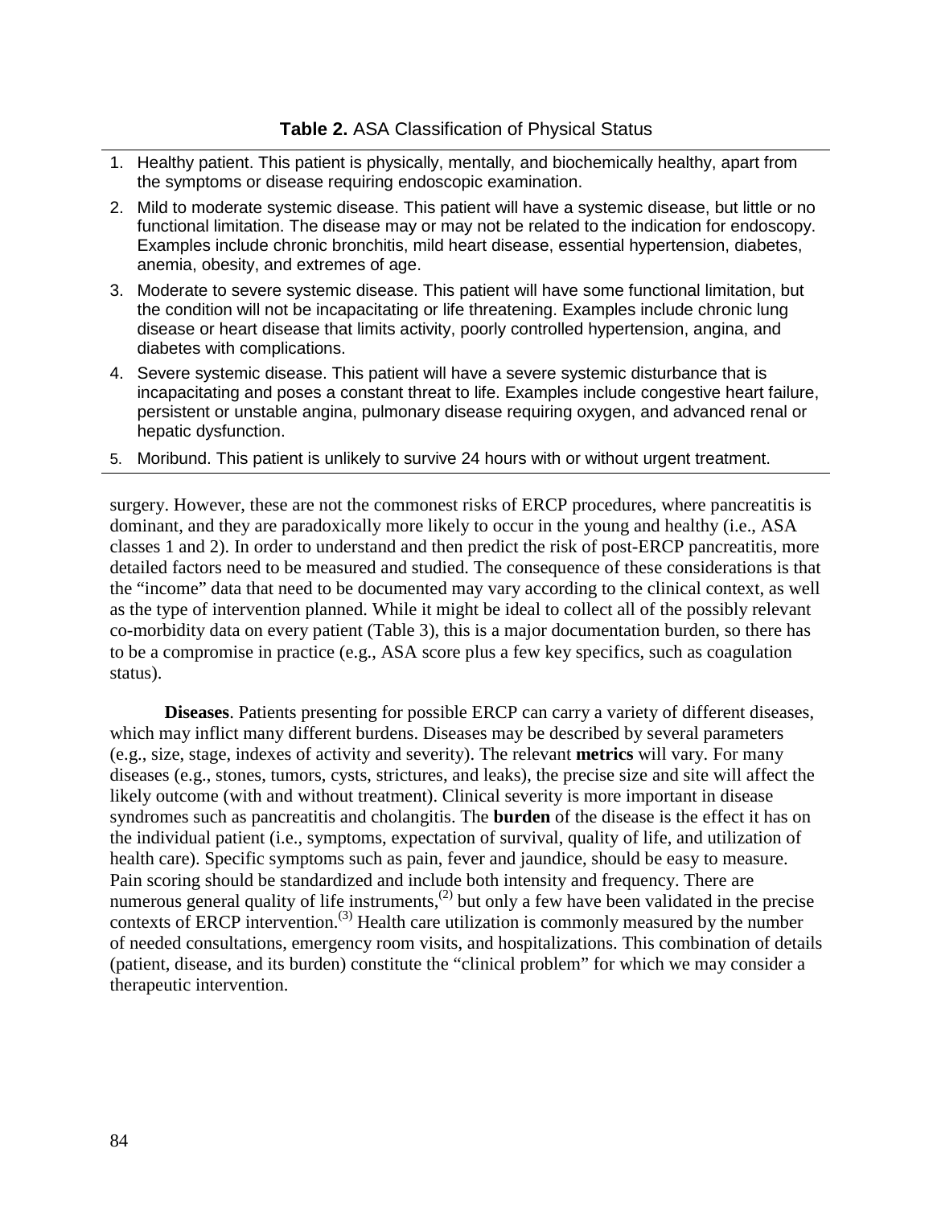**Table 2.** ASA Classification of Physical Status

1. Healthy patient. This patient is physically, mentally, and biochemically healthy, apart from the symptoms or disease requiring endoscopic examination.
2. Mild to moderate systemic disease. This patient will have a systemic disease, but little or no functional limitation. The disease may or may not be related to the indication for endoscopy. Examples include chronic bronchitis, mild heart disease, essential hypertension, diabetes, anemia, obesity, and extremes of age.
3. Moderate to severe systemic disease. This patient will have some functional limitation, but the condition will not be incapacitating or life threatening. Examples include chronic lung disease or heart disease that limits activity, poorly controlled hypertension, angina, and diabetes with complications.
4. Severe systemic disease. This patient will have a severe systemic disturbance that is incapacitating and poses a constant threat to life. Examples include congestive heart failure, persistent or unstable angina, pulmonary disease requiring oxygen, and advanced renal or hepatic dysfunction.
5. Moribund. This patient is unlikely to survive 24 hours with or without urgent treatment.

surgery. However, these are not the commonest risks of ERCP procedures, where pancreatitis is dominant, and they are paradoxically more likely to occur in the young and healthy (i.e., ASA classes 1 and 2). In order to understand and then predict the risk of post-ERCP pancreatitis, more detailed factors need to be measured and studied. The consequence of these considerations is that the "income" data that need to be documented may vary according to the clinical context, as well as the type of intervention planned. While it might be ideal to collect all of the possibly relevant co-morbidity data on every patient (Table 3), this is a major documentation burden, so there has to be a compromise in practice (e.g., ASA score plus a few key specifics, such as coagulation status).

**Diseases**. Patients presenting for possible ERCP can carry a variety of different diseases, which may inflict many different burdens. Diseases may be described by several parameters (e.g., size, stage, indexes of activity and severity). The relevant **metrics** will vary. For many diseases (e.g., stones, tumors, cysts, strictures, and leaks), the precise size and site will affect the likely outcome (with and without treatment). Clinical severity is more important in disease syndromes such as pancreatitis and cholangitis. The **burden** of the disease is the effect it has on the individual patient (i.e., symptoms, expectation of survival, quality of life, and utilization of health care). Specific symptoms such as pain, fever and jaundice, should be easy to measure. Pain scoring should be standardized and include both intensity and frequency. There are numerous general quality of life instruments,[2] but only a few have been validated in the precise contexts of ERCP intervention.[3] Health care utilization is commonly measured by the number of needed consultations, emergency room visits, and hospitalizations. This combination of details (patient, disease, and its burden) constitute the "clinical problem" for which we may consider a therapeutic intervention.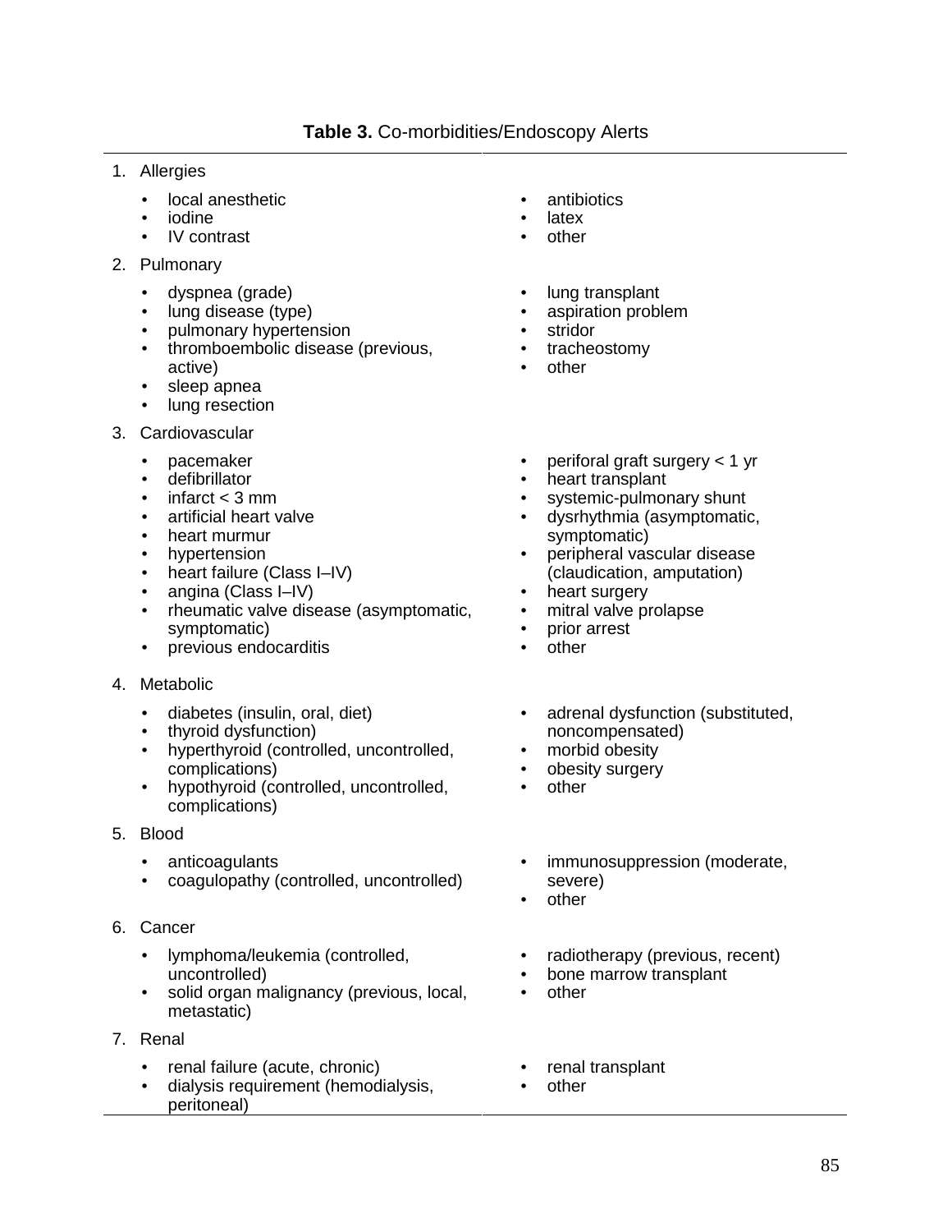**Table 3.** Co-morbidities/Endoscopy Alerts

1. Allergies
   - local anesthetic
   - iodine
   - IV contrast
   - antibiotics
   - latex
   - other

2. Pulmonary
   - dyspnea (grade)
   - lung disease (type)
   - pulmonary hypertension
   - thromboembolic disease (previous, active)
   - sleep apnea
   - lung resection
   - lung transplant
   - aspiration problem
   - stridor
   - tracheostomy
   - other

3. Cardiovascular
   - pacemaker
   - defibrillator
   - infarct < 3 mm
   - artificial heart valve
   - heart murmur
   - hypertension
   - heart failure (Class I–IV)
   - angina (Class I–IV)
   - rheumatic valve disease (asymptomatic, symptomatic)
   - previous endocarditis
   - periforal graft surgery < 1 yr
   - heart transplant
   - systemic-pulmonary shunt
   - dysrhythmia (asymptomatic, symptomatic)
   - peripheral vascular disease (claudication, amputation)
   - heart surgery
   - mitral valve prolapse
   - prior arrest
   - other

4. Metabolic
   - diabetes (insulin, oral, diet)
   - thyroid dysfunction)
   - hyperthyroid (controlled, uncontrolled, complications)
   - hypothyroid (controlled, uncontrolled, complications)
   - adrenal dysfunction (substituted, noncompensated)
   - morbid obesity
   - obesity surgery
   - other

5. Blood
   - anticoagulants
   - coagulopathy (controlled, uncontrolled)
   - immunosuppression (moderate, severe)
   - other

6. Cancer
   - lymphoma/leukemia (controlled, uncontrolled)
   - solid organ malignancy (previous, local, metastatic)
   - radiotherapy (previous, recent)
   - bone marrow transplant
   - other

7. Renal
   - renal failure (acute, chronic)
   - dialysis requirement (hemodialysis, peritoneal)
   - renal transplant
   - other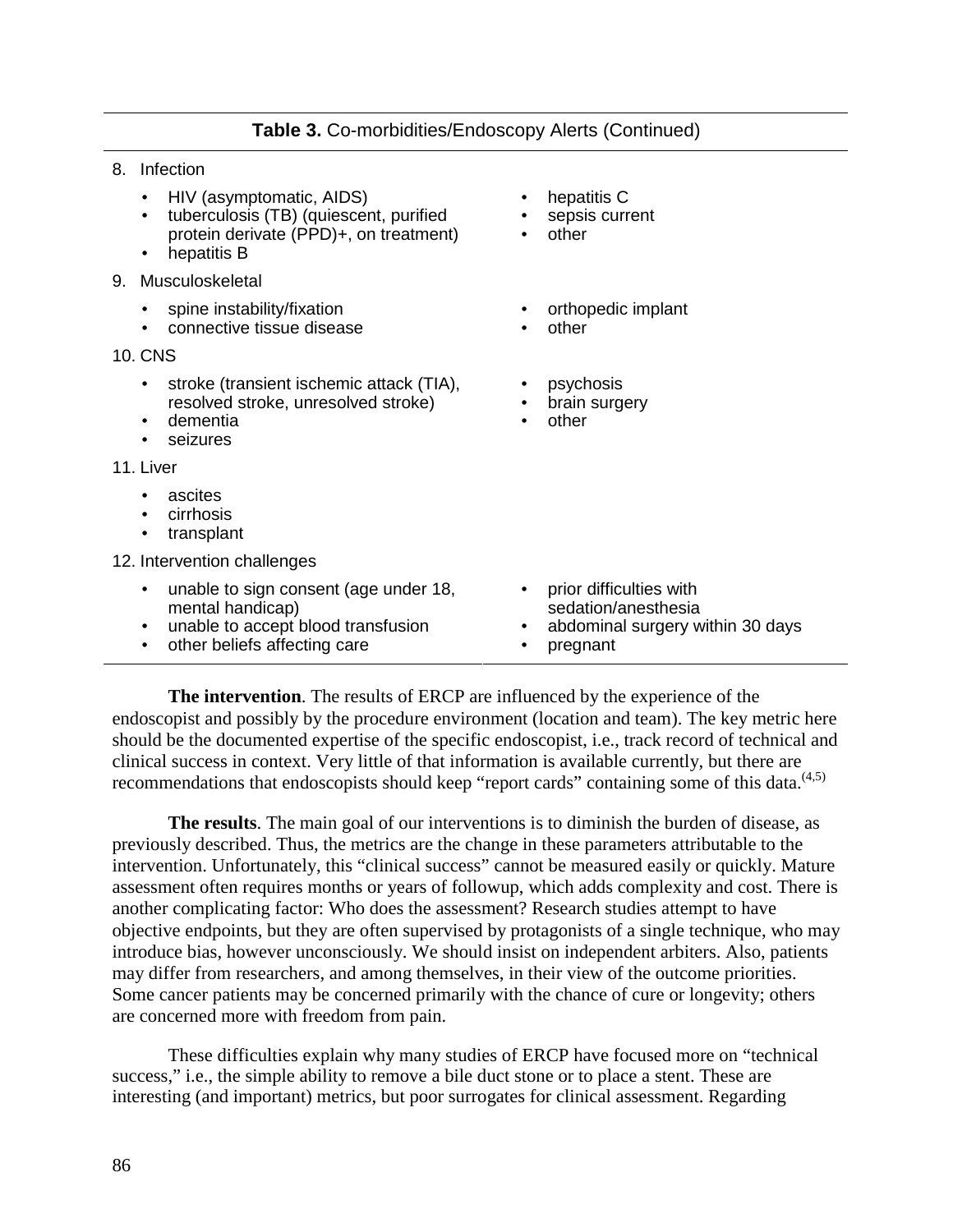**Table 3.** Co-morbidities/Endoscopy Alerts (Continued)

8. Infection
   - HIV (asymptomatic, AIDS)
   - tuberculosis (TB) (quiescent, purified protein derivate (PPD)+, on treatment)
   - hepatitis B
   - hepatitis C
   - sepsis current
   - other
9. Musculoskeletal
   - spine instability/fixation
   - connective tissue disease
   - orthopedic implant
   - other
10. CNS
    - stroke (transient ischemic attack (TIA), resolved stroke, unresolved stroke)
    - dementia
    - seizures
    - psychosis
    - brain surgery
    - other
11. Liver
    - ascites
    - cirrhosis
    - transplant
12. Intervention challenges
    - unable to sign consent (age under 18, mental handicap)
    - unable to accept blood transfusion
    - other beliefs affecting care
    - prior difficulties with sedation/anesthesia
    - abdominal surgery within 30 days
    - pregnant

**The intervention**. The results of ERCP are influenced by the experience of the endoscopist and possibly by the procedure environment (location and team). The key metric here should be the documented expertise of the specific endoscopist, i.e., track record of technical and clinical success in context. Very little of that information is available currently, but there are recommendations that endoscopists should keep "report cards" containing some of this data.[4,5]

**The results**. The main goal of our interventions is to diminish the burden of disease, as previously described. Thus, the metrics are the change in these parameters attributable to the intervention. Unfortunately, this "clinical success" cannot be measured easily or quickly. Mature assessment often requires months or years of followup, which adds complexity and cost. There is another complicating factor: Who does the assessment? Research studies attempt to have objective endpoints, but they are often supervised by protagonists of a single technique, who may introduce bias, however unconsciously. We should insist on independent arbiters. Also, patients may differ from researchers, and among themselves, in their view of the outcome priorities. Some cancer patients may be concerned primarily with the chance of cure or longevity; others are concerned more with freedom from pain.

These difficulties explain why many studies of ERCP have focused more on "technical success," i.e., the simple ability to remove a bile duct stone or to place a stent. These are interesting (and important) metrics, but poor surrogates for clinical assessment. Regarding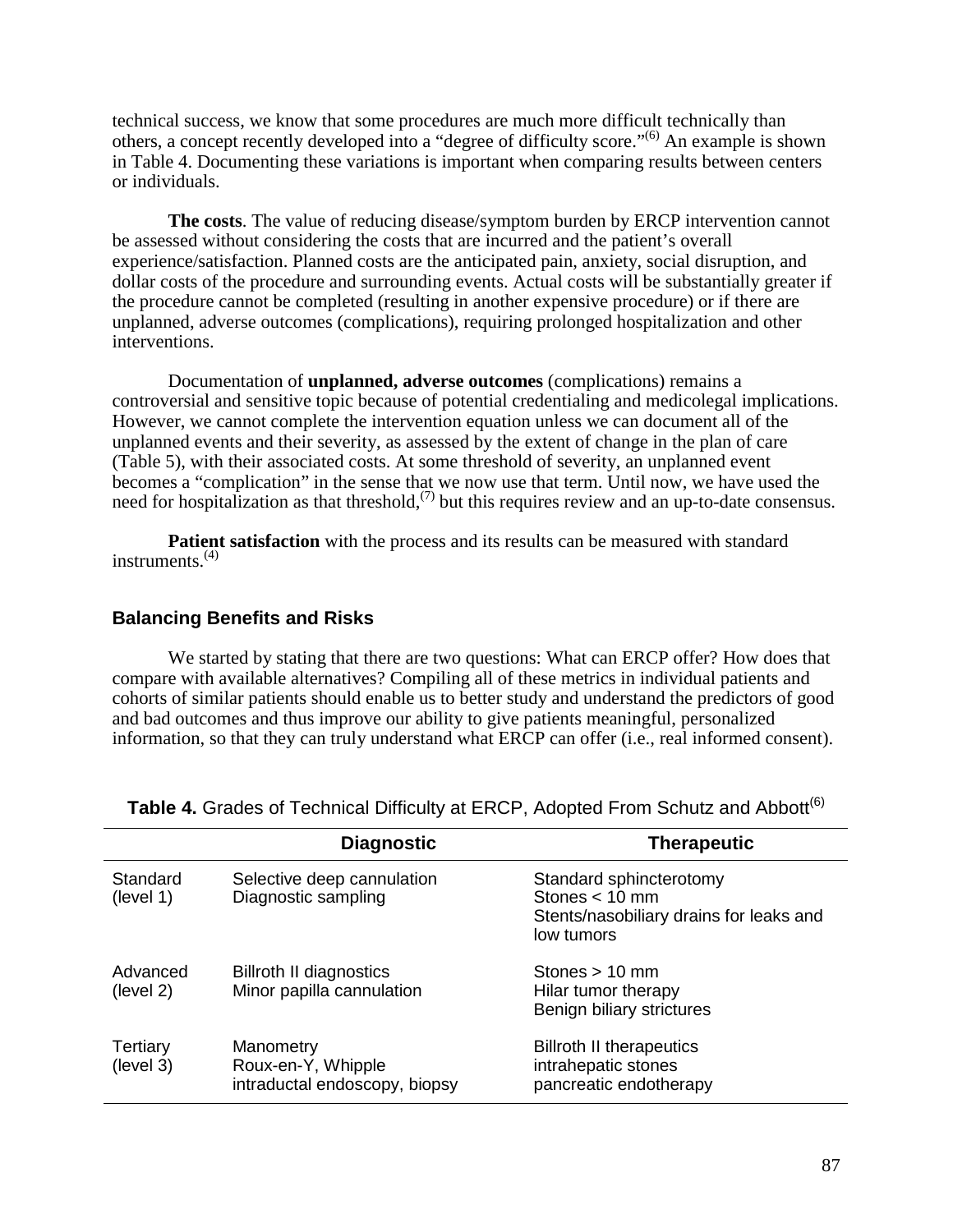technical success, we know that some procedures are much more difficult technically than others, a concept recently developed into a "degree of difficulty score."[6] An example is shown in Table 4. Documenting these variations is important when comparing results between centers or individuals.

**The costs**. The value of reducing disease/symptom burden by ERCP intervention cannot be assessed without considering the costs that are incurred and the patient's overall experience/satisfaction. Planned costs are the anticipated pain, anxiety, social disruption, and dollar costs of the procedure and surrounding events. Actual costs will be substantially greater if the procedure cannot be completed (resulting in another expensive procedure) or if there are unplanned, adverse outcomes (complications), requiring prolonged hospitalization and other interventions.

Documentation of **unplanned, adverse outcomes** (complications) remains a controversial and sensitive topic because of potential credentialing and medicolegal implications. However, we cannot complete the intervention equation unless we can document all of the unplanned events and their severity, as assessed by the extent of change in the plan of care (Table 5), with their associated costs. At some threshold of severity, an unplanned event becomes a "complication" in the sense that we now use that term. Until now, we have used the need for hospitalization as that threshold,[7] but this requires review and an up-to-date consensus.

**Patient satisfaction** with the process and its results can be measured with standard instruments.[4]

## Balancing Benefits and Risks

We started by stating that there are two questions: What can ERCP offer? How does that compare with available alternatives? Compiling all of these metrics in individual patients and cohorts of similar patients should enable us to better study and understand the predictors of good and bad outcomes and thus improve our ability to give patients meaningful, personalized information, so that they can truly understand what ERCP can offer (i.e., real informed consent).

**Table 4.** Grades of Technical Difficulty at ERCP, Adopted From Schutz and Abbott[6]

| | Diagnostic | Therapeutic |
|---|---|---|
| Standard (level 1) | Selective deep cannulation<br>Diagnostic sampling | Standard sphincterotomy<br>Stones < 10 mm<br>Stents/nasobiliary drains for leaks and low tumors |
| Advanced (level 2) | Billroth II diagnostics<br>Minor papilla cannulation | Stones > 10 mm<br>Hilar tumor therapy<br>Benign biliary strictures |
| Tertiary (level 3) | Manometry<br>Roux-en-Y, Whipple<br>intraductal endoscopy, biopsy | Billroth II therapeutics<br>intrahepatic stones<br>pancreatic endotherapy |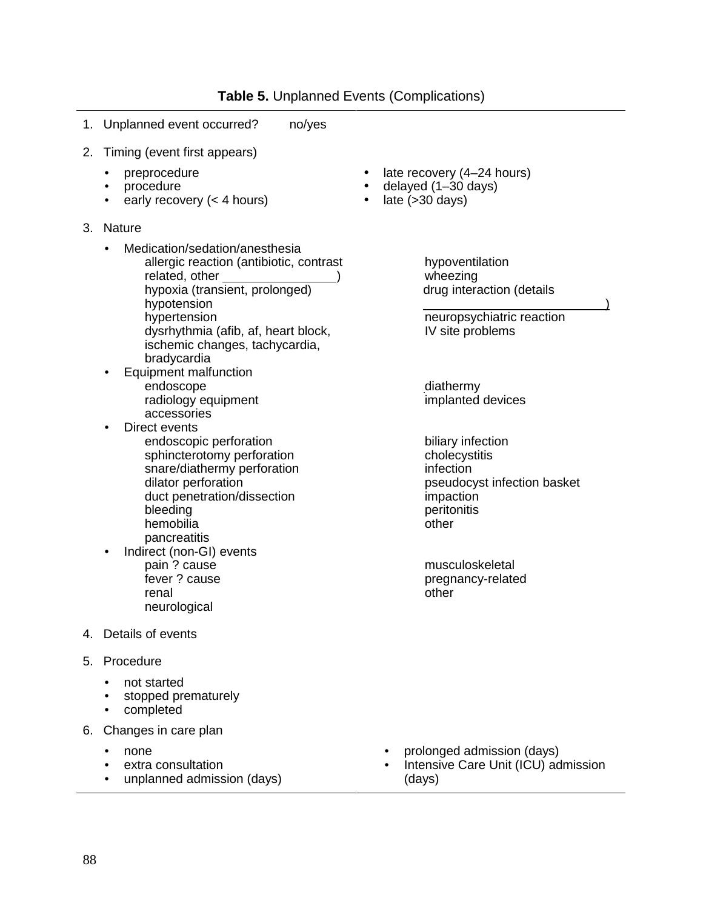**Table 5.** Unplanned Events (Complications)

1. Unplanned event occurred? no/yes

2. Timing (event first appears)
   - preprocedure
   - procedure
   - early recovery (< 4 hours)
   - late recovery (4–24 hours)
   - delayed (1–30 days)
   - late (>30 days)

3. Nature
   - Medication/sedation/anesthesia
     - allergic reaction (antibiotic, contrast related, other ________________)
     - hypoxia (transient, prolonged)
     - hypotension
     - hypertension
     - dysrhythmia (afib, af, heart block, ischemic changes, tachycardia, bradycardia
     - hypoventilation
     - wheezing
     - drug interaction (details ____________________________)
     - neuropsychiatric reaction
     - IV site problems
   - Equipment malfunction
     - endoscope
     - radiology equipment
     - accessories
     - diathermy
     - implanted devices
   - Direct events
     - endoscopic perforation
     - sphincterotomy perforation
     - snare/diathermy perforation
     - dilator perforation
     - duct penetration/dissection
     - bleeding
     - hemobilia
     - pancreatitis
     - biliary infection
     - cholecystitis
     - infection
     - pseudocyst infection basket
     - impaction
     - peritonitis
     - other
   - Indirect (non-GI) events
     - pain ? cause
     - fever ? cause
     - renal
     - neurological
     - musculoskeletal
     - pregnancy-related
     - other

4. Details of events

5. Procedure
   - not started
   - stopped prematurely
   - completed

6. Changes in care plan
   - none
   - extra consultation
   - unplanned admission (days)
   - prolonged admission (days)
   - Intensive Care Unit (ICU) admission (days)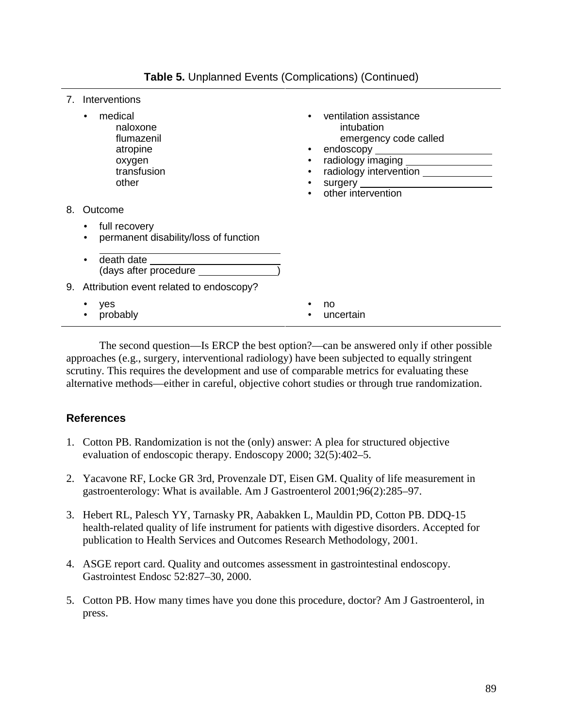**Table 5.** Unplanned Events (Complications) (Continued)

7. Interventions
   - medical
     - naloxone
     - flumazenil
     - atropine
     - oxygen
     - transfusion
     - other
   - ventilation assistance
     - intubation
     - emergency code called
   - endoscopy ____________________
   - radiology imaging ________________
   - radiology intervention ____________
   - surgery _________________________
   - other intervention

8. Outcome
   - full recovery
   - permanent disability/loss of function
     ______________________________
   - death date __________________________
     (days after procedure ______________)

9. Attribution event related to endoscopy?
   - yes
   - probably
   - no
   - uncertain

The second question—Is ERCP the best option?—can be answered only if other possible approaches (e.g., surgery, interventional radiology) have been subjected to equally stringent scrutiny. This requires the development and use of comparable metrics for evaluating these alternative methods—either in careful, objective cohort studies or through true randomization.

## References

1. Cotton PB. Randomization is not the (only) answer: A plea for structured objective evaluation of endoscopic therapy. Endoscopy 2000; 32(5):402–5.

2. Yacavone RF, Locke GR 3rd, Provenzale DT, Eisen GM. Quality of life measurement in gastroenterology: What is available. Am J Gastroenterol 2001;96(2):285–97.

3. Hebert RL, Palesch YY, Tarnasky PR, Aabakken L, Mauldin PD, Cotton PB. DDQ-15 health-related quality of life instrument for patients with digestive disorders. Accepted for publication to Health Services and Outcomes Research Methodology, 2001.

4. ASGE report card. Quality and outcomes assessment in gastrointestinal endoscopy. Gastrointest Endosc 52:827–30, 2000.

5. Cotton PB. How many times have you done this procedure, doctor? Am J Gastroenterol, in press.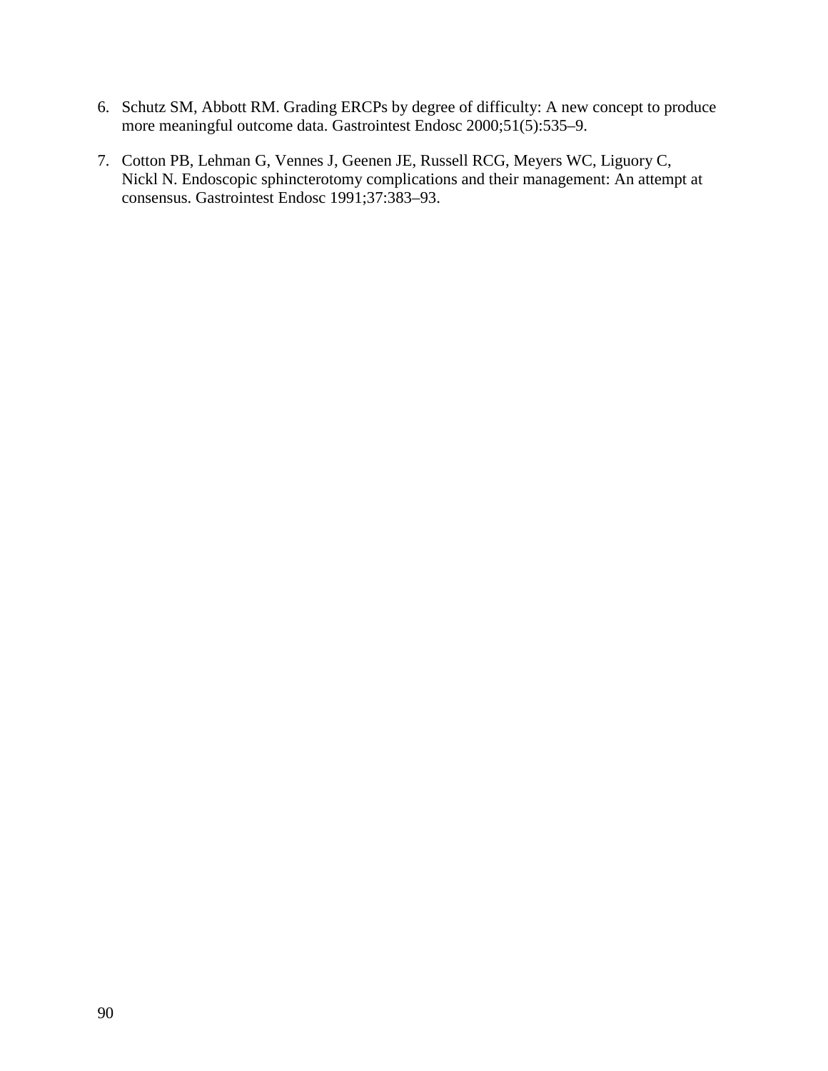6. Schutz SM, Abbott RM. Grading ERCPs by degree of difficulty: A new concept to produce more meaningful outcome data. Gastrointest Endosc 2000;51(5):535–9.

7. Cotton PB, Lehman G, Vennes J, Geenen JE, Russell RCG, Meyers WC, Liguory C, Nickl N. Endoscopic sphincterotomy complications and their management: An attempt at consensus. Gastrointest Endosc 1991;37:383–93.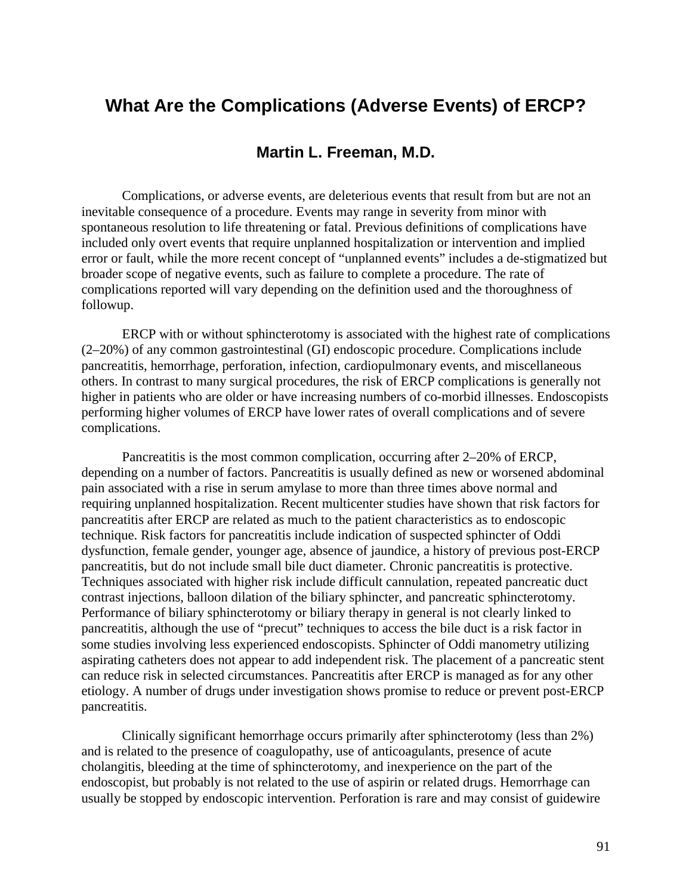# What Are the Complications (Adverse Events) of ERCP?

## Martin L. Freeman, M.D.

Complications, or adverse events, are deleterious events that result from but are not an inevitable consequence of a procedure. Events may range in severity from minor with spontaneous resolution to life threatening or fatal. Previous definitions of complications have included only overt events that require unplanned hospitalization or intervention and implied error or fault, while the more recent concept of "unplanned events" includes a de-stigmatized but broader scope of negative events, such as failure to complete a procedure. The rate of complications reported will vary depending on the definition used and the thoroughness of followup.

ERCP with or without sphincterotomy is associated with the highest rate of complications (2–20%) of any common gastrointestinal (GI) endoscopic procedure. Complications include pancreatitis, hemorrhage, perforation, infection, cardiopulmonary events, and miscellaneous others. In contrast to many surgical procedures, the risk of ERCP complications is generally not higher in patients who are older or have increasing numbers of co-morbid illnesses. Endoscopists performing higher volumes of ERCP have lower rates of overall complications and of severe complications.

Pancreatitis is the most common complication, occurring after 2–20% of ERCP, depending on a number of factors. Pancreatitis is usually defined as new or worsened abdominal pain associated with a rise in serum amylase to more than three times above normal and requiring unplanned hospitalization. Recent multicenter studies have shown that risk factors for pancreatitis after ERCP are related as much to the patient characteristics as to endoscopic technique. Risk factors for pancreatitis include indication of suspected sphincter of Oddi dysfunction, female gender, younger age, absence of jaundice, a history of previous post-ERCP pancreatitis, but do not include small bile duct diameter. Chronic pancreatitis is protective. Techniques associated with higher risk include difficult cannulation, repeated pancreatic duct contrast injections, balloon dilation of the biliary sphincter, and pancreatic sphincterotomy. Performance of biliary sphincterotomy or biliary therapy in general is not clearly linked to pancreatitis, although the use of "precut" techniques to access the bile duct is a risk factor in some studies involving less experienced endoscopists. Sphincter of Oddi manometry utilizing aspirating catheters does not appear to add independent risk. The placement of a pancreatic stent can reduce risk in selected circumstances. Pancreatitis after ERCP is managed as for any other etiology. A number of drugs under investigation shows promise to reduce or prevent post-ERCP pancreatitis.

Clinically significant hemorrhage occurs primarily after sphincterotomy (less than 2%) and is related to the presence of coagulopathy, use of anticoagulants, presence of acute cholangitis, bleeding at the time of sphincterotomy, and inexperience on the part of the endoscopist, but probably is not related to the use of aspirin or related drugs. Hemorrhage can usually be stopped by endoscopic intervention. Perforation is rare and may consist of guidewire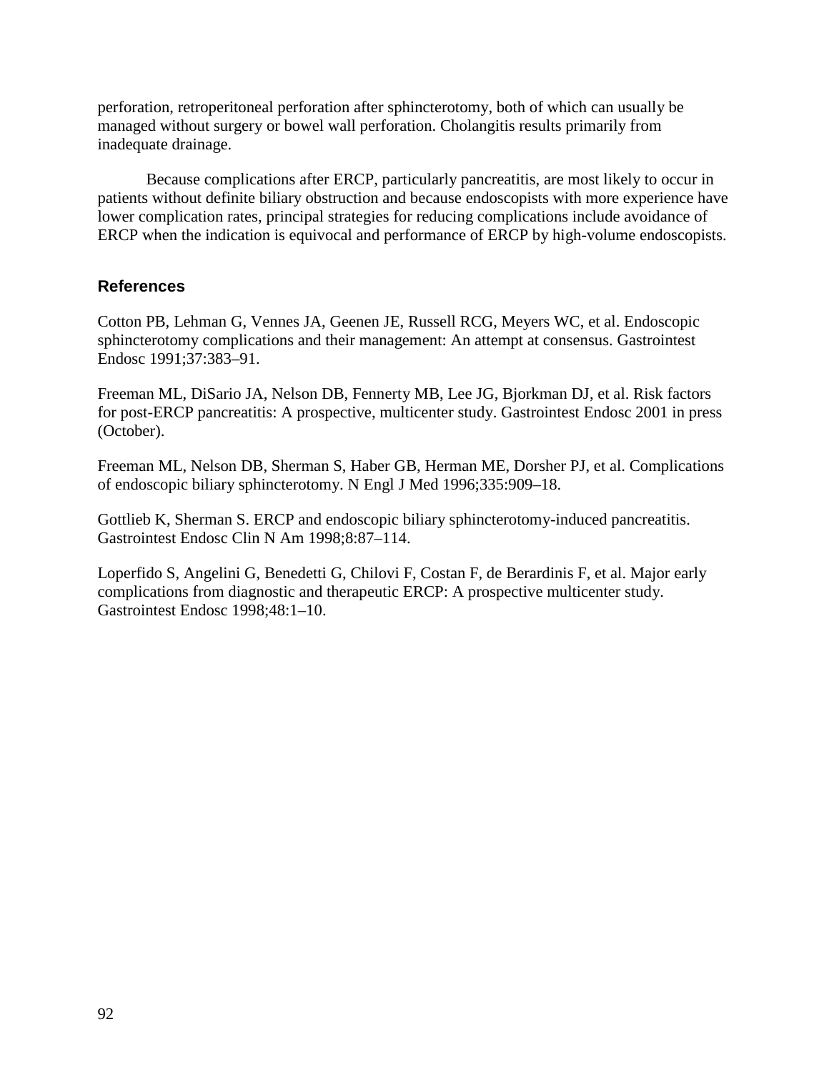perforation, retroperitoneal perforation after sphincterotomy, both of which can usually be managed without surgery or bowel wall perforation. Cholangitis results primarily from inadequate drainage.

Because complications after ERCP, particularly pancreatitis, are most likely to occur in patients without definite biliary obstruction and because endoscopists with more experience have lower complication rates, principal strategies for reducing complications include avoidance of ERCP when the indication is equivocal and performance of ERCP by high-volume endoscopists.

### References

Cotton PB, Lehman G, Vennes JA, Geenen JE, Russell RCG, Meyers WC, et al. Endoscopic sphincterotomy complications and their management: An attempt at consensus. Gastrointest Endosc 1991;37:383–91.

Freeman ML, DiSario JA, Nelson DB, Fennerty MB, Lee JG, Bjorkman DJ, et al. Risk factors for post-ERCP pancreatitis: A prospective, multicenter study. Gastrointest Endosc 2001 in press (October).

Freeman ML, Nelson DB, Sherman S, Haber GB, Herman ME, Dorsher PJ, et al. Complications of endoscopic biliary sphincterotomy. N Engl J Med 1996;335:909–18.

Gottlieb K, Sherman S. ERCP and endoscopic biliary sphincterotomy-induced pancreatitis. Gastrointest Endosc Clin N Am 1998;8:87–114.

Loperfido S, Angelini G, Benedetti G, Chilovi F, Costan F, de Berardinis F, et al. Major early complications from diagnostic and therapeutic ERCP: A prospective multicenter study. Gastrointest Endosc 1998;48:1–10.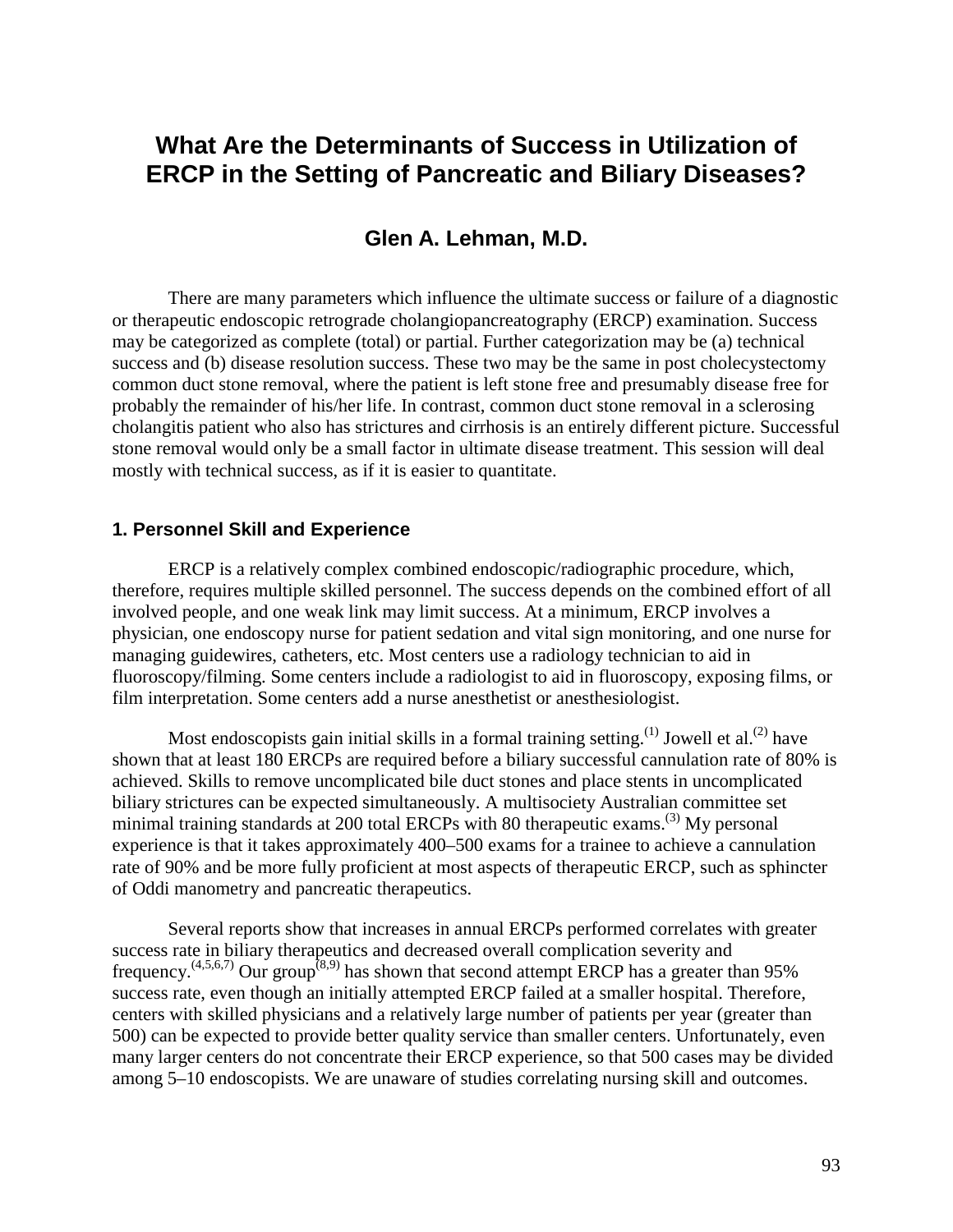# What Are the Determinants of Success in Utilization of ERCP in the Setting of Pancreatic and Biliary Diseases?

## Glen A. Lehman, M.D.

There are many parameters which influence the ultimate success or failure of a diagnostic or therapeutic endoscopic retrograde cholangiopancreatography (ERCP) examination. Success may be categorized as complete (total) or partial. Further categorization may be (a) technical success and (b) disease resolution success. These two may be the same in post cholecystectomy common duct stone removal, where the patient is left stone free and presumably disease free for probably the remainder of his/her life. In contrast, common duct stone removal in a sclerosing cholangitis patient who also has strictures and cirrhosis is an entirely different picture. Successful stone removal would only be a small factor in ultimate disease treatment. This session will deal mostly with technical success, as if it is easier to quantitate.

### 1. Personnel Skill and Experience

ERCP is a relatively complex combined endoscopic/radiographic procedure, which, therefore, requires multiple skilled personnel. The success depends on the combined effort of all involved people, and one weak link may limit success. At a minimum, ERCP involves a physician, one endoscopy nurse for patient sedation and vital sign monitoring, and one nurse for managing guidewires, catheters, etc. Most centers use a radiology technician to aid in fluoroscopy/filming. Some centers include a radiologist to aid in fluoroscopy, exposing films, or film interpretation. Some centers add a nurse anesthetist or anesthesiologist.

Most endoscopists gain initial skills in a formal training setting.[1] Jowell et al.[2] have shown that at least 180 ERCPs are required before a biliary successful cannulation rate of 80% is achieved. Skills to remove uncomplicated bile duct stones and place stents in uncomplicated biliary strictures can be expected simultaneously. A multisociety Australian committee set minimal training standards at 200 total ERCPs with 80 therapeutic exams.[3] My personal experience is that it takes approximately 400–500 exams for a trainee to achieve a cannulation rate of 90% and be more fully proficient at most aspects of therapeutic ERCP, such as sphincter of Oddi manometry and pancreatic therapeutics.

Several reports show that increases in annual ERCPs performed correlates with greater success rate in biliary therapeutics and decreased overall complication severity and frequency.[4,5,6,7] Our group[8,9] has shown that second attempt ERCP has a greater than 95% success rate, even though an initially attempted ERCP failed at a smaller hospital. Therefore, centers with skilled physicians and a relatively large number of patients per year (greater than 500) can be expected to provide better quality service than smaller centers. Unfortunately, even many larger centers do not concentrate their ERCP experience, so that 500 cases may be divided among 5–10 endoscopists. We are unaware of studies correlating nursing skill and outcomes.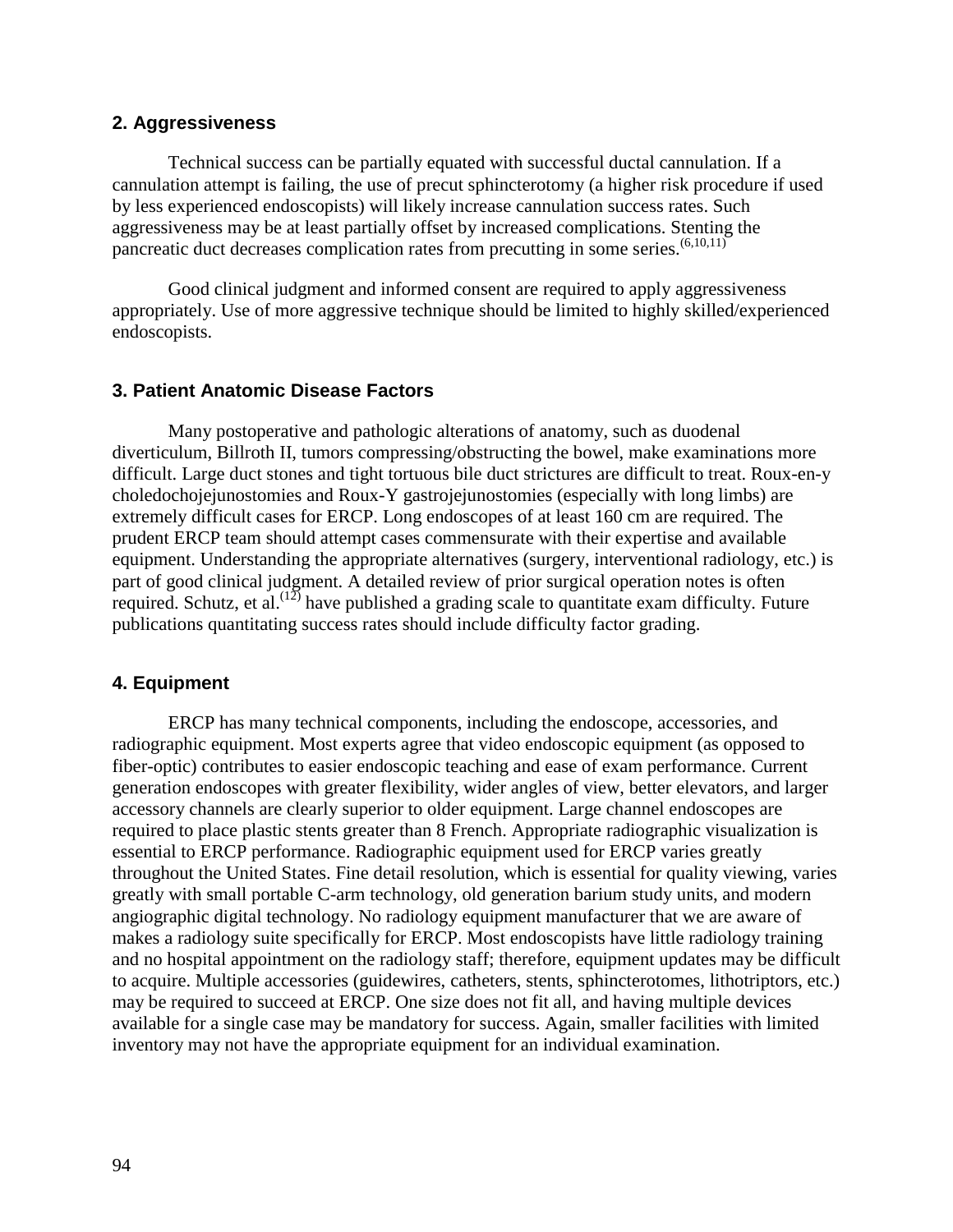## 2. Aggressiveness

Technical success can be partially equated with successful ductal cannulation. If a cannulation attempt is failing, the use of precut sphincterotomy (a higher risk procedure if used by less experienced endoscopists) will likely increase cannulation success rates. Such aggressiveness may be at least partially offset by increased complications. Stenting the pancreatic duct decreases complication rates from precutting in some series.[6,10,11]

Good clinical judgment and informed consent are required to apply aggressiveness appropriately. Use of more aggressive technique should be limited to highly skilled/experienced endoscopists.

## 3. Patient Anatomic Disease Factors

Many postoperative and pathologic alterations of anatomy, such as duodenal diverticulum, Billroth II, tumors compressing/obstructing the bowel, make examinations more difficult. Large duct stones and tight tortuous bile duct strictures are difficult to treat. Roux-en-y choledochojejunostomies and Roux-Y gastrojejunostomies (especially with long limbs) are extremely difficult cases for ERCP. Long endoscopes of at least 160 cm are required. The prudent ERCP team should attempt cases commensurate with their expertise and available equipment. Understanding the appropriate alternatives (surgery, interventional radiology, etc.) is part of good clinical judgment. A detailed review of prior surgical operation notes is often required. Schutz, et al.[12] have published a grading scale to quantitate exam difficulty. Future publications quantitating success rates should include difficulty factor grading.

## 4. Equipment

ERCP has many technical components, including the endoscope, accessories, and radiographic equipment. Most experts agree that video endoscopic equipment (as opposed to fiber-optic) contributes to easier endoscopic teaching and ease of exam performance. Current generation endoscopes with greater flexibility, wider angles of view, better elevators, and larger accessory channels are clearly superior to older equipment. Large channel endoscopes are required to place plastic stents greater than 8 French. Appropriate radiographic visualization is essential to ERCP performance. Radiographic equipment used for ERCP varies greatly throughout the United States. Fine detail resolution, which is essential for quality viewing, varies greatly with small portable C-arm technology, old generation barium study units, and modern angiographic digital technology. No radiology equipment manufacturer that we are aware of makes a radiology suite specifically for ERCP. Most endoscopists have little radiology training and no hospital appointment on the radiology staff; therefore, equipment updates may be difficult to acquire. Multiple accessories (guidewires, catheters, stents, sphincterotomes, lithotriptors, etc.) may be required to succeed at ERCP. One size does not fit all, and having multiple devices available for a single case may be mandatory for success. Again, smaller facilities with limited inventory may not have the appropriate equipment for an individual examination.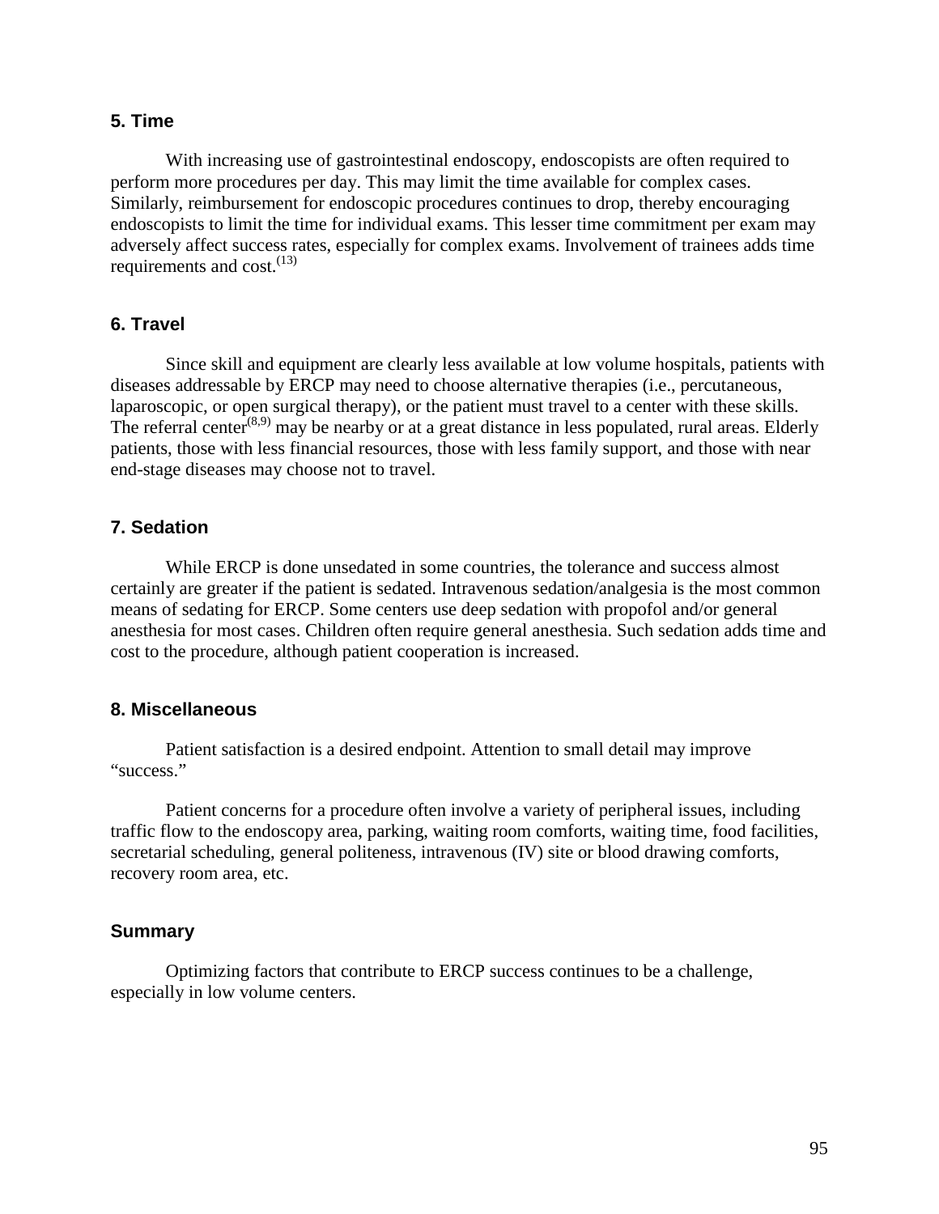### 5. Time

With increasing use of gastrointestinal endoscopy, endoscopists are often required to perform more procedures per day. This may limit the time available for complex cases. Similarly, reimbursement for endoscopic procedures continues to drop, thereby encouraging endoscopists to limit the time for individual exams. This lesser time commitment per exam may adversely affect success rates, especially for complex exams. Involvement of trainees adds time requirements and cost.[13]

### 6. Travel

Since skill and equipment are clearly less available at low volume hospitals, patients with diseases addressable by ERCP may need to choose alternative therapies (i.e., percutaneous, laparoscopic, or open surgical therapy), or the patient must travel to a center with these skills. The referral center[8,9] may be nearby or at a great distance in less populated, rural areas. Elderly patients, those with less financial resources, those with less family support, and those with near end-stage diseases may choose not to travel.

### 7. Sedation

While ERCP is done unsedated in some countries, the tolerance and success almost certainly are greater if the patient is sedated. Intravenous sedation/analgesia is the most common means of sedating for ERCP. Some centers use deep sedation with propofol and/or general anesthesia for most cases. Children often require general anesthesia. Such sedation adds time and cost to the procedure, although patient cooperation is increased.

### 8. Miscellaneous

Patient satisfaction is a desired endpoint. Attention to small detail may improve "success."

Patient concerns for a procedure often involve a variety of peripheral issues, including traffic flow to the endoscopy area, parking, waiting room comforts, waiting time, food facilities, secretarial scheduling, general politeness, intravenous (IV) site or blood drawing comforts, recovery room area, etc.

### Summary

Optimizing factors that contribute to ERCP success continues to be a challenge, especially in low volume centers.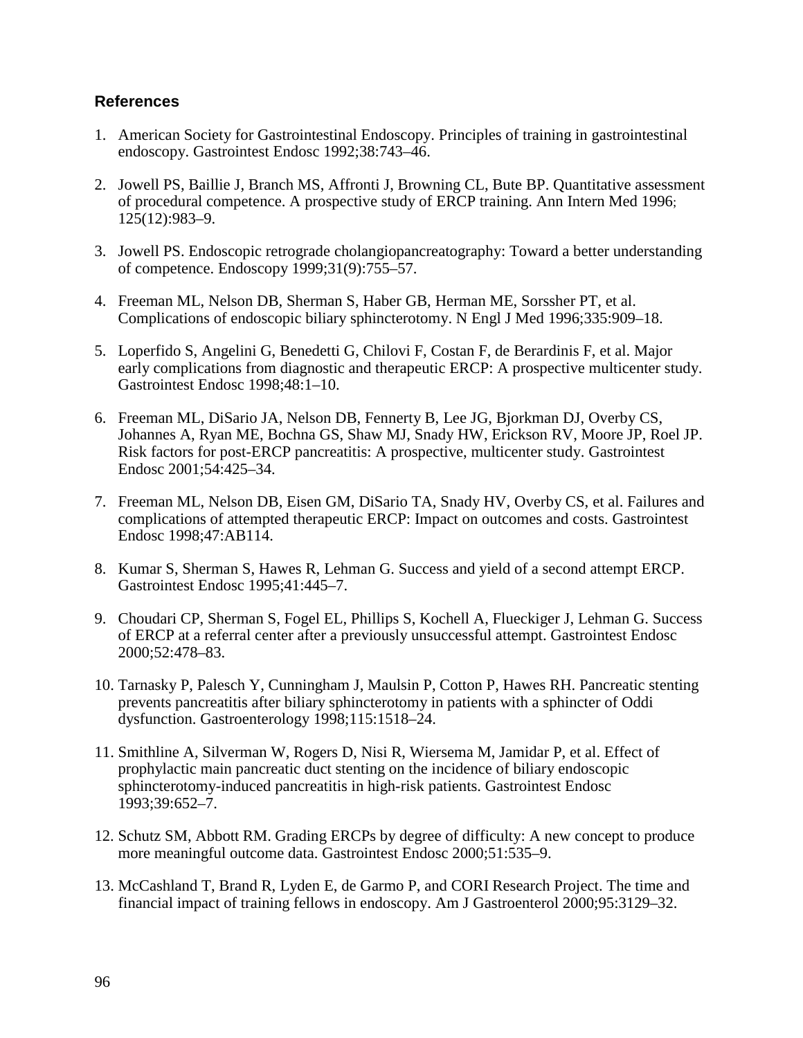### References

1. American Society for Gastrointestinal Endoscopy. Principles of training in gastrointestinal endoscopy. Gastrointest Endosc 1992;38:743–46.

2. Jowell PS, Baillie J, Branch MS, Affronti J, Browning CL, Bute BP. Quantitative assessment of procedural competence. A prospective study of ERCP training. Ann Intern Med 1996; 125(12):983–9.

3. Jowell PS. Endoscopic retrograde cholangiopancreatography: Toward a better understanding of competence. Endoscopy 1999;31(9):755–57.

4. Freeman ML, Nelson DB, Sherman S, Haber GB, Herman ME, Sorssher PT, et al. Complications of endoscopic biliary sphincterotomy. N Engl J Med 1996;335:909–18.

5. Loperfido S, Angelini G, Benedetti G, Chilovi F, Costan F, de Berardinis F, et al. Major early complications from diagnostic and therapeutic ERCP: A prospective multicenter study. Gastrointest Endosc 1998;48:1–10.

6. Freeman ML, DiSario JA, Nelson DB, Fennerty B, Lee JG, Bjorkman DJ, Overby CS, Johannes A, Ryan ME, Bochna GS, Shaw MJ, Snady HW, Erickson RV, Moore JP, Roel JP. Risk factors for post-ERCP pancreatitis: A prospective, multicenter study. Gastrointest Endosc 2001;54:425–34.

7. Freeman ML, Nelson DB, Eisen GM, DiSario TA, Snady HV, Overby CS, et al. Failures and complications of attempted therapeutic ERCP: Impact on outcomes and costs. Gastrointest Endosc 1998;47:AB114.

8. Kumar S, Sherman S, Hawes R, Lehman G. Success and yield of a second attempt ERCP. Gastrointest Endosc 1995;41:445–7.

9. Choudari CP, Sherman S, Fogel EL, Phillips S, Kochell A, Flueckiger J, Lehman G. Success of ERCP at a referral center after a previously unsuccessful attempt. Gastrointest Endosc 2000;52:478–83.

10. Tarnasky P, Palesch Y, Cunningham J, Maulsin P, Cotton P, Hawes RH. Pancreatic stenting prevents pancreatitis after biliary sphincterotomy in patients with a sphincter of Oddi dysfunction. Gastroenterology 1998;115:1518–24.

11. Smithline A, Silverman W, Rogers D, Nisi R, Wiersema M, Jamidar P, et al. Effect of prophylactic main pancreatic duct stenting on the incidence of biliary endoscopic sphincterotomy-induced pancreatitis in high-risk patients. Gastrointest Endosc 1993;39:652–7.

12. Schutz SM, Abbott RM. Grading ERCPs by degree of difficulty: A new concept to produce more meaningful outcome data. Gastrointest Endosc 2000;51:535–9.

13. McCashland T, Brand R, Lyden E, de Garmo P, and CORI Research Project. The time and financial impact of training fellows in endoscopy. Am J Gastroenterol 2000;95:3129–32.